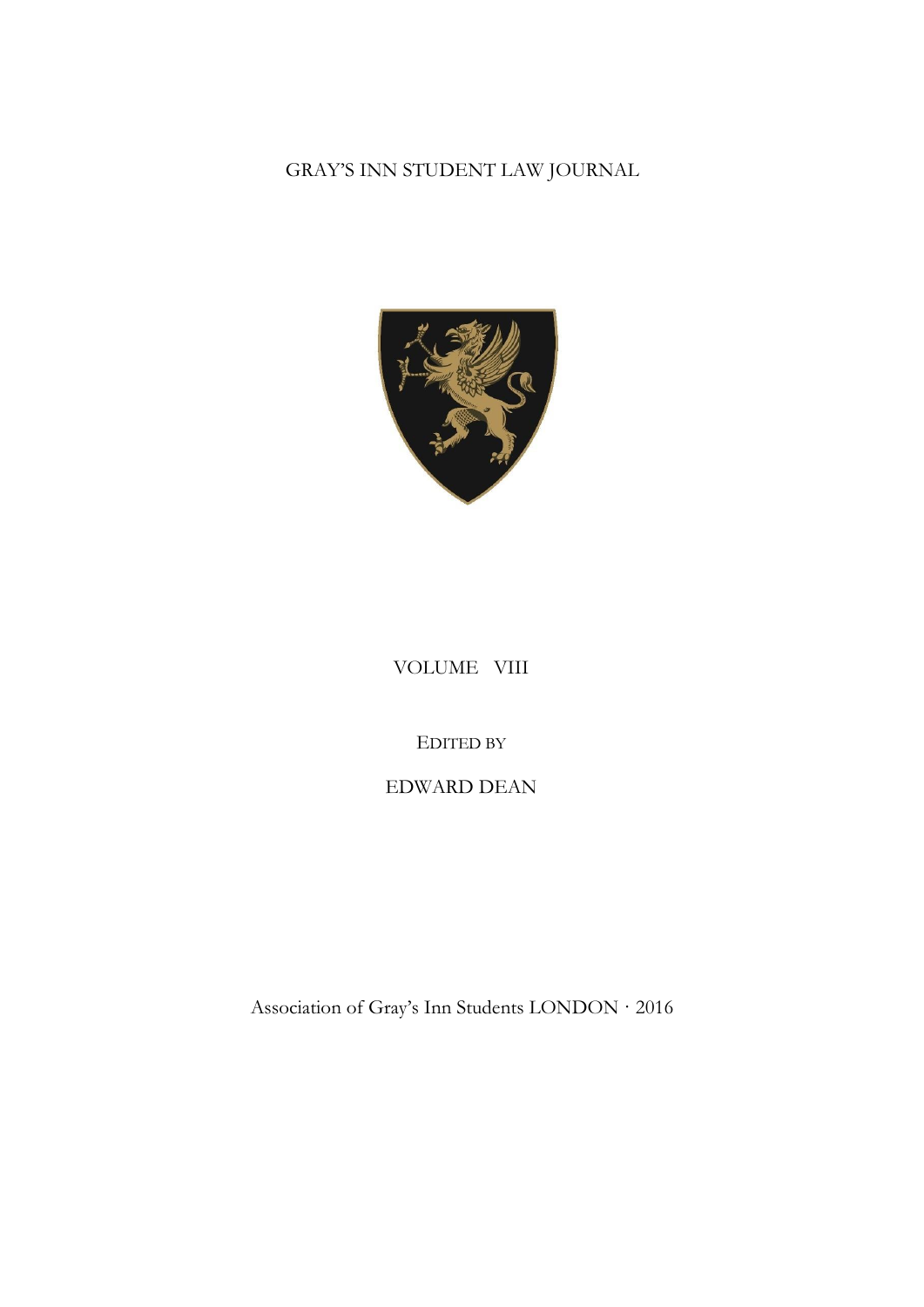# GRAY'S INN STUDENT LAW JOURNAL

VOLUME VIII

EDITED BY

EDWARD DEAN

Association of Gray's Inn Students LONDON · 2016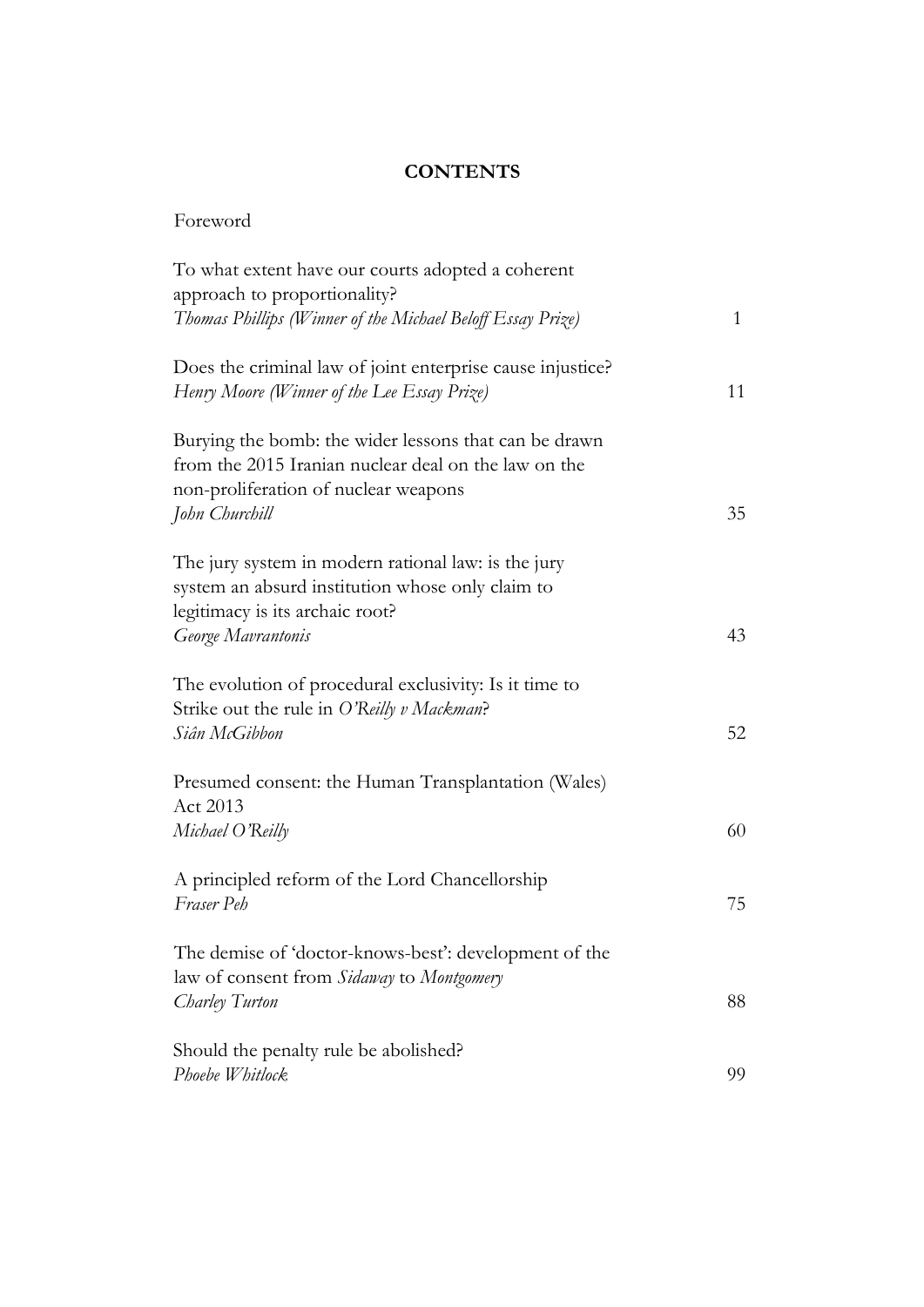# CONTENTS

Foreword

| | |
|---|---|
| To what extent have our courts adopted a coherent approach to proportionality?<br>*Thomas Phillips (Winner of the Michael Beloff Essay Prize)* | 1 |
| Does the criminal law of joint enterprise cause injustice?<br>*Henry Moore (Winner of the Lee Essay Prize)* | 11 |
| Burying the bomb: the wider lessons that can be drawn from the 2015 Iranian nuclear deal on the law on the non-proliferation of nuclear weapons<br>*John Churchill* | 35 |
| The jury system in modern rational law: is the jury system an absurd institution whose only claim to legitimacy is its archaic root?<br>*George Mavrantonis* | 43 |
| The evolution of procedural exclusivity: Is it time to Strike out the rule in *O'Reilly v Mackman*?<br>*Siân McGibbon* | 52 |
| Presumed consent: the Human Transplantation (Wales) Act 2013<br>*Michael O'Reilly* | 60 |
| A principled reform of the Lord Chancellorship<br>*Fraser Peh* | 75 |
| The demise of 'doctor-knows-best': development of the law of consent from *Sidaway* to *Montgomery*<br>*Charley Turton* | 88 |
| Should the penalty rule be abolished?<br>*Phoebe Whitlock* | 99 |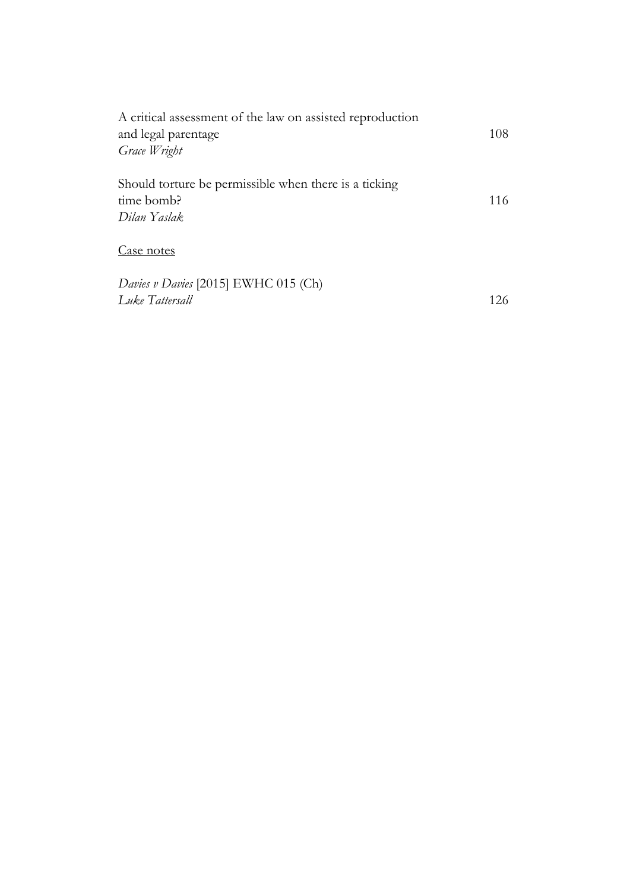A critical assessment of the law on assisted reproduction and legal parentage 108
*Grace Wright*

Should torture be permissible when there is a ticking time bomb? 116
*Dilan Yaslak*

Case notes

*Davies v Davies* [2015] EWHC 015 (Ch)
*Luke Tattersall* 126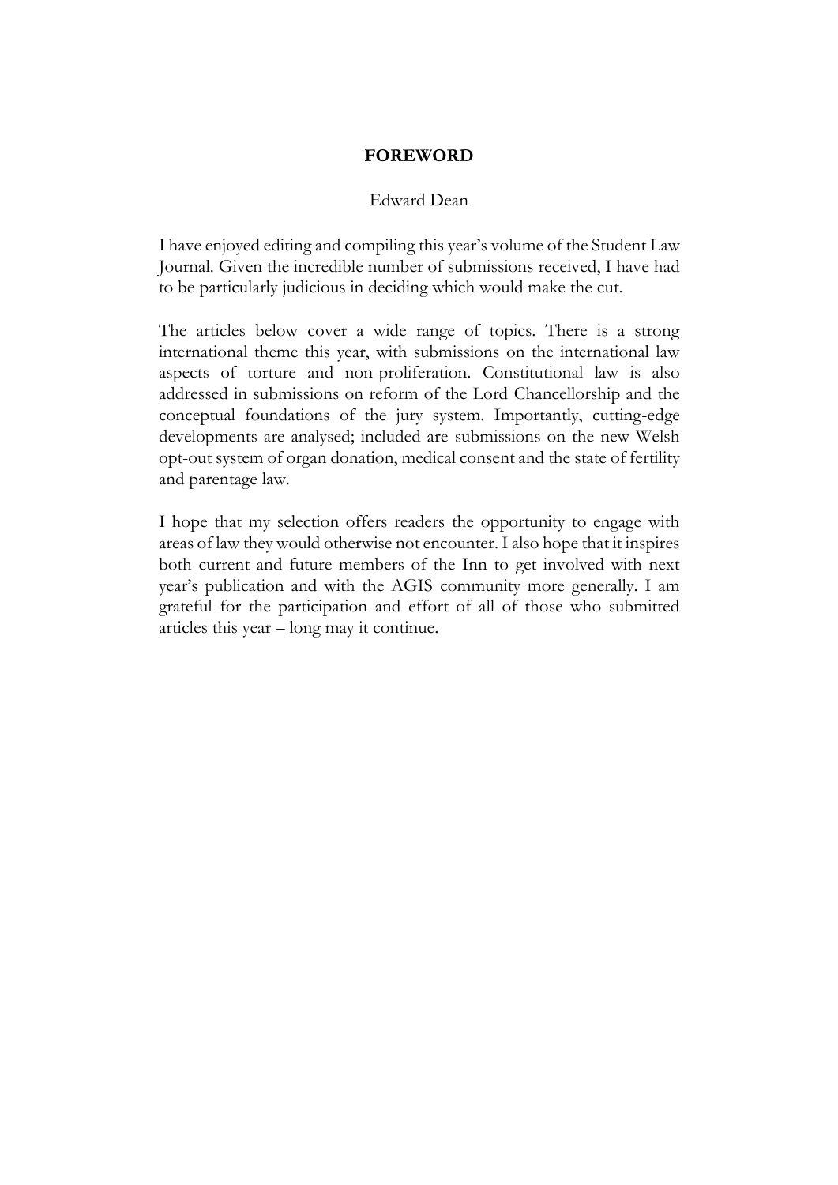# FOREWORD

Edward Dean

I have enjoyed editing and compiling this year's volume of the Student Law Journal. Given the incredible number of submissions received, I have had to be particularly judicious in deciding which would make the cut.

The articles below cover a wide range of topics. There is a strong international theme this year, with submissions on the international law aspects of torture and non-proliferation. Constitutional law is also addressed in submissions on reform of the Lord Chancellorship and the conceptual foundations of the jury system. Importantly, cutting-edge developments are analysed; included are submissions on the new Welsh opt-out system of organ donation, medical consent and the state of fertility and parentage law.

I hope that my selection offers readers the opportunity to engage with areas of law they would otherwise not encounter. I also hope that it inspires both current and future members of the Inn to get involved with next year's publication and with the AGIS community more generally. I am grateful for the participation and effort of all of those who submitted articles this year – long may it continue.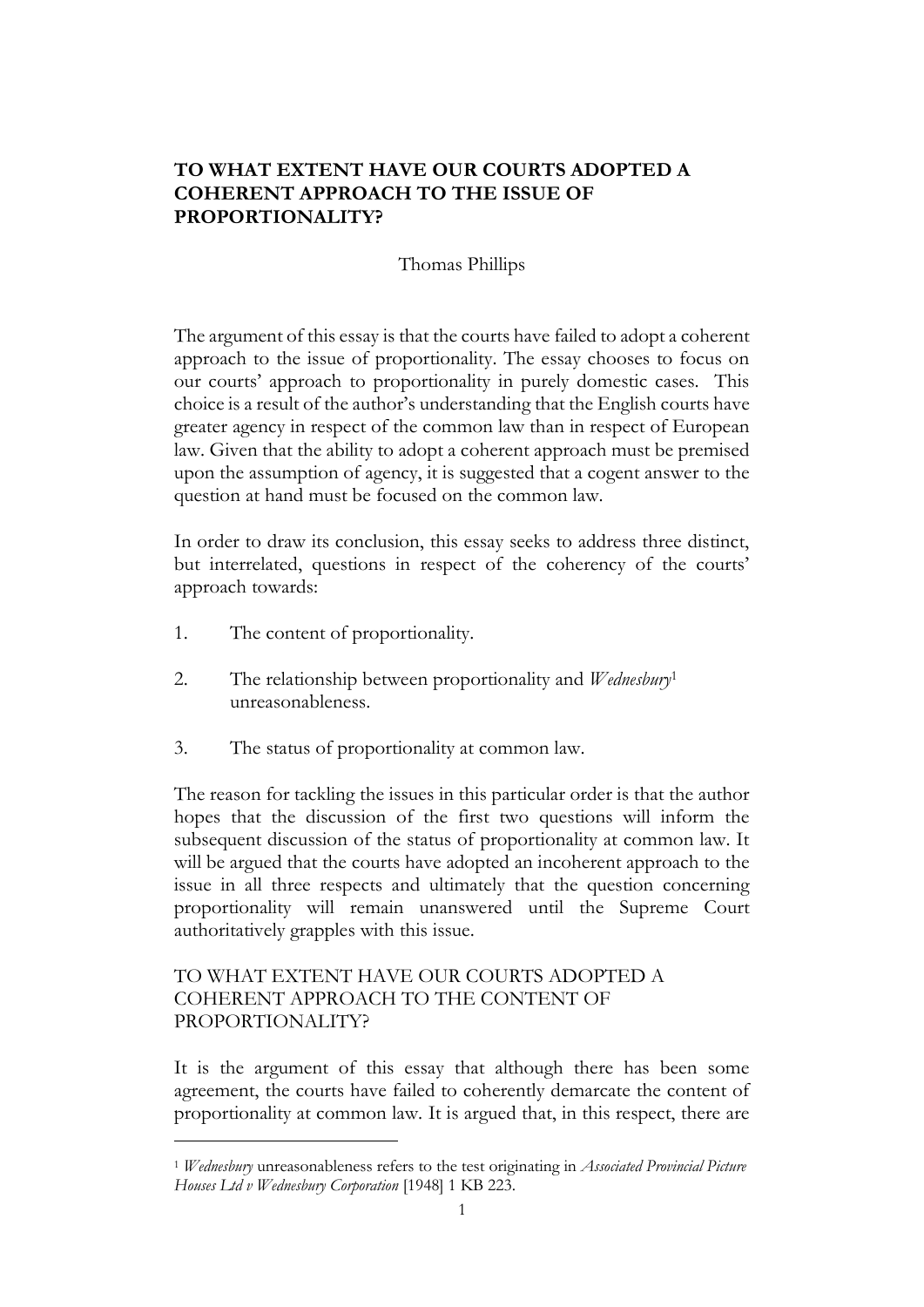**TO WHAT EXTENT HAVE OUR COURTS ADOPTED A COHERENT APPROACH TO THE ISSUE OF PROPORTIONALITY?**

Thomas Phillips

The argument of this essay is that the courts have failed to adopt a coherent approach to the issue of proportionality. The essay chooses to focus on our courts' approach to proportionality in purely domestic cases. This choice is a result of the author's understanding that the English courts have greater agency in respect of the common law than in respect of European law. Given that the ability to adopt a coherent approach must be premised upon the assumption of agency, it is suggested that a cogent answer to the question at hand must be focused on the common law.

In order to draw its conclusion, this essay seeks to address three distinct, but interrelated, questions in respect of the coherency of the courts' approach towards:

1. The content of proportionality.

2. The relationship between proportionality and *Wednesbury*[1] unreasonableness.

3. The status of proportionality at common law.

The reason for tackling the issues in this particular order is that the author hopes that the discussion of the first two questions will inform the subsequent discussion of the status of proportionality at common law. It will be argued that the courts have adopted an incoherent approach to the issue in all three respects and ultimately that the question concerning proportionality will remain unanswered until the Supreme Court authoritatively grapples with this issue.

## TO WHAT EXTENT HAVE OUR COURTS ADOPTED A COHERENT APPROACH TO THE CONTENT OF PROPORTIONALITY?

It is the argument of this essay that although there has been some agreement, the courts have failed to coherently demarcate the content of proportionality at common law. It is argued that, in this respect, there are

[1] *Wednesbury* unreasonableness refers to the test originating in *Associated Provincial Picture Houses Ltd v Wednesbury Corporation* [1948] 1 KB 223.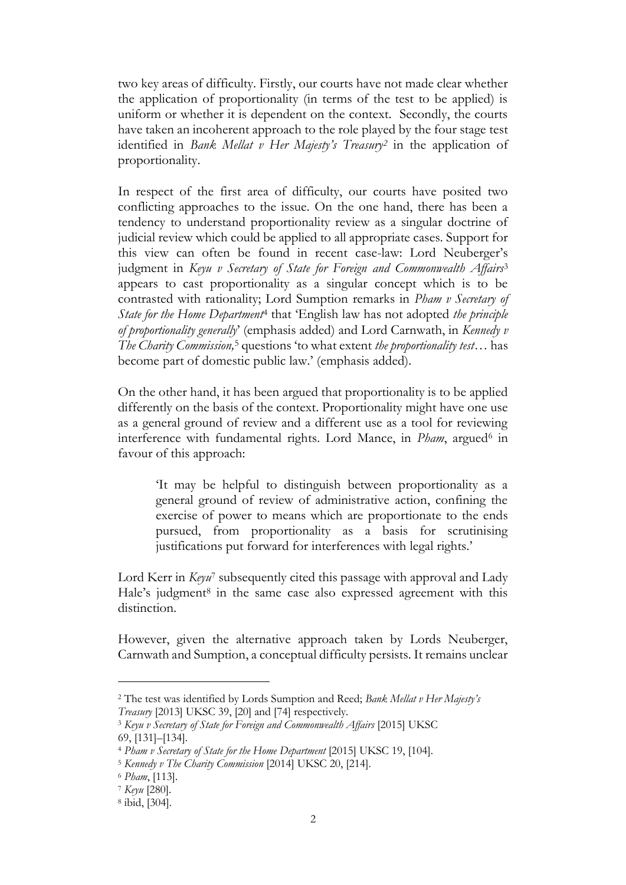two key areas of difficulty. Firstly, our courts have not made clear whether the application of proportionality (in terms of the test to be applied) is uniform or whether it is dependent on the context. Secondly, the courts have taken an incoherent approach to the role played by the four stage test identified in *Bank Mellat v Her Majesty's Treasury*[2] in the application of proportionality.

In respect of the first area of difficulty, our courts have posited two conflicting approaches to the issue. On the one hand, there has been a tendency to understand proportionality review as a singular doctrine of judicial review which could be applied to all appropriate cases. Support for this view can often be found in recent case-law: Lord Neuberger's judgment in *Keyu v Secretary of State for Foreign and Commonwealth Affairs*[3] appears to cast proportionality as a singular concept which is to be contrasted with rationality; Lord Sumption remarks in *Pham v Secretary of State for the Home Department*[4] that 'English law has not adopted *the principle of proportionality generally*' (emphasis added) and Lord Carnwath, in *Kennedy v The Charity Commission,*[5] questions 'to what extent *the proportionality test*… has become part of domestic public law.' (emphasis added).

On the other hand, it has been argued that proportionality is to be applied differently on the basis of the context. Proportionality might have one use as a general ground of review and a different use as a tool for reviewing interference with fundamental rights. Lord Mance, in *Pham*, argued[6] in favour of this approach:

> 'It may be helpful to distinguish between proportionality as a general ground of review of administrative action, confining the exercise of power to means which are proportionate to the ends pursued, from proportionality as a basis for scrutinising justifications put forward for interferences with legal rights.'

Lord Kerr in *Keyu*[7] subsequently cited this passage with approval and Lady Hale's judgment[8] in the same case also expressed agreement with this distinction.

However, given the alternative approach taken by Lords Neuberger, Carnwath and Sumption, a conceptual difficulty persists. It remains unclear

---

[2] The test was identified by Lords Sumption and Reed; *Bank Mellat v Her Majesty's Treasury* [2013] UKSC 39, [20] and [74] respectively.

[3] *Keyu v Secretary of State for Foreign and Commonwealth Affairs* [2015] UKSC 69, [131]–[134].

[4] *Pham v Secretary of State for the Home Department* [2015] UKSC 19, [104].

[5] *Kennedy v The Charity Commission* [2014] UKSC 20, [214].

[6] *Pham*, [113].

[7] *Keyu* [280].

[8] ibid, [304].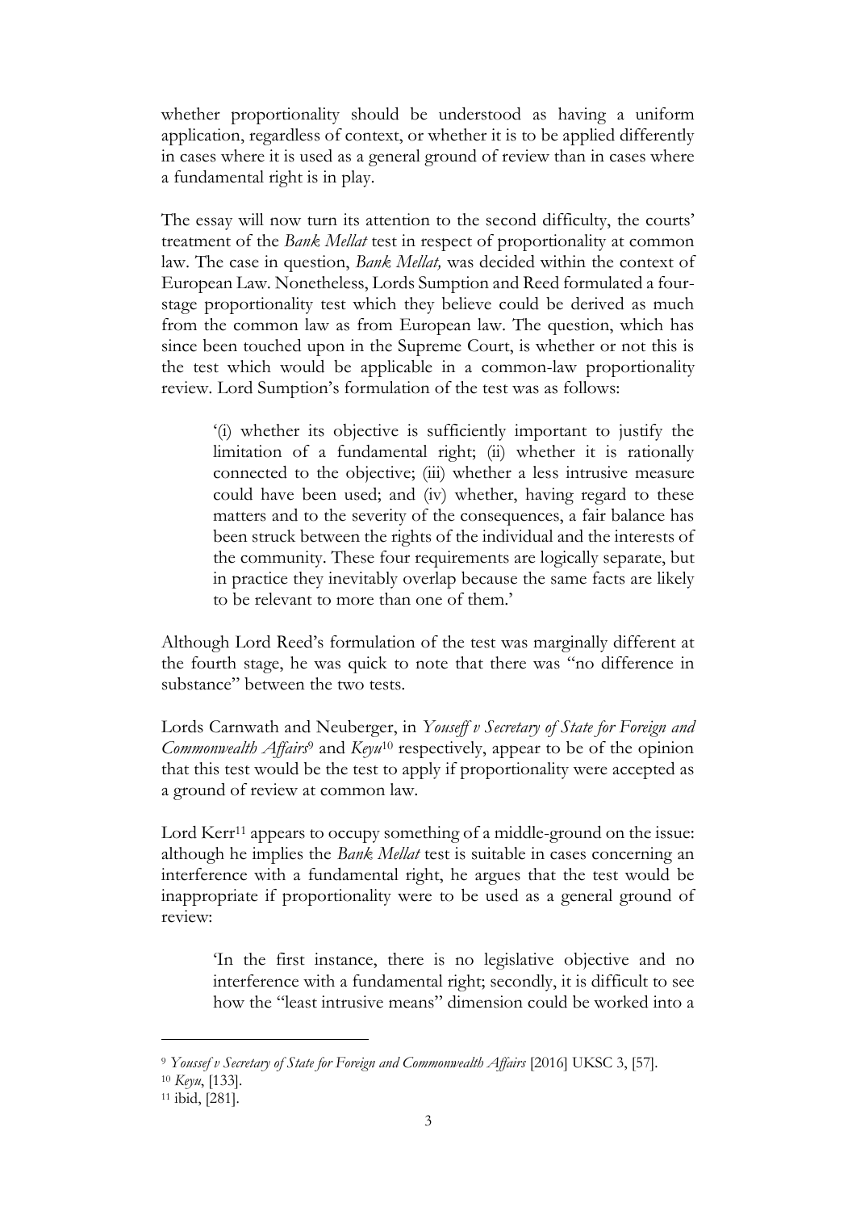whether proportionality should be understood as having a uniform application, regardless of context, or whether it is to be applied differently in cases where it is used as a general ground of review than in cases where a fundamental right is in play.

The essay will now turn its attention to the second difficulty, the courts' treatment of the *Bank Mellat* test in respect of proportionality at common law. The case in question, *Bank Mellat,* was decided within the context of European Law. Nonetheless, Lords Sumption and Reed formulated a four-stage proportionality test which they believe could be derived as much from the common law as from European law. The question, which has since been touched upon in the Supreme Court, is whether or not this is the test which would be applicable in a common-law proportionality review. Lord Sumption's formulation of the test was as follows:

> '(i) whether its objective is sufficiently important to justify the limitation of a fundamental right; (ii) whether it is rationally connected to the objective; (iii) whether a less intrusive measure could have been used; and (iv) whether, having regard to these matters and to the severity of the consequences, a fair balance has been struck between the rights of the individual and the interests of the community. These four requirements are logically separate, but in practice they inevitably overlap because the same facts are likely to be relevant to more than one of them.'

Although Lord Reed's formulation of the test was marginally different at the fourth stage, he was quick to note that there was "no difference in substance" between the two tests.

Lords Carnwath and Neuberger, in *Yousef v Secretary of State for Foreign and Commonwealth Affairs*[9] and *Keyu*[10] respectively, appear to be of the opinion that this test would be the test to apply if proportionality were accepted as a ground of review at common law.

Lord Kerr[11] appears to occupy something of a middle-ground on the issue: although he implies the *Bank Mellat* test is suitable in cases concerning an interference with a fundamental right, he argues that the test would be inappropriate if proportionality were to be used as a general ground of review:

> 'In the first instance, there is no legislative objective and no interference with a fundamental right; secondly, it is difficult to see how the "least intrusive means" dimension could be worked into a

---

[9] *Youssef v Secretary of State for Foreign and Commonwealth Affairs* [2016] UKSC 3, [57].

[10] *Keyu*, [133].

[11] ibid, [281].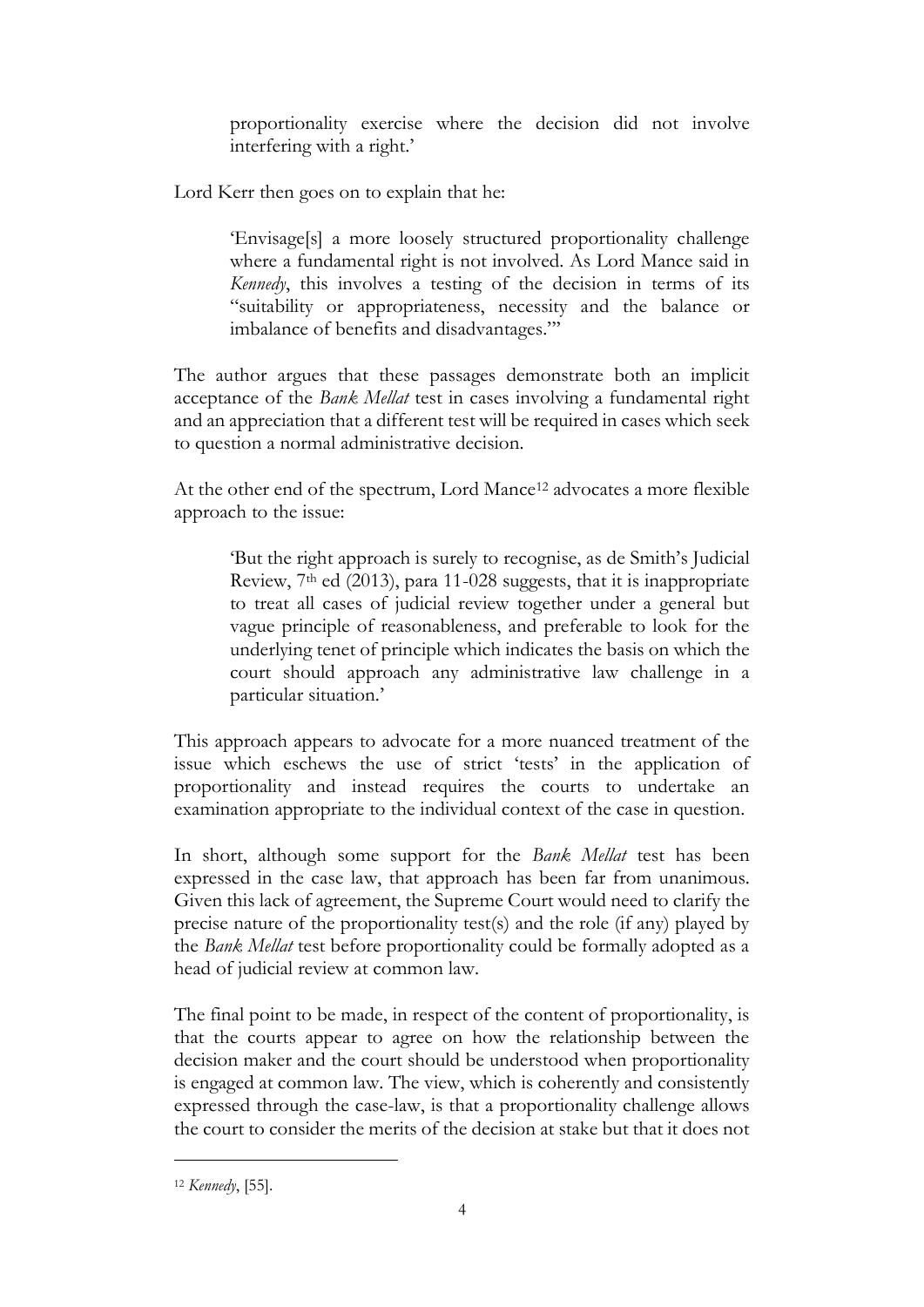proportionality exercise where the decision did not involve interfering with a right.'

Lord Kerr then goes on to explain that he:

> 'Envisage[s] a more loosely structured proportionality challenge where a fundamental right is not involved. As Lord Mance said in *Kennedy*, this involves a testing of the decision in terms of its "suitability or appropriateness, necessity and the balance or imbalance of benefits and disadvantages."'

The author argues that these passages demonstrate both an implicit acceptance of the *Bank Mellat* test in cases involving a fundamental right and an appreciation that a different test will be required in cases which seek to question a normal administrative decision.

At the other end of the spectrum, Lord Mance[12] advocates a more flexible approach to the issue:

> 'But the right approach is surely to recognise, as de Smith's Judicial Review, 7th ed (2013), para 11-028 suggests, that it is inappropriate to treat all cases of judicial review together under a general but vague principle of reasonableness, and preferable to look for the underlying tenet of principle which indicates the basis on which the court should approach any administrative law challenge in a particular situation.'

This approach appears to advocate for a more nuanced treatment of the issue which eschews the use of strict 'tests' in the application of proportionality and instead requires the courts to undertake an examination appropriate to the individual context of the case in question.

In short, although some support for the *Bank Mellat* test has been expressed in the case law, that approach has been far from unanimous. Given this lack of agreement, the Supreme Court would need to clarify the precise nature of the proportionality test(s) and the role (if any) played by the *Bank Mellat* test before proportionality could be formally adopted as a head of judicial review at common law.

The final point to be made, in respect of the content of proportionality, is that the courts appear to agree on how the relationship between the decision maker and the court should be understood when proportionality is engaged at common law. The view, which is coherently and consistently expressed through the case-law, is that a proportionality challenge allows the court to consider the merits of the decision at stake but that it does not

[12] *Kennedy*, [55].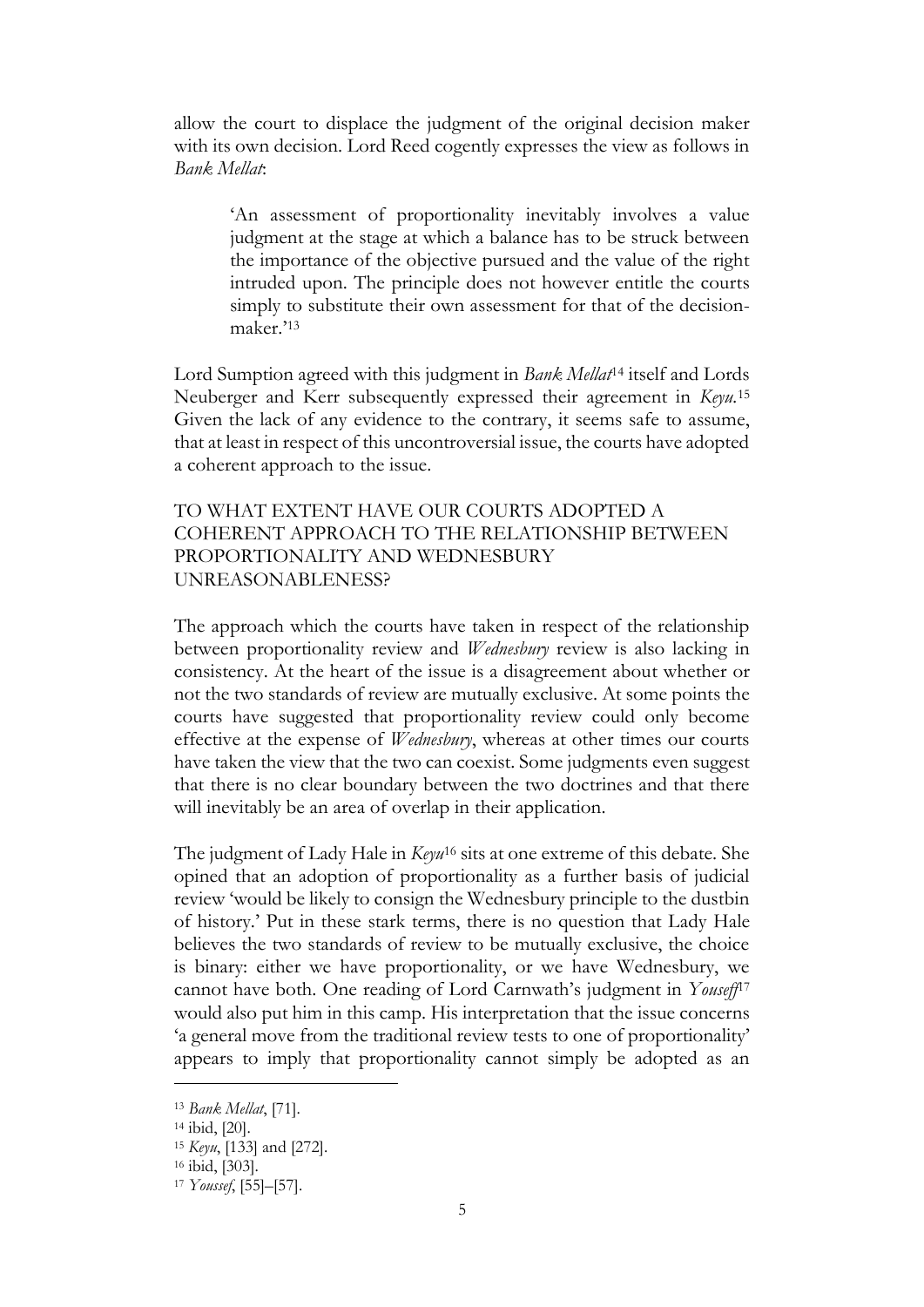allow the court to displace the judgment of the original decision maker with its own decision. Lord Reed cogently expresses the view as follows in *Bank Mellat*:

> 'An assessment of proportionality inevitably involves a value judgment at the stage at which a balance has to be struck between the importance of the objective pursued and the value of the right intruded upon. The principle does not however entitle the courts simply to substitute their own assessment for that of the decision-maker.'[13]

Lord Sumption agreed with this judgment in *Bank Mellat*[14] itself and Lords Neuberger and Kerr subsequently expressed their agreement in *Keyu*.[15] Given the lack of any evidence to the contrary, it seems safe to assume, that at least in respect of this uncontroversial issue, the courts have adopted a coherent approach to the issue.

## TO WHAT EXTENT HAVE OUR COURTS ADOPTED A COHERENT APPROACH TO THE RELATIONSHIP BETWEEN PROPORTIONALITY AND WEDNESBURY UNREASONABLENESS?

The approach which the courts have taken in respect of the relationship between proportionality review and *Wednesbury* review is also lacking in consistency. At the heart of the issue is a disagreement about whether or not the two standards of review are mutually exclusive. At some points the courts have suggested that proportionality review could only become effective at the expense of *Wednesbury*, whereas at other times our courts have taken the view that the two can coexist. Some judgments even suggest that there is no clear boundary between the two doctrines and that there will inevitably be an area of overlap in their application.

The judgment of Lady Hale in *Keyu*[16] sits at one extreme of this debate. She opined that an adoption of proportionality as a further basis of judicial review 'would be likely to consign the Wednesbury principle to the dustbin of history.' Put in these stark terms, there is no question that Lady Hale believes the two standards of review to be mutually exclusive, the choice is binary: either we have proportionality, or we have Wednesbury, we cannot have both. One reading of Lord Carnwath's judgment in *Youseff*[17] would also put him in this camp. His interpretation that the issue concerns 'a general move from the traditional review tests to one of proportionality' appears to imply that proportionality cannot simply be adopted as an

---

[13] *Bank Mellat*, [71].

[14] ibid, [20].

[15] *Keyu*, [133] and [272].

[16] ibid, [303].

[17] *Youssef*, [55]–[57].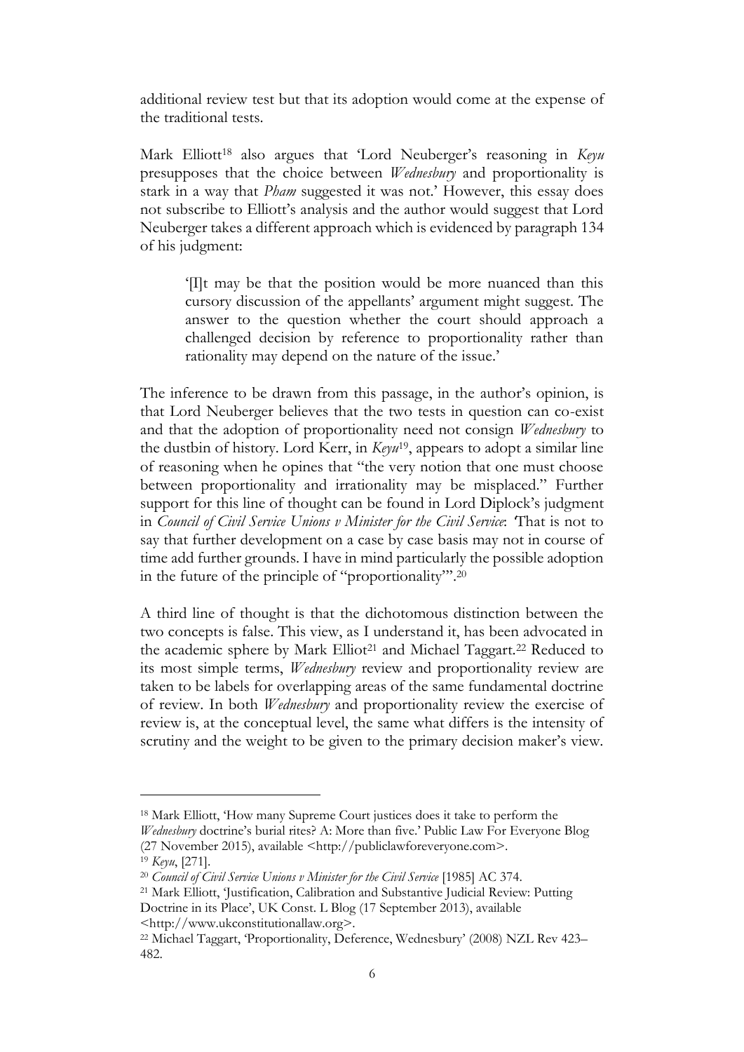additional review test but that its adoption would come at the expense of the traditional tests.

Mark Elliott[18] also argues that 'Lord Neuberger's reasoning in *Keyu* presupposes that the choice between *Wednesbury* and proportionality is stark in a way that *Pham* suggested it was not.' However, this essay does not subscribe to Elliott's analysis and the author would suggest that Lord Neuberger takes a different approach which is evidenced by paragraph 134 of his judgment:

> '[I]t may be that the position would be more nuanced than this cursory discussion of the appellants' argument might suggest. The answer to the question whether the court should approach a challenged decision by reference to proportionality rather than rationality may depend on the nature of the issue.'

The inference to be drawn from this passage, in the author's opinion, is that Lord Neuberger believes that the two tests in question can co-exist and that the adoption of proportionality need not consign *Wednesbury* to the dustbin of history. Lord Kerr, in *Keyu*[19], appears to adopt a similar line of reasoning when he opines that "the very notion that one must choose between proportionality and irrationality may be misplaced." Further support for this line of thought can be found in Lord Diplock's judgment in *Council of Civil Service Unions v Minister for the Civil Service*: 'That is not to say that further development on a case by case basis may not in course of time add further grounds. I have in mind particularly the possible adoption in the future of the principle of "proportionality"'.[20]

A third line of thought is that the dichotomous distinction between the two concepts is false. This view, as I understand it, has been advocated in the academic sphere by Mark Elliot[21] and Michael Taggart.[22] Reduced to its most simple terms, *Wednesbury* review and proportionality review are taken to be labels for overlapping areas of the same fundamental doctrine of review. In both *Wednesbury* and proportionality review the exercise of review is, at the conceptual level, the same what differs is the intensity of scrutiny and the weight to be given to the primary decision maker's view.

---

[18] Mark Elliott, 'How many Supreme Court justices does it take to perform the *Wednesbury* doctrine's burial rites? A: More than five.' Public Law For Everyone Blog (27 November 2015), available <http://publiclawforeveryone.com>.

[19] *Keyu*, [271].

[20] *Council of Civil Service Unions v Minister for the Civil Service* [1985] AC 374.

[21] Mark Elliott, 'Justification, Calibration and Substantive Judicial Review: Putting Doctrine in its Place', UK Const. L Blog (17 September 2013), available <http://www.ukconstitutionallaw.org>.

[22] Michael Taggart, 'Proportionality, Deference, Wednesbury' (2008) NZL Rev 423–482.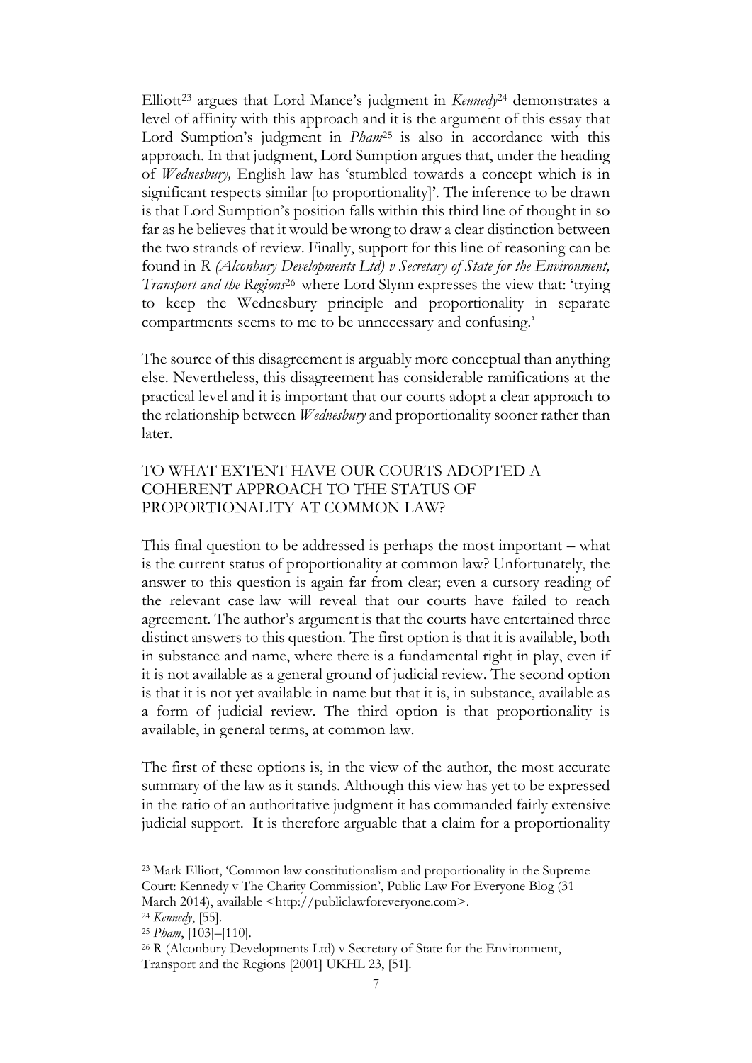Elliott[23] argues that Lord Mance's judgment in *Kennedy*[24] demonstrates a level of affinity with this approach and it is the argument of this essay that Lord Sumption's judgment in *Pham*[25] is also in accordance with this approach. In that judgment, Lord Sumption argues that, under the heading of *Wednesbury,* English law has 'stumbled towards a concept which is in significant respects similar [to proportionality]'. The inference to be drawn is that Lord Sumption's position falls within this third line of thought in so far as he believes that it would be wrong to draw a clear distinction between the two strands of review. Finally, support for this line of reasoning can be found in *R (Alconbury Developments Ltd) v Secretary of State for the Environment, Transport and the Regions*[26] where Lord Slynn expresses the view that: 'trying to keep the Wednesbury principle and proportionality in separate compartments seems to me to be unnecessary and confusing.'

The source of this disagreement is arguably more conceptual than anything else. Nevertheless, this disagreement has considerable ramifications at the practical level and it is important that our courts adopt a clear approach to the relationship between *Wednesbury* and proportionality sooner rather than later.

## TO WHAT EXTENT HAVE OUR COURTS ADOPTED A COHERENT APPROACH TO THE STATUS OF PROPORTIONALITY AT COMMON LAW?

This final question to be addressed is perhaps the most important – what is the current status of proportionality at common law? Unfortunately, the answer to this question is again far from clear; even a cursory reading of the relevant case-law will reveal that our courts have failed to reach agreement. The author's argument is that the courts have entertained three distinct answers to this question. The first option is that it is available, both in substance and name, where there is a fundamental right in play, even if it is not available as a general ground of judicial review. The second option is that it is not yet available in name but that it is, in substance, available as a form of judicial review. The third option is that proportionality is available, in general terms, at common law.

The first of these options is, in the view of the author, the most accurate summary of the law as it stands. Although this view has yet to be expressed in the ratio of an authoritative judgment it has commanded fairly extensive judicial support. It is therefore arguable that a claim for a proportionality

---

[23] Mark Elliott, 'Common law constitutionalism and proportionality in the Supreme Court: Kennedy v The Charity Commission', Public Law For Everyone Blog (31 March 2014), available <http://publiclawforeveryone.com>.

[24] *Kennedy*, [55].

[25] *Pham*, [103]–[110].

[26] R (Alconbury Developments Ltd) v Secretary of State for the Environment, Transport and the Regions [2001] UKHL 23, [51].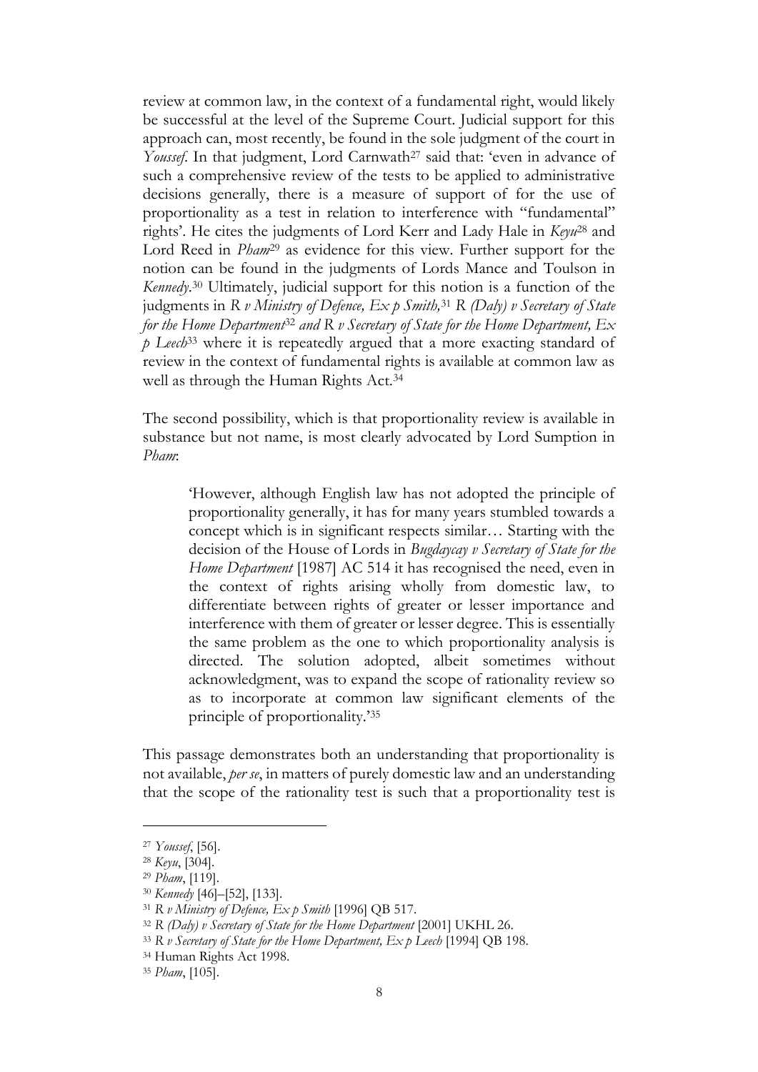review at common law, in the context of a fundamental right, would likely be successful at the level of the Supreme Court. Judicial support for this approach can, most recently, be found in the sole judgment of the court in *Youssef*. In that judgment, Lord Carnwath[27] said that: 'even in advance of such a comprehensive review of the tests to be applied to administrative decisions generally, there is a measure of support of for the use of proportionality as a test in relation to interference with "fundamental" rights'. He cites the judgments of Lord Kerr and Lady Hale in *Keyu*[28] and Lord Reed in *Pham*[29] as evidence for this view. Further support for the notion can be found in the judgments of Lords Mance and Toulson in *Kennedy*.[30] Ultimately, judicial support for this notion is a function of the judgments in *R v Ministry of Defence, Ex p Smith,*[31] *R (Daly) v Secretary of State for the Home Department*[32] *and R v Secretary of State for the Home Department, Ex p Leech*[33] where it is repeatedly argued that a more exacting standard of review in the context of fundamental rights is available at common law as well as through the Human Rights Act.[34]

The second possibility, which is that proportionality review is available in substance but not name, is most clearly advocated by Lord Sumption in *Pham*:

> 'However, although English law has not adopted the principle of proportionality generally, it has for many years stumbled towards a concept which is in significant respects similar… Starting with the decision of the House of Lords in *Bugdaycay v Secretary of State for the Home Department* [1987] AC 514 it has recognised the need, even in the context of rights arising wholly from domestic law, to differentiate between rights of greater or lesser importance and interference with them of greater or lesser degree. This is essentially the same problem as the one to which proportionality analysis is directed. The solution adopted, albeit sometimes without acknowledgment, was to expand the scope of rationality review so as to incorporate at common law significant elements of the principle of proportionality.'[35]

This passage demonstrates both an understanding that proportionality is not available, *per se*, in matters of purely domestic law and an understanding that the scope of the rationality test is such that a proportionality test is

---

[27] *Youssef*, [56].

[28] *Keyu*, [304].

[29] *Pham*, [119].

[30] *Kennedy* [46]–[52], [133].

[31] *R v Ministry of Defence, Ex p Smith* [1996] QB 517.

[32] *R (Daly) v Secretary of State for the Home Department* [2001] UKHL 26.

[33] *R v Secretary of State for the Home Department, Ex p Leech* [1994] QB 198.

[34] Human Rights Act 1998.

[35] *Pham*, [105].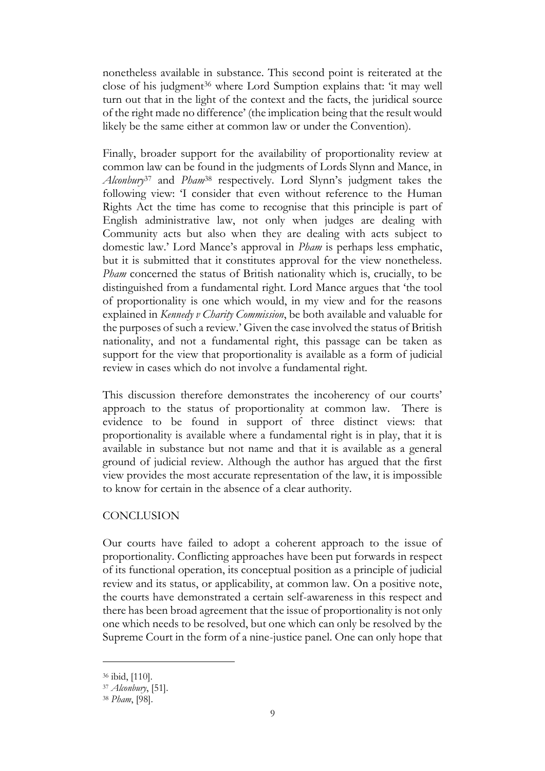nonetheless available in substance. This second point is reiterated at the close of his judgment[36] where Lord Sumption explains that: 'it may well turn out that in the light of the context and the facts, the juridical source of the right made no difference' (the implication being that the result would likely be the same either at common law or under the Convention).

Finally, broader support for the availability of proportionality review at common law can be found in the judgments of Lords Slynn and Mance, in *Alconbury*[37] and *Pham*[38] respectively. Lord Slynn's judgment takes the following view: 'I consider that even without reference to the Human Rights Act the time has come to recognise that this principle is part of English administrative law, not only when judges are dealing with Community acts but also when they are dealing with acts subject to domestic law.' Lord Mance's approval in *Pham* is perhaps less emphatic, but it is submitted that it constitutes approval for the view nonetheless. *Pham* concerned the status of British nationality which is, crucially, to be distinguished from a fundamental right. Lord Mance argues that 'the tool of proportionality is one which would, in my view and for the reasons explained in *Kennedy v Charity Commission*, be both available and valuable for the purposes of such a review.' Given the case involved the status of British nationality, and not a fundamental right, this passage can be taken as support for the view that proportionality is available as a form of judicial review in cases which do not involve a fundamental right.

This discussion therefore demonstrates the incoherency of our courts' approach to the status of proportionality at common law. There is evidence to be found in support of three distinct views: that proportionality is available where a fundamental right is in play, that it is available in substance but not name and that it is available as a general ground of judicial review. Although the author has argued that the first view provides the most accurate representation of the law, it is impossible to know for certain in the absence of a clear authority.

## CONCLUSION

Our courts have failed to adopt a coherent approach to the issue of proportionality. Conflicting approaches have been put forwards in respect of its functional operation, its conceptual position as a principle of judicial review and its status, or applicability, at common law. On a positive note, the courts have demonstrated a certain self-awareness in this respect and there has been broad agreement that the issue of proportionality is not only one which needs to be resolved, but one which can only be resolved by the Supreme Court in the form of a nine-justice panel. One can only hope that

---

[36] ibid, [110].

[37] *Alconbury*, [51].

[38] *Pham*, [98].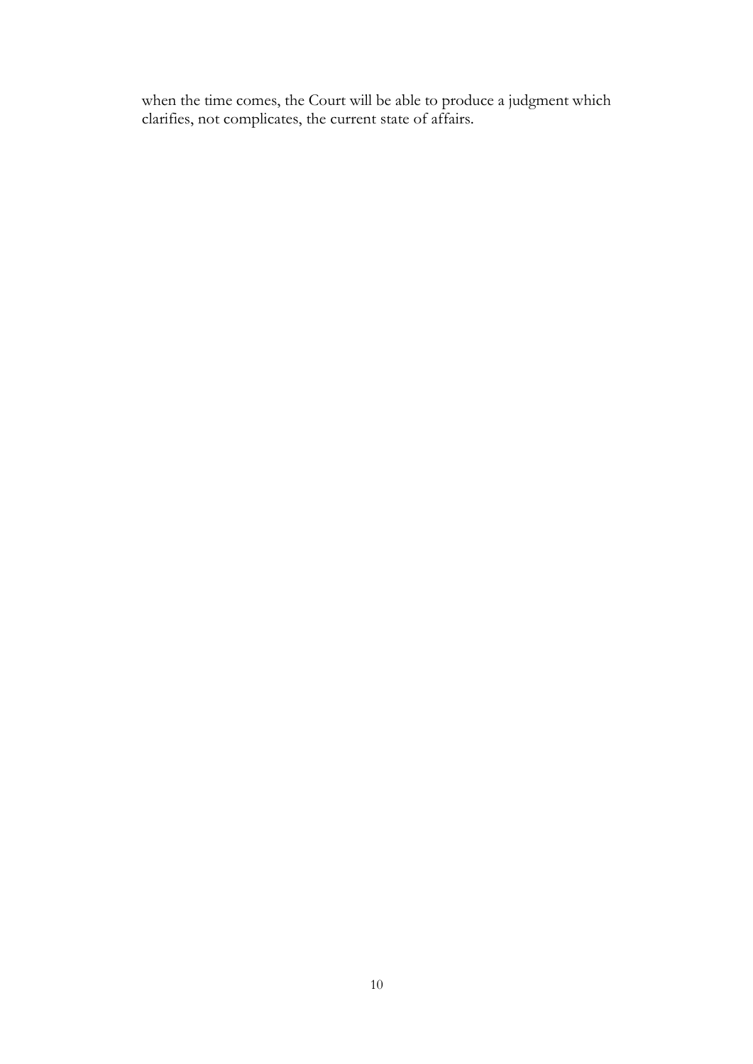when the time comes, the Court will be able to produce a judgment which clarifies, not complicates, the current state of affairs.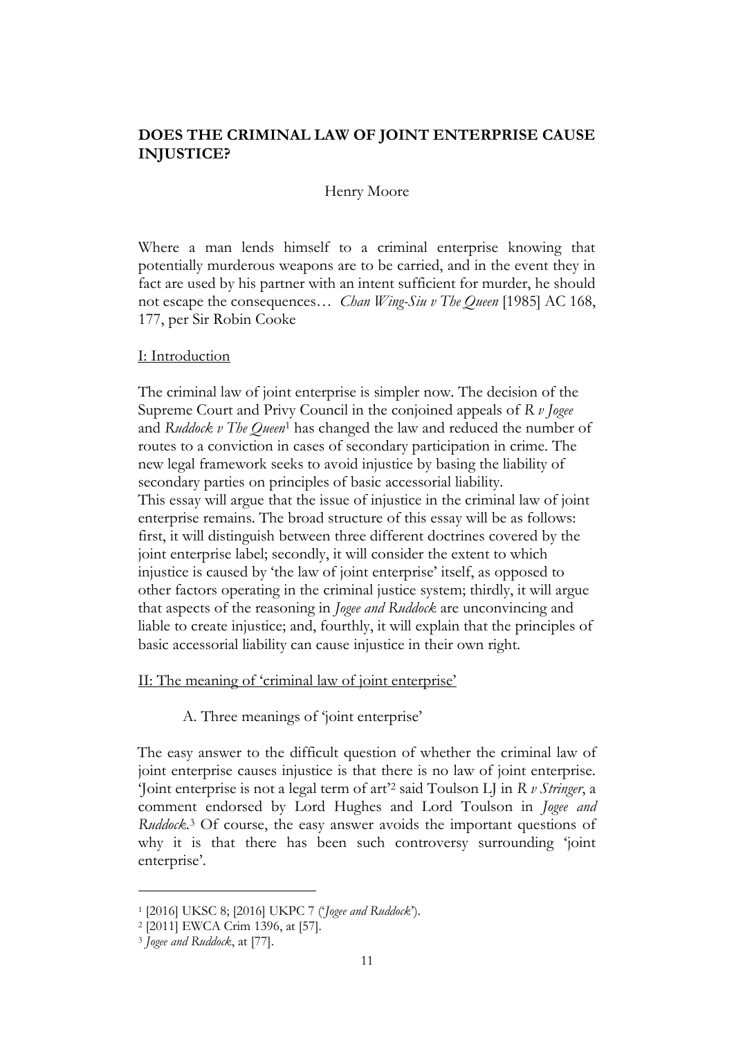## DOES THE CRIMINAL LAW OF JOINT ENTERPRISE CAUSE INJUSTICE?

Henry Moore

Where a man lends himself to a criminal enterprise knowing that potentially murderous weapons are to be carried, and in the event they in fact are used by his partner with an intent sufficient for murder, he should not escape the consequences… *Chan Wing-Siu v The Queen* [1985] AC 168, 177, per Sir Robin Cooke

### I: Introduction

The criminal law of joint enterprise is simpler now. The decision of the Supreme Court and Privy Council in the conjoined appeals of *R v Jogee* and *Ruddock v The Queen*[1] has changed the law and reduced the number of routes to a conviction in cases of secondary participation in crime. The new legal framework seeks to avoid injustice by basing the liability of secondary parties on principles of basic accessorial liability.

This essay will argue that the issue of injustice in the criminal law of joint enterprise remains. The broad structure of this essay will be as follows: first, it will distinguish between three different doctrines covered by the joint enterprise label; secondly, it will consider the extent to which injustice is caused by 'the law of joint enterprise' itself, as opposed to other factors operating in the criminal justice system; thirdly, it will argue that aspects of the reasoning in *Jogee and Ruddock* are unconvincing and liable to create injustice; and, fourthly, it will explain that the principles of basic accessorial liability can cause injustice in their own right.

### II: The meaning of 'criminal law of joint enterprise'

#### A. Three meanings of 'joint enterprise'

The easy answer to the difficult question of whether the criminal law of joint enterprise causes injustice is that there is no law of joint enterprise. 'Joint enterprise is not a legal term of art'[2] said Toulson LJ in *R v Stringer*, a comment endorsed by Lord Hughes and Lord Toulson in *Jogee and Ruddock*.[3] Of course, the easy answer avoids the important questions of why it is that there has been such controversy surrounding 'joint enterprise'.

---

[1] [2016] UKSC 8; [2016] UKPC 7 ('*Jogee and Ruddock*').

[2] [2011] EWCA Crim 1396, at [57].

[3] *Jogee and Ruddock*, at [77].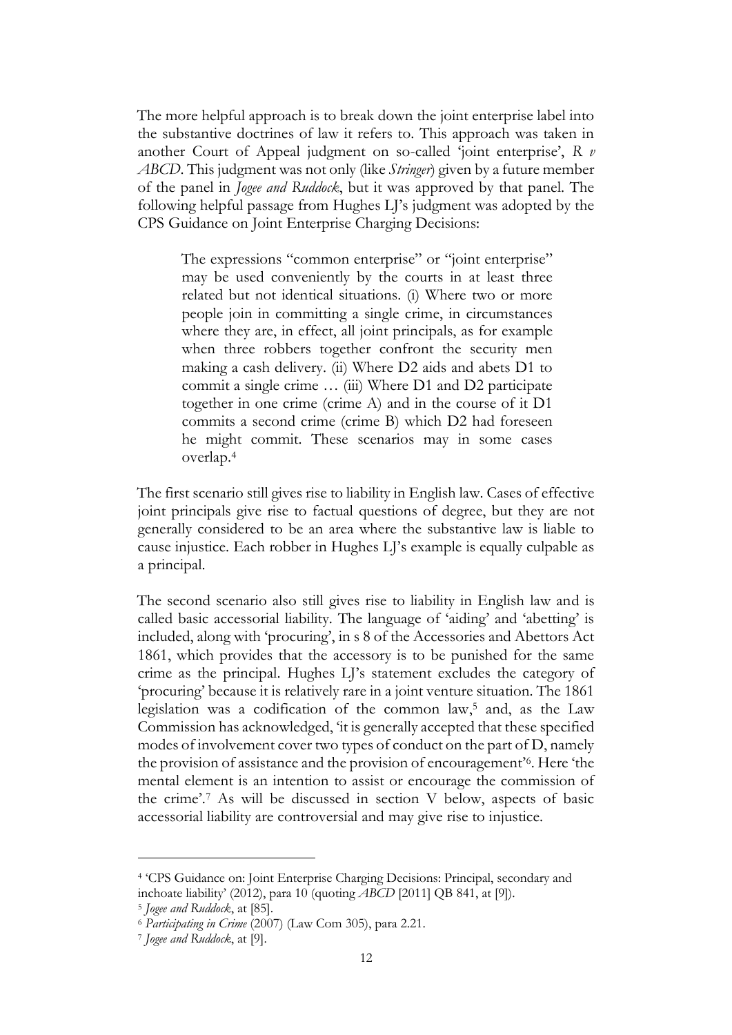The more helpful approach is to break down the joint enterprise label into the substantive doctrines of law it refers to. This approach was taken in another Court of Appeal judgment on so-called 'joint enterprise', *R v ABCD*. This judgment was not only (like *Stringer*) given by a future member of the panel in *Jogee and Ruddock*, but it was approved by that panel. The following helpful passage from Hughes LJ's judgment was adopted by the CPS Guidance on Joint Enterprise Charging Decisions:

> The expressions "common enterprise" or "joint enterprise" may be used conveniently by the courts in at least three related but not identical situations. (i) Where two or more people join in committing a single crime, in circumstances where they are, in effect, all joint principals, as for example when three robbers together confront the security men making a cash delivery. (ii) Where D2 aids and abets D1 to commit a single crime … (iii) Where D1 and D2 participate together in one crime (crime A) and in the course of it D1 commits a second crime (crime B) which D2 had foreseen he might commit. These scenarios may in some cases overlap.[4]

The first scenario still gives rise to liability in English law. Cases of effective joint principals give rise to factual questions of degree, but they are not generally considered to be an area where the substantive law is liable to cause injustice. Each robber in Hughes LJ's example is equally culpable as a principal.

The second scenario also still gives rise to liability in English law and is called basic accessorial liability. The language of 'aiding' and 'abetting' is included, along with 'procuring', in s 8 of the Accessories and Abettors Act 1861, which provides that the accessory is to be punished for the same crime as the principal. Hughes LJ's statement excludes the category of 'procuring' because it is relatively rare in a joint venture situation. The 1861 legislation was a codification of the common law,[5] and, as the Law Commission has acknowledged, 'it is generally accepted that these specified modes of involvement cover two types of conduct on the part of D, namely the provision of assistance and the provision of encouragement'[6]. Here 'the mental element is an intention to assist or encourage the commission of the crime'.[7] As will be discussed in section V below, aspects of basic accessorial liability are controversial and may give rise to injustice.

---

[4] 'CPS Guidance on: Joint Enterprise Charging Decisions: Principal, secondary and inchoate liability' (2012), para 10 (quoting *ABCD* [2011] QB 841, at [9]).

[5] *Jogee and Ruddock*, at [85].

[6] *Participating in Crime* (2007) (Law Com 305), para 2.21.

[7] *Jogee and Ruddock*, at [9].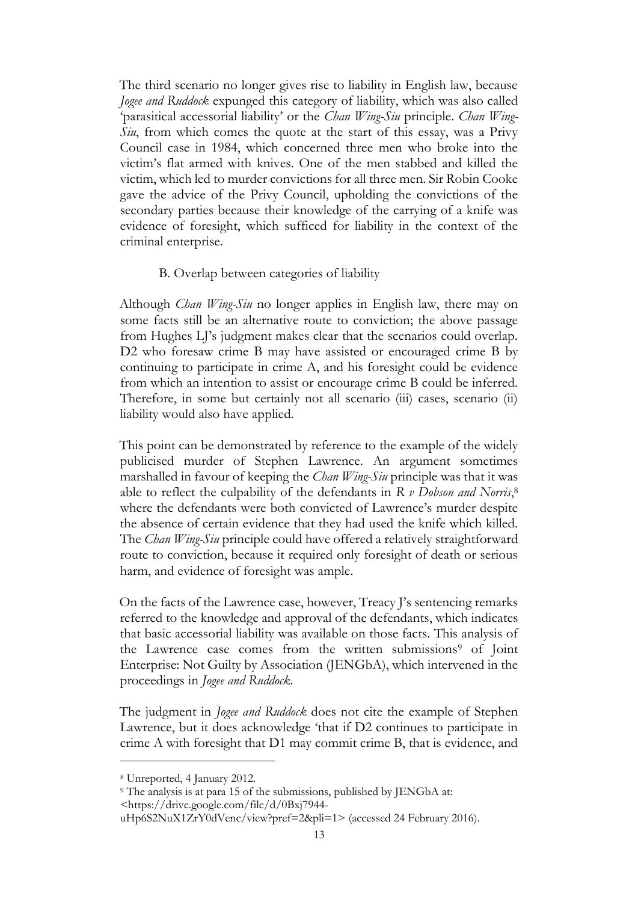The third scenario no longer gives rise to liability in English law, because *Jogee and Ruddock* expunged this category of liability, which was also called 'parasitical accessorial liability' or the *Chan Wing-Siu* principle. *Chan Wing-Siu*, from which comes the quote at the start of this essay, was a Privy Council case in 1984, which concerned three men who broke into the victim's flat armed with knives. One of the men stabbed and killed the victim, which led to murder convictions for all three men. Sir Robin Cooke gave the advice of the Privy Council, upholding the convictions of the secondary parties because their knowledge of the carrying of a knife was evidence of foresight, which sufficed for liability in the context of the criminal enterprise.

### B. Overlap between categories of liability

Although *Chan Wing-Siu* no longer applies in English law, there may on some facts still be an alternative route to conviction; the above passage from Hughes LJ's judgment makes clear that the scenarios could overlap. D2 who foresaw crime B may have assisted or encouraged crime B by continuing to participate in crime A, and his foresight could be evidence from which an intention to assist or encourage crime B could be inferred. Therefore, in some but certainly not all scenario (iii) cases, scenario (ii) liability would also have applied.

This point can be demonstrated by reference to the example of the widely publicised murder of Stephen Lawrence. An argument sometimes marshalled in favour of keeping the *Chan Wing-Siu* principle was that it was able to reflect the culpability of the defendants in *R v Dobson and Norris*,[8] where the defendants were both convicted of Lawrence's murder despite the absence of certain evidence that they had used the knife which killed. The *Chan Wing-Siu* principle could have offered a relatively straightforward route to conviction, because it required only foresight of death or serious harm, and evidence of foresight was ample.

On the facts of the Lawrence case, however, Treacy J's sentencing remarks referred to the knowledge and approval of the defendants, which indicates that basic accessorial liability was available on those facts. This analysis of the Lawrence case comes from the written submissions[9] of Joint Enterprise: Not Guilty by Association (JENGbA), which intervened in the proceedings in *Jogee and Ruddock*.

The judgment in *Jogee and Ruddock* does not cite the example of Stephen Lawrence, but it does acknowledge 'that if D2 continues to participate in crime A with foresight that D1 may commit crime B, that is evidence, and

---

[8] Unreported, 4 January 2012.

[9] The analysis is at para 15 of the submissions, published by JENGbA at: <https://drive.google.com/file/d/0Bxj7944-uHp6S2NuX1ZrY0dVenc/view?pref=2&pli=1> (accessed 24 February 2016).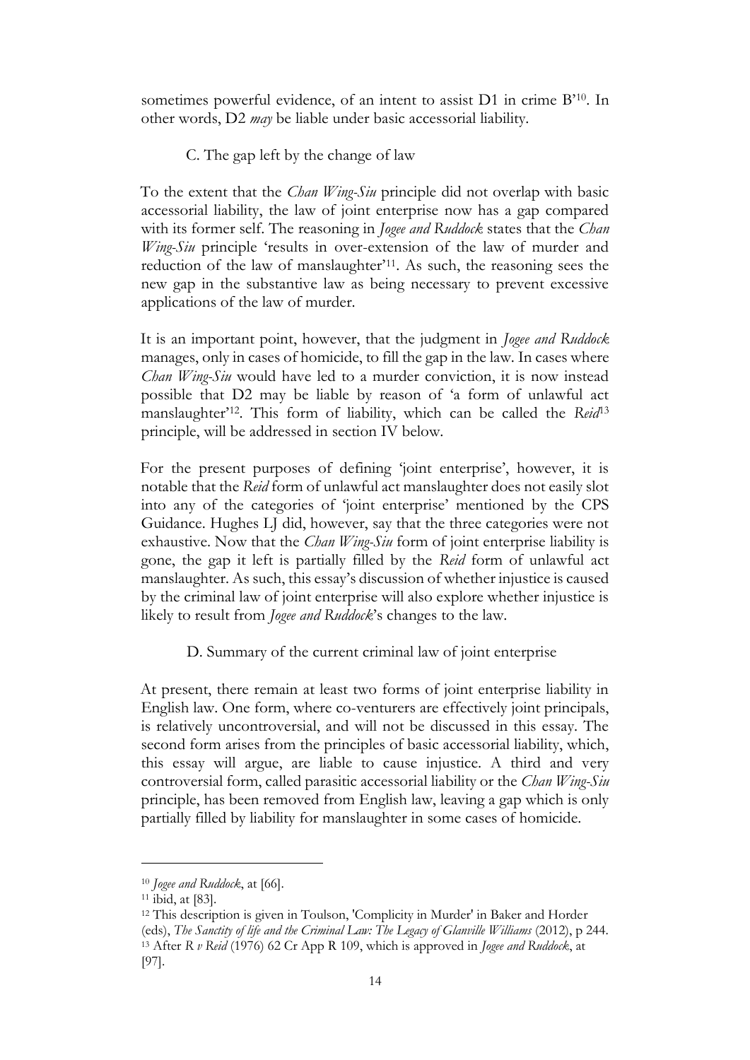sometimes powerful evidence, of an intent to assist D1 in crime B'[10]. In other words, D2 *may* be liable under basic accessorial liability.

### C. The gap left by the change of law

To the extent that the *Chan Wing-Siu* principle did not overlap with basic accessorial liability, the law of joint enterprise now has a gap compared with its former self. The reasoning in *Jogee and Ruddock* states that the *Chan Wing-Siu* principle 'results in over-extension of the law of murder and reduction of the law of manslaughter'[11]. As such, the reasoning sees the new gap in the substantive law as being necessary to prevent excessive applications of the law of murder.

It is an important point, however, that the judgment in *Jogee and Ruddock* manages, only in cases of homicide, to fill the gap in the law. In cases where *Chan Wing-Siu* would have led to a murder conviction, it is now instead possible that D2 may be liable by reason of 'a form of unlawful act manslaughter'[12]. This form of liability, which can be called the *Reid*[13] principle, will be addressed in section IV below.

For the present purposes of defining 'joint enterprise', however, it is notable that the *Reid* form of unlawful act manslaughter does not easily slot into any of the categories of 'joint enterprise' mentioned by the CPS Guidance. Hughes LJ did, however, say that the three categories were not exhaustive. Now that the *Chan Wing-Siu* form of joint enterprise liability is gone, the gap it left is partially filled by the *Reid* form of unlawful act manslaughter. As such, this essay's discussion of whether injustice is caused by the criminal law of joint enterprise will also explore whether injustice is likely to result from *Jogee and Ruddock*'s changes to the law.

### D. Summary of the current criminal law of joint enterprise

At present, there remain at least two forms of joint enterprise liability in English law. One form, where co-venturers are effectively joint principals, is relatively uncontroversial, and will not be discussed in this essay. The second form arises from the principles of basic accessorial liability, which, this essay will argue, are liable to cause injustice. A third and very controversial form, called parasitic accessorial liability or the *Chan Wing-Siu* principle, has been removed from English law, leaving a gap which is only partially filled by liability for manslaughter in some cases of homicide.

---

[10] *Jogee and Ruddock*, at [66].

[11] ibid, at [83].

[12] This description is given in Toulson, 'Complicity in Murder' in Baker and Horder (eds), *The Sanctity of life and the Criminal Law: The Legacy of Glanville Williams* (2012), p 244.

[13] After *R v Reid* (1976) 62 Cr App R 109, which is approved in *Jogee and Ruddock*, at [97].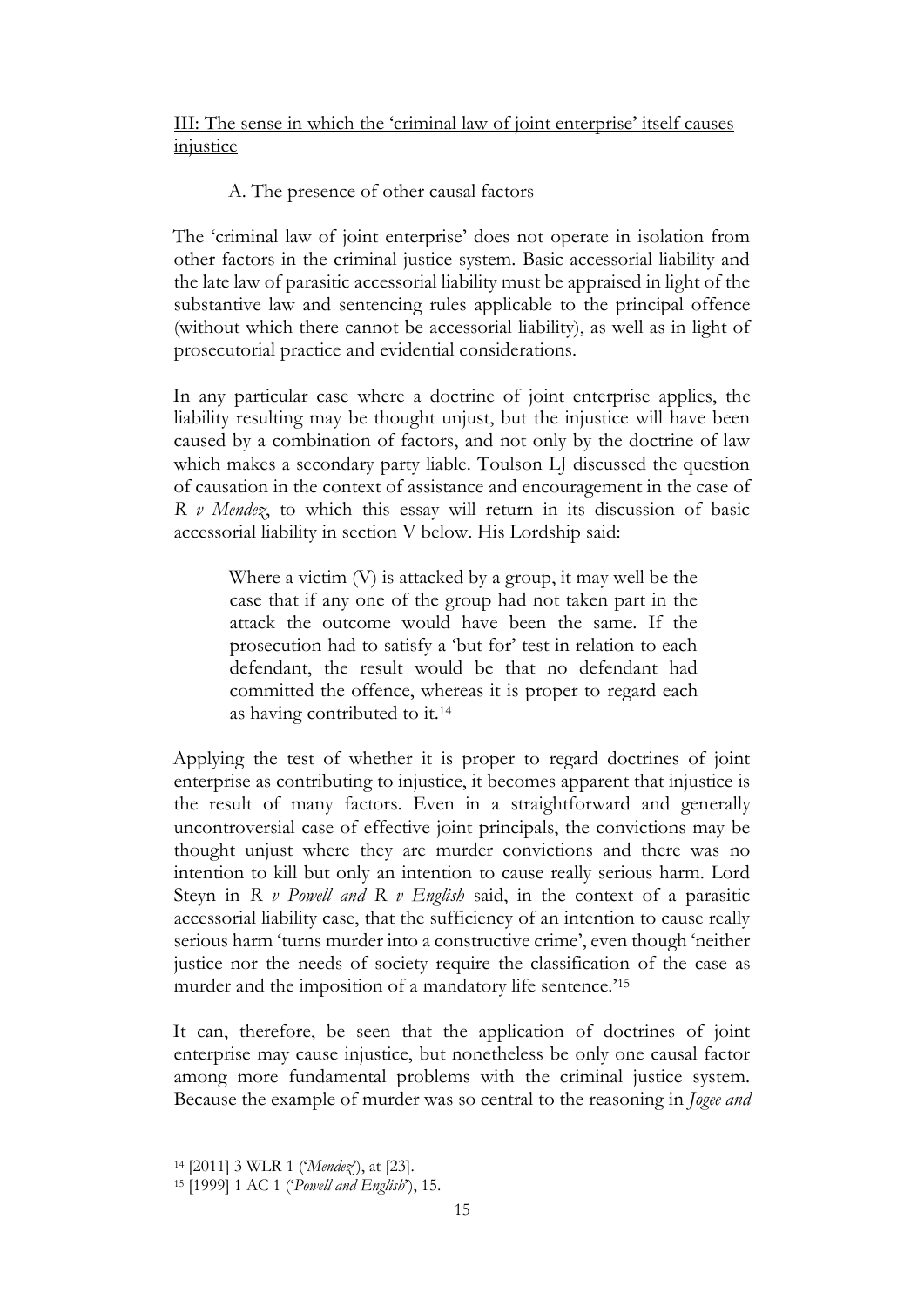## III: The sense in which the 'criminal law of joint enterprise' itself causes injustice

### A. The presence of other causal factors

The 'criminal law of joint enterprise' does not operate in isolation from other factors in the criminal justice system. Basic accessorial liability and the late law of parasitic accessorial liability must be appraised in light of the substantive law and sentencing rules applicable to the principal offence (without which there cannot be accessorial liability), as well as in light of prosecutorial practice and evidential considerations.

In any particular case where a doctrine of joint enterprise applies, the liability resulting may be thought unjust, but the injustice will have been caused by a combination of factors, and not only by the doctrine of law which makes a secondary party liable. Toulson LJ discussed the question of causation in the context of assistance and encouragement in the case of *R v Mendez*, to which this essay will return in its discussion of basic accessorial liability in section V below. His Lordship said:

> Where a victim (V) is attacked by a group, it may well be the case that if any one of the group had not taken part in the attack the outcome would have been the same. If the prosecution had to satisfy a 'but for' test in relation to each defendant, the result would be that no defendant had committed the offence, whereas it is proper to regard each as having contributed to it.[14]

Applying the test of whether it is proper to regard doctrines of joint enterprise as contributing to injustice, it becomes apparent that injustice is the result of many factors. Even in a straightforward and generally uncontroversial case of effective joint principals, the convictions may be thought unjust where they are murder convictions and there was no intention to kill but only an intention to cause really serious harm. Lord Steyn in *R v Powell and R v English* said, in the context of a parasitic accessorial liability case, that the sufficiency of an intention to cause really serious harm 'turns murder into a constructive crime', even though 'neither justice nor the needs of society require the classification of the case as murder and the imposition of a mandatory life sentence.'[15]

It can, therefore, be seen that the application of doctrines of joint enterprise may cause injustice, but nonetheless be only one causal factor among more fundamental problems with the criminal justice system. Because the example of murder was so central to the reasoning in *Jogee and*

---

[14] [2011] 3 WLR 1 ('*Mendez*'), at [23].

[15] [1999] 1 AC 1 ('*Powell and English*'), 15.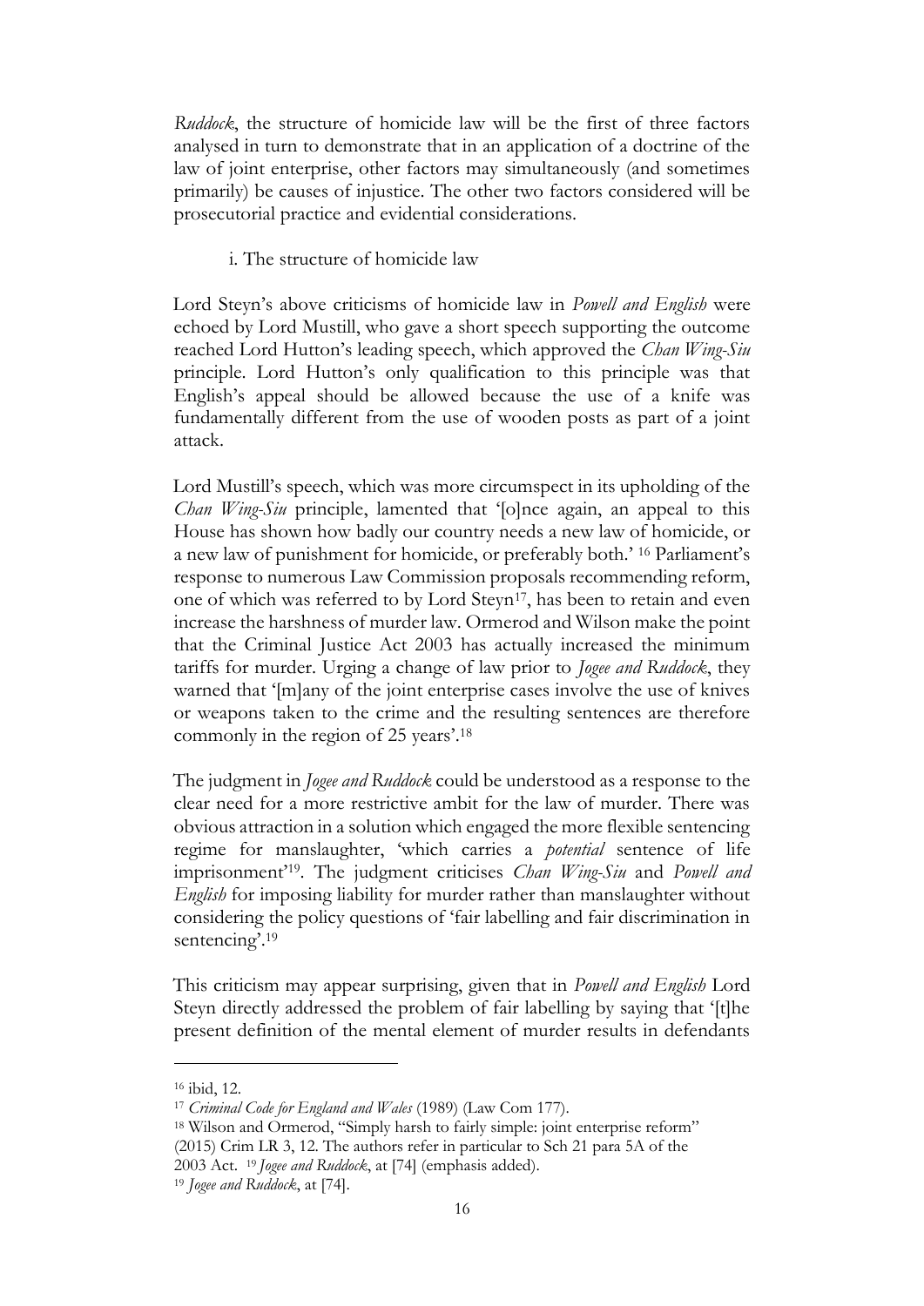*Ruddock*, the structure of homicide law will be the first of three factors analysed in turn to demonstrate that in an application of a doctrine of the law of joint enterprise, other factors may simultaneously (and sometimes primarily) be causes of injustice. The other two factors considered will be prosecutorial practice and evidential considerations.

i. The structure of homicide law

Lord Steyn's above criticisms of homicide law in *Powell and English* were echoed by Lord Mustill, who gave a short speech supporting the outcome reached Lord Hutton's leading speech, which approved the *Chan Wing-Siu* principle. Lord Hutton's only qualification to this principle was that English's appeal should be allowed because the use of a knife was fundamentally different from the use of wooden posts as part of a joint attack.

Lord Mustill's speech, which was more circumspect in its upholding of the *Chan Wing-Siu* principle, lamented that '[o]nce again, an appeal to this House has shown how badly our country needs a new law of homicide, or a new law of punishment for homicide, or preferably both.' [16] Parliament's response to numerous Law Commission proposals recommending reform, one of which was referred to by Lord Steyn[17], has been to retain and even increase the harshness of murder law. Ormerod and Wilson make the point that the Criminal Justice Act 2003 has actually increased the minimum tariffs for murder. Urging a change of law prior to *Jogee and Ruddock*, they warned that '[m]any of the joint enterprise cases involve the use of knives or weapons taken to the crime and the resulting sentences are therefore commonly in the region of 25 years'.[18]

The judgment in *Jogee and Ruddock* could be understood as a response to the clear need for a more restrictive ambit for the law of murder. There was obvious attraction in a solution which engaged the more flexible sentencing regime for manslaughter, 'which carries a *potential* sentence of life imprisonment'[19]. The judgment criticises *Chan Wing-Siu* and *Powell and English* for imposing liability for murder rather than manslaughter without considering the policy questions of 'fair labelling and fair discrimination in sentencing'.[19]

This criticism may appear surprising, given that in *Powell and English* Lord Steyn directly addressed the problem of fair labelling by saying that '[t]he present definition of the mental element of murder results in defendants

---

[16] ibid, 12.

[17] *Criminal Code for England and Wales* (1989) (Law Com 177).

[18] Wilson and Ormerod, "Simply harsh to fairly simple: joint enterprise reform" (2015) Crim LR 3, 12. The authors refer in particular to Sch 21 para 5A of the 2003 Act. [19] *Jogee and Ruddock*, at [74] (emphasis added).

[19] *Jogee and Ruddock*, at [74].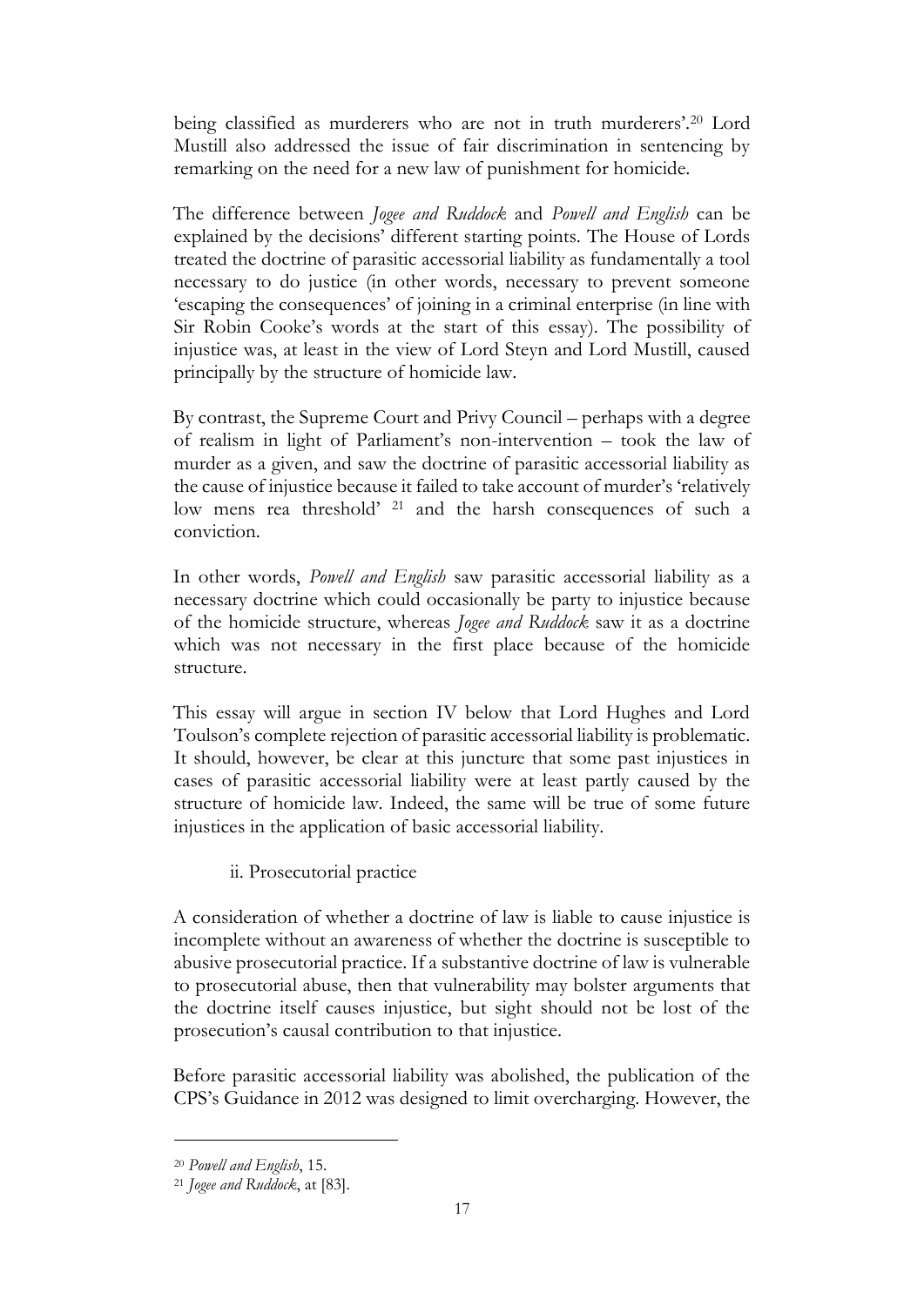being classified as murderers who are not in truth murderers'.[20] Lord Mustill also addressed the issue of fair discrimination in sentencing by remarking on the need for a new law of punishment for homicide.

The difference between *Jogee and Ruddock* and *Powell and English* can be explained by the decisions' different starting points. The House of Lords treated the doctrine of parasitic accessorial liability as fundamentally a tool necessary to do justice (in other words, necessary to prevent someone 'escaping the consequences' of joining in a criminal enterprise (in line with Sir Robin Cooke's words at the start of this essay). The possibility of injustice was, at least in the view of Lord Steyn and Lord Mustill, caused principally by the structure of homicide law.

By contrast, the Supreme Court and Privy Council – perhaps with a degree of realism in light of Parliament's non-intervention – took the law of murder as a given, and saw the doctrine of parasitic accessorial liability as the cause of injustice because it failed to take account of murder's 'relatively low mens rea threshold' [21] and the harsh consequences of such a conviction.

In other words, *Powell and English* saw parasitic accessorial liability as a necessary doctrine which could occasionally be party to injustice because of the homicide structure, whereas *Jogee and Ruddock* saw it as a doctrine which was not necessary in the first place because of the homicide structure.

This essay will argue in section IV below that Lord Hughes and Lord Toulson's complete rejection of parasitic accessorial liability is problematic. It should, however, be clear at this juncture that some past injustices in cases of parasitic accessorial liability were at least partly caused by the structure of homicide law. Indeed, the same will be true of some future injustices in the application of basic accessorial liability.

### ii. Prosecutorial practice

A consideration of whether a doctrine of law is liable to cause injustice is incomplete without an awareness of whether the doctrine is susceptible to abusive prosecutorial practice. If a substantive doctrine of law is vulnerable to prosecutorial abuse, then that vulnerability may bolster arguments that the doctrine itself causes injustice, but sight should not be lost of the prosecution's causal contribution to that injustice.

Before parasitic accessorial liability was abolished, the publication of the CPS's Guidance in 2012 was designed to limit overcharging. However, the

---

[20] *Powell and English*, 15.

[21] *Jogee and Ruddock*, at [83].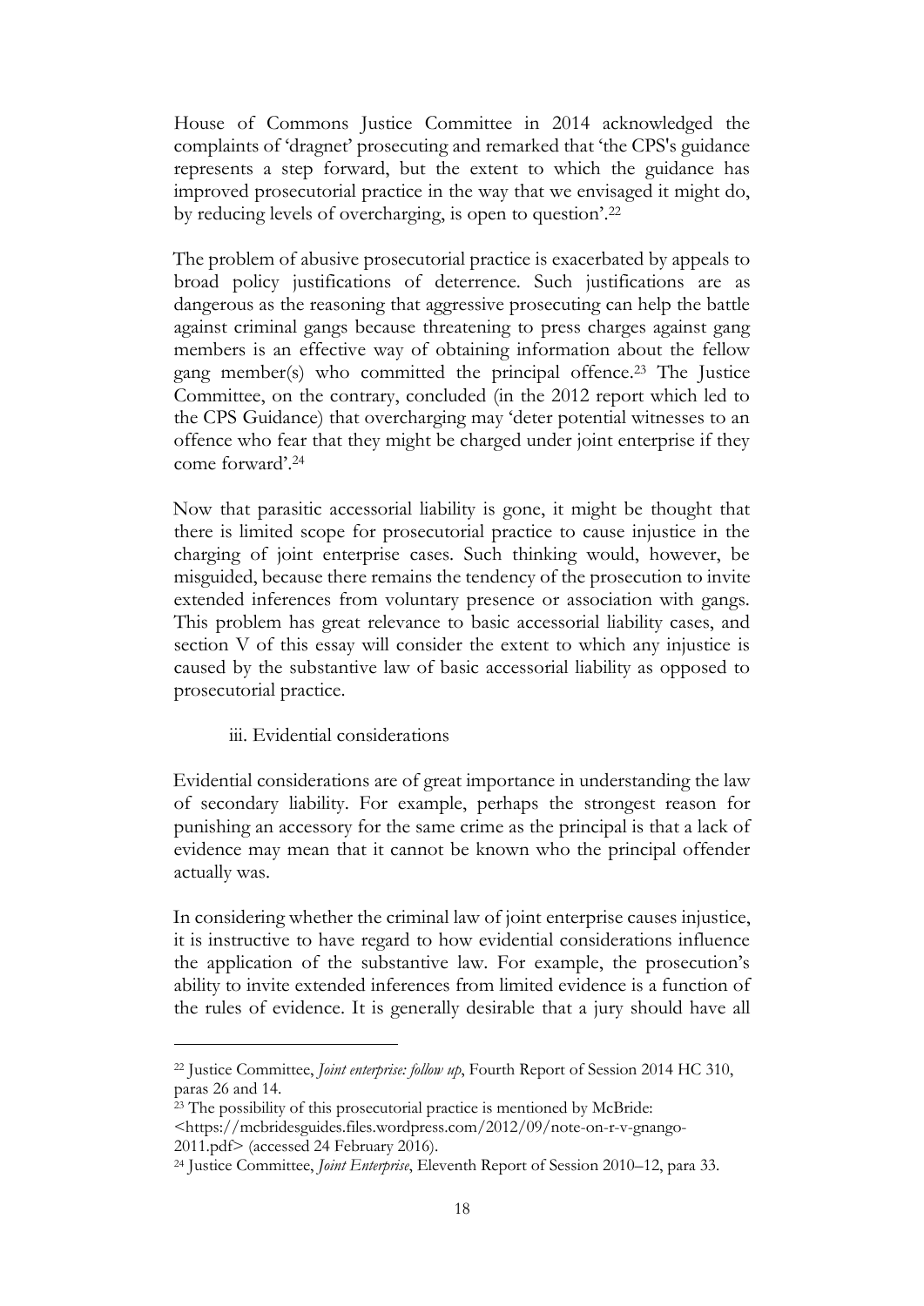House of Commons Justice Committee in 2014 acknowledged the complaints of 'dragnet' prosecuting and remarked that 'the CPS's guidance represents a step forward, but the extent to which the guidance has improved prosecutorial practice in the way that we envisaged it might do, by reducing levels of overcharging, is open to question'.[22]

The problem of abusive prosecutorial practice is exacerbated by appeals to broad policy justifications of deterrence. Such justifications are as dangerous as the reasoning that aggressive prosecuting can help the battle against criminal gangs because threatening to press charges against gang members is an effective way of obtaining information about the fellow gang member(s) who committed the principal offence.[23] The Justice Committee, on the contrary, concluded (in the 2012 report which led to the CPS Guidance) that overcharging may 'deter potential witnesses to an offence who fear that they might be charged under joint enterprise if they come forward'.[24]

Now that parasitic accessorial liability is gone, it might be thought that there is limited scope for prosecutorial practice to cause injustice in the charging of joint enterprise cases. Such thinking would, however, be misguided, because there remains the tendency of the prosecution to invite extended inferences from voluntary presence or association with gangs. This problem has great relevance to basic accessorial liability cases, and section V of this essay will consider the extent to which any injustice is caused by the substantive law of basic accessorial liability as opposed to prosecutorial practice.

### iii. Evidential considerations

Evidential considerations are of great importance in understanding the law of secondary liability. For example, perhaps the strongest reason for punishing an accessory for the same crime as the principal is that a lack of evidence may mean that it cannot be known who the principal offender actually was.

In considering whether the criminal law of joint enterprise causes injustice, it is instructive to have regard to how evidential considerations influence the application of the substantive law. For example, the prosecution's ability to invite extended inferences from limited evidence is a function of the rules of evidence. It is generally desirable that a jury should have all

---

[22] Justice Committee, *Joint enterprise: follow up*, Fourth Report of Session 2014 HC 310, paras 26 and 14.

[23] The possibility of this prosecutorial practice is mentioned by McBride: <https://mcbridesguides.files.wordpress.com/2012/09/note-on-r-v-gnango-2011.pdf> (accessed 24 February 2016).

[24] Justice Committee, *Joint Enterprise*, Eleventh Report of Session 2010–12, para 33.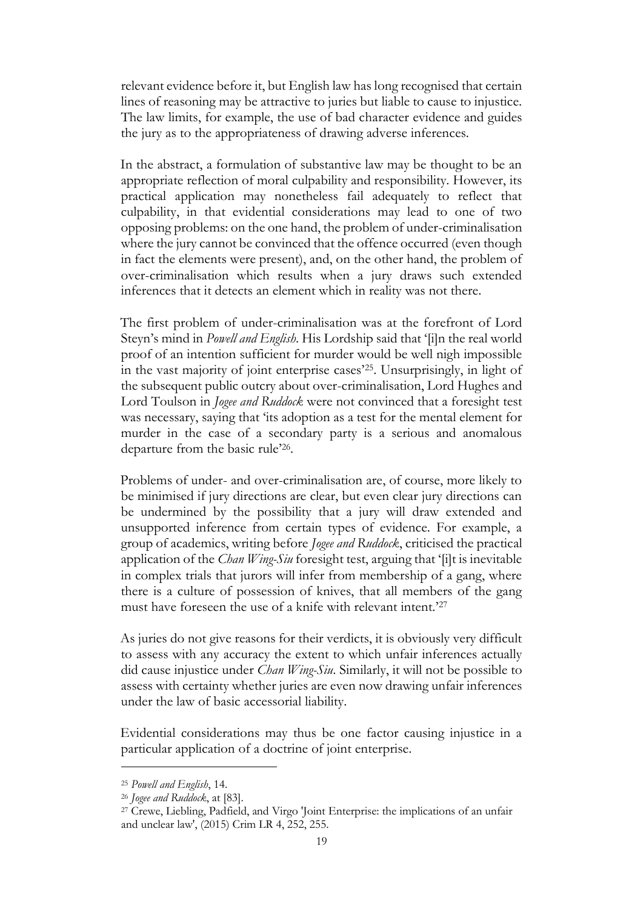relevant evidence before it, but English law has long recognised that certain lines of reasoning may be attractive to juries but liable to cause to injustice. The law limits, for example, the use of bad character evidence and guides the jury as to the appropriateness of drawing adverse inferences.

In the abstract, a formulation of substantive law may be thought to be an appropriate reflection of moral culpability and responsibility. However, its practical application may nonetheless fail adequately to reflect that culpability, in that evidential considerations may lead to one of two opposing problems: on the one hand, the problem of under-criminalisation where the jury cannot be convinced that the offence occurred (even though in fact the elements were present), and, on the other hand, the problem of over-criminalisation which results when a jury draws such extended inferences that it detects an element which in reality was not there.

The first problem of under-criminalisation was at the forefront of Lord Steyn's mind in *Powell and English*. His Lordship said that '[i]n the real world proof of an intention sufficient for murder would be well nigh impossible in the vast majority of joint enterprise cases'[25]. Unsurprisingly, in light of the subsequent public outcry about over-criminalisation, Lord Hughes and Lord Toulson in *Jogee and Ruddock* were not convinced that a foresight test was necessary, saying that 'its adoption as a test for the mental element for murder in the case of a secondary party is a serious and anomalous departure from the basic rule'[26].

Problems of under- and over-criminalisation are, of course, more likely to be minimised if jury directions are clear, but even clear jury directions can be undermined by the possibility that a jury will draw extended and unsupported inference from certain types of evidence. For example, a group of academics, writing before *Jogee and Ruddock*, criticised the practical application of the *Chan Wing-Siu* foresight test, arguing that '[i]t is inevitable in complex trials that jurors will infer from membership of a gang, where there is a culture of possession of knives, that all members of the gang must have foreseen the use of a knife with relevant intent.'[27]

As juries do not give reasons for their verdicts, it is obviously very difficult to assess with any accuracy the extent to which unfair inferences actually did cause injustice under *Chan Wing-Siu*. Similarly, it will not be possible to assess with certainty whether juries are even now drawing unfair inferences under the law of basic accessorial liability.

Evidential considerations may thus be one factor causing injustice in a particular application of a doctrine of joint enterprise.

---

[25] *Powell and English*, 14.

[26] *Jogee and Ruddock*, at [83].

[27] Crewe, Liebling, Padfield, and Virgo 'Joint Enterprise: the implications of an unfair and unclear law', (2015) Crim LR 4, 252, 255.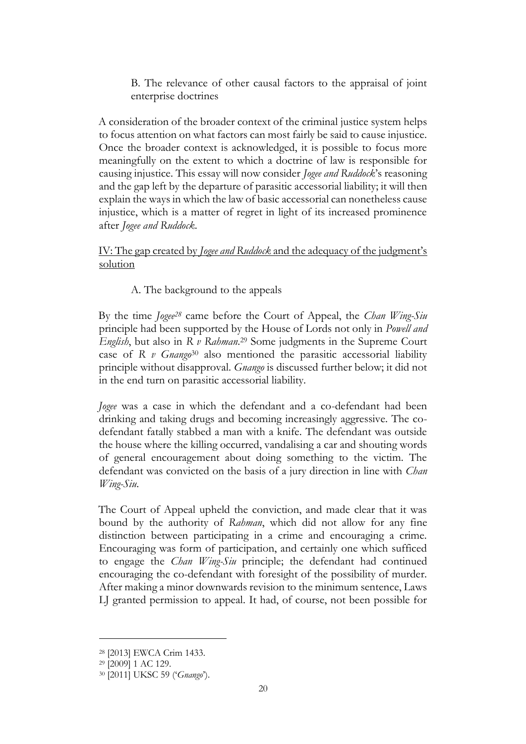B. The relevance of other causal factors to the appraisal of joint enterprise doctrines

A consideration of the broader context of the criminal justice system helps to focus attention on what factors can most fairly be said to cause injustice. Once the broader context is acknowledged, it is possible to focus more meaningfully on the extent to which a doctrine of law is responsible for causing injustice. This essay will now consider *Jogee and Ruddock*'s reasoning and the gap left by the departure of parasitic accessorial liability; it will then explain the ways in which the law of basic accessorial can nonetheless cause injustice, which is a matter of regret in light of its increased prominence after *Jogee and Ruddock*.

## IV: The gap created by *Jogee and Ruddock* and the adequacy of the judgment's solution

A. The background to the appeals

By the time *Jogee*[28] came before the Court of Appeal, the *Chan Wing-Siu* principle had been supported by the House of Lords not only in *Powell and English*, but also in *R v Rahman*.[29] Some judgments in the Supreme Court case of *R v Gnango*[30] also mentioned the parasitic accessorial liability principle without disapproval. *Gnango* is discussed further below; it did not in the end turn on parasitic accessorial liability.

*Jogee* was a case in which the defendant and a co-defendant had been drinking and taking drugs and becoming increasingly aggressive. The co-defendant fatally stabbed a man with a knife. The defendant was outside the house where the killing occurred, vandalising a car and shouting words of general encouragement about doing something to the victim. The defendant was convicted on the basis of a jury direction in line with *Chan Wing-Siu*.

The Court of Appeal upheld the conviction, and made clear that it was bound by the authority of *Rahman*, which did not allow for any fine distinction between participating in a crime and encouraging a crime. Encouraging was form of participation, and certainly one which sufficed to engage the *Chan Wing-Siu* principle; the defendant had continued encouraging the co-defendant with foresight of the possibility of murder. After making a minor downwards revision to the minimum sentence, Laws LJ granted permission to appeal. It had, of course, not been possible for

---

[28] [2013] EWCA Crim 1433.

[29] [2009] 1 AC 129.

[30] [2011] UKSC 59 ('*Gnango*').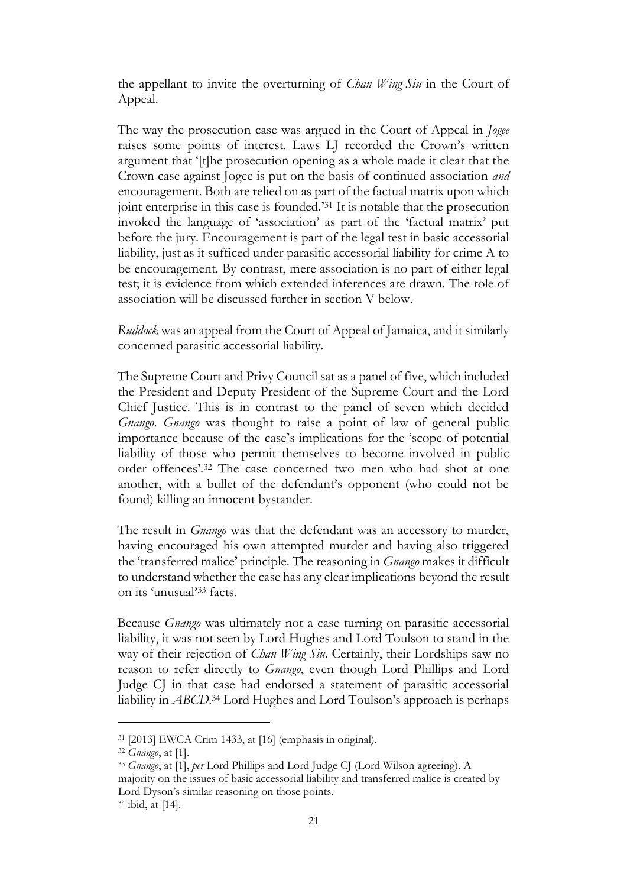the appellant to invite the overturning of *Chan Wing-Siu* in the Court of Appeal.

The way the prosecution case was argued in the Court of Appeal in *Jogee* raises some points of interest. Laws LJ recorded the Crown's written argument that '[t]he prosecution opening as a whole made it clear that the Crown case against Jogee is put on the basis of continued association *and* encouragement. Both are relied on as part of the factual matrix upon which joint enterprise in this case is founded.'[31] It is notable that the prosecution invoked the language of 'association' as part of the 'factual matrix' put before the jury. Encouragement is part of the legal test in basic accessorial liability, just as it sufficed under parasitic accessorial liability for crime A to be encouragement. By contrast, mere association is no part of either legal test; it is evidence from which extended inferences are drawn. The role of association will be discussed further in section V below.

*Ruddock* was an appeal from the Court of Appeal of Jamaica, and it similarly concerned parasitic accessorial liability.

The Supreme Court and Privy Council sat as a panel of five, which included the President and Deputy President of the Supreme Court and the Lord Chief Justice. This is in contrast to the panel of seven which decided *Gnango*. *Gnango* was thought to raise a point of law of general public importance because of the case's implications for the 'scope of potential liability of those who permit themselves to become involved in public order offences'.[32] The case concerned two men who had shot at one another, with a bullet of the defendant's opponent (who could not be found) killing an innocent bystander.

The result in *Gnango* was that the defendant was an accessory to murder, having encouraged his own attempted murder and having also triggered the 'transferred malice' principle. The reasoning in *Gnango* makes it difficult to understand whether the case has any clear implications beyond the result on its 'unusual'[33] facts.

Because *Gnango* was ultimately not a case turning on parasitic accessorial liability, it was not seen by Lord Hughes and Lord Toulson to stand in the way of their rejection of *Chan Wing-Siu*. Certainly, their Lordships saw no reason to refer directly to *Gnango*, even though Lord Phillips and Lord Judge CJ in that case had endorsed a statement of parasitic accessorial liability in *ABCD*.[34] Lord Hughes and Lord Toulson's approach is perhaps

---

[31] [2013] EWCA Crim 1433, at [16] (emphasis in original).

[32] *Gnango*, at [1].

[33] *Gnango*, at [1], *per* Lord Phillips and Lord Judge CJ (Lord Wilson agreeing). A majority on the issues of basic accessorial liability and transferred malice is created by Lord Dyson's similar reasoning on those points.

[34] ibid, at [14].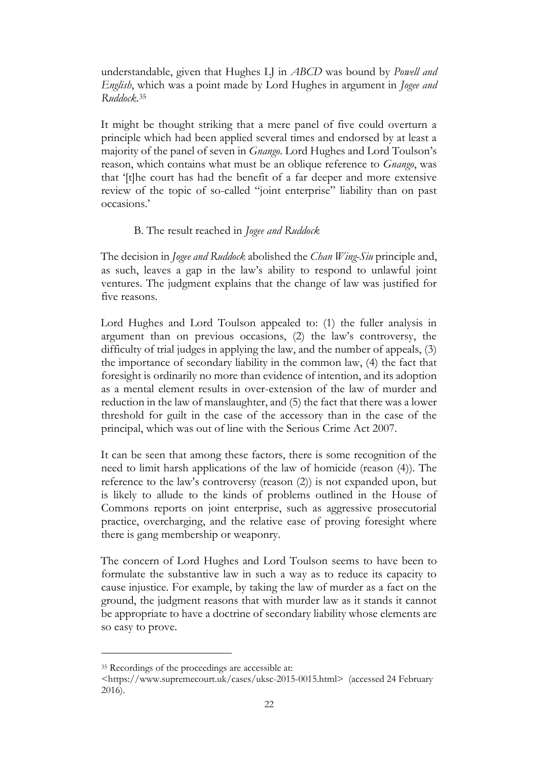understandable, given that Hughes LJ in *ABCD* was bound by *Powell and English*, which was a point made by Lord Hughes in argument in *Jogee and Ruddock*.[35]

It might be thought striking that a mere panel of five could overturn a principle which had been applied several times and endorsed by at least a majority of the panel of seven in *Gnango*. Lord Hughes and Lord Toulson's reason, which contains what must be an oblique reference to *Gnango*, was that '[t]he court has had the benefit of a far deeper and more extensive review of the topic of so-called "joint enterprise" liability than on past occasions.'

### B. The result reached in *Jogee and Ruddock*

The decision in *Jogee and Ruddock* abolished the *Chan Wing-Siu* principle and, as such, leaves a gap in the law's ability to respond to unlawful joint ventures. The judgment explains that the change of law was justified for five reasons.

Lord Hughes and Lord Toulson appealed to: (1) the fuller analysis in argument than on previous occasions, (2) the law's controversy, the difficulty of trial judges in applying the law, and the number of appeals, (3) the importance of secondary liability in the common law, (4) the fact that foresight is ordinarily no more than evidence of intention, and its adoption as a mental element results in over-extension of the law of murder and reduction in the law of manslaughter, and (5) the fact that there was a lower threshold for guilt in the case of the accessory than in the case of the principal, which was out of line with the Serious Crime Act 2007.

It can be seen that among these factors, there is some recognition of the need to limit harsh applications of the law of homicide (reason (4)). The reference to the law's controversy (reason (2)) is not expanded upon, but is likely to allude to the kinds of problems outlined in the House of Commons reports on joint enterprise, such as aggressive prosecutorial practice, overcharging, and the relative ease of proving foresight where there is gang membership or weaponry.

The concern of Lord Hughes and Lord Toulson seems to have been to formulate the substantive law in such a way as to reduce its capacity to cause injustice. For example, by taking the law of murder as a fact on the ground, the judgment reasons that with murder law as it stands it cannot be appropriate to have a doctrine of secondary liability whose elements are so easy to prove.

---

[35] Recordings of the proceedings are accessible at: <https://www.supremecourt.uk/cases/uksc-2015-0015.html> (accessed 24 February 2016).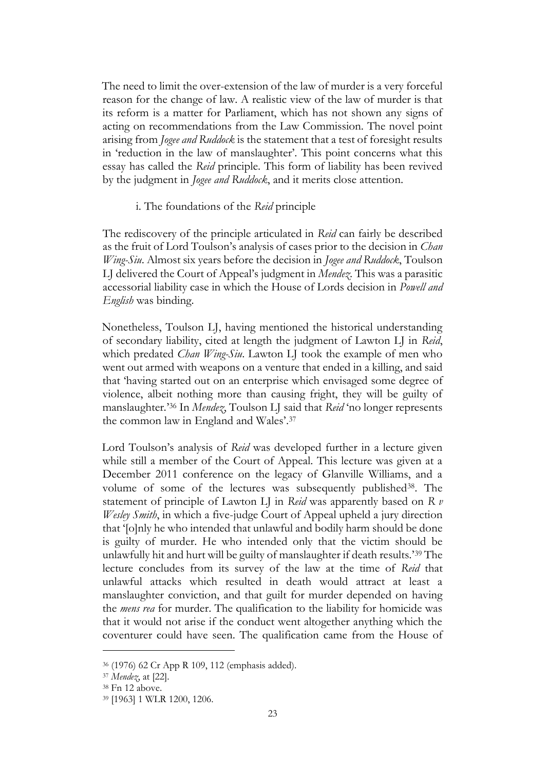The need to limit the over-extension of the law of murder is a very forceful reason for the change of law. A realistic view of the law of murder is that its reform is a matter for Parliament, which has not shown any signs of acting on recommendations from the Law Commission. The novel point arising from *Jogee and Ruddock* is the statement that a test of foresight results in 'reduction in the law of manslaughter'. This point concerns what this essay has called the *Reid* principle. This form of liability has been revived by the judgment in *Jogee and Ruddock*, and it merits close attention.

### i. The foundations of the *Reid* principle

The rediscovery of the principle articulated in *Reid* can fairly be described as the fruit of Lord Toulson's analysis of cases prior to the decision in *Chan Wing-Siu*. Almost six years before the decision in *Jogee and Ruddock*, Toulson LJ delivered the Court of Appeal's judgment in *Mendez*. This was a parasitic accessorial liability case in which the House of Lords decision in *Powell and English* was binding.

Nonetheless, Toulson LJ, having mentioned the historical understanding of secondary liability, cited at length the judgment of Lawton LJ in *Reid*, which predated *Chan Wing-Siu*. Lawton LJ took the example of men who went out armed with weapons on a venture that ended in a killing, and said that 'having started out on an enterprise which envisaged some degree of violence, albeit nothing more than causing fright, they will be guilty of manslaughter.'[36] In *Mendez*, Toulson LJ said that *Reid* 'no longer represents the common law in England and Wales'.[37]

Lord Toulson's analysis of *Reid* was developed further in a lecture given while still a member of the Court of Appeal. This lecture was given at a December 2011 conference on the legacy of Glanville Williams, and a volume of some of the lectures was subsequently published[38]. The statement of principle of Lawton LJ in *Reid* was apparently based on *R v Wesley Smith*, in which a five-judge Court of Appeal upheld a jury direction that '[o]nly he who intended that unlawful and bodily harm should be done is guilty of murder. He who intended only that the victim should be unlawfully hit and hurt will be guilty of manslaughter if death results.'[39] The lecture concludes from its survey of the law at the time of *Reid* that unlawful attacks which resulted in death would attract at least a manslaughter conviction, and that guilt for murder depended on having the *mens rea* for murder. The qualification to the liability for homicide was that it would not arise if the conduct went altogether anything which the coventurer could have seen. The qualification came from the House of

---

[36] (1976) 62 Cr App R 109, 112 (emphasis added).

[37] *Mendez*, at [22].

[38] Fn 12 above.

[39] [1963] 1 WLR 1200, 1206.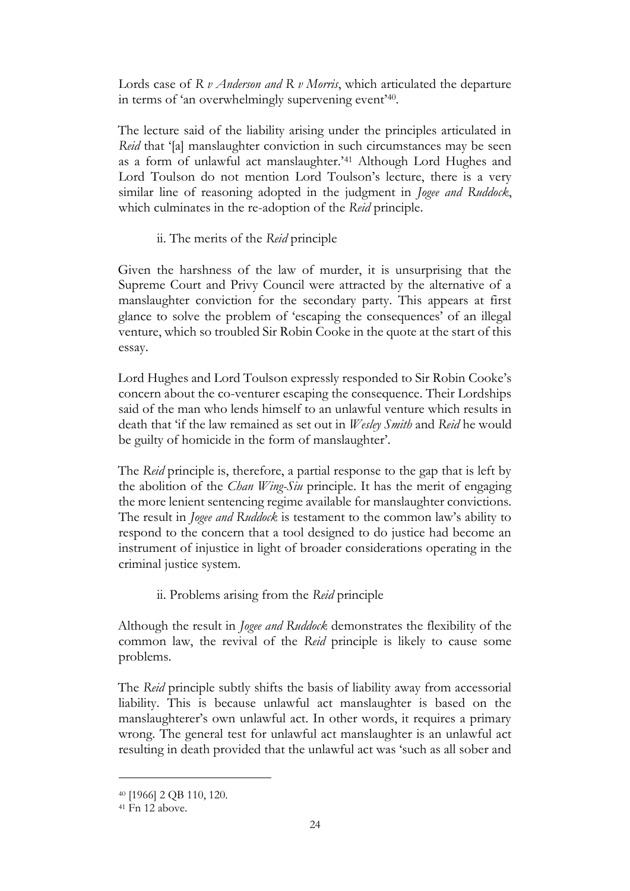Lords case of *R v Anderson and R v Morris*, which articulated the departure in terms of 'an overwhelmingly supervening event'[40].

The lecture said of the liability arising under the principles articulated in *Reid* that '[a] manslaughter conviction in such circumstances may be seen as a form of unlawful act manslaughter.'[41] Although Lord Hughes and Lord Toulson do not mention Lord Toulson's lecture, there is a very similar line of reasoning adopted in the judgment in *Jogee and Ruddock*, which culminates in the re-adoption of the *Reid* principle.

### ii. The merits of the *Reid* principle

Given the harshness of the law of murder, it is unsurprising that the Supreme Court and Privy Council were attracted by the alternative of a manslaughter conviction for the secondary party. This appears at first glance to solve the problem of 'escaping the consequences' of an illegal venture, which so troubled Sir Robin Cooke in the quote at the start of this essay.

Lord Hughes and Lord Toulson expressly responded to Sir Robin Cooke's concern about the co-venturer escaping the consequence. Their Lordships said of the man who lends himself to an unlawful venture which results in death that 'if the law remained as set out in *Wesley Smith* and *Reid* he would be guilty of homicide in the form of manslaughter'.

The *Reid* principle is, therefore, a partial response to the gap that is left by the abolition of the *Chan Wing-Siu* principle. It has the merit of engaging the more lenient sentencing regime available for manslaughter convictions. The result in *Jogee and Ruddock* is testament to the common law's ability to respond to the concern that a tool designed to do justice had become an instrument of injustice in light of broader considerations operating in the criminal justice system.

### ii. Problems arising from the *Reid* principle

Although the result in *Jogee and Ruddock* demonstrates the flexibility of the common law, the revival of the *Reid* principle is likely to cause some problems.

The *Reid* principle subtly shifts the basis of liability away from accessorial liability. This is because unlawful act manslaughter is based on the manslaughterer's own unlawful act. In other words, it requires a primary wrong. The general test for unlawful act manslaughter is an unlawful act resulting in death provided that the unlawful act was 'such as all sober and

[40] [1966] 2 QB 110, 120.

[41] Fn 12 above.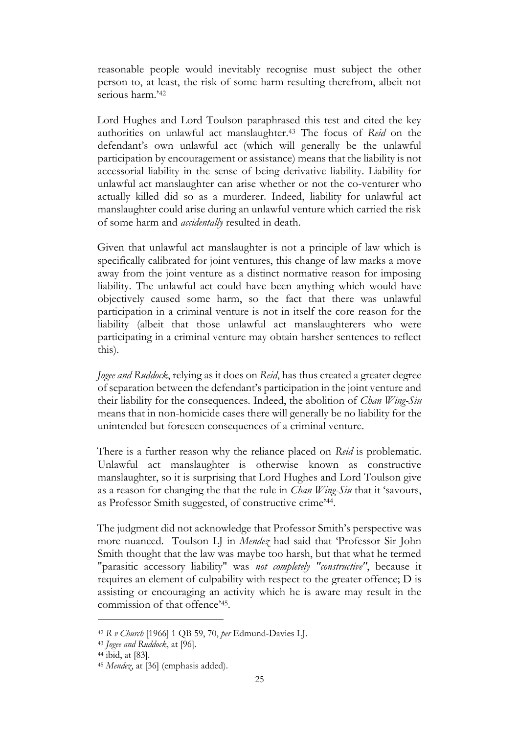reasonable people would inevitably recognise must subject the other person to, at least, the risk of some harm resulting therefrom, albeit not serious harm.'[42]

Lord Hughes and Lord Toulson paraphrased this test and cited the key authorities on unlawful act manslaughter.[43] The focus of *Reid* on the defendant's own unlawful act (which will generally be the unlawful participation by encouragement or assistance) means that the liability is not accessorial liability in the sense of being derivative liability. Liability for unlawful act manslaughter can arise whether or not the co-venturer who actually killed did so as a murderer. Indeed, liability for unlawful act manslaughter could arise during an unlawful venture which carried the risk of some harm and *accidentally* resulted in death.

Given that unlawful act manslaughter is not a principle of law which is specifically calibrated for joint ventures, this change of law marks a move away from the joint venture as a distinct normative reason for imposing liability. The unlawful act could have been anything which would have objectively caused some harm, so the fact that there was unlawful participation in a criminal venture is not in itself the core reason for the liability (albeit that those unlawful act manslaughterers who were participating in a criminal venture may obtain harsher sentences to reflect this).

*Jogee and Ruddock*, relying as it does on *Reid*, has thus created a greater degree of separation between the defendant's participation in the joint venture and their liability for the consequences. Indeed, the abolition of *Chan Wing-Siu* means that in non-homicide cases there will generally be no liability for the unintended but foreseen consequences of a criminal venture.

There is a further reason why the reliance placed on *Reid* is problematic. Unlawful act manslaughter is otherwise known as constructive manslaughter, so it is surprising that Lord Hughes and Lord Toulson give as a reason for changing the that the rule in *Chan Wing-Siu* that it 'savours, as Professor Smith suggested, of constructive crime'[44].

The judgment did not acknowledge that Professor Smith's perspective was more nuanced. Toulson LJ in *Mendez* had said that 'Professor Sir John Smith thought that the law was maybe too harsh, but that what he termed "parasitic accessory liability" was *not completely "constructive"*, because it requires an element of culpability with respect to the greater offence; D is assisting or encouraging an activity which he is aware may result in the commission of that offence'[45].

---

[42] *R v Church* [1966] 1 QB 59, 70, *per* Edmund-Davies LJ.

[43] *Jogee and Ruddock*, at [96].

[44] ibid, at [83].

[45] *Mendez*, at [36] (emphasis added).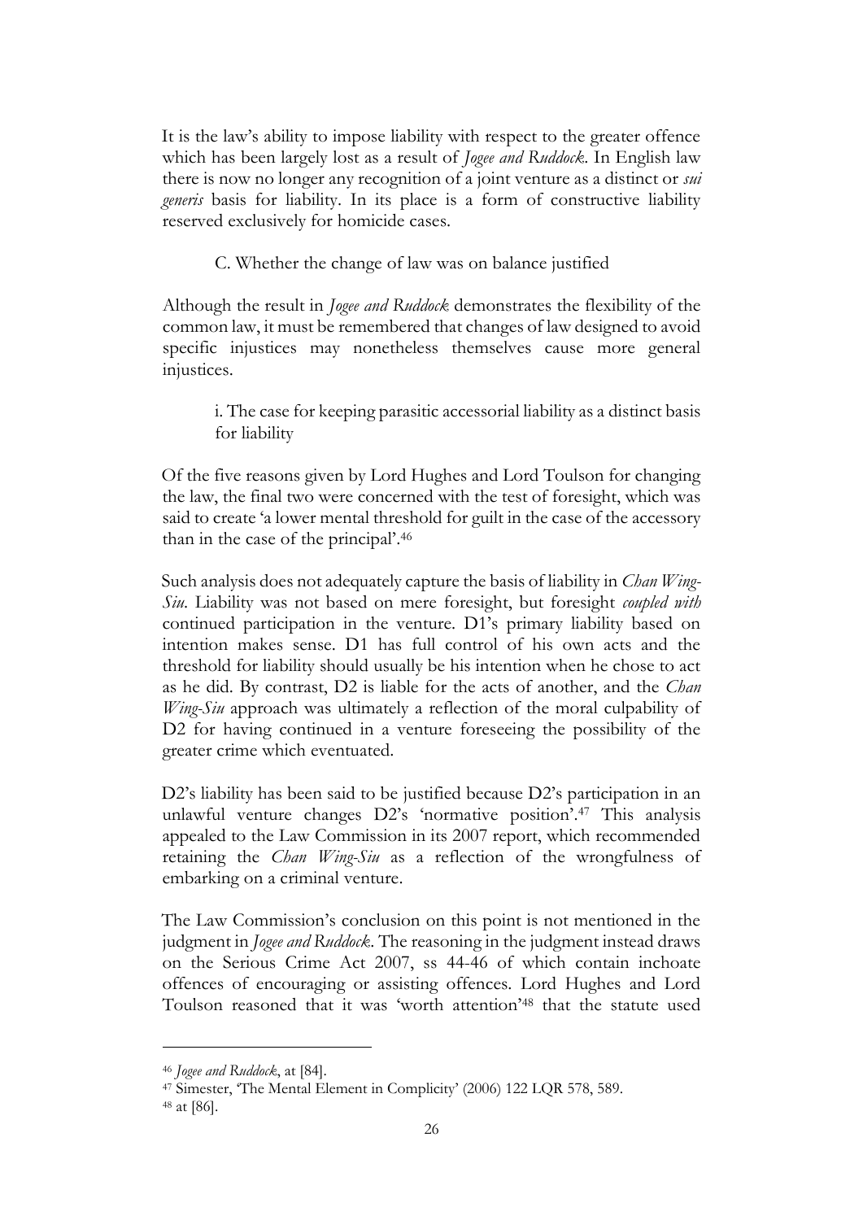It is the law's ability to impose liability with respect to the greater offence which has been largely lost as a result of *Jogee and Ruddock*. In English law there is now no longer any recognition of a joint venture as a distinct or *sui generis* basis for liability. In its place is a form of constructive liability reserved exclusively for homicide cases.

### C. Whether the change of law was on balance justified

Although the result in *Jogee and Ruddock* demonstrates the flexibility of the common law, it must be remembered that changes of law designed to avoid specific injustices may nonetheless themselves cause more general injustices.

#### i. The case for keeping parasitic accessorial liability as a distinct basis for liability

Of the five reasons given by Lord Hughes and Lord Toulson for changing the law, the final two were concerned with the test of foresight, which was said to create 'a lower mental threshold for guilt in the case of the accessory than in the case of the principal'.[46]

Such analysis does not adequately capture the basis of liability in *Chan Wing-Siu*. Liability was not based on mere foresight, but foresight *coupled with* continued participation in the venture. D1's primary liability based on intention makes sense. D1 has full control of his own acts and the threshold for liability should usually be his intention when he chose to act as he did. By contrast, D2 is liable for the acts of another, and the *Chan Wing-Siu* approach was ultimately a reflection of the moral culpability of D2 for having continued in a venture foreseeing the possibility of the greater crime which eventuated.

D2's liability has been said to be justified because D2's participation in an unlawful venture changes D2's 'normative position'.[47] This analysis appealed to the Law Commission in its 2007 report, which recommended retaining the *Chan Wing-Siu* as a reflection of the wrongfulness of embarking on a criminal venture.

The Law Commission's conclusion on this point is not mentioned in the judgment in *Jogee and Ruddock*. The reasoning in the judgment instead draws on the Serious Crime Act 2007, ss 44-46 of which contain inchoate offences of encouraging or assisting offences. Lord Hughes and Lord Toulson reasoned that it was 'worth attention'[48] that the statute used

---

[46] *Jogee and Ruddock*, at [84].

[47] Simester, 'The Mental Element in Complicity' (2006) 122 LQR 578, 589.

[48] at [86].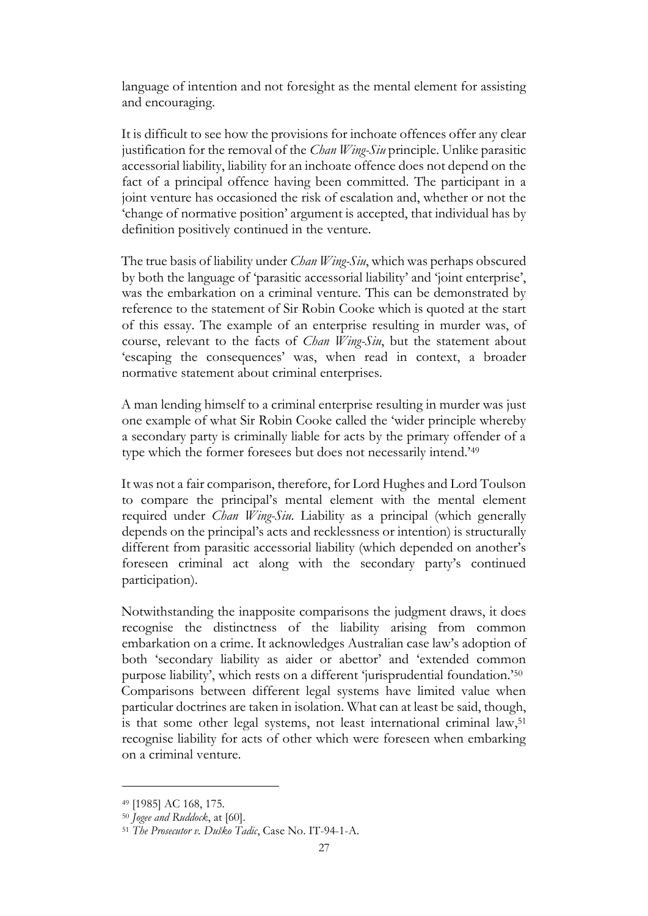language of intention and not foresight as the mental element for assisting and encouraging.

It is difficult to see how the provisions for inchoate offences offer any clear justification for the removal of the *Chan Wing-Siu* principle. Unlike parasitic accessorial liability, liability for an inchoate offence does not depend on the fact of a principal offence having been committed. The participant in a joint venture has occasioned the risk of escalation and, whether or not the 'change of normative position' argument is accepted, that individual has by definition positively continued in the venture.

The true basis of liability under *Chan Wing-Siu*, which was perhaps obscured by both the language of 'parasitic accessorial liability' and 'joint enterprise', was the embarkation on a criminal venture. This can be demonstrated by reference to the statement of Sir Robin Cooke which is quoted at the start of this essay. The example of an enterprise resulting in murder was, of course, relevant to the facts of *Chan Wing-Siu*, but the statement about 'escaping the consequences' was, when read in context, a broader normative statement about criminal enterprises.

A man lending himself to a criminal enterprise resulting in murder was just one example of what Sir Robin Cooke called the 'wider principle whereby a secondary party is criminally liable for acts by the primary offender of a type which the former foresees but does not necessarily intend.'[49]

It was not a fair comparison, therefore, for Lord Hughes and Lord Toulson to compare the principal's mental element with the mental element required under *Chan Wing-Siu*. Liability as a principal (which generally depends on the principal's acts and recklessness or intention) is structurally different from parasitic accessorial liability (which depended on another's foreseen criminal act along with the secondary party's continued participation).

Notwithstanding the inapposite comparisons the judgment draws, it does recognise the distinctness of the liability arising from common embarkation on a crime. It acknowledges Australian case law's adoption of both 'secondary liability as aider or abettor' and 'extended common purpose liability', which rests on a different 'jurisprudential foundation.'[50] Comparisons between different legal systems have limited value when particular doctrines are taken in isolation. What can at least be said, though, is that some other legal systems, not least international criminal law,[51] recognise liability for acts of other which were foreseen when embarking on a criminal venture.

---

[49] [1985] AC 168, 175.

[50] *Jogee and Ruddock*, at [60].

[51] *The Prosecutor v. Duško Tadic*, Case No. IT-94-1-A.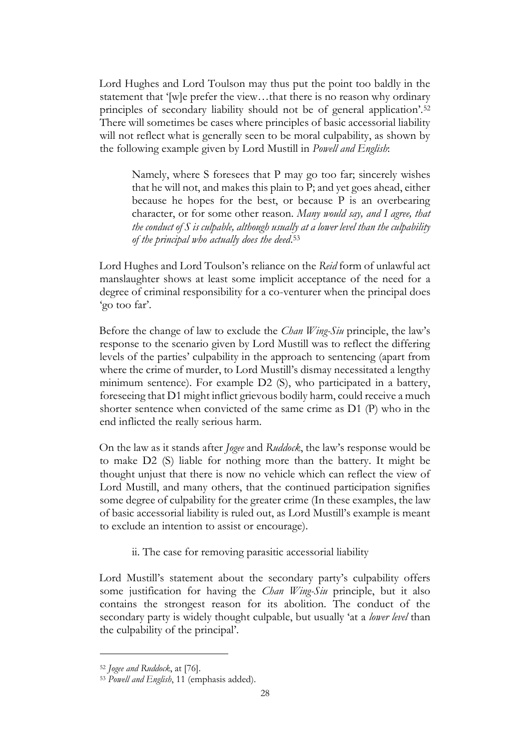Lord Hughes and Lord Toulson may thus put the point too baldly in the statement that '[w]e prefer the view…that there is no reason why ordinary principles of secondary liability should not be of general application'.[52] There will sometimes be cases where principles of basic accessorial liability will not reflect what is generally seen to be moral culpability, as shown by the following example given by Lord Mustill in *Powell and English*:

> Namely, where S foresees that P may go too far; sincerely wishes that he will not, and makes this plain to P; and yet goes ahead, either because he hopes for the best, or because P is an overbearing character, or for some other reason. *Many would say, and I agree, that the conduct of S is culpable, although usually at a lower level than the culpability of the principal who actually does the deed*.[53]

Lord Hughes and Lord Toulson's reliance on the *Reid* form of unlawful act manslaughter shows at least some implicit acceptance of the need for a degree of criminal responsibility for a co-venturer when the principal does 'go too far'.

Before the change of law to exclude the *Chan Wing-Siu* principle, the law's response to the scenario given by Lord Mustill was to reflect the differing levels of the parties' culpability in the approach to sentencing (apart from where the crime of murder, to Lord Mustill's dismay necessitated a lengthy minimum sentence). For example D2 (S), who participated in a battery, foreseeing that D1 might inflict grievous bodily harm, could receive a much shorter sentence when convicted of the same crime as D1 (P) who in the end inflicted the really serious harm.

On the law as it stands after *Jogee* and *Ruddock*, the law's response would be to make D2 (S) liable for nothing more than the battery. It might be thought unjust that there is now no vehicle which can reflect the view of Lord Mustill, and many others, that the continued participation signifies some degree of culpability for the greater crime (In these examples, the law of basic accessorial liability is ruled out, as Lord Mustill's example is meant to exclude an intention to assist or encourage).

ii. The case for removing parasitic accessorial liability

Lord Mustill's statement about the secondary party's culpability offers some justification for having the *Chan Wing-Siu* principle, but it also contains the strongest reason for its abolition. The conduct of the secondary party is widely thought culpable, but usually 'at a *lower level* than the culpability of the principal'.

---

[52] *Jogee and Ruddock*, at [76].

[53] *Powell and English*, 11 (emphasis added).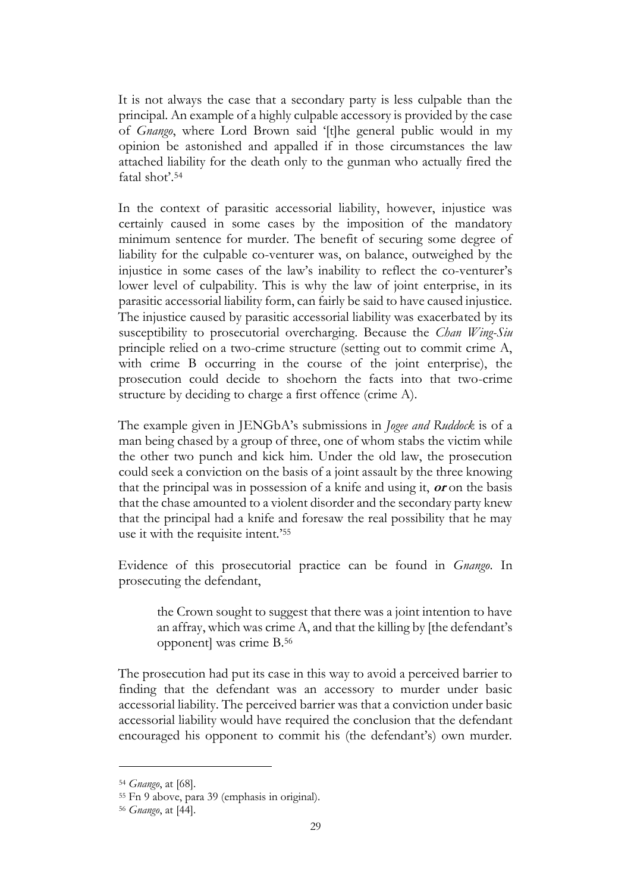It is not always the case that a secondary party is less culpable than the principal. An example of a highly culpable accessory is provided by the case of *Gnango*, where Lord Brown said '[t]he general public would in my opinion be astonished and appalled if in those circumstances the law attached liability for the death only to the gunman who actually fired the fatal shot'.[54]

In the context of parasitic accessorial liability, however, injustice was certainly caused in some cases by the imposition of the mandatory minimum sentence for murder. The benefit of securing some degree of liability for the culpable co-venturer was, on balance, outweighed by the injustice in some cases of the law's inability to reflect the co-venturer's lower level of culpability. This is why the law of joint enterprise, in its parasitic accessorial liability form, can fairly be said to have caused injustice. The injustice caused by parasitic accessorial liability was exacerbated by its susceptibility to prosecutorial overcharging. Because the *Chan Wing-Siu* principle relied on a two-crime structure (setting out to commit crime A, with crime B occurring in the course of the joint enterprise), the prosecution could decide to shoehorn the facts into that two-crime structure by deciding to charge a first offence (crime A).

The example given in JENGbA's submissions in *Jogee and Ruddock* is of a man being chased by a group of three, one of whom stabs the victim while the other two punch and kick him. Under the old law, the prosecution could seek a conviction on the basis of a joint assault by the three knowing that the principal was in possession of a knife and using it, ***or*** on the basis that the chase amounted to a violent disorder and the secondary party knew that the principal had a knife and foresaw the real possibility that he may use it with the requisite intent.'[55]

Evidence of this prosecutorial practice can be found in *Gnango*. In prosecuting the defendant,

> the Crown sought to suggest that there was a joint intention to have an affray, which was crime A, and that the killing by [the defendant's opponent] was crime B.[56]

The prosecution had put its case in this way to avoid a perceived barrier to finding that the defendant was an accessory to murder under basic accessorial liability. The perceived barrier was that a conviction under basic accessorial liability would have required the conclusion that the defendant encouraged his opponent to commit his (the defendant's) own murder.

---

[54] *Gnango*, at [68].

[55] Fn 9 above, para 39 (emphasis in original).

[56] *Gnango*, at [44].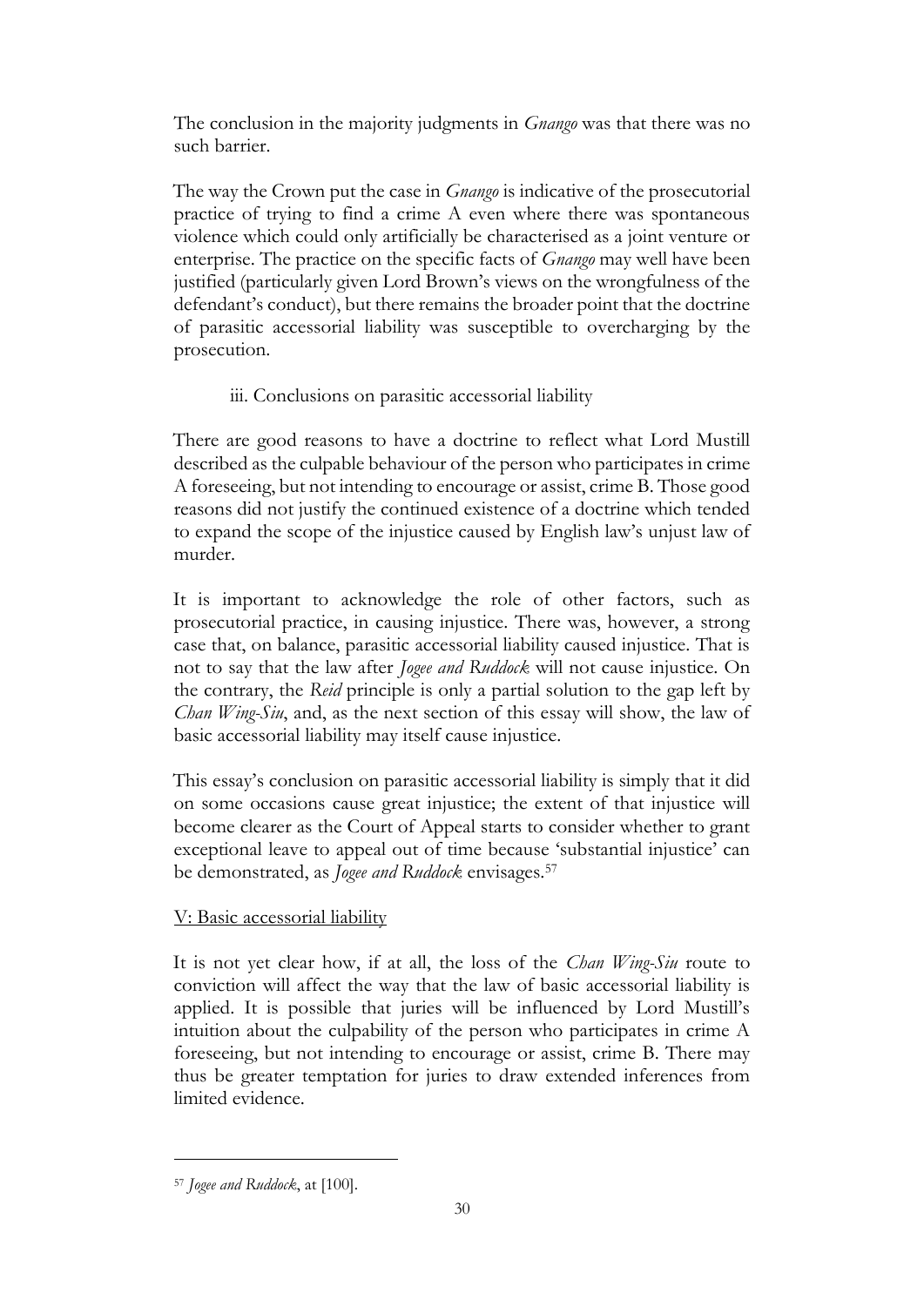The conclusion in the majority judgments in *Gnango* was that there was no such barrier.

The way the Crown put the case in *Gnango* is indicative of the prosecutorial practice of trying to find a crime A even where there was spontaneous violence which could only artificially be characterised as a joint venture or enterprise. The practice on the specific facts of *Gnango* may well have been justified (particularly given Lord Brown's views on the wrongfulness of the defendant's conduct), but there remains the broader point that the doctrine of parasitic accessorial liability was susceptible to overcharging by the prosecution.

### iii. Conclusions on parasitic accessorial liability

There are good reasons to have a doctrine to reflect what Lord Mustill described as the culpable behaviour of the person who participates in crime A foreseeing, but not intending to encourage or assist, crime B. Those good reasons did not justify the continued existence of a doctrine which tended to expand the scope of the injustice caused by English law's unjust law of murder.

It is important to acknowledge the role of other factors, such as prosecutorial practice, in causing injustice. There was, however, a strong case that, on balance, parasitic accessorial liability caused injustice. That is not to say that the law after *Jogee and Ruddock* will not cause injustice. On the contrary, the *Reid* principle is only a partial solution to the gap left by *Chan Wing-Siu*, and, as the next section of this essay will show, the law of basic accessorial liability may itself cause injustice.

This essay's conclusion on parasitic accessorial liability is simply that it did on some occasions cause great injustice; the extent of that injustice will become clearer as the Court of Appeal starts to consider whether to grant exceptional leave to appeal out of time because 'substantial injustice' can be demonstrated, as *Jogee and Ruddock* envisages.[57]

## V: Basic accessorial liability

It is not yet clear how, if at all, the loss of the *Chan Wing-Siu* route to conviction will affect the way that the law of basic accessorial liability is applied. It is possible that juries will be influenced by Lord Mustill's intuition about the culpability of the person who participates in crime A foreseeing, but not intending to encourage or assist, crime B. There may thus be greater temptation for juries to draw extended inferences from limited evidence.

---

[57] *Jogee and Ruddock*, at [100].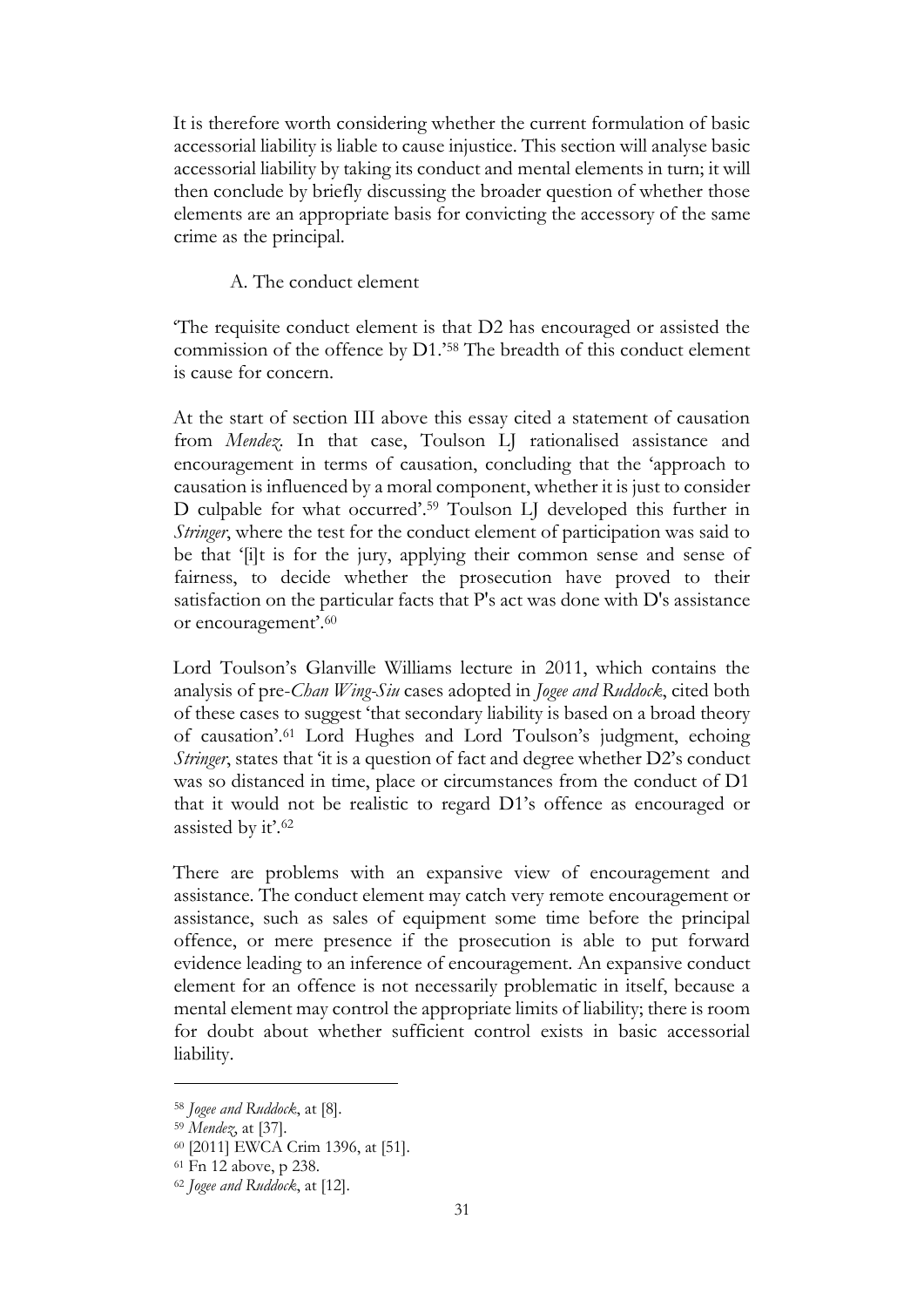It is therefore worth considering whether the current formulation of basic accessorial liability is liable to cause injustice. This section will analyse basic accessorial liability by taking its conduct and mental elements in turn; it will then conclude by briefly discussing the broader question of whether those elements are an appropriate basis for convicting the accessory of the same crime as the principal.

### A. The conduct element

'The requisite conduct element is that D2 has encouraged or assisted the commission of the offence by D1.'[58] The breadth of this conduct element is cause for concern.

At the start of section III above this essay cited a statement of causation from *Mendez*. In that case, Toulson LJ rationalised assistance and encouragement in terms of causation, concluding that the 'approach to causation is influenced by a moral component, whether it is just to consider D culpable for what occurred'.[59] Toulson LJ developed this further in *Stringer*, where the test for the conduct element of participation was said to be that '[i]t is for the jury, applying their common sense and sense of fairness, to decide whether the prosecution have proved to their satisfaction on the particular facts that P's act was done with D's assistance or encouragement'.[60]

Lord Toulson's Glanville Williams lecture in 2011, which contains the analysis of pre-*Chan Wing-Siu* cases adopted in *Jogee and Ruddock*, cited both of these cases to suggest 'that secondary liability is based on a broad theory of causation'.[61] Lord Hughes and Lord Toulson's judgment, echoing *Stringer*, states that 'it is a question of fact and degree whether D2's conduct was so distanced in time, place or circumstances from the conduct of D1 that it would not be realistic to regard D1's offence as encouraged or assisted by it'.[62]

There are problems with an expansive view of encouragement and assistance. The conduct element may catch very remote encouragement or assistance, such as sales of equipment some time before the principal offence, or mere presence if the prosecution is able to put forward evidence leading to an inference of encouragement. An expansive conduct element for an offence is not necessarily problematic in itself, because a mental element may control the appropriate limits of liability; there is room for doubt about whether sufficient control exists in basic accessorial liability.

---

[58] *Jogee and Ruddock*, at [8].

[59] *Mendez*, at [37].

[60] [2011] EWCA Crim 1396, at [51].

[61] Fn 12 above, p 238.

[62] *Jogee and Ruddock*, at [12].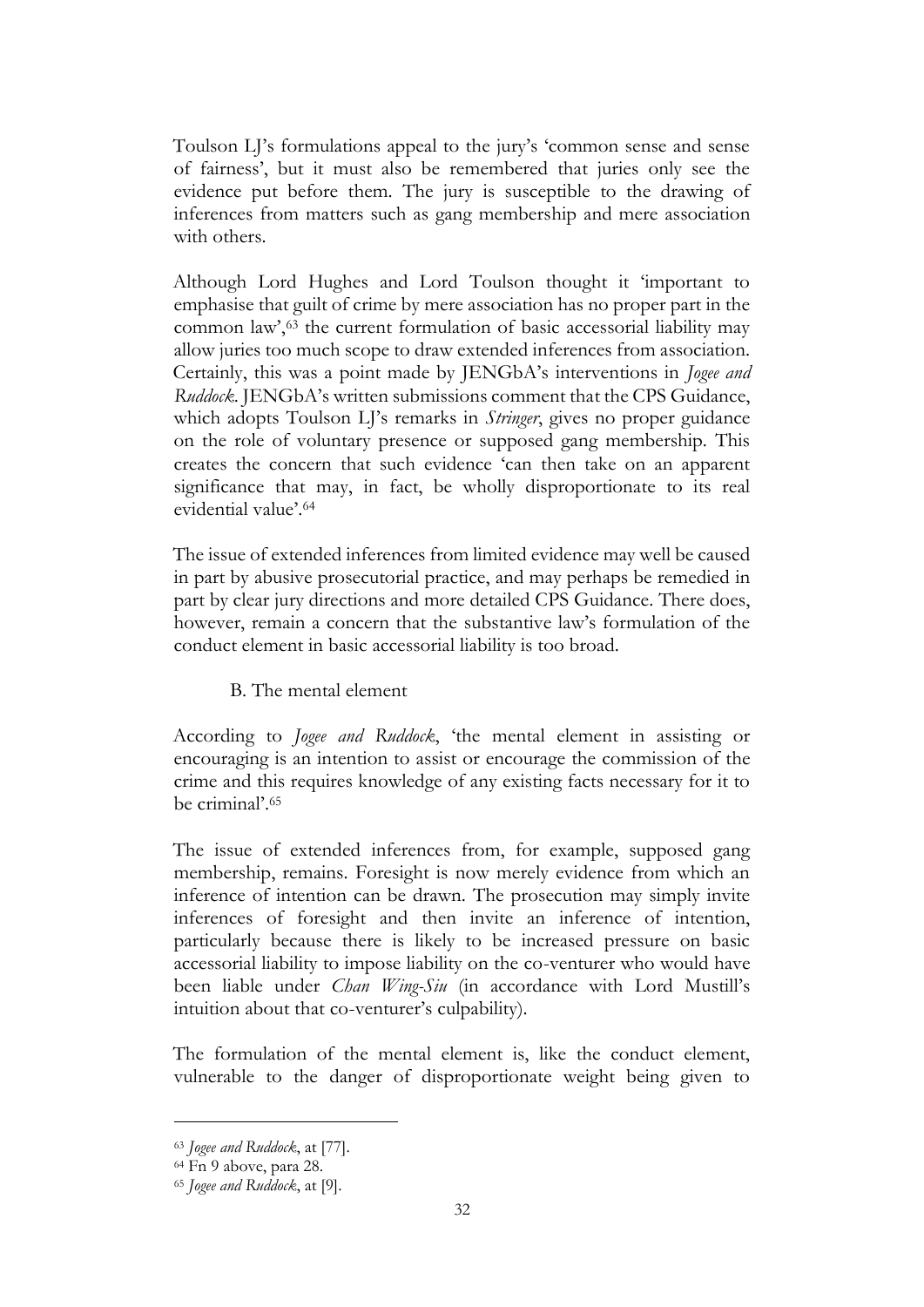Toulson LJ's formulations appeal to the jury's 'common sense and sense of fairness', but it must also be remembered that juries only see the evidence put before them. The jury is susceptible to the drawing of inferences from matters such as gang membership and mere association with others.

Although Lord Hughes and Lord Toulson thought it 'important to emphasise that guilt of crime by mere association has no proper part in the common law',[63] the current formulation of basic accessorial liability may allow juries too much scope to draw extended inferences from association. Certainly, this was a point made by JENGbA's interventions in *Jogee and Ruddock*. JENGbA's written submissions comment that the CPS Guidance, which adopts Toulson LJ's remarks in *Stringer*, gives no proper guidance on the role of voluntary presence or supposed gang membership. This creates the concern that such evidence 'can then take on an apparent significance that may, in fact, be wholly disproportionate to its real evidential value'.[64]

The issue of extended inferences from limited evidence may well be caused in part by abusive prosecutorial practice, and may perhaps be remedied in part by clear jury directions and more detailed CPS Guidance. There does, however, remain a concern that the substantive law's formulation of the conduct element in basic accessorial liability is too broad.

### B. The mental element

According to *Jogee and Ruddock*, 'the mental element in assisting or encouraging is an intention to assist or encourage the commission of the crime and this requires knowledge of any existing facts necessary for it to be criminal'.[65]

The issue of extended inferences from, for example, supposed gang membership, remains. Foresight is now merely evidence from which an inference of intention can be drawn. The prosecution may simply invite inferences of foresight and then invite an inference of intention, particularly because there is likely to be increased pressure on basic accessorial liability to impose liability on the co-venturer who would have been liable under *Chan Wing-Siu* (in accordance with Lord Mustill's intuition about that co-venturer's culpability).

The formulation of the mental element is, like the conduct element, vulnerable to the danger of disproportionate weight being given to

---

[63] *Jogee and Ruddock*, at [77].

[64] Fn 9 above, para 28.

[65] *Jogee and Ruddock*, at [9].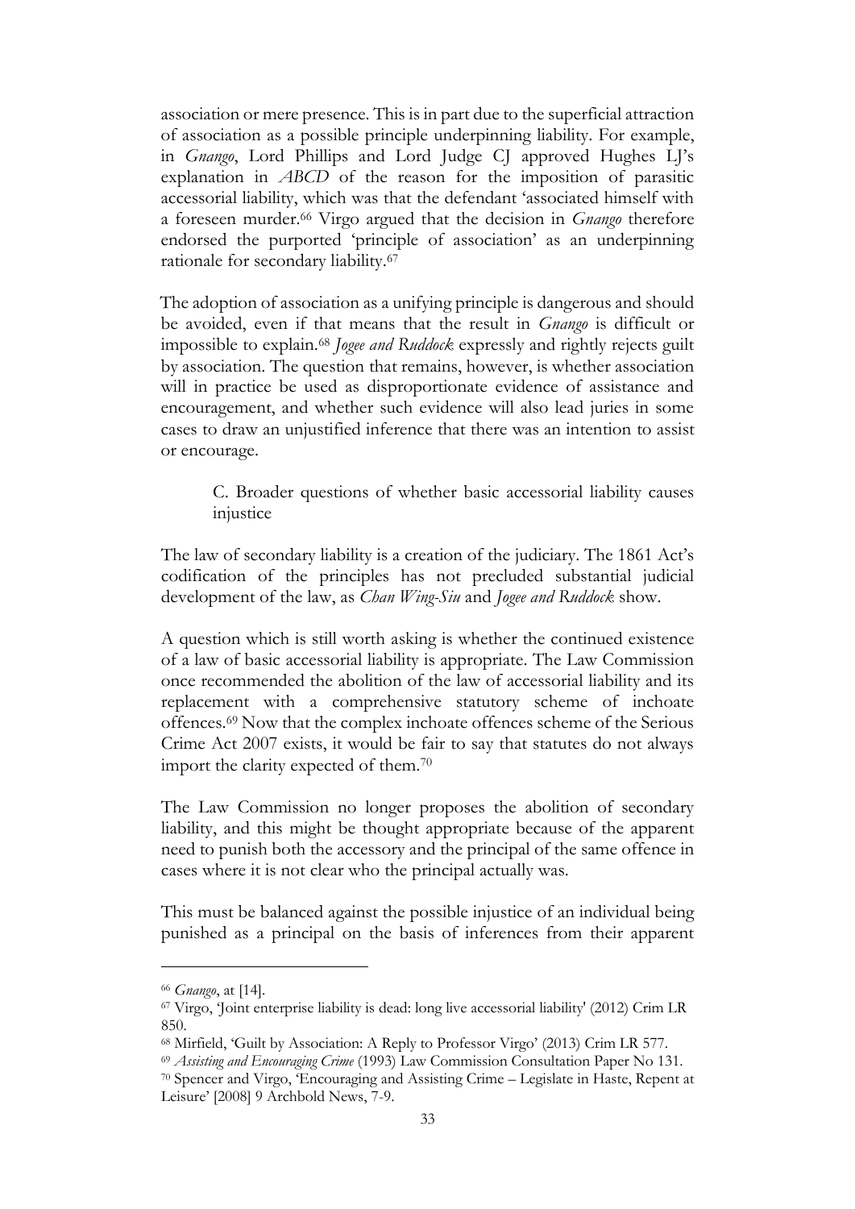association or mere presence. This is in part due to the superficial attraction of association as a possible principle underpinning liability. For example, in *Gnango*, Lord Phillips and Lord Judge CJ approved Hughes LJ's explanation in *ABCD* of the reason for the imposition of parasitic accessorial liability, which was that the defendant 'associated himself with a foreseen murder.[66] Virgo argued that the decision in *Gnango* therefore endorsed the purported 'principle of association' as an underpinning rationale for secondary liability.[67]

The adoption of association as a unifying principle is dangerous and should be avoided, even if that means that the result in *Gnango* is difficult or impossible to explain.[68] *Jogee and Ruddock* expressly and rightly rejects guilt by association. The question that remains, however, is whether association will in practice be used as disproportionate evidence of assistance and encouragement, and whether such evidence will also lead juries in some cases to draw an unjustified inference that there was an intention to assist or encourage.

### C. Broader questions of whether basic accessorial liability causes injustice

The law of secondary liability is a creation of the judiciary. The 1861 Act's codification of the principles has not precluded substantial judicial development of the law, as *Chan Wing-Siu* and *Jogee and Ruddock* show.

A question which is still worth asking is whether the continued existence of a law of basic accessorial liability is appropriate. The Law Commission once recommended the abolition of the law of accessorial liability and its replacement with a comprehensive statutory scheme of inchoate offences.[69] Now that the complex inchoate offences scheme of the Serious Crime Act 2007 exists, it would be fair to say that statutes do not always import the clarity expected of them.[70]

The Law Commission no longer proposes the abolition of secondary liability, and this might be thought appropriate because of the apparent need to punish both the accessory and the principal of the same offence in cases where it is not clear who the principal actually was.

This must be balanced against the possible injustice of an individual being punished as a principal on the basis of inferences from their apparent

---

[66] *Gnango*, at [14].

[67] Virgo, 'Joint enterprise liability is dead: long live accessorial liability' (2012) Crim LR 850.

[68] Mirfield, 'Guilt by Association: A Reply to Professor Virgo' (2013) Crim LR 577.

[69] *Assisting and Encouraging Crime* (1993) Law Commission Consultation Paper No 131.

[70] Spencer and Virgo, 'Encouraging and Assisting Crime – Legislate in Haste, Repent at Leisure' [2008] 9 Archbold News, 7-9.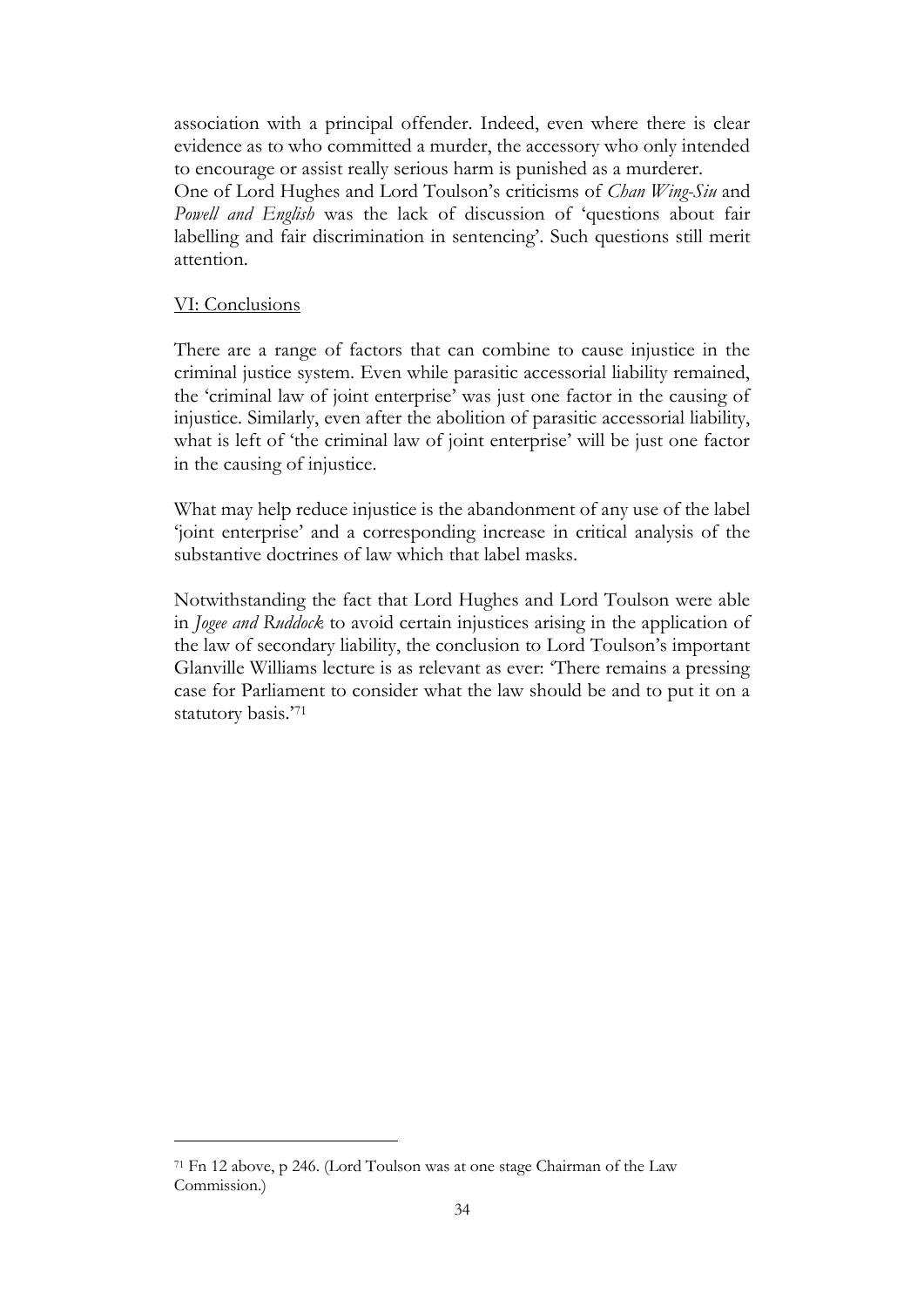association with a principal offender. Indeed, even where there is clear evidence as to who committed a murder, the accessory who only intended to encourage or assist really serious harm is punished as a murderer.
One of Lord Hughes and Lord Toulson's criticisms of *Chan Wing-Siu* and *Powell and English* was the lack of discussion of 'questions about fair labelling and fair discrimination in sentencing'. Such questions still merit attention.

## VI: Conclusions

There are a range of factors that can combine to cause injustice in the criminal justice system. Even while parasitic accessorial liability remained, the 'criminal law of joint enterprise' was just one factor in the causing of injustice. Similarly, even after the abolition of parasitic accessorial liability, what is left of 'the criminal law of joint enterprise' will be just one factor in the causing of injustice.

What may help reduce injustice is the abandonment of any use of the label 'joint enterprise' and a corresponding increase in critical analysis of the substantive doctrines of law which that label masks.

Notwithstanding the fact that Lord Hughes and Lord Toulson were able in *Jogee and Ruddock* to avoid certain injustices arising in the application of the law of secondary liability, the conclusion to Lord Toulson's important Glanville Williams lecture is as relevant as ever: 'There remains a pressing case for Parliament to consider what the law should be and to put it on a statutory basis.'[71]

---

[71] Fn 12 above, p 246. (Lord Toulson was at one stage Chairman of the Law Commission.)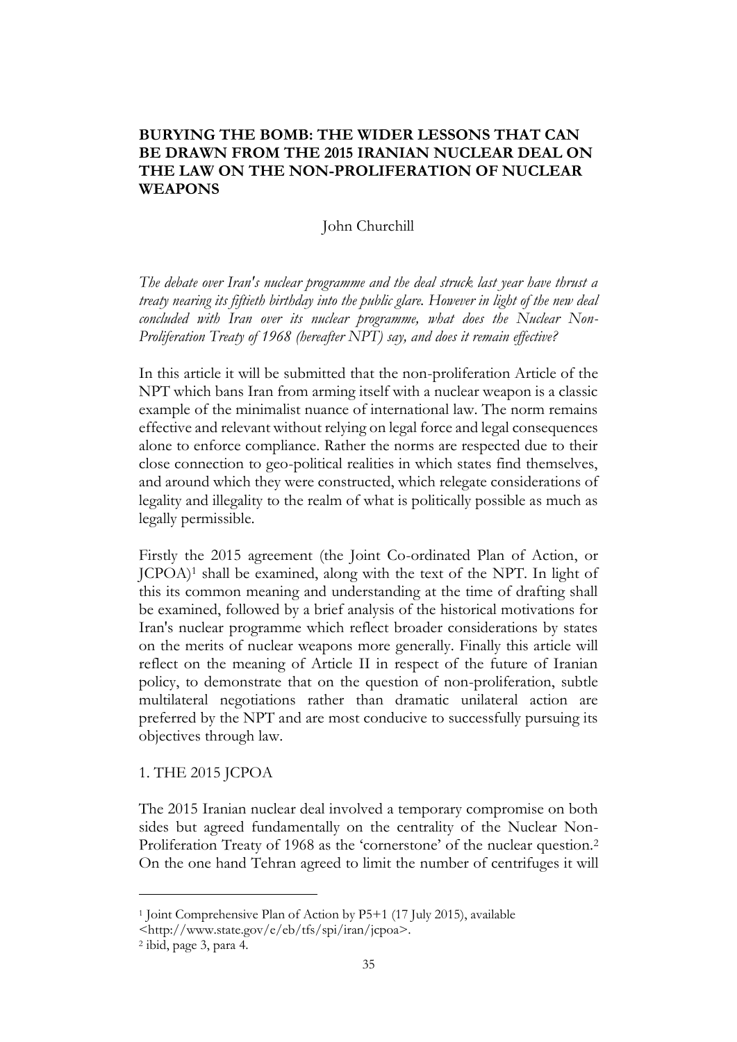## BURYING THE BOMB: THE WIDER LESSONS THAT CAN BE DRAWN FROM THE 2015 IRANIAN NUCLEAR DEAL ON THE LAW ON THE NON-PROLIFERATION OF NUCLEAR WEAPONS

John Churchill

*The debate over Iran's nuclear programme and the deal struck last year have thrust a treaty nearing its fiftieth birthday into the public glare. However in light of the new deal concluded with Iran over its nuclear programme, what does the Nuclear Non-Proliferation Treaty of 1968 (hereafter NPT) say, and does it remain effective?*

In this article it will be submitted that the non-proliferation Article of the NPT which bans Iran from arming itself with a nuclear weapon is a classic example of the minimalist nuance of international law. The norm remains effective and relevant without relying on legal force and legal consequences alone to enforce compliance. Rather the norms are respected due to their close connection to geo-political realities in which states find themselves, and around which they were constructed, which relegate considerations of legality and illegality to the realm of what is politically possible as much as legally permissible.

Firstly the 2015 agreement (the Joint Co-ordinated Plan of Action, or JCPOA)[1] shall be examined, along with the text of the NPT. In light of this its common meaning and understanding at the time of drafting shall be examined, followed by a brief analysis of the historical motivations for Iran's nuclear programme which reflect broader considerations by states on the merits of nuclear weapons more generally. Finally this article will reflect on the meaning of Article II in respect of the future of Iranian policy, to demonstrate that on the question of non-proliferation, subtle multilateral negotiations rather than dramatic unilateral action are preferred by the NPT and are most conducive to successfully pursuing its objectives through law.

### 1. THE 2015 JCPOA

The 2015 Iranian nuclear deal involved a temporary compromise on both sides but agreed fundamentally on the centrality of the Nuclear Non-Proliferation Treaty of 1968 as the 'cornerstone' of the nuclear question.[2] On the one hand Tehran agreed to limit the number of centrifuges it will

---

[1] Joint Comprehensive Plan of Action by P5+1 (17 July 2015), available <http://www.state.gov/e/eb/tfs/spi/iran/jcpoa>.

[2] ibid, page 3, para 4.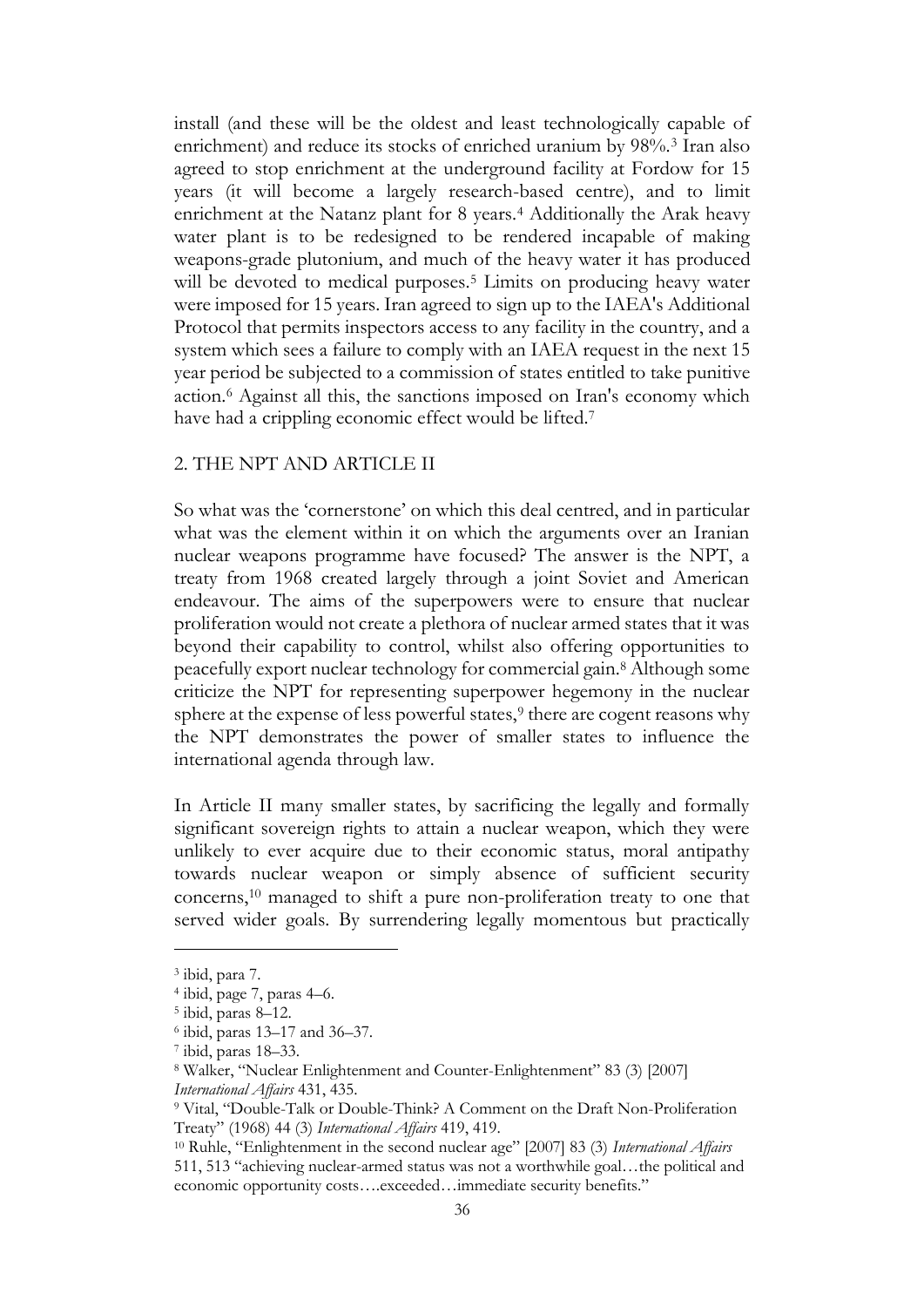install (and these will be the oldest and least technologically capable of enrichment) and reduce its stocks of enriched uranium by 98%.[3] Iran also agreed to stop enrichment at the underground facility at Fordow for 15 years (it will become a largely research-based centre), and to limit enrichment at the Natanz plant for 8 years.[4] Additionally the Arak heavy water plant is to be redesigned to be rendered incapable of making weapons-grade plutonium, and much of the heavy water it has produced will be devoted to medical purposes.[5] Limits on producing heavy water were imposed for 15 years. Iran agreed to sign up to the IAEA's Additional Protocol that permits inspectors access to any facility in the country, and a system which sees a failure to comply with an IAEA request in the next 15 year period be subjected to a commission of states entitled to take punitive action.[6] Against all this, the sanctions imposed on Iran's economy which have had a crippling economic effect would be lifted.[7]

## 2. THE NPT AND ARTICLE II

So what was the 'cornerstone' on which this deal centred, and in particular what was the element within it on which the arguments over an Iranian nuclear weapons programme have focused? The answer is the NPT, a treaty from 1968 created largely through a joint Soviet and American endeavour. The aims of the superpowers were to ensure that nuclear proliferation would not create a plethora of nuclear armed states that it was beyond their capability to control, whilst also offering opportunities to peacefully export nuclear technology for commercial gain.[8] Although some criticize the NPT for representing superpower hegemony in the nuclear sphere at the expense of less powerful states,[9] there are cogent reasons why the NPT demonstrates the power of smaller states to influence the international agenda through law.

In Article II many smaller states, by sacrificing the legally and formally significant sovereign rights to attain a nuclear weapon, which they were unlikely to ever acquire due to their economic status, moral antipathy towards nuclear weapon or simply absence of sufficient security concerns,[10] managed to shift a pure non-proliferation treaty to one that served wider goals. By surrendering legally momentous but practically

---

[3] ibid, para 7.

[4] ibid, page 7, paras 4–6.

[5] ibid, paras 8–12.

[6] ibid, paras 13–17 and 36–37.

[7] ibid, paras 18–33.

[8] Walker, "Nuclear Enlightenment and Counter-Enlightenment" 83 (3) [2007] *International Affairs* 431, 435.

[9] Vital, "Double-Talk or Double-Think? A Comment on the Draft Non-Proliferation Treaty" (1968) 44 (3) *International Affairs* 419, 419.

[10] Ruhle, "Enlightenment in the second nuclear age" [2007] 83 (3) *International Affairs* 511, 513 "achieving nuclear-armed status was not a worthwhile goal…the political and economic opportunity costs….exceeded…immediate security benefits."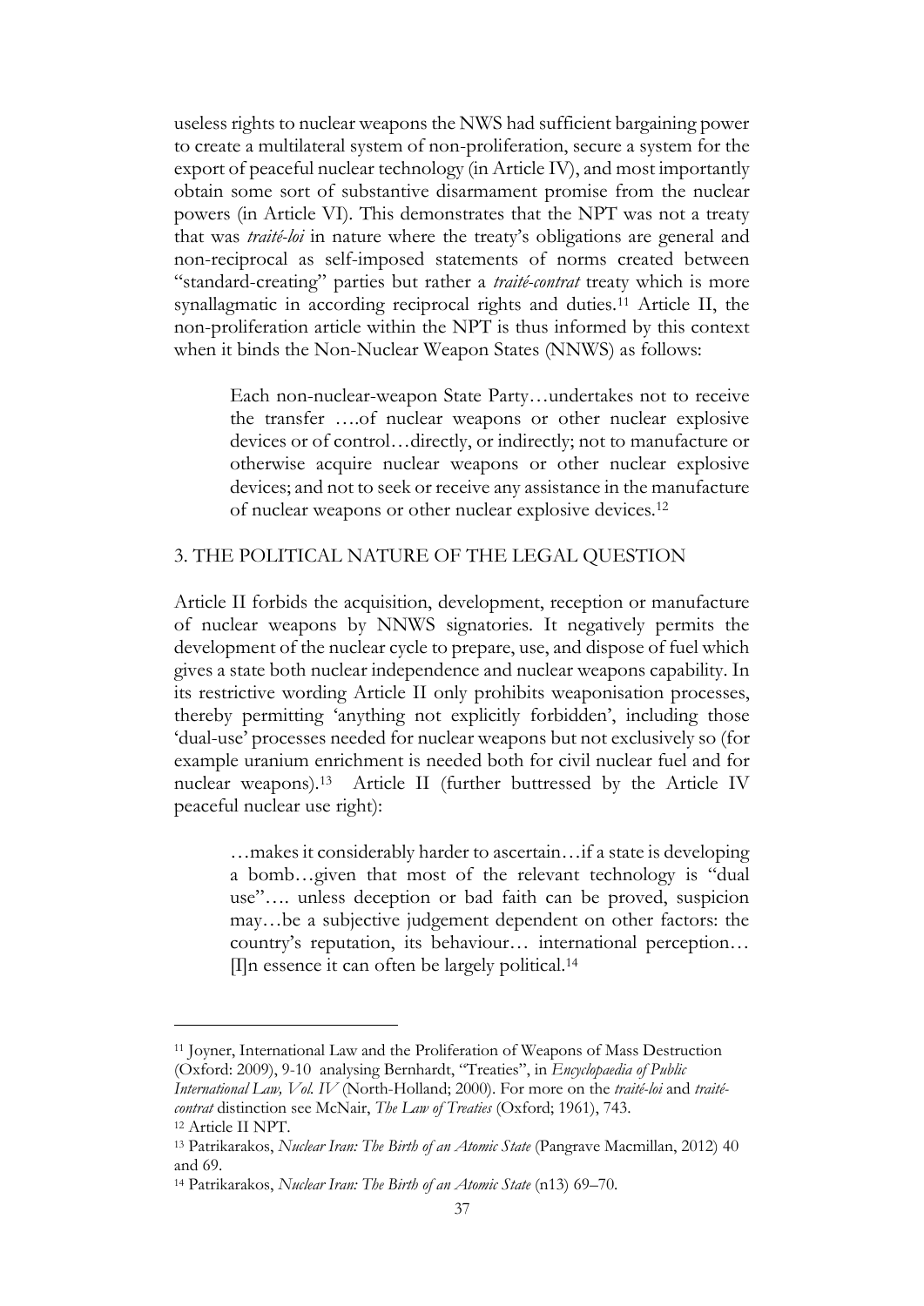useless rights to nuclear weapons the NWS had sufficient bargaining power to create a multilateral system of non-proliferation, secure a system for the export of peaceful nuclear technology (in Article IV), and most importantly obtain some sort of substantive disarmament promise from the nuclear powers (in Article VI). This demonstrates that the NPT was not a treaty that was *traité-loi* in nature where the treaty's obligations are general and non-reciprocal as self-imposed statements of norms created between "standard-creating" parties but rather a *traité-contrat* treaty which is more synallagmatic in according reciprocal rights and duties.[11] Article II, the non-proliferation article within the NPT is thus informed by this context when it binds the Non-Nuclear Weapon States (NNWS) as follows:

> Each non-nuclear-weapon State Party…undertakes not to receive the transfer ….of nuclear weapons or other nuclear explosive devices or of control…directly, or indirectly; not to manufacture or otherwise acquire nuclear weapons or other nuclear explosive devices; and not to seek or receive any assistance in the manufacture of nuclear weapons or other nuclear explosive devices.[12]

## 3. THE POLITICAL NATURE OF THE LEGAL QUESTION

Article II forbids the acquisition, development, reception or manufacture of nuclear weapons by NNWS signatories. It negatively permits the development of the nuclear cycle to prepare, use, and dispose of fuel which gives a state both nuclear independence and nuclear weapons capability. In its restrictive wording Article II only prohibits weaponisation processes, thereby permitting 'anything not explicitly forbidden', including those 'dual-use' processes needed for nuclear weapons but not exclusively so (for example uranium enrichment is needed both for civil nuclear fuel and for nuclear weapons).[13] Article II (further buttressed by the Article IV peaceful nuclear use right):

> …makes it considerably harder to ascertain…if a state is developing a bomb…given that most of the relevant technology is "dual use"…. unless deception or bad faith can be proved, suspicion may…be a subjective judgement dependent on other factors: the country's reputation, its behaviour… international perception… [I]n essence it can often be largely political.[14]

---

[11] Joyner, International Law and the Proliferation of Weapons of Mass Destruction (Oxford: 2009), 9-10 analysing Bernhardt, "Treaties", in *Encyclopaedia of Public International Law, Vol. IV* (North-Holland; 2000). For more on the *traité-loi* and *traité-contrat* distinction see McNair, *The Law of Treaties* (Oxford; 1961), 743.

[12] Article II NPT.

[13] Patrikarakos, *Nuclear Iran: The Birth of an Atomic State* (Pangrave Macmillan, 2012) 40 and 69.

[14] Patrikarakos, *Nuclear Iran: The Birth of an Atomic State* (n13) 69–70.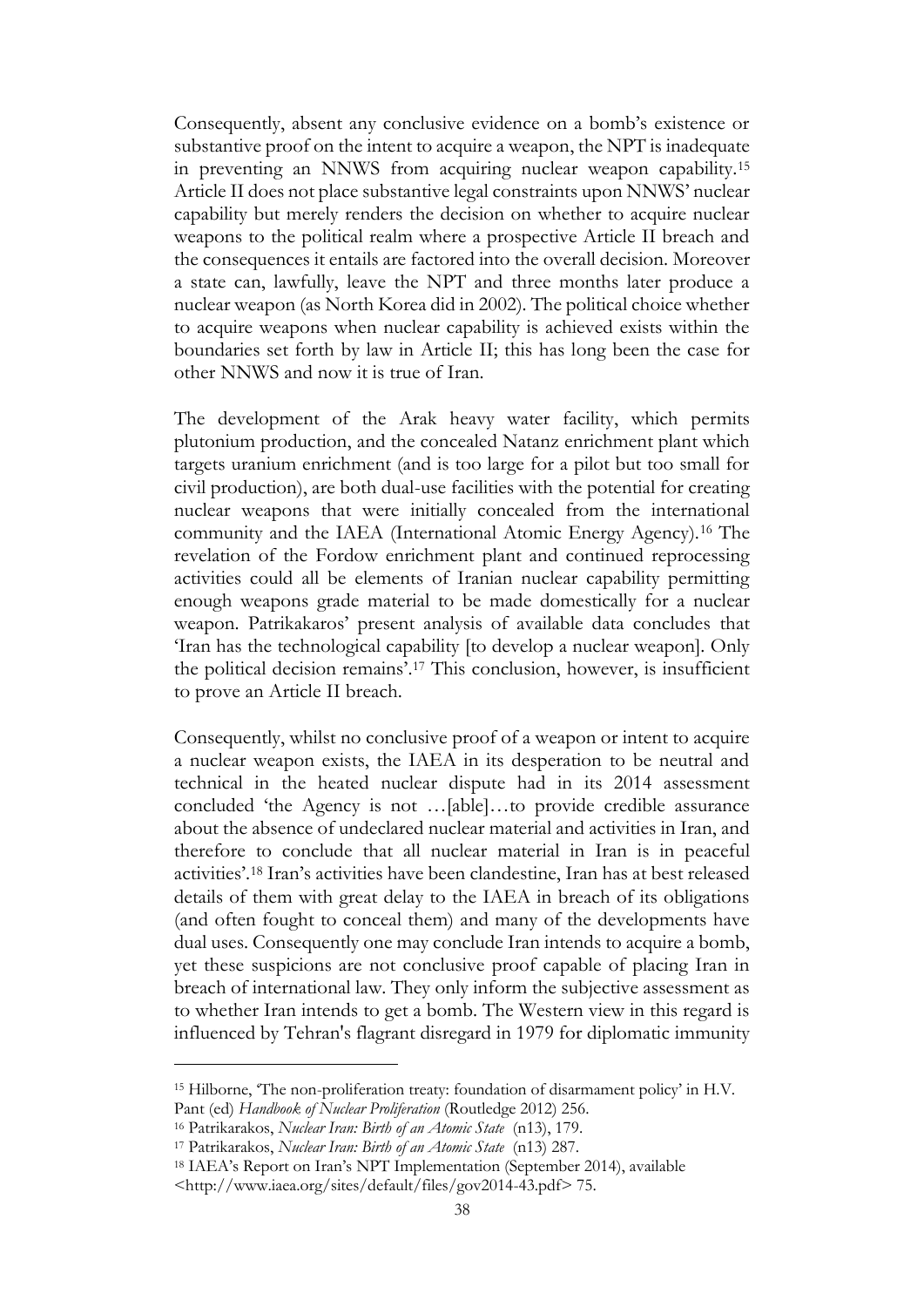Consequently, absent any conclusive evidence on a bomb's existence or substantive proof on the intent to acquire a weapon, the NPT is inadequate in preventing an NNWS from acquiring nuclear weapon capability.[15] Article II does not place substantive legal constraints upon NNWS' nuclear capability but merely renders the decision on whether to acquire nuclear weapons to the political realm where a prospective Article II breach and the consequences it entails are factored into the overall decision. Moreover a state can, lawfully, leave the NPT and three months later produce a nuclear weapon (as North Korea did in 2002). The political choice whether to acquire weapons when nuclear capability is achieved exists within the boundaries set forth by law in Article II; this has long been the case for other NNWS and now it is true of Iran.

The development of the Arak heavy water facility, which permits plutonium production, and the concealed Natanz enrichment plant which targets uranium enrichment (and is too large for a pilot but too small for civil production), are both dual-use facilities with the potential for creating nuclear weapons that were initially concealed from the international community and the IAEA (International Atomic Energy Agency).[16] The revelation of the Fordow enrichment plant and continued reprocessing activities could all be elements of Iranian nuclear capability permitting enough weapons grade material to be made domestically for a nuclear weapon. Patrikakaros' present analysis of available data concludes that 'Iran has the technological capability [to develop a nuclear weapon]. Only the political decision remains'.[17] This conclusion, however, is insufficient to prove an Article II breach.

Consequently, whilst no conclusive proof of a weapon or intent to acquire a nuclear weapon exists, the IAEA in its desperation to be neutral and technical in the heated nuclear dispute had in its 2014 assessment concluded 'the Agency is not …[able]…to provide credible assurance about the absence of undeclared nuclear material and activities in Iran, and therefore to conclude that all nuclear material in Iran is in peaceful activities'.[18] Iran's activities have been clandestine, Iran has at best released details of them with great delay to the IAEA in breach of its obligations (and often fought to conceal them) and many of the developments have dual uses. Consequently one may conclude Iran intends to acquire a bomb, yet these suspicions are not conclusive proof capable of placing Iran in breach of international law. They only inform the subjective assessment as to whether Iran intends to get a bomb. The Western view in this regard is influenced by Tehran's flagrant disregard in 1979 for diplomatic immunity

---

[15] Hilborne, 'The non-proliferation treaty: foundation of disarmament policy' in H.V. Pant (ed) *Handbook of Nuclear Proliferation* (Routledge 2012) 256.

[16] Patrikakaros, *Nuclear Iran: Birth of an Atomic State* (n13), 179.

[17] Patrikakaros, *Nuclear Iran: Birth of an Atomic State* (n13) 287.

[18] IAEA's Report on Iran's NPT Implementation (September 2014), available <http://www.iaea.org/sites/default/files/gov2014-43.pdf> 75.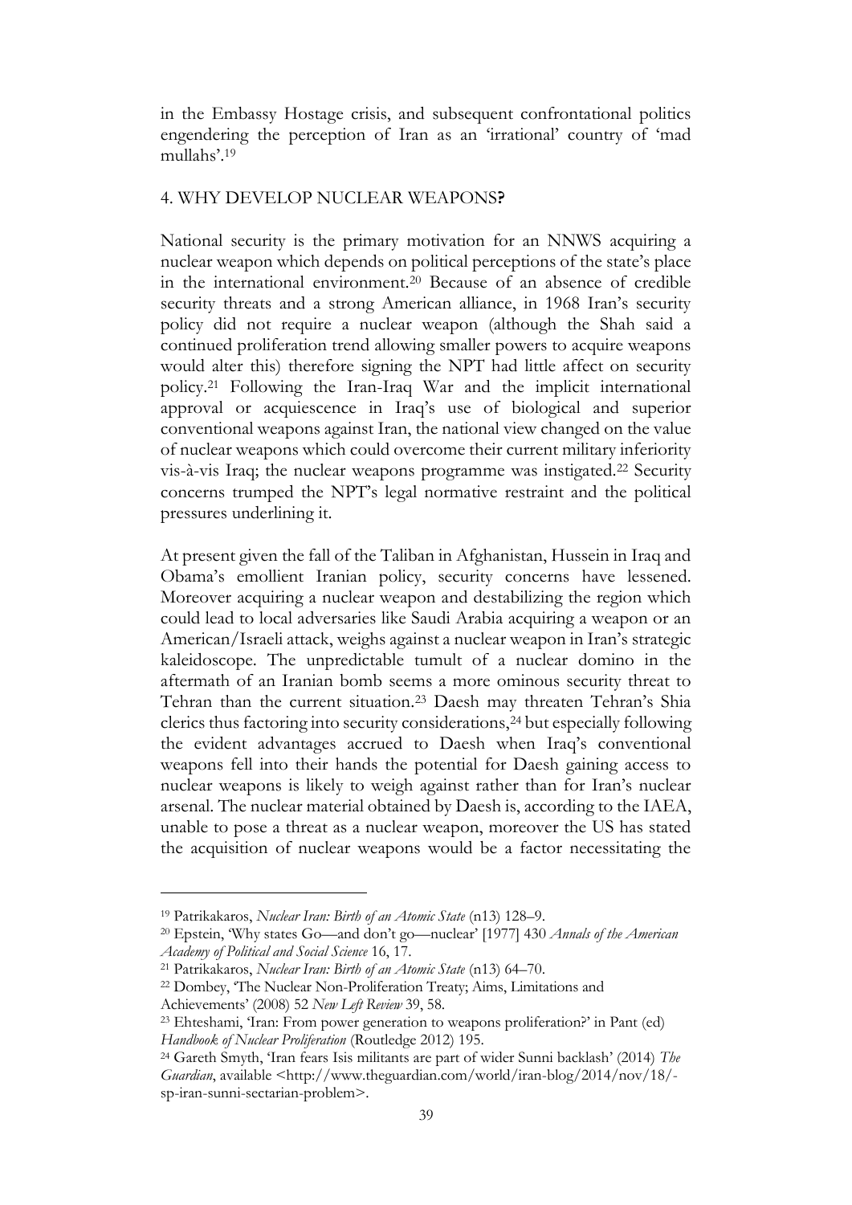in the Embassy Hostage crisis, and subsequent confrontational politics engendering the perception of Iran as an 'irrational' country of 'mad mullahs'.[19]

## 4. WHY DEVELOP NUCLEAR WEAPONS?

National security is the primary motivation for an NNWS acquiring a nuclear weapon which depends on political perceptions of the state's place in the international environment.[20] Because of an absence of credible security threats and a strong American alliance, in 1968 Iran's security policy did not require a nuclear weapon (although the Shah said a continued proliferation trend allowing smaller powers to acquire weapons would alter this) therefore signing the NPT had little affect on security policy.[21] Following the Iran-Iraq War and the implicit international approval or acquiescence in Iraq's use of biological and superior conventional weapons against Iran, the national view changed on the value of nuclear weapons which could overcome their current military inferiority vis-à-vis Iraq; the nuclear weapons programme was instigated.[22] Security concerns trumped the NPT's legal normative restraint and the political pressures underlining it.

At present given the fall of the Taliban in Afghanistan, Hussein in Iraq and Obama's emollient Iranian policy, security concerns have lessened. Moreover acquiring a nuclear weapon and destabilizing the region which could lead to local adversaries like Saudi Arabia acquiring a weapon or an American/Israeli attack, weighs against a nuclear weapon in Iran's strategic kaleidoscope. The unpredictable tumult of a nuclear domino in the aftermath of an Iranian bomb seems a more ominous security threat to Tehran than the current situation.[23] Daesh may threaten Tehran's Shia clerics thus factoring into security considerations,[24] but especially following the evident advantages accrued to Daesh when Iraq's conventional weapons fell into their hands the potential for Daesh gaining access to nuclear weapons is likely to weigh against rather than for Iran's nuclear arsenal. The nuclear material obtained by Daesh is, according to the IAEA, unable to pose a threat as a nuclear weapon, moreover the US has stated the acquisition of nuclear weapons would be a factor necessitating the

---

[19] Patrikakaros, *Nuclear Iran: Birth of an Atomic State* (n13) 128–9.

[20] Epstein, 'Why states Go—and don't go—nuclear' [1977] 430 *Annals of the American Academy of Political and Social Science* 16, 17.

[21] Patrikakaros, *Nuclear Iran: Birth of an Atomic State* (n13) 64–70.

[22] Dombey, 'The Nuclear Non-Proliferation Treaty; Aims, Limitations and Achievements' (2008) 52 *New Left Review* 39, 58.

[23] Ehteshami, 'Iran: From power generation to weapons proliferation?' in Pant (ed) *Handbook of Nuclear Proliferation* (Routledge 2012) 195.

[24] Gareth Smyth, 'Iran fears Isis militants are part of wider Sunni backlash' (2014) *The Guardian*, available <http://www.theguardian.com/world/iran-blog/2014/nov/18/-sp-iran-sunni-sectarian-problem>.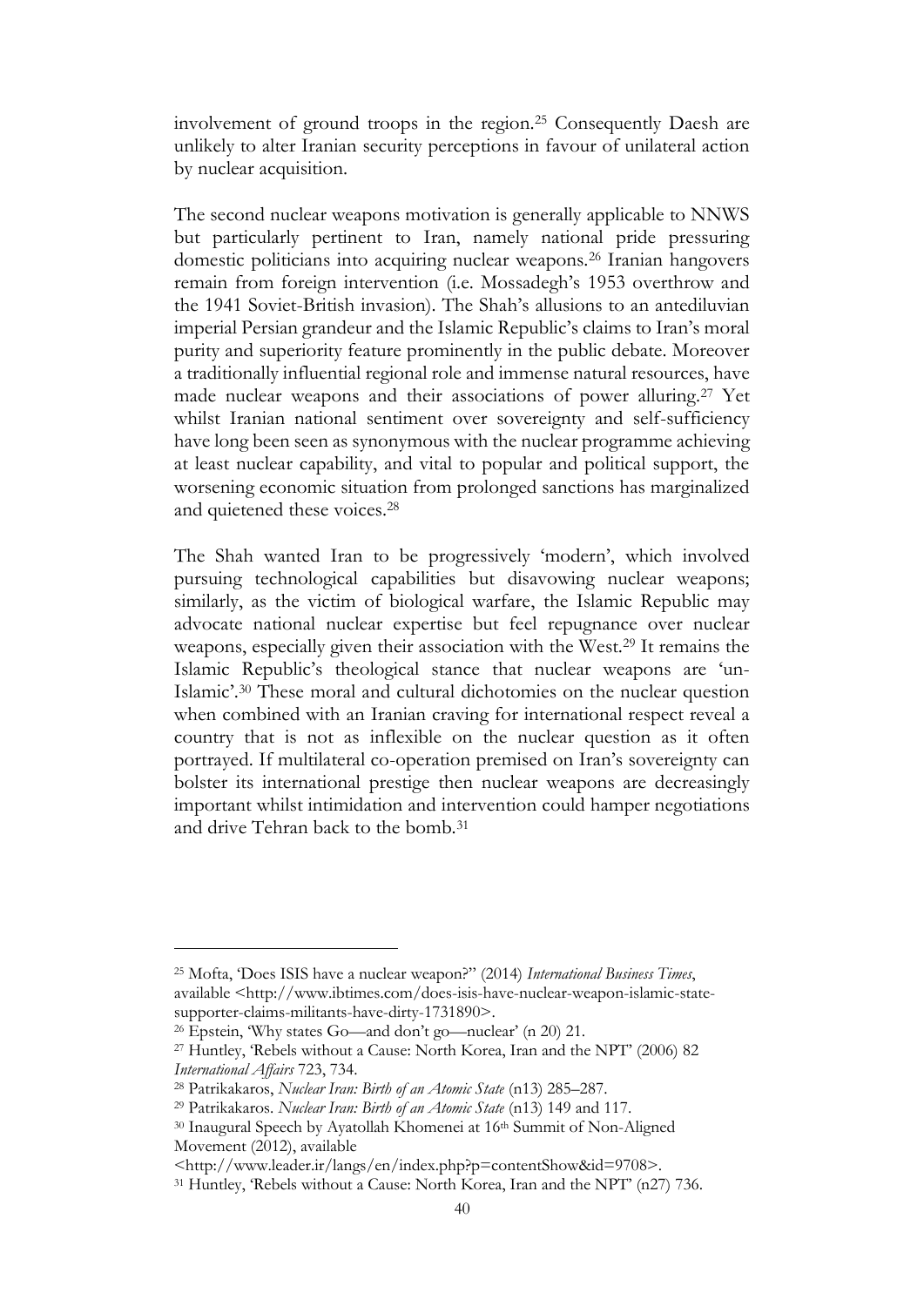involvement of ground troops in the region.[25] Consequently Daesh are unlikely to alter Iranian security perceptions in favour of unilateral action by nuclear acquisition.

The second nuclear weapons motivation is generally applicable to NNWS but particularly pertinent to Iran, namely national pride pressuring domestic politicians into acquiring nuclear weapons.[26] Iranian hangovers remain from foreign intervention (i.e. Mossadegh's 1953 overthrow and the 1941 Soviet-British invasion). The Shah's allusions to an antediluvian imperial Persian grandeur and the Islamic Republic's claims to Iran's moral purity and superiority feature prominently in the public debate. Moreover a traditionally influential regional role and immense natural resources, have made nuclear weapons and their associations of power alluring.[27] Yet whilst Iranian national sentiment over sovereignty and self-sufficiency have long been seen as synonymous with the nuclear programme achieving at least nuclear capability, and vital to popular and political support, the worsening economic situation from prolonged sanctions has marginalized and quietened these voices.[28]

The Shah wanted Iran to be progressively 'modern', which involved pursuing technological capabilities but disavowing nuclear weapons; similarly, as the victim of biological warfare, the Islamic Republic may advocate national nuclear expertise but feel repugnance over nuclear weapons, especially given their association with the West.[29] It remains the Islamic Republic's theological stance that nuclear weapons are 'un-Islamic'.[30] These moral and cultural dichotomies on the nuclear question when combined with an Iranian craving for international respect reveal a country that is not as inflexible on the nuclear question as it often portrayed. If multilateral co-operation premised on Iran's sovereignty can bolster its international prestige then nuclear weapons are decreasingly important whilst intimidation and intervention could hamper negotiations and drive Tehran back to the bomb.[31]

---

[25] Mofta, 'Does ISIS have a nuclear weapon?" (2014) *International Business Times*, available <http://www.ibtimes.com/does-isis-have-nuclear-weapon-islamic-state-supporter-claims-militants-have-dirty-1731890>.

[26] Epstein, 'Why states Go—and don't go—nuclear' (n 20) 21.

[27] Huntley, 'Rebels without a Cause: North Korea, Iran and the NPT' (2006) 82 *International Affairs* 723, 734.

[28] Patrikakaros, *Nuclear Iran: Birth of an Atomic State* (n13) 285–287.

[29] Patrikakaros. *Nuclear Iran: Birth of an Atomic State* (n13) 149 and 117.

[30] Inaugural Speech by Ayatollah Khomenei at 16th Summit of Non-Aligned Movement (2012), available <http://www.leader.ir/langs/en/index.php?p=contentShow&id=9708>.

[31] Huntley, 'Rebels without a Cause: North Korea, Iran and the NPT' (n27) 736.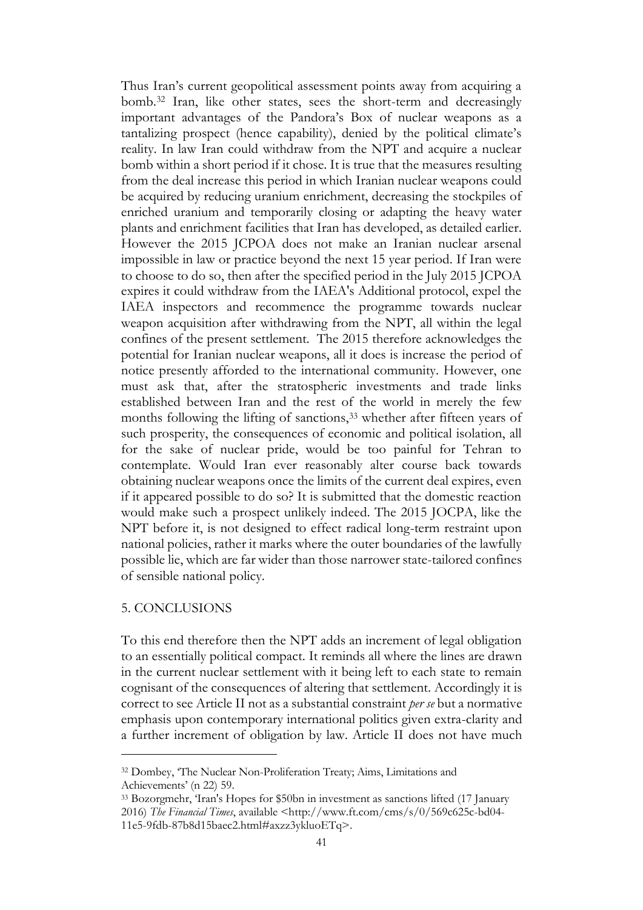Thus Iran's current geopolitical assessment points away from acquiring a bomb.[32] Iran, like other states, sees the short-term and decreasingly important advantages of the Pandora's Box of nuclear weapons as a tantalizing prospect (hence capability), denied by the political climate's reality. In law Iran could withdraw from the NPT and acquire a nuclear bomb within a short period if it chose. It is true that the measures resulting from the deal increase this period in which Iranian nuclear weapons could be acquired by reducing uranium enrichment, decreasing the stockpiles of enriched uranium and temporarily closing or adapting the heavy water plants and enrichment facilities that Iran has developed, as detailed earlier. However the 2015 JCPOA does not make an Iranian nuclear arsenal impossible in law or practice beyond the next 15 year period. If Iran were to choose to do so, then after the specified period in the July 2015 JCPOA expires it could withdraw from the IAEA's Additional protocol, expel the IAEA inspectors and recommence the programme towards nuclear weapon acquisition after withdrawing from the NPT, all within the legal confines of the present settlement. The 2015 therefore acknowledges the potential for Iranian nuclear weapons, all it does is increase the period of notice presently afforded to the international community. However, one must ask that, after the stratospheric investments and trade links established between Iran and the rest of the world in merely the few months following the lifting of sanctions,[33] whether after fifteen years of such prosperity, the consequences of economic and political isolation, all for the sake of nuclear pride, would be too painful for Tehran to contemplate. Would Iran ever reasonably alter course back towards obtaining nuclear weapons once the limits of the current deal expires, even if it appeared possible to do so? It is submitted that the domestic reaction would make such a prospect unlikely indeed. The 2015 JOCPA, like the NPT before it, is not designed to effect radical long-term restraint upon national policies, rather it marks where the outer boundaries of the lawfully possible lie, which are far wider than those narrower state-tailored confines of sensible national policy.

## 5. CONCLUSIONS

To this end therefore then the NPT adds an increment of legal obligation to an essentially political compact. It reminds all where the lines are drawn in the current nuclear settlement with it being left to each state to remain cognisant of the consequences of altering that settlement. Accordingly it is correct to see Article II not as a substantial constraint *per se* but a normative emphasis upon contemporary international politics given extra-clarity and a further increment of obligation by law. Article II does not have much

---

[32] Dombey, 'The Nuclear Non-Proliferation Treaty; Aims, Limitations and Achievements' (n 22) 59.

[33] Bozorgmehr, 'Iran's Hopes for $50bn in investment as sanctions lifted (17 January 2016) *The Financial Times*, available <http://www.ft.com/cms/s/0/569c625c-bd04-11e5-9fdb-87b8d15baec2.html#axzz3ykluoETq>.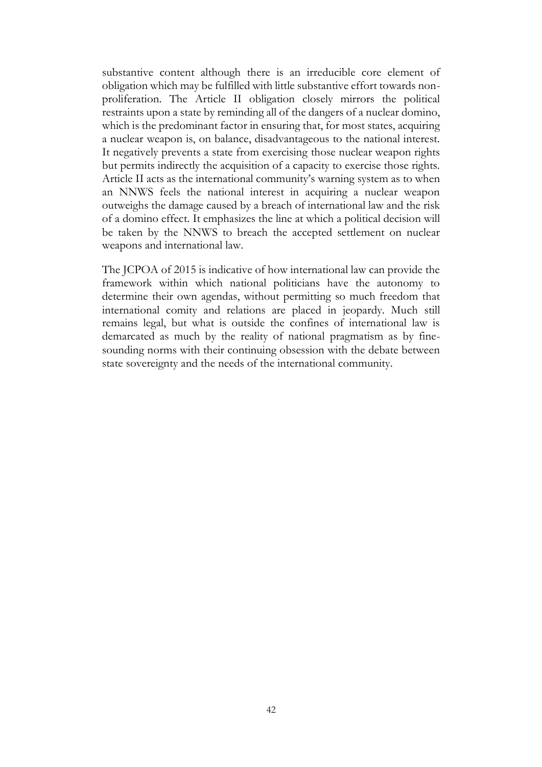substantive content although there is an irreducible core element of obligation which may be fulfilled with little substantive effort towards non-proliferation. The Article II obligation closely mirrors the political restraints upon a state by reminding all of the dangers of a nuclear domino, which is the predominant factor in ensuring that, for most states, acquiring a nuclear weapon is, on balance, disadvantageous to the national interest. It negatively prevents a state from exercising those nuclear weapon rights but permits indirectly the acquisition of a capacity to exercise those rights. Article II acts as the international community's warning system as to when an NNWS feels the national interest in acquiring a nuclear weapon outweighs the damage caused by a breach of international law and the risk of a domino effect. It emphasizes the line at which a political decision will be taken by the NNWS to breach the accepted settlement on nuclear weapons and international law.

The JCPOA of 2015 is indicative of how international law can provide the framework within which national politicians have the autonomy to determine their own agendas, without permitting so much freedom that international comity and relations are placed in jeopardy. Much still remains legal, but what is outside the confines of international law is demarcated as much by the reality of national pragmatism as by fine-sounding norms with their continuing obsession with the debate between state sovereignty and the needs of the international community.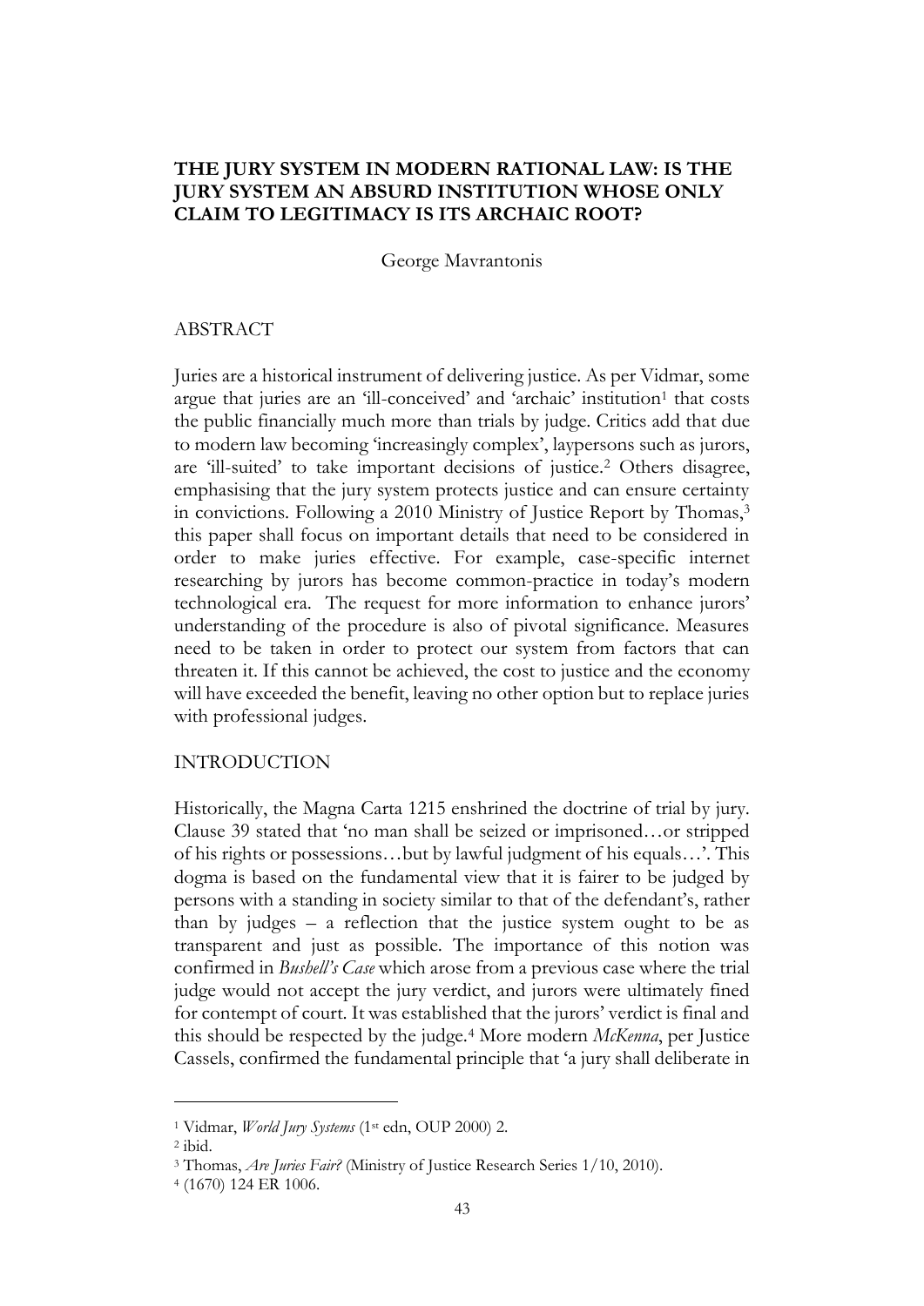# THE JURY SYSTEM IN MODERN RATIONAL LAW: IS THE JURY SYSTEM AN ABSURD INSTITUTION WHOSE ONLY CLAIM TO LEGITIMACY IS ITS ARCHAIC ROOT?

George Mavrantonis

## ABSTRACT

Juries are a historical instrument of delivering justice. As per Vidmar, some argue that juries are an 'ill-conceived' and 'archaic' institution[1] that costs the public financially much more than trials by judge. Critics add that due to modern law becoming 'increasingly complex', laypersons such as jurors, are 'ill-suited' to take important decisions of justice.[2] Others disagree, emphasising that the jury system protects justice and can ensure certainty in convictions. Following a 2010 Ministry of Justice Report by Thomas,[3] this paper shall focus on important details that need to be considered in order to make juries effective. For example, case-specific internet researching by jurors has become common-practice in today's modern technological era. The request for more information to enhance jurors' understanding of the procedure is also of pivotal significance. Measures need to be taken in order to protect our system from factors that can threaten it. If this cannot be achieved, the cost to justice and the economy will have exceeded the benefit, leaving no other option but to replace juries with professional judges.

## INTRODUCTION

Historically, the Magna Carta 1215 enshrined the doctrine of trial by jury. Clause 39 stated that 'no man shall be seized or imprisoned…or stripped of his rights or possessions…but by lawful judgment of his equals…'. This dogma is based on the fundamental view that it is fairer to be judged by persons with a standing in society similar to that of the defendant's, rather than by judges – a reflection that the justice system ought to be as transparent and just as possible. The importance of this notion was confirmed in *Bushell's Case* which arose from a previous case where the trial judge would not accept the jury verdict, and jurors were ultimately fined for contempt of court. It was established that the jurors' verdict is final and this should be respected by the judge.[4] More modern *McKenna*, per Justice Cassels, confirmed the fundamental principle that 'a jury shall deliberate in

---

[1] Vidmar, *World Jury Systems* (1st edn, OUP 2000) 2.

[2] ibid.

[3] Thomas, *Are Juries Fair?* (Ministry of Justice Research Series 1/10, 2010).

[4] (1670) 124 ER 1006.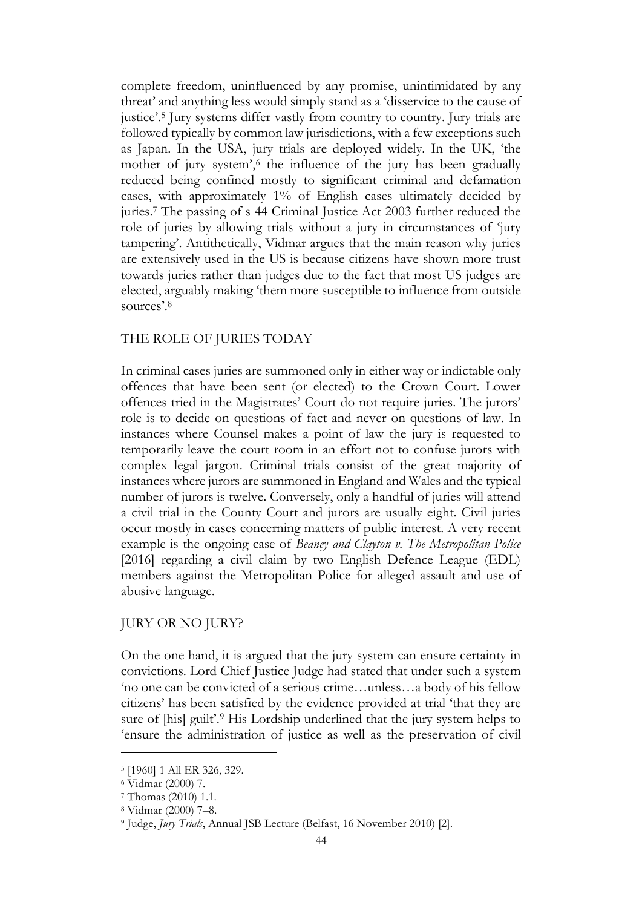complete freedom, uninfluenced by any promise, unintimidated by any threat' and anything less would simply stand as a 'disservice to the cause of justice'.[5] Jury systems differ vastly from country to country. Jury trials are followed typically by common law jurisdictions, with a few exceptions such as Japan. In the USA, jury trials are deployed widely. In the UK, 'the mother of jury system',[6] the influence of the jury has been gradually reduced being confined mostly to significant criminal and defamation cases, with approximately 1% of English cases ultimately decided by juries.[7] The passing of s 44 Criminal Justice Act 2003 further reduced the role of juries by allowing trials without a jury in circumstances of 'jury tampering'. Antithetically, Vidmar argues that the main reason why juries are extensively used in the US is because citizens have shown more trust towards juries rather than judges due to the fact that most US judges are elected, arguably making 'them more susceptible to influence from outside sources'.[8]

## THE ROLE OF JURIES TODAY

In criminal cases juries are summoned only in either way or indictable only offences that have been sent (or elected) to the Crown Court. Lower offences tried in the Magistrates' Court do not require juries. The jurors' role is to decide on questions of fact and never on questions of law. In instances where Counsel makes a point of law the jury is requested to temporarily leave the court room in an effort not to confuse jurors with complex legal jargon. Criminal trials consist of the great majority of instances where jurors are summoned in England and Wales and the typical number of jurors is twelve. Conversely, only a handful of juries will attend a civil trial in the County Court and jurors are usually eight. Civil juries occur mostly in cases concerning matters of public interest. A very recent example is the ongoing case of *Beaney and Clayton v. The Metropolitan Police* [2016] regarding a civil claim by two English Defence League (EDL) members against the Metropolitan Police for alleged assault and use of abusive language.

## JURY OR NO JURY?

On the one hand, it is argued that the jury system can ensure certainty in convictions. Lord Chief Justice Judge had stated that under such a system 'no one can be convicted of a serious crime…unless…a body of his fellow citizens' has been satisfied by the evidence provided at trial 'that they are sure of [his] guilt'.[9] His Lordship underlined that the jury system helps to 'ensure the administration of justice as well as the preservation of civil

---

[5] [1960] 1 All ER 326, 329.

[6] Vidmar (2000) 7.

[7] Thomas (2010) 1.1.

[8] Vidmar (2000) 7–8.

[9] Judge, *Jury Trials*, Annual JSB Lecture (Belfast, 16 November 2010) [2].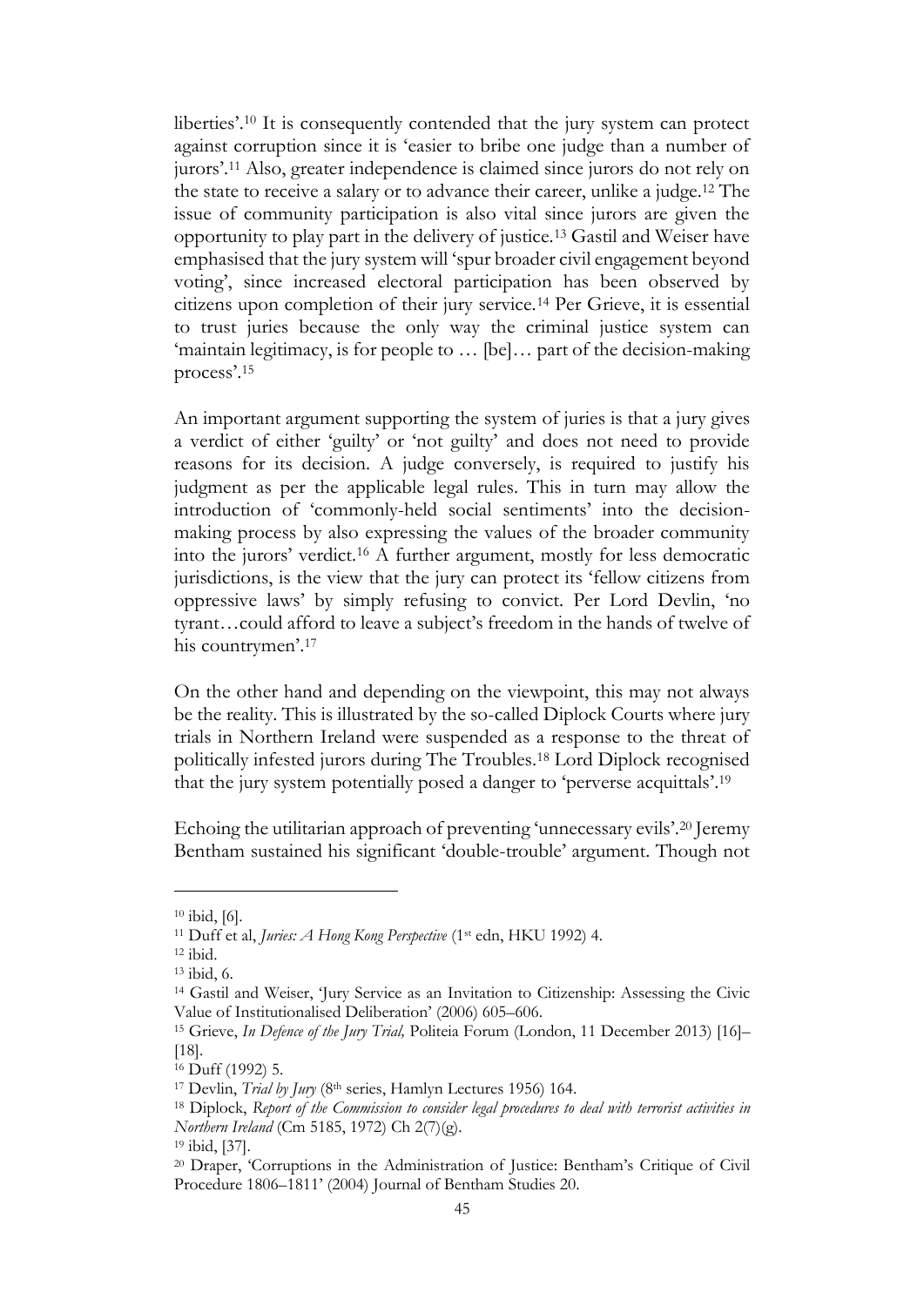liberties'.[10] It is consequently contended that the jury system can protect against corruption since it is 'easier to bribe one judge than a number of jurors'.[11] Also, greater independence is claimed since jurors do not rely on the state to receive a salary or to advance their career, unlike a judge.[12] The issue of community participation is also vital since jurors are given the opportunity to play part in the delivery of justice.[13] Gastil and Weiser have emphasised that the jury system will 'spur broader civil engagement beyond voting', since increased electoral participation has been observed by citizens upon completion of their jury service.[14] Per Grieve, it is essential to trust juries because the only way the criminal justice system can 'maintain legitimacy, is for people to … [be]… part of the decision-making process'.[15]

An important argument supporting the system of juries is that a jury gives a verdict of either 'guilty' or 'not guilty' and does not need to provide reasons for its decision. A judge conversely, is required to justify his judgment as per the applicable legal rules. This in turn may allow the introduction of 'commonly-held social sentiments' into the decision-making process by also expressing the values of the broader community into the jurors' verdict.[16] A further argument, mostly for less democratic jurisdictions, is the view that the jury can protect its 'fellow citizens from oppressive laws' by simply refusing to convict. Per Lord Devlin, 'no tyrant…could afford to leave a subject's freedom in the hands of twelve of his countrymen'.[17]

On the other hand and depending on the viewpoint, this may not always be the reality. This is illustrated by the so-called Diplock Courts where jury trials in Northern Ireland were suspended as a response to the threat of politically infested jurors during The Troubles.[18] Lord Diplock recognised that the jury system potentially posed a danger to 'perverse acquittals'.[19]

Echoing the utilitarian approach of preventing 'unnecessary evils'.[20] Jeremy Bentham sustained his significant 'double-trouble' argument. Though not

---

[10] ibid, [6].

[11] Duff et al, *Juries: A Hong Kong Perspective* (1st edn, HKU 1992) 4.

[12] ibid.

[13] ibid, 6.

[14] Gastil and Weiser, 'Jury Service as an Invitation to Citizenship: Assessing the Civic Value of Institutionalised Deliberation' (2006) 605–606.

[15] Grieve, *In Defence of the Jury Trial,* Politeia Forum (London, 11 December 2013) [16]–[18].

[16] Duff (1992) 5.

[17] Devlin, *Trial by Jury* (8th series, Hamlyn Lectures 1956) 164.

[18] Diplock, *Report of the Commission to consider legal procedures to deal with terrorist activities in Northern Ireland* (Cm 5185, 1972) Ch 2(7)(g).

[19] ibid, [37].

[20] Draper, 'Corruptions in the Administration of Justice: Bentham's Critique of Civil Procedure 1806–1811' (2004) Journal of Bentham Studies 20.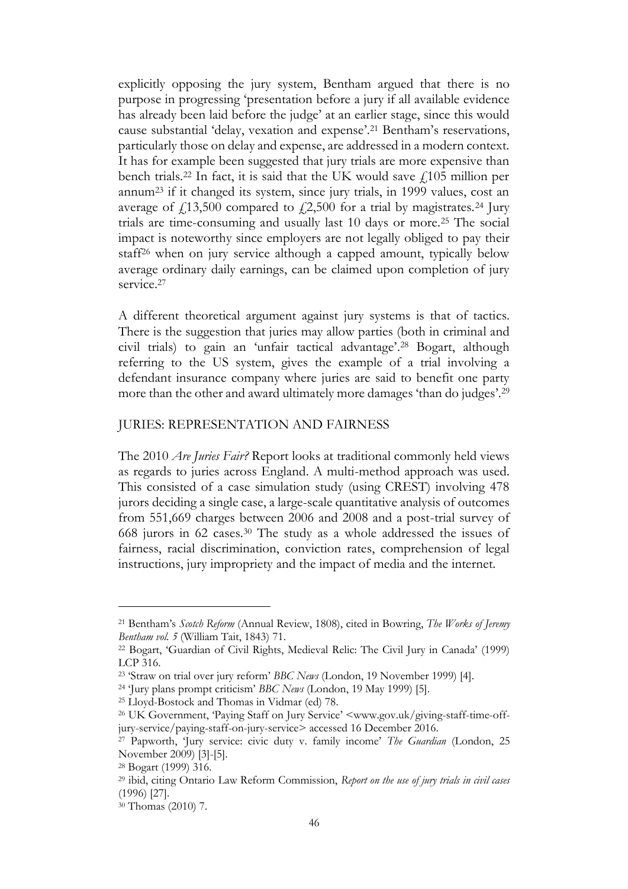explicitly opposing the jury system, Bentham argued that there is no purpose in progressing 'presentation before a jury if all available evidence has already been laid before the judge' at an earlier stage, since this would cause substantial 'delay, vexation and expense'.[21] Bentham's reservations, particularly those on delay and expense, are addressed in a modern context. It has for example been suggested that jury trials are more expensive than bench trials.[22] In fact, it is said that the UK would save £105 million per annum[23] if it changed its system, since jury trials, in 1999 values, cost an average of £13,500 compared to £2,500 for a trial by magistrates.[24] Jury trials are time-consuming and usually last 10 days or more.[25] The social impact is noteworthy since employers are not legally obliged to pay their staff[26] when on jury service although a capped amount, typically below average ordinary daily earnings, can be claimed upon completion of jury service.[27]

A different theoretical argument against jury systems is that of tactics. There is the suggestion that juries may allow parties (both in criminal and civil trials) to gain an 'unfair tactical advantage'.[28] Bogart, although referring to the US system, gives the example of a trial involving a defendant insurance company where juries are said to benefit one party more than the other and award ultimately more damages 'than do judges'.[29]

## JURIES: REPRESENTATION AND FAIRNESS

The 2010 *Are Juries Fair?* Report looks at traditional commonly held views as regards to juries across England. A multi-method approach was used. This consisted of a case simulation study (using CREST) involving 478 jurors deciding a single case, a large-scale quantitative analysis of outcomes from 551,669 charges between 2006 and 2008 and a post-trial survey of 668 jurors in 62 cases.[30] The study as a whole addressed the issues of fairness, racial discrimination, conviction rates, comprehension of legal instructions, jury impropriety and the impact of media and the internet.

---

[21] Bentham's *Scotch Reform* (Annual Review, 1808), cited in Bowring, *The Works of Jeremy Bentham vol. 5* (William Tait, 1843) 71.

[22] Bogart, 'Guardian of Civil Rights, Medieval Relic: The Civil Jury in Canada' (1999) LCP 316.

[23] 'Straw on trial over jury reform' *BBC News* (London, 19 November 1999) [4].

[24] 'Jury plans prompt criticism' *BBC News* (London, 19 May 1999) [5].

[25] Lloyd-Bostock and Thomas in Vidmar (ed) 78.

[26] UK Government, 'Paying Staff on Jury Service' <www.gov.uk/giving-staff-time-off-jury-service/paying-staff-on-jury-service> accessed 16 December 2016.

[27] Papworth, 'Jury service: civic duty v. family income' *The Guardian* (London, 25 November 2009) [3]-[5].

[28] Bogart (1999) 316.

[29] ibid, citing Ontario Law Reform Commission, *Report on the use of jury trials in civil cases* (1996) [27].

[30] Thomas (2010) 7.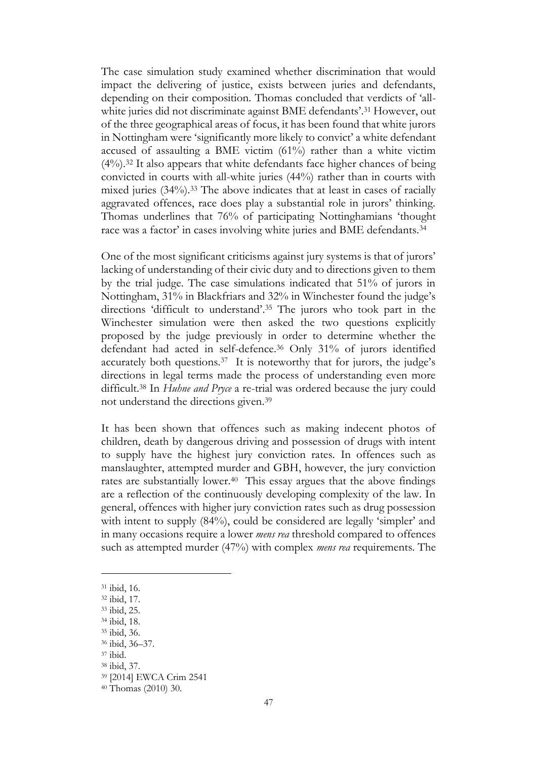The case simulation study examined whether discrimination that would impact the delivering of justice, exists between juries and defendants, depending on their composition. Thomas concluded that verdicts of 'all-white juries did not discriminate against BME defendants'.[31] However, out of the three geographical areas of focus, it has been found that white jurors in Nottingham were 'significantly more likely to convict' a white defendant accused of assaulting a BME victim (61%) rather than a white victim (4%).[32] It also appears that white defendants face higher chances of being convicted in courts with all-white juries (44%) rather than in courts with mixed juries (34%).[33] The above indicates that at least in cases of racially aggravated offences, race does play a substantial role in jurors' thinking. Thomas underlines that 76% of participating Nottinghamians 'thought race was a factor' in cases involving white juries and BME defendants.[34]

One of the most significant criticisms against jury systems is that of jurors' lacking of understanding of their civic duty and to directions given to them by the trial judge. The case simulations indicated that 51% of jurors in Nottingham, 31% in Blackfriars and 32% in Winchester found the judge's directions 'difficult to understand'.[35] The jurors who took part in the Winchester simulation were then asked the two questions explicitly proposed by the judge previously in order to determine whether the defendant had acted in self-defence.[36] Only 31% of jurors identified accurately both questions.[37] It is noteworthy that for jurors, the judge's directions in legal terms made the process of understanding even more difficult.[38] In *Huhne and Pryce* a re-trial was ordered because the jury could not understand the directions given.[39]

It has been shown that offences such as making indecent photos of children, death by dangerous driving and possession of drugs with intent to supply have the highest jury conviction rates. In offences such as manslaughter, attempted murder and GBH, however, the jury conviction rates are substantially lower.[40] This essay argues that the above findings are a reflection of the continuously developing complexity of the law. In general, offences with higher jury conviction rates such as drug possession with intent to supply (84%), could be considered are legally 'simpler' and in many occasions require a lower *mens rea* threshold compared to offences such as attempted murder (47%) with complex *mens rea* requirements. The

---

[31] ibid, 16.
[32] ibid, 17.
[33] ibid, 25.
[34] ibid, 18.
[35] ibid, 36.
[36] ibid, 36–37.
[37] ibid.
[38] ibid, 37.
[39] [2014] EWCA Crim 2541
[40] Thomas (2010) 30.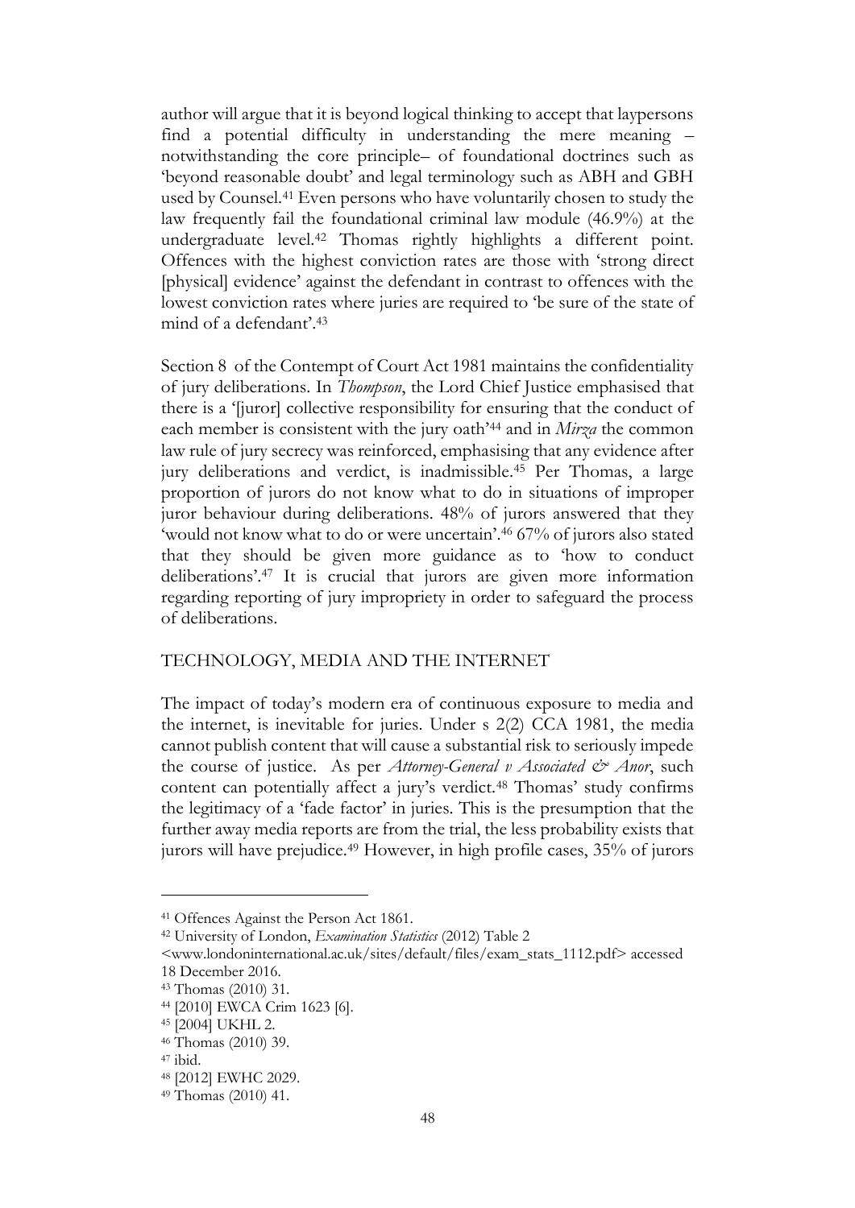author will argue that it is beyond logical thinking to accept that laypersons find a potential difficulty in understanding the mere meaning – notwithstanding the core principle– of foundational doctrines such as 'beyond reasonable doubt' and legal terminology such as ABH and GBH used by Counsel.[41] Even persons who have voluntarily chosen to study the law frequently fail the foundational criminal law module (46.9%) at the undergraduate level.[42] Thomas rightly highlights a different point. Offences with the highest conviction rates are those with 'strong direct [physical] evidence' against the defendant in contrast to offences with the lowest conviction rates where juries are required to 'be sure of the state of mind of a defendant'.[43]

Section 8 of the Contempt of Court Act 1981 maintains the confidentiality of jury deliberations. In *Thompson*, the Lord Chief Justice emphasised that there is a '[juror] collective responsibility for ensuring that the conduct of each member is consistent with the jury oath'[44] and in *Mirza* the common law rule of jury secrecy was reinforced, emphasising that any evidence after jury deliberations and verdict, is inadmissible.[45] Per Thomas, a large proportion of jurors do not know what to do in situations of improper juror behaviour during deliberations. 48% of jurors answered that they 'would not know what to do or were uncertain'.[46] 67% of jurors also stated that they should be given more guidance as to 'how to conduct deliberations'.[47] It is crucial that jurors are given more information regarding reporting of jury impropriety in order to safeguard the process of deliberations.

## TECHNOLOGY, MEDIA AND THE INTERNET

The impact of today's modern era of continuous exposure to media and the internet, is inevitable for juries. Under s 2(2) CCA 1981, the media cannot publish content that will cause a substantial risk to seriously impede the course of justice. As per *Attorney-General v Associated & Anor*, such content can potentially affect a jury's verdict.[48] Thomas' study confirms the legitimacy of a 'fade factor' in juries. This is the presumption that the further away media reports are from the trial, the less probability exists that jurors will have prejudice.[49] However, in high profile cases, 35% of jurors

---

[41] Offences Against the Person Act 1861.

[42] University of London, *Examination Statistics* (2012) Table 2 <www.londoninternational.ac.uk/sites/default/files/exam_stats_1112.pdf> accessed 18 December 2016.

[43] Thomas (2010) 31.

[44] [2010] EWCA Crim 1623 [6].

[45] [2004] UKHL 2.

[46] Thomas (2010) 39.

[47] ibid.

[48] [2012] EWHC 2029.

[49] Thomas (2010) 41.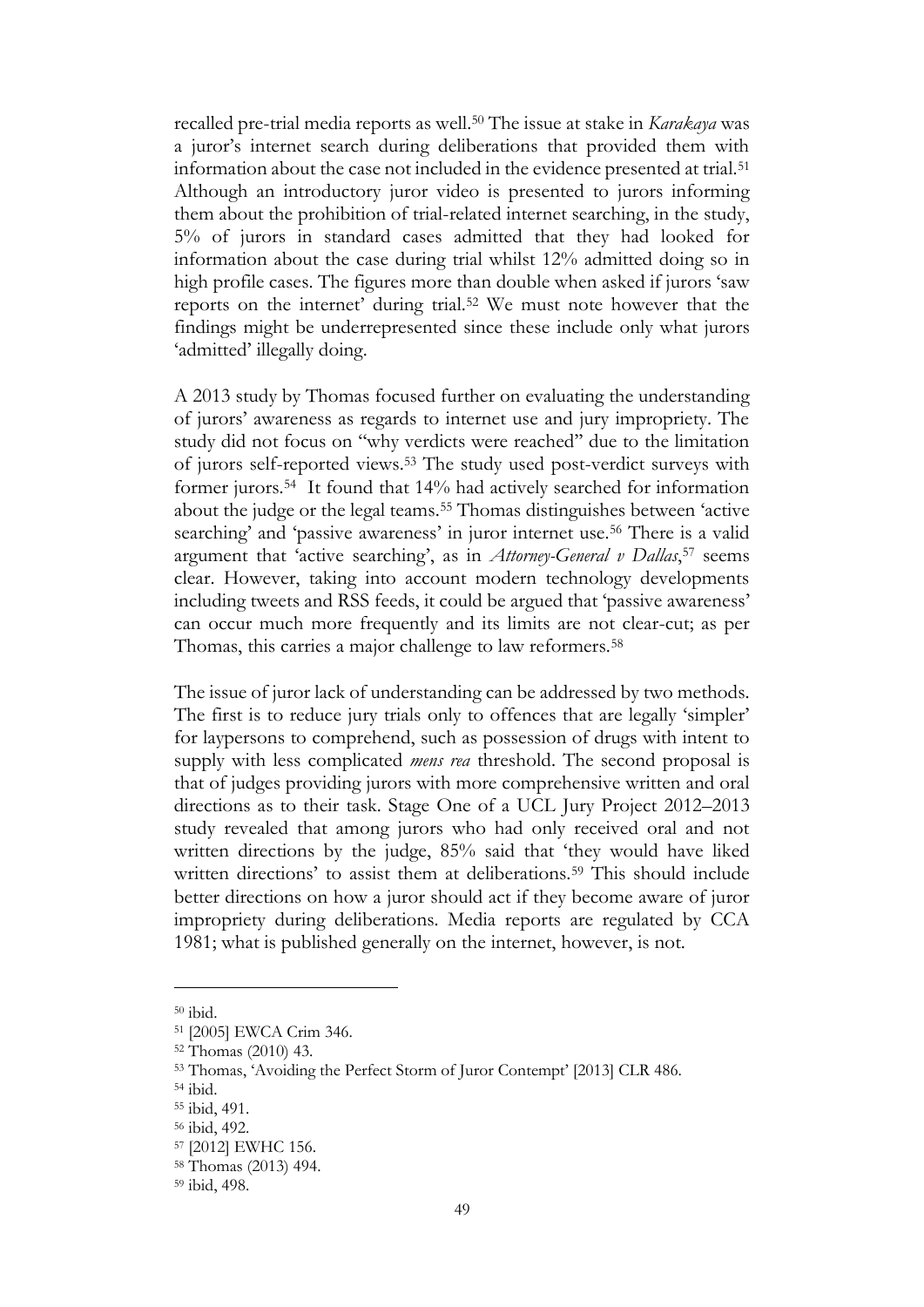recalled pre-trial media reports as well.[50] The issue at stake in *Karakaya* was a juror's internet search during deliberations that provided them with information about the case not included in the evidence presented at trial.[51] Although an introductory juror video is presented to jurors informing them about the prohibition of trial-related internet searching, in the study, 5% of jurors in standard cases admitted that they had looked for information about the case during trial whilst 12% admitted doing so in high profile cases. The figures more than double when asked if jurors 'saw reports on the internet' during trial.[52] We must note however that the findings might be underrepresented since these include only what jurors 'admitted' illegally doing.

A 2013 study by Thomas focused further on evaluating the understanding of jurors' awareness as regards to internet use and jury impropriety. The study did not focus on "why verdicts were reached" due to the limitation of jurors self-reported views.[53] The study used post-verdict surveys with former jurors.[54] It found that 14% had actively searched for information about the judge or the legal teams.[55] Thomas distinguishes between 'active searching' and 'passive awareness' in juror internet use.[56] There is a valid argument that 'active searching', as in *Attorney-General v Dallas*,[57] seems clear. However, taking into account modern technology developments including tweets and RSS feeds, it could be argued that 'passive awareness' can occur much more frequently and its limits are not clear-cut; as per Thomas, this carries a major challenge to law reformers.[58]

The issue of juror lack of understanding can be addressed by two methods. The first is to reduce jury trials only to offences that are legally 'simpler' for laypersons to comprehend, such as possession of drugs with intent to supply with less complicated *mens rea* threshold. The second proposal is that of judges providing jurors with more comprehensive written and oral directions as to their task. Stage One of a UCL Jury Project 2012–2013 study revealed that among jurors who had only received oral and not written directions by the judge, 85% said that 'they would have liked written directions' to assist them at deliberations.[59] This should include better directions on how a juror should act if they become aware of juror impropriety during deliberations. Media reports are regulated by CCA 1981; what is published generally on the internet, however, is not.

---

[50] ibid.

[51] [2005] EWCA Crim 346.

[52] Thomas (2010) 43.

[53] Thomas, 'Avoiding the Perfect Storm of Juror Contempt' [2013] CLR 486.

[54] ibid.

[55] ibid, 491.

[56] ibid, 492.

[57] [2012] EWHC 156.

[58] Thomas (2013) 494.

[59] ibid, 498.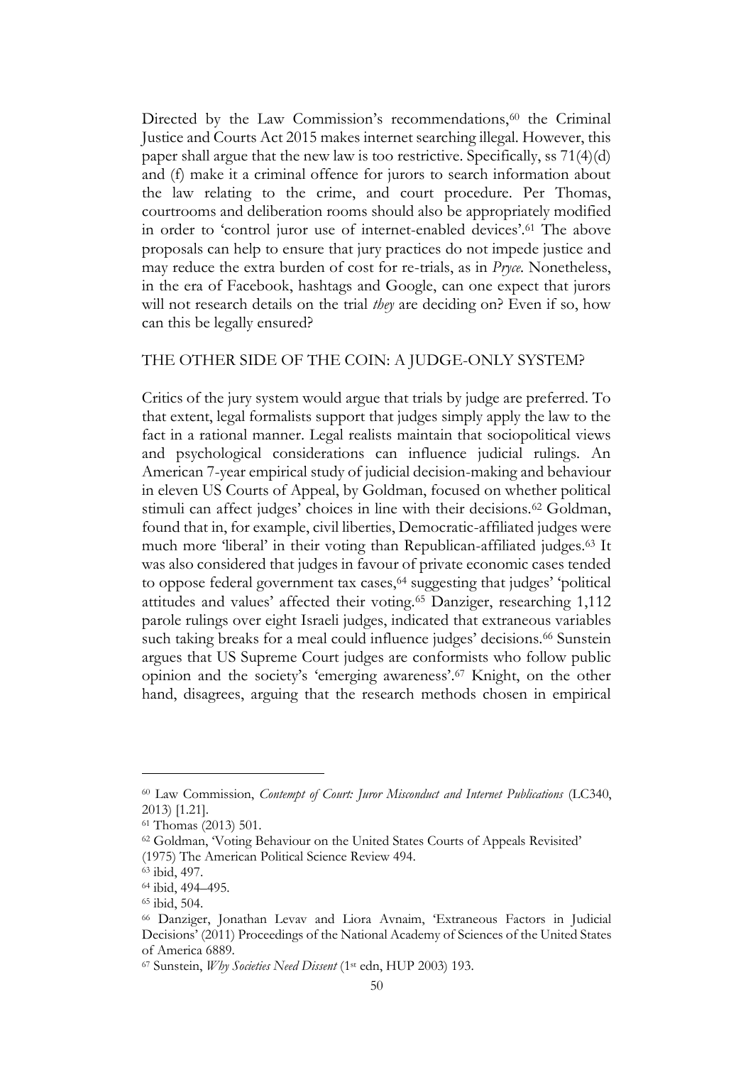Directed by the Law Commission's recommendations,[60] the Criminal Justice and Courts Act 2015 makes internet searching illegal. However, this paper shall argue that the new law is too restrictive. Specifically, ss 71(4)(d) and (f) make it a criminal offence for jurors to search information about the law relating to the crime, and court procedure. Per Thomas, courtrooms and deliberation rooms should also be appropriately modified in order to 'control juror use of internet-enabled devices'.[61] The above proposals can help to ensure that jury practices do not impede justice and may reduce the extra burden of cost for re-trials, as in *Pryce*. Nonetheless, in the era of Facebook, hashtags and Google, can one expect that jurors will not research details on the trial *they* are deciding on? Even if so, how can this be legally ensured?

## THE OTHER SIDE OF THE COIN: A JUDGE-ONLY SYSTEM?

Critics of the jury system would argue that trials by judge are preferred. To that extent, legal formalists support that judges simply apply the law to the fact in a rational manner. Legal realists maintain that sociopolitical views and psychological considerations can influence judicial rulings. An American 7-year empirical study of judicial decision-making and behaviour in eleven US Courts of Appeal, by Goldman, focused on whether political stimuli can affect judges' choices in line with their decisions.[62] Goldman, found that in, for example, civil liberties, Democratic-affiliated judges were much more 'liberal' in their voting than Republican-affiliated judges.[63] It was also considered that judges in favour of private economic cases tended to oppose federal government tax cases,[64] suggesting that judges' 'political attitudes and values' affected their voting.[65] Danziger, researching 1,112 parole rulings over eight Israeli judges, indicated that extraneous variables such taking breaks for a meal could influence judges' decisions.[66] Sunstein argues that US Supreme Court judges are conformists who follow public opinion and the society's 'emerging awareness'.[67] Knight, on the other hand, disagrees, arguing that the research methods chosen in empirical

---

[60] Law Commission, *Contempt of Court: Juror Misconduct and Internet Publications* (LC340, 2013) [1.21].

[61] Thomas (2013) 501.

[62] Goldman, 'Voting Behaviour on the United States Courts of Appeals Revisited' (1975) The American Political Science Review 494.

[63] ibid, 497.

[64] ibid, 494–495.

[65] ibid, 504.

[66] Danziger, Jonathan Levav and Liora Avnaim, 'Extraneous Factors in Judicial Decisions' (2011) Proceedings of the National Academy of Sciences of the United States of America 6889.

[67] Sunstein, *Why Societies Need Dissent* (1st edn, HUP 2003) 193.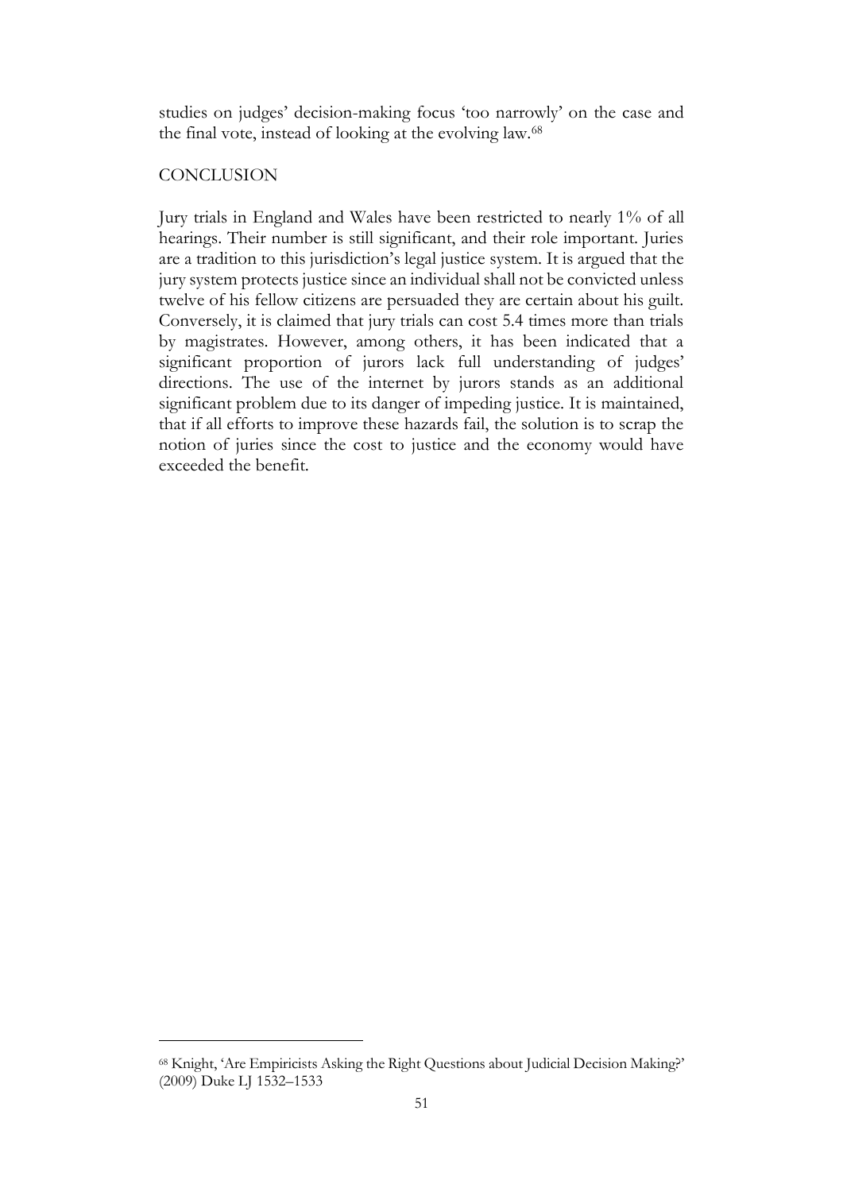studies on judges' decision-making focus 'too narrowly' on the case and the final vote, instead of looking at the evolving law.[68]

## CONCLUSION

Jury trials in England and Wales have been restricted to nearly 1% of all hearings. Their number is still significant, and their role important. Juries are a tradition to this jurisdiction's legal justice system. It is argued that the jury system protects justice since an individual shall not be convicted unless twelve of his fellow citizens are persuaded they are certain about his guilt. Conversely, it is claimed that jury trials can cost 5.4 times more than trials by magistrates. However, among others, it has been indicated that a significant proportion of jurors lack full understanding of judges' directions. The use of the internet by jurors stands as an additional significant problem due to its danger of impeding justice. It is maintained, that if all efforts to improve these hazards fail, the solution is to scrap the notion of juries since the cost to justice and the economy would have exceeded the benefit.

---

[68] Knight, 'Are Empiricists Asking the Right Questions about Judicial Decision Making?' (2009) Duke LJ 1532–1533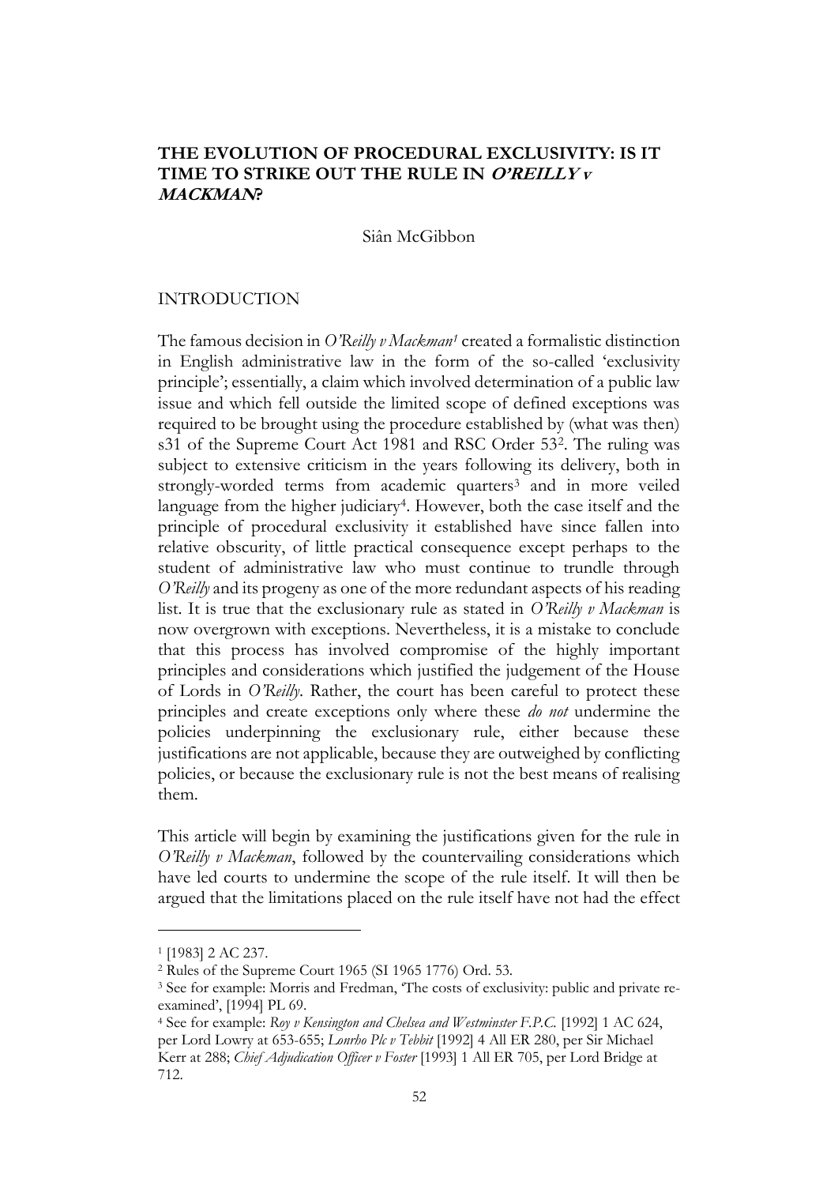# THE EVOLUTION OF PROCEDURAL EXCLUSIVITY: IS IT TIME TO STRIKE OUT THE RULE IN *O'REILLY v MACKMAN*?

Siân McGibbon

## INTRODUCTION

The famous decision in *O'Reilly v Mackman*[1] created a formalistic distinction in English administrative law in the form of the so-called 'exclusivity principle'; essentially, a claim which involved determination of a public law issue and which fell outside the limited scope of defined exceptions was required to be brought using the procedure established by (what was then) s31 of the Supreme Court Act 1981 and RSC Order 53[2]. The ruling was subject to extensive criticism in the years following its delivery, both in strongly-worded terms from academic quarters[3] and in more veiled language from the higher judiciary[4]. However, both the case itself and the principle of procedural exclusivity it established have since fallen into relative obscurity, of little practical consequence except perhaps to the student of administrative law who must continue to trundle through *O'Reilly* and its progeny as one of the more redundant aspects of his reading list. It is true that the exclusionary rule as stated in *O'Reilly v Mackman* is now overgrown with exceptions. Nevertheless, it is a mistake to conclude that this process has involved compromise of the highly important principles and considerations which justified the judgement of the House of Lords in *O'Reilly*. Rather, the court has been careful to protect these principles and create exceptions only where these *do not* undermine the policies underpinning the exclusionary rule, either because these justifications are not applicable, because they are outweighed by conflicting policies, or because the exclusionary rule is not the best means of realising them.

This article will begin by examining the justifications given for the rule in *O'Reilly v Mackman*, followed by the countervailing considerations which have led courts to undermine the scope of the rule itself. It will then be argued that the limitations placed on the rule itself have not had the effect

---

[1] [1983] 2 AC 237.

[2] Rules of the Supreme Court 1965 (SI 1965 1776) Ord. 53.

[3] See for example: Morris and Fredman, 'The costs of exclusivity: public and private re-examined', [1994] PL 69.

[4] See for example: *Roy v Kensington and Chelsea and Westminster F.P.C.* [1992] 1 AC 624, per Lord Lowry at 653-655; *Lonrho Plc v Tebbit* [1992] 4 All ER 280, per Sir Michael Kerr at 288; *Chief Adjudication Officer v Foster* [1993] 1 All ER 705, per Lord Bridge at 712.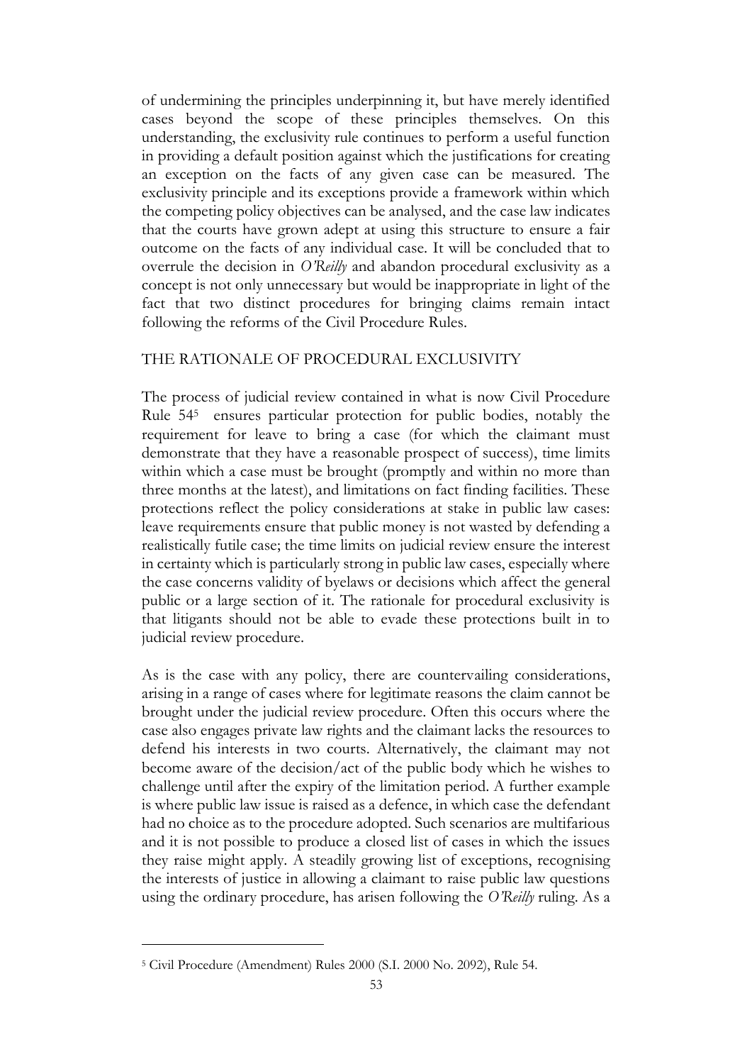of undermining the principles underpinning it, but have merely identified cases beyond the scope of these principles themselves. On this understanding, the exclusivity rule continues to perform a useful function in providing a default position against which the justifications for creating an exception on the facts of any given case can be measured. The exclusivity principle and its exceptions provide a framework within which the competing policy objectives can be analysed, and the case law indicates that the courts have grown adept at using this structure to ensure a fair outcome on the facts of any individual case. It will be concluded that to overrule the decision in *O'Reilly* and abandon procedural exclusivity as a concept is not only unnecessary but would be inappropriate in light of the fact that two distinct procedures for bringing claims remain intact following the reforms of the Civil Procedure Rules.

## THE RATIONALE OF PROCEDURAL EXCLUSIVITY

The process of judicial review contained in what is now Civil Procedure Rule 54[5] ensures particular protection for public bodies, notably the requirement for leave to bring a case (for which the claimant must demonstrate that they have a reasonable prospect of success), time limits within which a case must be brought (promptly and within no more than three months at the latest), and limitations on fact finding facilities. These protections reflect the policy considerations at stake in public law cases: leave requirements ensure that public money is not wasted by defending a realistically futile case; the time limits on judicial review ensure the interest in certainty which is particularly strong in public law cases, especially where the case concerns validity of byelaws or decisions which affect the general public or a large section of it. The rationale for procedural exclusivity is that litigants should not be able to evade these protections built in to judicial review procedure.

As is the case with any policy, there are countervailing considerations, arising in a range of cases where for legitimate reasons the claim cannot be brought under the judicial review procedure. Often this occurs where the case also engages private law rights and the claimant lacks the resources to defend his interests in two courts. Alternatively, the claimant may not become aware of the decision/act of the public body which he wishes to challenge until after the expiry of the limitation period. A further example is where public law issue is raised as a defence, in which case the defendant had no choice as to the procedure adopted. Such scenarios are multifarious and it is not possible to produce a closed list of cases in which the issues they raise might apply. A steadily growing list of exceptions, recognising the interests of justice in allowing a claimant to raise public law questions using the ordinary procedure, has arisen following the *O'Reilly* ruling. As a

[5] Civil Procedure (Amendment) Rules 2000 (S.I. 2000 No. 2092), Rule 54.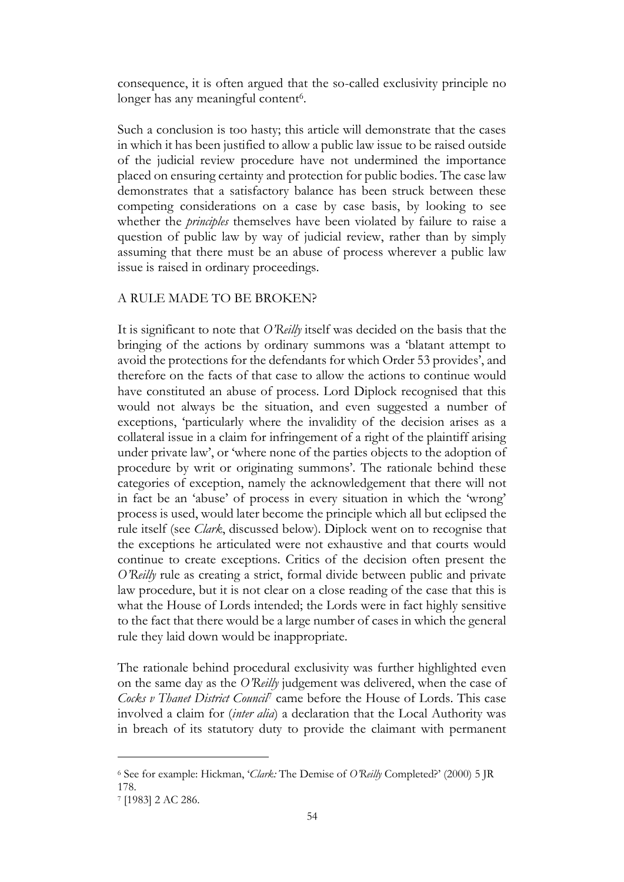consequence, it is often argued that the so-called exclusivity principle no longer has any meaningful content[6].

Such a conclusion is too hasty; this article will demonstrate that the cases in which it has been justified to allow a public law issue to be raised outside of the judicial review procedure have not undermined the importance placed on ensuring certainty and protection for public bodies. The case law demonstrates that a satisfactory balance has been struck between these competing considerations on a case by case basis, by looking to see whether the *principles* themselves have been violated by failure to raise a question of public law by way of judicial review, rather than by simply assuming that there must be an abuse of process wherever a public law issue is raised in ordinary proceedings.

## A RULE MADE TO BE BROKEN?

It is significant to note that *O'Reilly* itself was decided on the basis that the bringing of the actions by ordinary summons was a 'blatant attempt to avoid the protections for the defendants for which Order 53 provides', and therefore on the facts of that case to allow the actions to continue would have constituted an abuse of process. Lord Diplock recognised that this would not always be the situation, and even suggested a number of exceptions, 'particularly where the invalidity of the decision arises as a collateral issue in a claim for infringement of a right of the plaintiff arising under private law', or 'where none of the parties objects to the adoption of procedure by writ or originating summons'. The rationale behind these categories of exception, namely the acknowledgement that there will not in fact be an 'abuse' of process in every situation in which the 'wrong' process is used, would later become the principle which all but eclipsed the rule itself (see *Clark*, discussed below). Diplock went on to recognise that the exceptions he articulated were not exhaustive and that courts would continue to create exceptions. Critics of the decision often present the *O'Reilly* rule as creating a strict, formal divide between public and private law procedure, but it is not clear on a close reading of the case that this is what the House of Lords intended; the Lords were in fact highly sensitive to the fact that there would be a large number of cases in which the general rule they laid down would be inappropriate.

The rationale behind procedural exclusivity was further highlighted even on the same day as the *O'Reilly* judgement was delivered, when the case of *Cocks v Thanet District Council*[7] came before the House of Lords. This case involved a claim for (*inter alia*) a declaration that the Local Authority was in breach of its statutory duty to provide the claimant with permanent

---

[6] See for example: Hickman, '*Clark:* The Demise of *O'Reilly* Completed?' (2000) 5 JR 178.

[7] [1983] 2 AC 286.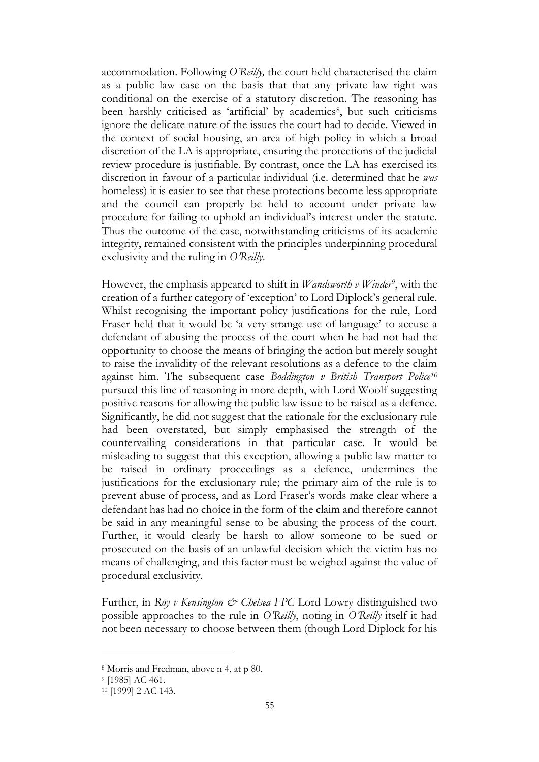accommodation. Following *O'Reilly,* the court held characterised the claim as a public law case on the basis that that any private law right was conditional on the exercise of a statutory discretion. The reasoning has been harshly criticised as 'artificial' by academics[8], but such criticisms ignore the delicate nature of the issues the court had to decide. Viewed in the context of social housing, an area of high policy in which a broad discretion of the LA is appropriate, ensuring the protections of the judicial review procedure is justifiable. By contrast, once the LA has exercised its discretion in favour of a particular individual (i.e. determined that he *was* homeless) it is easier to see that these protections become less appropriate and the council can properly be held to account under private law procedure for failing to uphold an individual's interest under the statute. Thus the outcome of the case, notwithstanding criticisms of its academic integrity, remained consistent with the principles underpinning procedural exclusivity and the ruling in *O'Reilly*.

However, the emphasis appeared to shift in *Wandsworth v Winder*[9], with the creation of a further category of 'exception' to Lord Diplock's general rule. Whilst recognising the important policy justifications for the rule, Lord Fraser held that it would be 'a very strange use of language' to accuse a defendant of abusing the process of the court when he had not had the opportunity to choose the means of bringing the action but merely sought to raise the invalidity of the relevant resolutions as a defence to the claim against him. The subsequent case *Boddington v British Transport Police*[10] pursued this line of reasoning in more depth, with Lord Woolf suggesting positive reasons for allowing the public law issue to be raised as a defence. Significantly, he did not suggest that the rationale for the exclusionary rule had been overstated, but simply emphasised the strength of the countervailing considerations in that particular case. It would be misleading to suggest that this exception, allowing a public law matter to be raised in ordinary proceedings as a defence, undermines the justifications for the exclusionary rule; the primary aim of the rule is to prevent abuse of process, and as Lord Fraser's words make clear where a defendant has had no choice in the form of the claim and therefore cannot be said in any meaningful sense to be abusing the process of the court. Further, it would clearly be harsh to allow someone to be sued or prosecuted on the basis of an unlawful decision which the victim has no means of challenging, and this factor must be weighed against the value of procedural exclusivity.

Further, in *Roy v Kensington & Chelsea FPC* Lord Lowry distinguished two possible approaches to the rule in *O'Reilly*, noting in *O'Reilly* itself it had not been necessary to choose between them (though Lord Diplock for his

---

[8] Morris and Fredman, above n 4, at p 80.

[9] [1985] AC 461.

[10] [1999] 2 AC 143.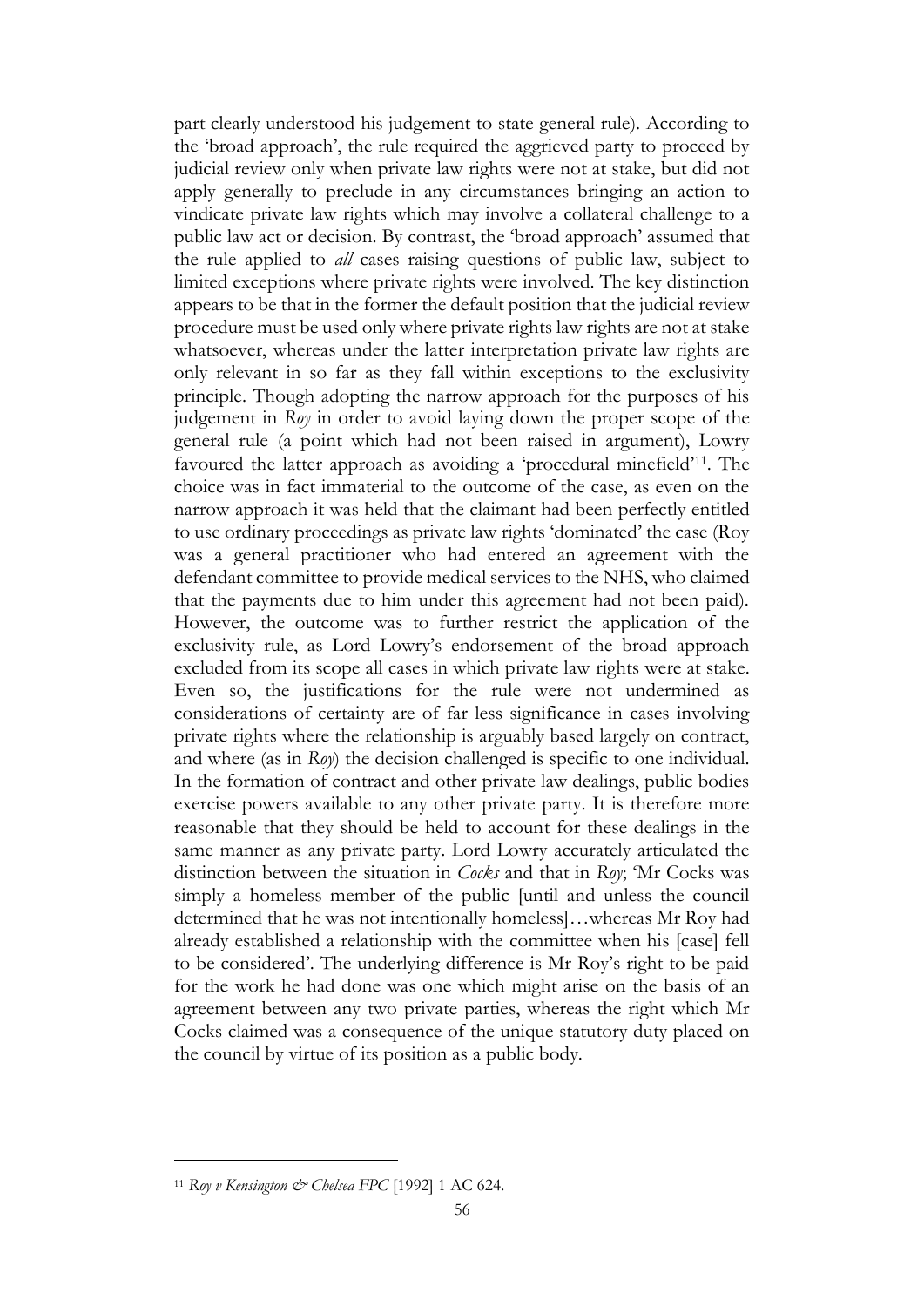part clearly understood his judgement to state general rule). According to the 'broad approach', the rule required the aggrieved party to proceed by judicial review only when private law rights were not at stake, but did not apply generally to preclude in any circumstances bringing an action to vindicate private law rights which may involve a collateral challenge to a public law act or decision. By contrast, the 'broad approach' assumed that the rule applied to *all* cases raising questions of public law, subject to limited exceptions where private rights were involved. The key distinction appears to be that in the former the default position that the judicial review procedure must be used only where private rights law rights are not at stake whatsoever, whereas under the latter interpretation private law rights are only relevant in so far as they fall within exceptions to the exclusivity principle. Though adopting the narrow approach for the purposes of his judgement in *Roy* in order to avoid laying down the proper scope of the general rule (a point which had not been raised in argument), Lowry favoured the latter approach as avoiding a 'procedural minefield'[11]. The choice was in fact immaterial to the outcome of the case, as even on the narrow approach it was held that the claimant had been perfectly entitled to use ordinary proceedings as private law rights 'dominated' the case (Roy was a general practitioner who had entered an agreement with the defendant committee to provide medical services to the NHS, who claimed that the payments due to him under this agreement had not been paid). However, the outcome was to further restrict the application of the exclusivity rule, as Lord Lowry's endorsement of the broad approach excluded from its scope all cases in which private law rights were at stake. Even so, the justifications for the rule were not undermined as considerations of certainty are of far less significance in cases involving private rights where the relationship is arguably based largely on contract, and where (as in *Roy*) the decision challenged is specific to one individual. In the formation of contract and other private law dealings, public bodies exercise powers available to any other private party. It is therefore more reasonable that they should be held to account for these dealings in the same manner as any private party. Lord Lowry accurately articulated the distinction between the situation in *Cocks* and that in *Roy*; 'Mr Cocks was simply a homeless member of the public [until and unless the council determined that he was not intentionally homeless]…whereas Mr Roy had already established a relationship with the committee when his [case] fell to be considered'. The underlying difference is Mr Roy's right to be paid for the work he had done was one which might arise on the basis of an agreement between any two private parties, whereas the right which Mr Cocks claimed was a consequence of the unique statutory duty placed on the council by virtue of its position as a public body.

---

[11] *Roy v Kensington & Chelsea FPC* [1992] 1 AC 624.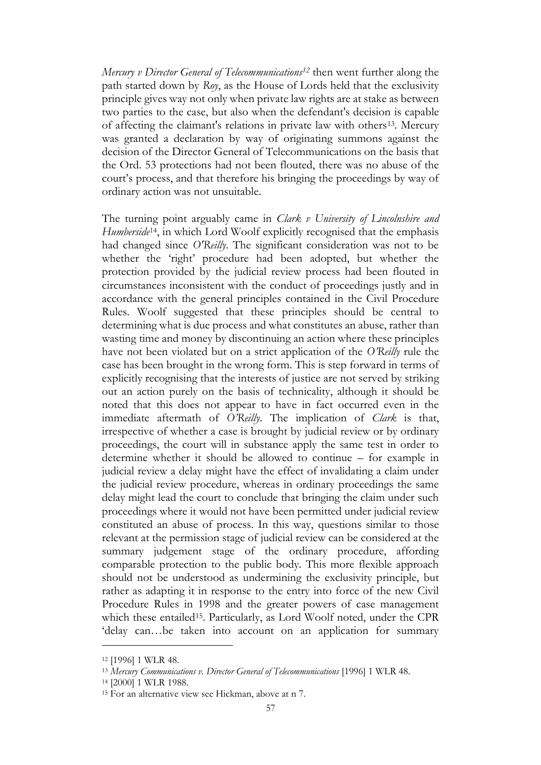*Mercury v Director General of Telecommunications*[12] then went further along the path started down by *Roy*, as the House of Lords held that the exclusivity principle gives way not only when private law rights are at stake as between two parties to the case, but also when the defendant's decision is capable of affecting the claimant's relations in private law with others[13]. Mercury was granted a declaration by way of originating summons against the decision of the Director General of Telecommunications on the basis that the Ord. 53 protections had not been flouted, there was no abuse of the court's process, and that therefore his bringing the proceedings by way of ordinary action was not unsuitable.

The turning point arguably came in *Clark v University of Lincolnshire and Humberside*[14], in which Lord Woolf explicitly recognised that the emphasis had changed since *O'Reilly*. The significant consideration was not to be whether the 'right' procedure had been adopted, but whether the protection provided by the judicial review process had been flouted in circumstances inconsistent with the conduct of proceedings justly and in accordance with the general principles contained in the Civil Procedure Rules. Woolf suggested that these principles should be central to determining what is due process and what constitutes an abuse, rather than wasting time and money by discontinuing an action where these principles have not been violated but on a strict application of the *O'Reilly* rule the case has been brought in the wrong form. This is step forward in terms of explicitly recognising that the interests of justice are not served by striking out an action purely on the basis of technicality, although it should be noted that this does not appear to have in fact occurred even in the immediate aftermath of *O'Reilly*. The implication of *Clark* is that, irrespective of whether a case is brought by judicial review or by ordinary proceedings, the court will in substance apply the same test in order to determine whether it should be allowed to continue – for example in judicial review a delay might have the effect of invalidating a claim under the judicial review procedure, whereas in ordinary proceedings the same delay might lead the court to conclude that bringing the claim under such proceedings where it would not have been permitted under judicial review constituted an abuse of process. In this way, questions similar to those relevant at the permission stage of judicial review can be considered at the summary judgement stage of the ordinary procedure, affording comparable protection to the public body. This more flexible approach should not be understood as undermining the exclusivity principle, but rather as adapting it in response to the entry into force of the new Civil Procedure Rules in 1998 and the greater powers of case management which these entailed[15]. Particularly, as Lord Woolf noted, under the CPR 'delay can…be taken into account on an application for summary

---

[12] [1996] 1 WLR 48.

[13] *Mercury Communications v. Director General of Telecommunications* [1996] 1 WLR 48.

[14] [2000] 1 WLR 1988.

[15] For an alternative view see Hickman, above at n 7.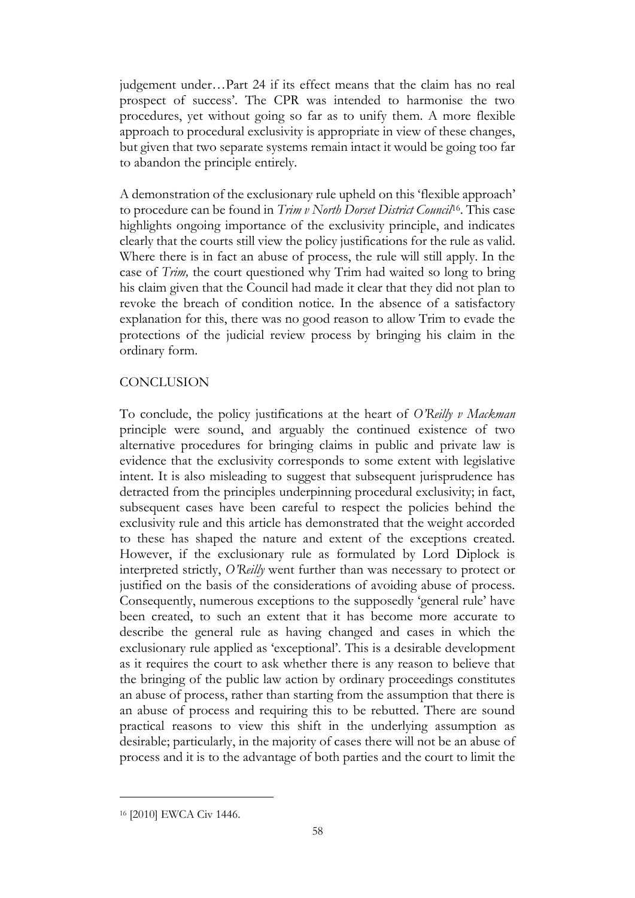judgement under…Part 24 if its effect means that the claim has no real prospect of success'. The CPR was intended to harmonise the two procedures, yet without going so far as to unify them. A more flexible approach to procedural exclusivity is appropriate in view of these changes, but given that two separate systems remain intact it would be going too far to abandon the principle entirely.

A demonstration of the exclusionary rule upheld on this 'flexible approach' to procedure can be found in *Trim v North Dorset District Council*[16]. This case highlights ongoing importance of the exclusivity principle, and indicates clearly that the courts still view the policy justifications for the rule as valid. Where there is in fact an abuse of process, the rule will still apply. In the case of *Trim,* the court questioned why Trim had waited so long to bring his claim given that the Council had made it clear that they did not plan to revoke the breach of condition notice. In the absence of a satisfactory explanation for this, there was no good reason to allow Trim to evade the protections of the judicial review process by bringing his claim in the ordinary form.

## CONCLUSION

To conclude, the policy justifications at the heart of *O'Reilly v Mackman* principle were sound, and arguably the continued existence of two alternative procedures for bringing claims in public and private law is evidence that the exclusivity corresponds to some extent with legislative intent. It is also misleading to suggest that subsequent jurisprudence has detracted from the principles underpinning procedural exclusivity; in fact, subsequent cases have been careful to respect the policies behind the exclusivity rule and this article has demonstrated that the weight accorded to these has shaped the nature and extent of the exceptions created. However, if the exclusionary rule as formulated by Lord Diplock is interpreted strictly, *O'Reilly* went further than was necessary to protect or justified on the basis of the considerations of avoiding abuse of process. Consequently, numerous exceptions to the supposedly 'general rule' have been created, to such an extent that it has become more accurate to describe the general rule as having changed and cases in which the exclusionary rule applied as 'exceptional'. This is a desirable development as it requires the court to ask whether there is any reason to believe that the bringing of the public law action by ordinary proceedings constitutes an abuse of process, rather than starting from the assumption that there is an abuse of process and requiring this to be rebutted. There are sound practical reasons to view this shift in the underlying assumption as desirable; particularly, in the majority of cases there will not be an abuse of process and it is to the advantage of both parties and the court to limit the

---

[16] [2010] EWCA Civ 1446.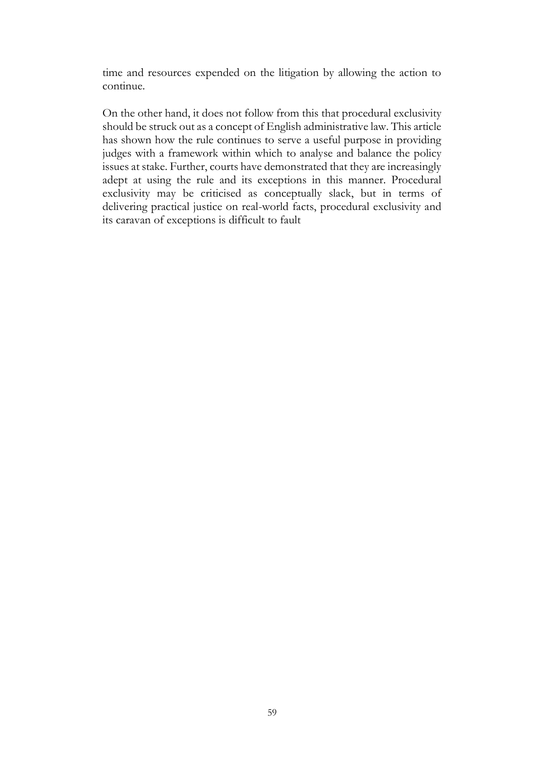time and resources expended on the litigation by allowing the action to continue.

On the other hand, it does not follow from this that procedural exclusivity should be struck out as a concept of English administrative law. This article has shown how the rule continues to serve a useful purpose in providing judges with a framework within which to analyse and balance the policy issues at stake. Further, courts have demonstrated that they are increasingly adept at using the rule and its exceptions in this manner. Procedural exclusivity may be criticised as conceptually slack, but in terms of delivering practical justice on real-world facts, procedural exclusivity and its caravan of exceptions is difficult to fault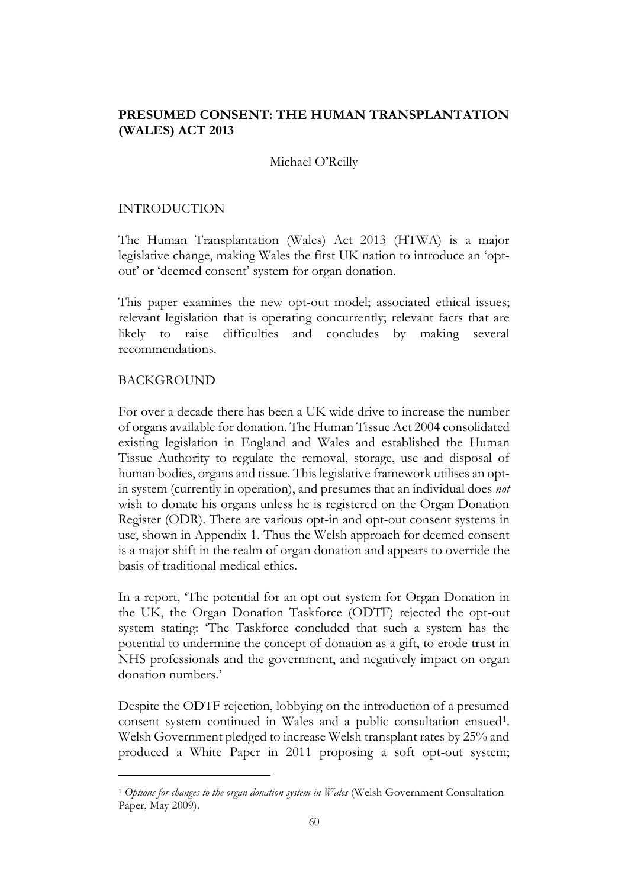## PRESUMED CONSENT: THE HUMAN TRANSPLANTATION (WALES) ACT 2013

Michael O'Reilly

### INTRODUCTION

The Human Transplantation (Wales) Act 2013 (HTWA) is a major legislative change, making Wales the first UK nation to introduce an 'opt-out' or 'deemed consent' system for organ donation.

This paper examines the new opt-out model; associated ethical issues; relevant legislation that is operating concurrently; relevant facts that are likely to raise difficulties and concludes by making several recommendations.

### BACKGROUND

For over a decade there has been a UK wide drive to increase the number of organs available for donation. The Human Tissue Act 2004 consolidated existing legislation in England and Wales and established the Human Tissue Authority to regulate the removal, storage, use and disposal of human bodies, organs and tissue. This legislative framework utilises an opt-in system (currently in operation), and presumes that an individual does *not* wish to donate his organs unless he is registered on the Organ Donation Register (ODR). There are various opt-in and opt-out consent systems in use, shown in Appendix 1. Thus the Welsh approach for deemed consent is a major shift in the realm of organ donation and appears to override the basis of traditional medical ethics.

In a report, 'The potential for an opt out system for Organ Donation in the UK, the Organ Donation Taskforce (ODTF) rejected the opt-out system stating: 'The Taskforce concluded that such a system has the potential to undermine the concept of donation as a gift, to erode trust in NHS professionals and the government, and negatively impact on organ donation numbers.'

Despite the ODTF rejection, lobbying on the introduction of a presumed consent system continued in Wales and a public consultation ensued[1]. Welsh Government pledged to increase Welsh transplant rates by 25% and produced a White Paper in 2011 proposing a soft opt-out system;

[1] *Options for changes to the organ donation system in Wales* (Welsh Government Consultation Paper, May 2009).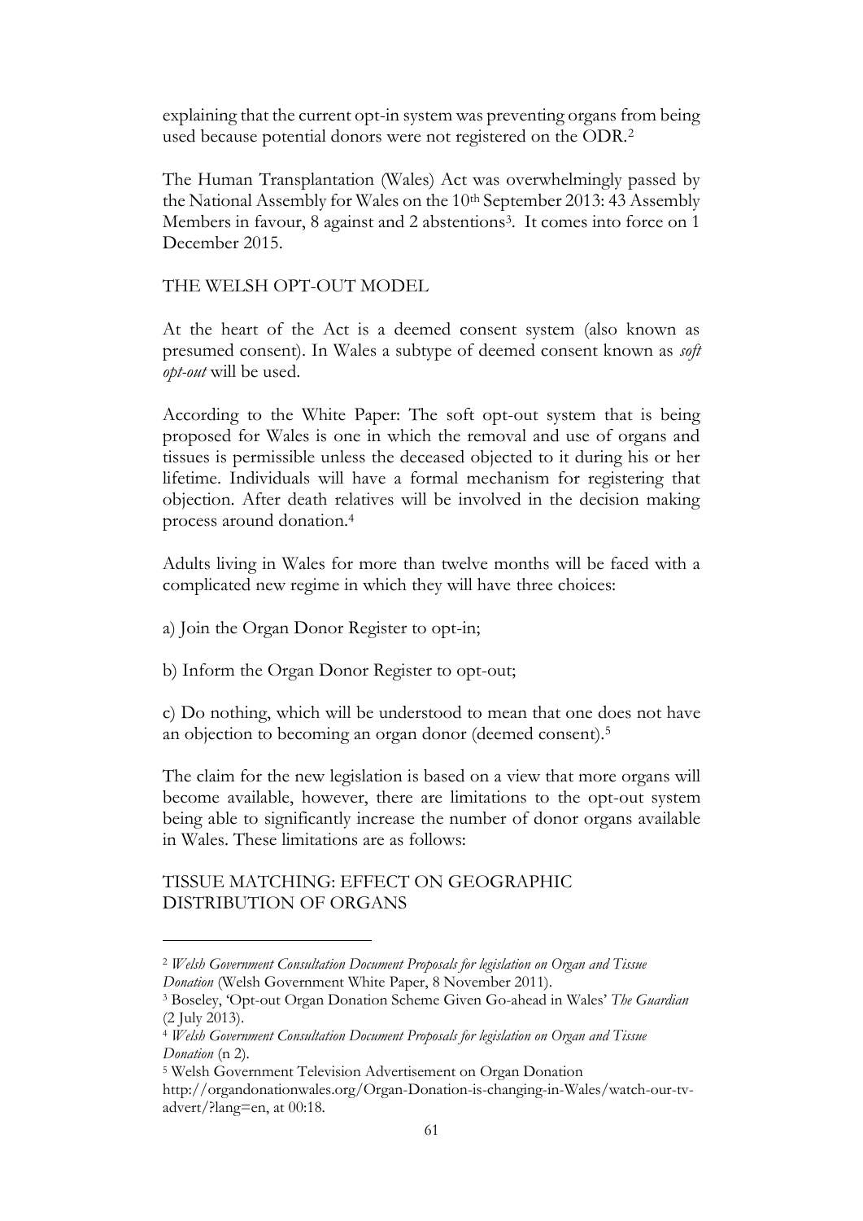explaining that the current opt-in system was preventing organs from being used because potential donors were not registered on the ODR.[2]

The Human Transplantation (Wales) Act was overwhelmingly passed by the National Assembly for Wales on the 10th September 2013: 43 Assembly Members in favour, 8 against and 2 abstentions[3]. It comes into force on 1 December 2015.

## THE WELSH OPT-OUT MODEL

At the heart of the Act is a deemed consent system (also known as presumed consent). In Wales a subtype of deemed consent known as *soft opt-out* will be used.

According to the White Paper: The soft opt-out system that is being proposed for Wales is one in which the removal and use of organs and tissues is permissible unless the deceased objected to it during his or her lifetime. Individuals will have a formal mechanism for registering that objection. After death relatives will be involved in the decision making process around donation.[4]

Adults living in Wales for more than twelve months will be faced with a complicated new regime in which they will have three choices:

a) Join the Organ Donor Register to opt-in;

b) Inform the Organ Donor Register to opt-out;

c) Do nothing, which will be understood to mean that one does not have an objection to becoming an organ donor (deemed consent).[5]

The claim for the new legislation is based on a view that more organs will become available, however, there are limitations to the opt-out system being able to significantly increase the number of donor organs available in Wales. These limitations are as follows:

## TISSUE MATCHING: EFFECT ON GEOGRAPHIC DISTRIBUTION OF ORGANS

---

[2] *Welsh Government Consultation Document Proposals for legislation on Organ and Tissue Donation* (Welsh Government White Paper, 8 November 2011).

[3] Boseley, 'Opt-out Organ Donation Scheme Given Go-ahead in Wales' *The Guardian* (2 July 2013).

[4] *Welsh Government Consultation Document Proposals for legislation on Organ and Tissue Donation* (n 2).

[5] Welsh Government Television Advertisement on Organ Donation http://organdonationwales.org/Organ-Donation-is-changing-in-Wales/watch-our-tv-advert/?lang=en, at 00:18.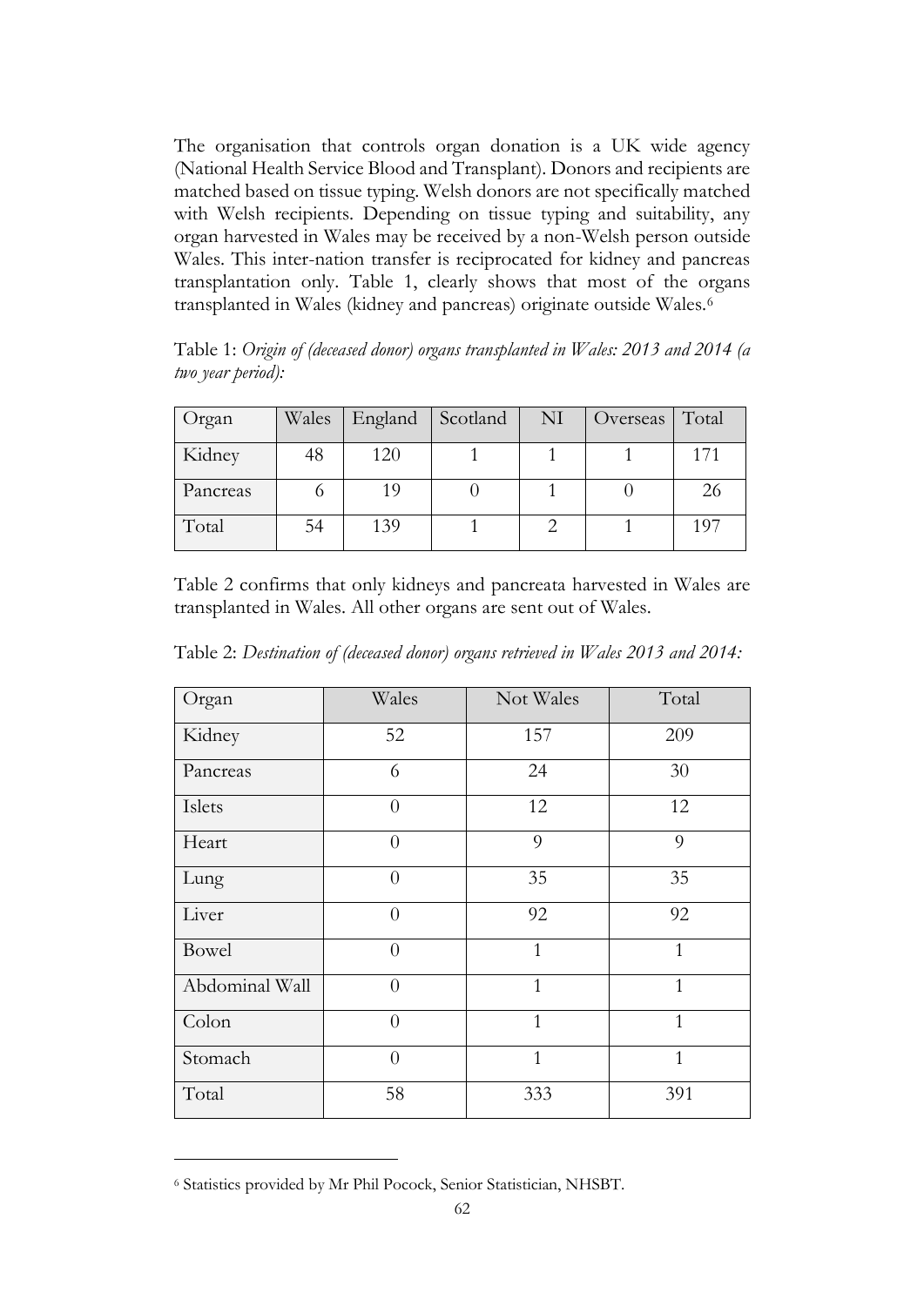The organisation that controls organ donation is a UK wide agency (National Health Service Blood and Transplant). Donors and recipients are matched based on tissue typing. Welsh donors are not specifically matched with Welsh recipients. Depending on tissue typing and suitability, any organ harvested in Wales may be received by a non-Welsh person outside Wales. This inter-nation transfer is reciprocated for kidney and pancreas transplantation only. Table 1, clearly shows that most of the organs transplanted in Wales (kidney and pancreas) originate outside Wales.[6]

Table 1: *Origin of (deceased donor) organs transplanted in Wales: 2013 and 2014 (a two year period):*

| Organ | Wales | England | Scotland | NI | Overseas | Total |
| --- | --- | --- | --- | --- | --- | --- |
| Kidney | 48 | 120 | 1 | 1 | 1 | 171 |
| Pancreas | 6 | 19 | 0 | 1 | 0 | 26 |
| Total | 54 | 139 | 1 | 2 | 1 | 197 |

Table 2 confirms that only kidneys and pancreata harvested in Wales are transplanted in Wales. All other organs are sent out of Wales.

Table 2: *Destination of (deceased donor) organs retrieved in Wales 2013 and 2014:*

| Organ | Wales | Not Wales | Total |
| --- | --- | --- | --- |
| Kidney | 52 | 157 | 209 |
| Pancreas | 6 | 24 | 30 |
| Islets | 0 | 12 | 12 |
| Heart | 0 | 9 | 9 |
| Lung | 0 | 35 | 35 |
| Liver | 0 | 92 | 92 |
| Bowel | 0 | 1 | 1 |
| Abdominal Wall | 0 | 1 | 1 |
| Colon | 0 | 1 | 1 |
| Stomach | 0 | 1 | 1 |
| Total | 58 | 333 | 391 |

[6] Statistics provided by Mr Phil Pocock, Senior Statistician, NHSBT.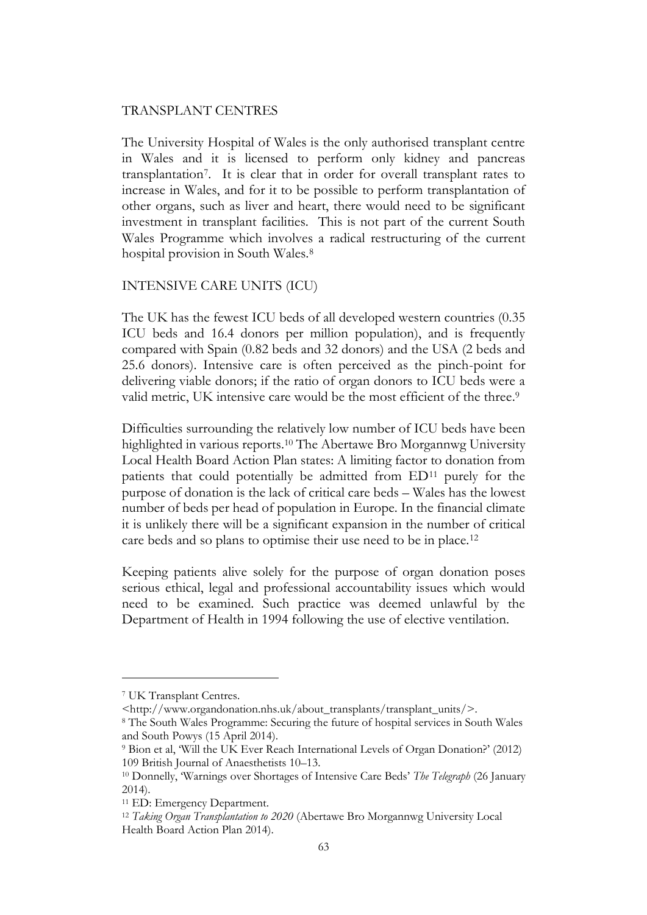## TRANSPLANT CENTRES

The University Hospital of Wales is the only authorised transplant centre in Wales and it is licensed to perform only kidney and pancreas transplantation[7]. It is clear that in order for overall transplant rates to increase in Wales, and for it to be possible to perform transplantation of other organs, such as liver and heart, there would need to be significant investment in transplant facilities. This is not part of the current South Wales Programme which involves a radical restructuring of the current hospital provision in South Wales.[8]

## INTENSIVE CARE UNITS (ICU)

The UK has the fewest ICU beds of all developed western countries (0.35 ICU beds and 16.4 donors per million population), and is frequently compared with Spain (0.82 beds and 32 donors) and the USA (2 beds and 25.6 donors). Intensive care is often perceived as the pinch-point for delivering viable donors; if the ratio of organ donors to ICU beds were a valid metric, UK intensive care would be the most efficient of the three.[9]

Difficulties surrounding the relatively low number of ICU beds have been highlighted in various reports.[10] The Abertawe Bro Morgannwg University Local Health Board Action Plan states: A limiting factor to donation from patients that could potentially be admitted from ED[11] purely for the purpose of donation is the lack of critical care beds – Wales has the lowest number of beds per head of population in Europe. In the financial climate it is unlikely there will be a significant expansion in the number of critical care beds and so plans to optimise their use need to be in place.[12]

Keeping patients alive solely for the purpose of organ donation poses serious ethical, legal and professional accountability issues which would need to be examined. Such practice was deemed unlawful by the Department of Health in 1994 following the use of elective ventilation.

---

[7] UK Transplant Centres. <http://www.organdonation.nhs.uk/about_transplants/transplant_units/>.

[8] The South Wales Programme: Securing the future of hospital services in South Wales and South Powys (15 April 2014).

[9] Bion et al, 'Will the UK Ever Reach International Levels of Organ Donation?' (2012) 109 British Journal of Anaesthetists 10–13.

[10] Donnelly, 'Warnings over Shortages of Intensive Care Beds' *The Telegraph* (26 January 2014).

[11] ED: Emergency Department.

[12] *Taking Organ Transplantation to 2020* (Abertawe Bro Morgannwg University Local Health Board Action Plan 2014).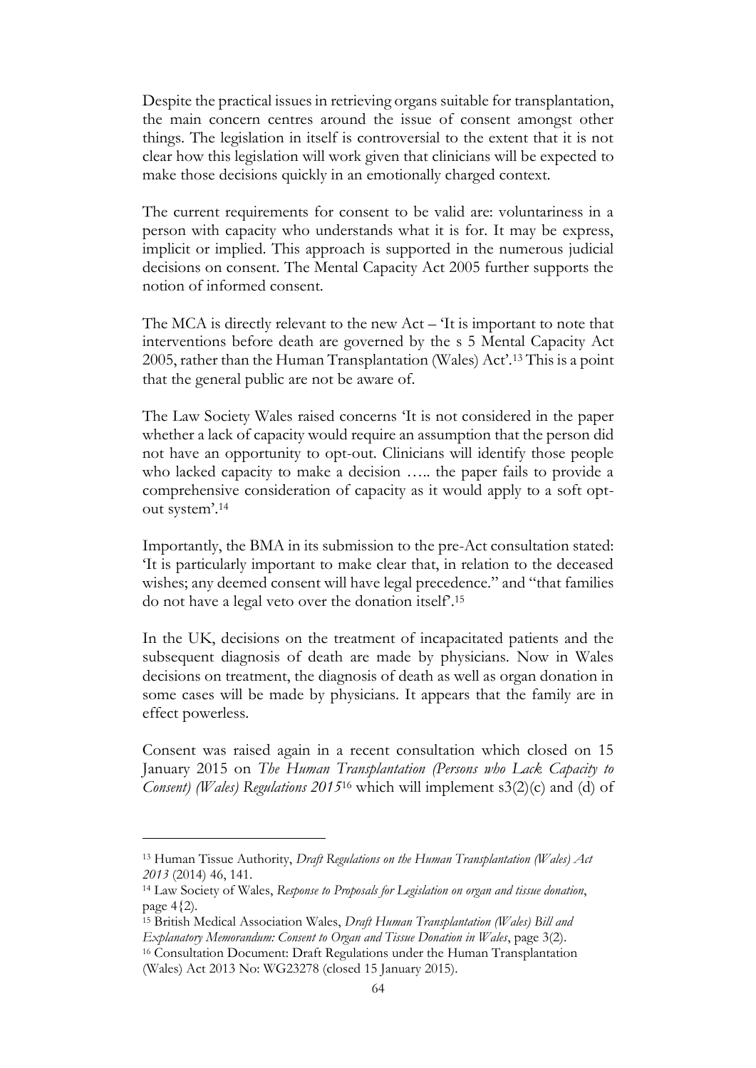Despite the practical issues in retrieving organs suitable for transplantation, the main concern centres around the issue of consent amongst other things. The legislation in itself is controversial to the extent that it is not clear how this legislation will work given that clinicians will be expected to make those decisions quickly in an emotionally charged context.

The current requirements for consent to be valid are: voluntariness in a person with capacity who understands what it is for. It may be express, implicit or implied. This approach is supported in the numerous judicial decisions on consent. The Mental Capacity Act 2005 further supports the notion of informed consent.

The MCA is directly relevant to the new Act – 'It is important to note that interventions before death are governed by the s 5 Mental Capacity Act 2005, rather than the Human Transplantation (Wales) Act'.[13] This is a point that the general public are not be aware of.

The Law Society Wales raised concerns 'It is not considered in the paper whether a lack of capacity would require an assumption that the person did not have an opportunity to opt-out. Clinicians will identify those people who lacked capacity to make a decision ….. the paper fails to provide a comprehensive consideration of capacity as it would apply to a soft opt-out system'.[14]

Importantly, the BMA in its submission to the pre-Act consultation stated: 'It is particularly important to make clear that, in relation to the deceased wishes; any deemed consent will have legal precedence." and "that families do not have a legal veto over the donation itself'.[15]

In the UK, decisions on the treatment of incapacitated patients and the subsequent diagnosis of death are made by physicians. Now in Wales decisions on treatment, the diagnosis of death as well as organ donation in some cases will be made by physicians. It appears that the family are in effect powerless.

Consent was raised again in a recent consultation which closed on 15 January 2015 on *The Human Transplantation (Persons who Lack Capacity to Consent) (Wales) Regulations 2015*[16] which will implement s3(2)(c) and (d) of

---

[13] Human Tissue Authority, *Draft Regulations on the Human Transplantation (Wales) Act 2013* (2014) 46, 141.

[14] Law Society of Wales, *Response to Proposals for Legislation on organ and tissue donation*, page 4{2).

[15] British Medical Association Wales, *Draft Human Transplantation (Wales) Bill and Explanatory Memorandum: Consent to Organ and Tissue Donation in Wales*, page 3(2).

[16] Consultation Document: Draft Regulations under the Human Transplantation (Wales) Act 2013 No: WG23278 (closed 15 January 2015).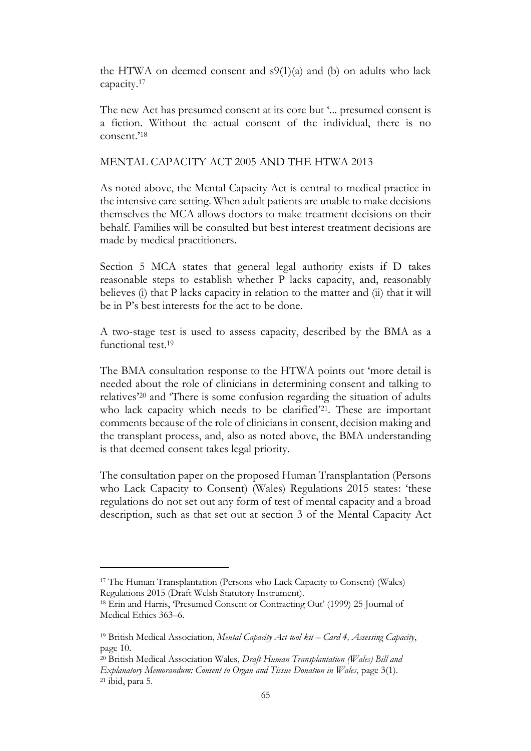the HTWA on deemed consent and s9(1)(a) and (b) on adults who lack capacity.[17]

The new Act has presumed consent at its core but '... presumed consent is a fiction. Without the actual consent of the individual, there is no consent.'[18]

## MENTAL CAPACITY ACT 2005 AND THE HTWA 2013

As noted above, the Mental Capacity Act is central to medical practice in the intensive care setting. When adult patients are unable to make decisions themselves the MCA allows doctors to make treatment decisions on their behalf. Families will be consulted but best interest treatment decisions are made by medical practitioners.

Section 5 MCA states that general legal authority exists if D takes reasonable steps to establish whether P lacks capacity, and, reasonably believes (i) that P lacks capacity in relation to the matter and (ii) that it will be in P's best interests for the act to be done.

A two-stage test is used to assess capacity, described by the BMA as a functional test.[19]

The BMA consultation response to the HTWA points out 'more detail is needed about the role of clinicians in determining consent and talking to relatives'[20] and 'There is some confusion regarding the situation of adults who lack capacity which needs to be clarified'[21]. These are important comments because of the role of clinicians in consent, decision making and the transplant process, and, also as noted above, the BMA understanding is that deemed consent takes legal priority.

The consultation paper on the proposed Human Transplantation (Persons who Lack Capacity to Consent) (Wales) Regulations 2015 states: 'these regulations do not set out any form of test of mental capacity and a broad description, such as that set out at section 3 of the Mental Capacity Act

---

[17] The Human Transplantation (Persons who Lack Capacity to Consent) (Wales) Regulations 2015 (Draft Welsh Statutory Instrument).

[18] Erin and Harris, 'Presumed Consent or Contracting Out' (1999) 25 Journal of Medical Ethics 363–6.

[19] British Medical Association, *Mental Capacity Act tool kit – Card 4, Assessing Capacity*, page 10.

[20] British Medical Association Wales, *Draft Human Transplantation (Wales) Bill and Explanatory Memorandum: Consent to Organ and Tissue Donation in Wales*, page 3(1).

[21] ibid, para 5.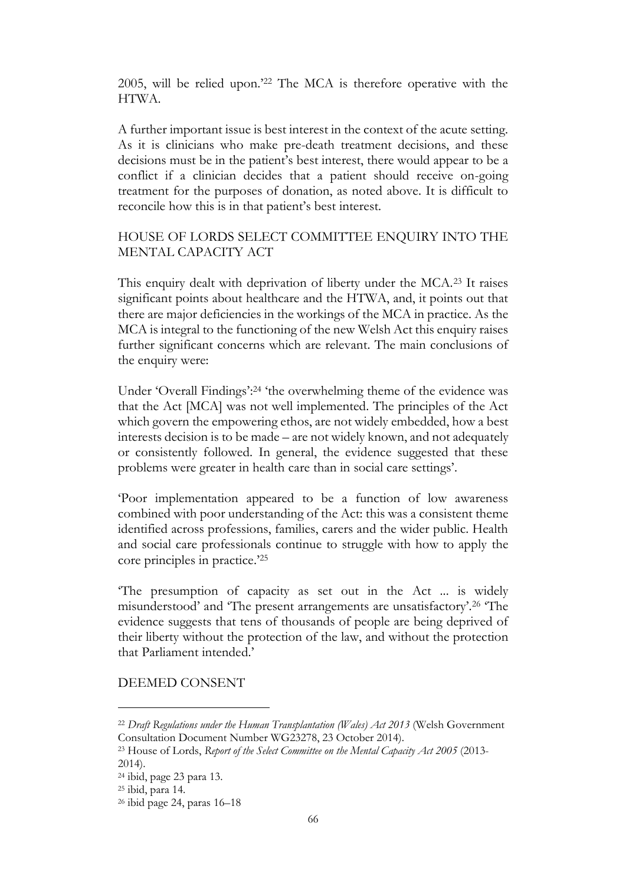2005, will be relied upon.'[22] The MCA is therefore operative with the HTWA.

A further important issue is best interest in the context of the acute setting. As it is clinicians who make pre-death treatment decisions, and these decisions must be in the patient's best interest, there would appear to be a conflict if a clinician decides that a patient should receive on-going treatment for the purposes of donation, as noted above. It is difficult to reconcile how this is in that patient's best interest.

## HOUSE OF LORDS SELECT COMMITTEE ENQUIRY INTO THE MENTAL CAPACITY ACT

This enquiry dealt with deprivation of liberty under the MCA.[23] It raises significant points about healthcare and the HTWA, and, it points out that there are major deficiencies in the workings of the MCA in practice. As the MCA is integral to the functioning of the new Welsh Act this enquiry raises further significant concerns which are relevant. The main conclusions of the enquiry were:

Under 'Overall Findings':[24] 'the overwhelming theme of the evidence was that the Act [MCA] was not well implemented. The principles of the Act which govern the empowering ethos, are not widely embedded, how a best interests decision is to be made – are not widely known, and not adequately or consistently followed. In general, the evidence suggested that these problems were greater in health care than in social care settings'.

'Poor implementation appeared to be a function of low awareness combined with poor understanding of the Act: this was a consistent theme identified across professions, families, carers and the wider public. Health and social care professionals continue to struggle with how to apply the core principles in practice.'[25]

'The presumption of capacity as set out in the Act ... is widely misunderstood' and 'The present arrangements are unsatisfactory'.[26] 'The evidence suggests that tens of thousands of people are being deprived of their liberty without the protection of the law, and without the protection that Parliament intended.'

## DEEMED CONSENT

---

[22] *Draft Regulations under the Human Transplantation (Wales) Act 2013* (Welsh Government Consultation Document Number WG23278, 23 October 2014).

[23] House of Lords, *Report of the Select Committee on the Mental Capacity Act 2005* (2013-2014).

[24] ibid, page 23 para 13.

[25] ibid, para 14.

[26] ibid page 24, paras 16–18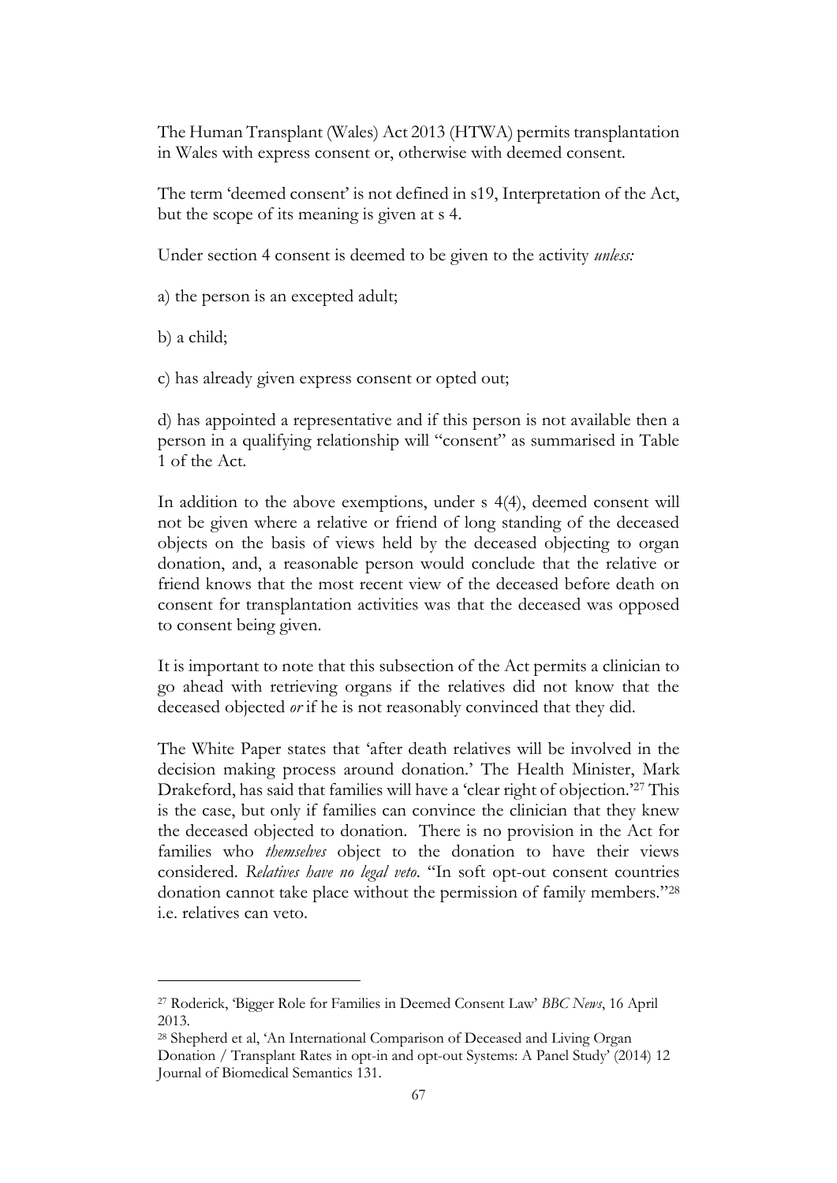The Human Transplant (Wales) Act 2013 (HTWA) permits transplantation in Wales with express consent or, otherwise with deemed consent.

The term 'deemed consent' is not defined in s19, Interpretation of the Act, but the scope of its meaning is given at s 4.

Under section 4 consent is deemed to be given to the activity *unless:*

a) the person is an excepted adult;

b) a child;

c) has already given express consent or opted out;

d) has appointed a representative and if this person is not available then a person in a qualifying relationship will "consent" as summarised in Table 1 of the Act.

In addition to the above exemptions, under s 4(4), deemed consent will not be given where a relative or friend of long standing of the deceased objects on the basis of views held by the deceased objecting to organ donation, and, a reasonable person would conclude that the relative or friend knows that the most recent view of the deceased before death on consent for transplantation activities was that the deceased was opposed to consent being given.

It is important to note that this subsection of the Act permits a clinician to go ahead with retrieving organs if the relatives did not know that the deceased objected *or* if he is not reasonably convinced that they did.

The White Paper states that 'after death relatives will be involved in the decision making process around donation.' The Health Minister, Mark Drakeford, has said that families will have a 'clear right of objection.'[27] This is the case, but only if families can convince the clinician that they knew the deceased objected to donation. There is no provision in the Act for families who *themselves* object to the donation to have their views considered. *Relatives have no legal veto*. "In soft opt-out consent countries donation cannot take place without the permission of family members."[28] i.e. relatives can veto.

[27] Roderick, 'Bigger Role for Families in Deemed Consent Law' *BBC News*, 16 April 2013.

[28] Shepherd et al, 'An International Comparison of Deceased and Living Organ Donation / Transplant Rates in opt-in and opt-out Systems: A Panel Study' (2014) 12 Journal of Biomedical Semantics 131.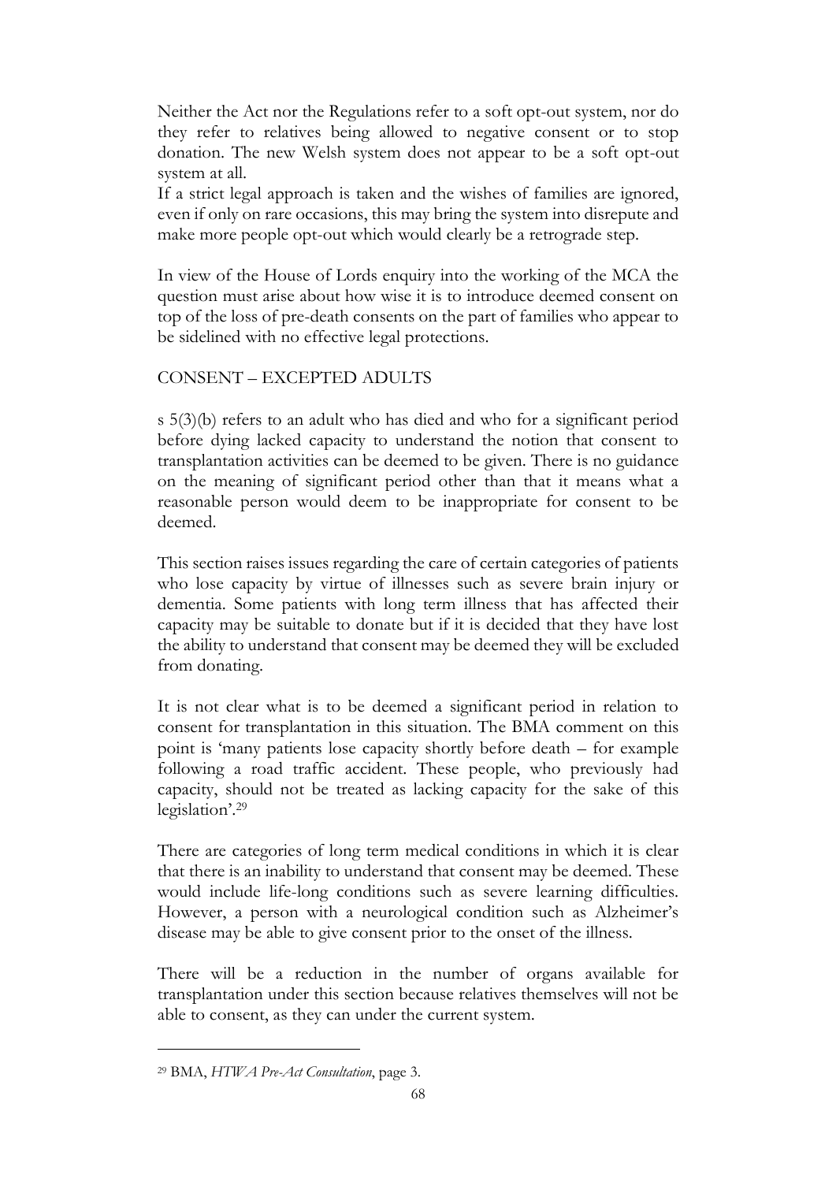Neither the Act nor the Regulations refer to a soft opt-out system, nor do they refer to relatives being allowed to negative consent or to stop donation. The new Welsh system does not appear to be a soft opt-out system at all.

If a strict legal approach is taken and the wishes of families are ignored, even if only on rare occasions, this may bring the system into disrepute and make more people opt-out which would clearly be a retrograde step.

In view of the House of Lords enquiry into the working of the MCA the question must arise about how wise it is to introduce deemed consent on top of the loss of pre-death consents on the part of families who appear to be sidelined with no effective legal protections.

## CONSENT – EXCEPTED ADULTS

s 5(3)(b) refers to an adult who has died and who for a significant period before dying lacked capacity to understand the notion that consent to transplantation activities can be deemed to be given. There is no guidance on the meaning of significant period other than that it means what a reasonable person would deem to be inappropriate for consent to be deemed.

This section raises issues regarding the care of certain categories of patients who lose capacity by virtue of illnesses such as severe brain injury or dementia. Some patients with long term illness that has affected their capacity may be suitable to donate but if it is decided that they have lost the ability to understand that consent may be deemed they will be excluded from donating.

It is not clear what is to be deemed a significant period in relation to consent for transplantation in this situation. The BMA comment on this point is 'many patients lose capacity shortly before death – for example following a road traffic accident. These people, who previously had capacity, should not be treated as lacking capacity for the sake of this legislation'.[29]

There are categories of long term medical conditions in which it is clear that there is an inability to understand that consent may be deemed. These would include life-long conditions such as severe learning difficulties. However, a person with a neurological condition such as Alzheimer's disease may be able to give consent prior to the onset of the illness.

There will be a reduction in the number of organs available for transplantation under this section because relatives themselves will not be able to consent, as they can under the current system.

---

[29] BMA, *HTWA Pre-Act Consultation*, page 3.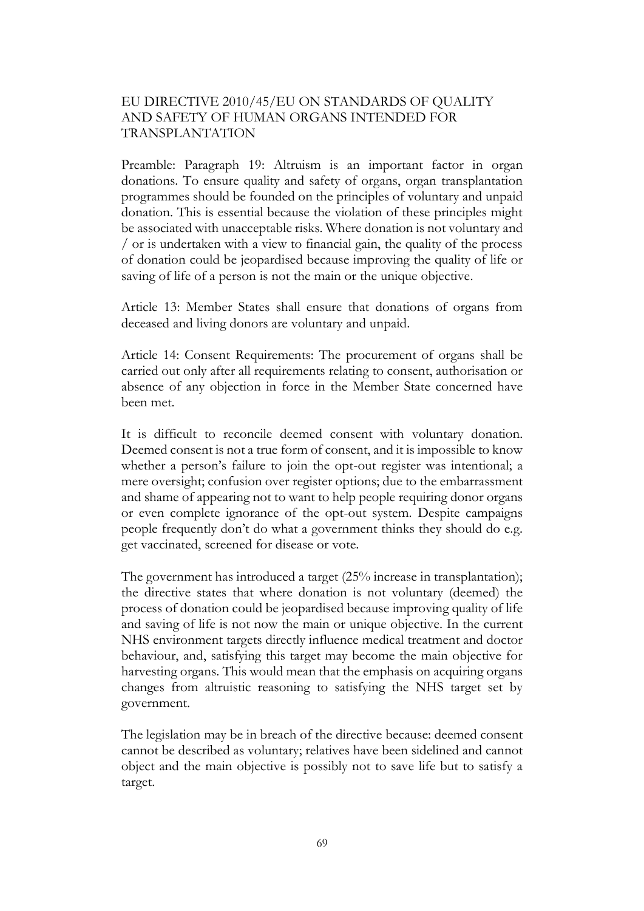## EU DIRECTIVE 2010/45/EU ON STANDARDS OF QUALITY AND SAFETY OF HUMAN ORGANS INTENDED FOR TRANSPLANTATION

Preamble: Paragraph 19: Altruism is an important factor in organ donations. To ensure quality and safety of organs, organ transplantation programmes should be founded on the principles of voluntary and unpaid donation. This is essential because the violation of these principles might be associated with unacceptable risks. Where donation is not voluntary and / or is undertaken with a view to financial gain, the quality of the process of donation could be jeopardised because improving the quality of life or saving of life of a person is not the main or the unique objective.

Article 13: Member States shall ensure that donations of organs from deceased and living donors are voluntary and unpaid.

Article 14: Consent Requirements: The procurement of organs shall be carried out only after all requirements relating to consent, authorisation or absence of any objection in force in the Member State concerned have been met.

It is difficult to reconcile deemed consent with voluntary donation. Deemed consent is not a true form of consent, and it is impossible to know whether a person's failure to join the opt-out register was intentional; a mere oversight; confusion over register options; due to the embarrassment and shame of appearing not to want to help people requiring donor organs or even complete ignorance of the opt-out system. Despite campaigns people frequently don't do what a government thinks they should do e.g. get vaccinated, screened for disease or vote.

The government has introduced a target (25% increase in transplantation); the directive states that where donation is not voluntary (deemed) the process of donation could be jeopardised because improving quality of life and saving of life is not now the main or unique objective. In the current NHS environment targets directly influence medical treatment and doctor behaviour, and, satisfying this target may become the main objective for harvesting organs. This would mean that the emphasis on acquiring organs changes from altruistic reasoning to satisfying the NHS target set by government.

The legislation may be in breach of the directive because: deemed consent cannot be described as voluntary; relatives have been sidelined and cannot object and the main objective is possibly not to save life but to satisfy a target.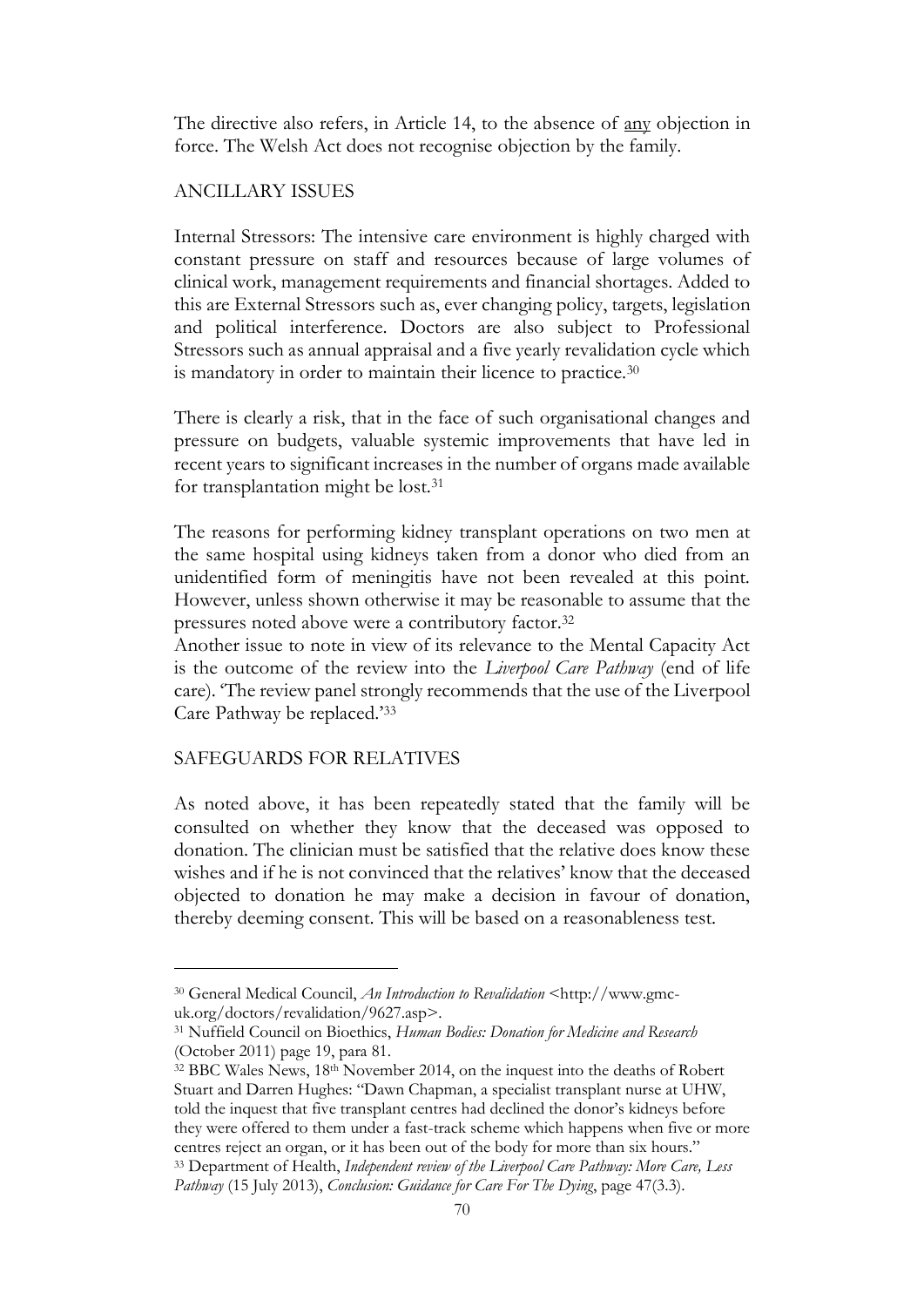The directive also refers, in Article 14, to the absence of <u>any</u> objection in force. The Welsh Act does not recognise objection by the family.

## ANCILLARY ISSUES

Internal Stressors: The intensive care environment is highly charged with constant pressure on staff and resources because of large volumes of clinical work, management requirements and financial shortages. Added to this are External Stressors such as, ever changing policy, targets, legislation and political interference. Doctors are also subject to Professional Stressors such as annual appraisal and a five yearly revalidation cycle which is mandatory in order to maintain their licence to practice.[30]

There is clearly a risk, that in the face of such organisational changes and pressure on budgets, valuable systemic improvements that have led in recent years to significant increases in the number of organs made available for transplantation might be lost.[31]

The reasons for performing kidney transplant operations on two men at the same hospital using kidneys taken from a donor who died from an unidentified form of meningitis have not been revealed at this point. However, unless shown otherwise it may be reasonable to assume that the pressures noted above were a contributory factor.[32]

Another issue to note in view of its relevance to the Mental Capacity Act is the outcome of the review into the *Liverpool Care Pathway* (end of life care). 'The review panel strongly recommends that the use of the Liverpool Care Pathway be replaced.'[33]

## SAFEGUARDS FOR RELATIVES

As noted above, it has been repeatedly stated that the family will be consulted on whether they know that the deceased was opposed to donation. The clinician must be satisfied that the relative does know these wishes and if he is not convinced that the relatives' know that the deceased objected to donation he may make a decision in favour of donation, thereby deeming consent. This will be based on a reasonableness test.

---

[30] General Medical Council, *An Introduction to Revalidation* <http://www.gmc-uk.org/doctors/revalidation/9627.asp>.

[31] Nuffield Council on Bioethics, *Human Bodies: Donation for Medicine and Research* (October 2011) page 19, para 81.

[32] BBC Wales News, 18th November 2014, on the inquest into the deaths of Robert Stuart and Darren Hughes: "Dawn Chapman, a specialist transplant nurse at UHW, told the inquest that five transplant centres had declined the donor's kidneys before they were offered to them under a fast-track scheme which happens when five or more centres reject an organ, or it has been out of the body for more than six hours."

[33] Department of Health, *Independent review of the Liverpool Care Pathway: More Care, Less Pathway* (15 July 2013), *Conclusion: Guidance for Care For The Dying*, page 47(3.3).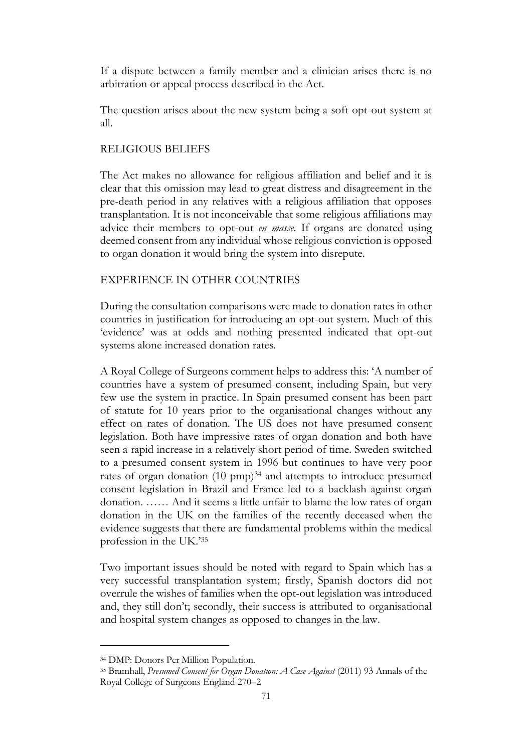If a dispute between a family member and a clinician arises there is no arbitration or appeal process described in the Act.

The question arises about the new system being a soft opt-out system at all.

## RELIGIOUS BELIEFS

The Act makes no allowance for religious affiliation and belief and it is clear that this omission may lead to great distress and disagreement in the pre-death period in any relatives with a religious affiliation that opposes transplantation. It is not inconceivable that some religious affiliations may advice their members to opt-out *en masse*. If organs are donated using deemed consent from any individual whose religious conviction is opposed to organ donation it would bring the system into disrepute.

## EXPERIENCE IN OTHER COUNTRIES

During the consultation comparisons were made to donation rates in other countries in justification for introducing an opt-out system. Much of this 'evidence' was at odds and nothing presented indicated that opt-out systems alone increased donation rates.

A Royal College of Surgeons comment helps to address this: 'A number of countries have a system of presumed consent, including Spain, but very few use the system in practice. In Spain presumed consent has been part of statute for 10 years prior to the organisational changes without any effect on rates of donation. The US does not have presumed consent legislation. Both have impressive rates of organ donation and both have seen a rapid increase in a relatively short period of time. Sweden switched to a presumed consent system in 1996 but continues to have very poor rates of organ donation (10 pmp)[34] and attempts to introduce presumed consent legislation in Brazil and France led to a backlash against organ donation. …… And it seems a little unfair to blame the low rates of organ donation in the UK on the families of the recently deceased when the evidence suggests that there are fundamental problems within the medical profession in the UK.'[35]

Two important issues should be noted with regard to Spain which has a very successful transplantation system; firstly, Spanish doctors did not overrule the wishes of families when the opt-out legislation was introduced and, they still don't; secondly, their success is attributed to organisational and hospital system changes as opposed to changes in the law.

---

[34] DMP: Donors Per Million Population.

[35] Bramhall, *Presumed Consent for Organ Donation: A Case Against* (2011) 93 Annals of the Royal College of Surgeons England 270–2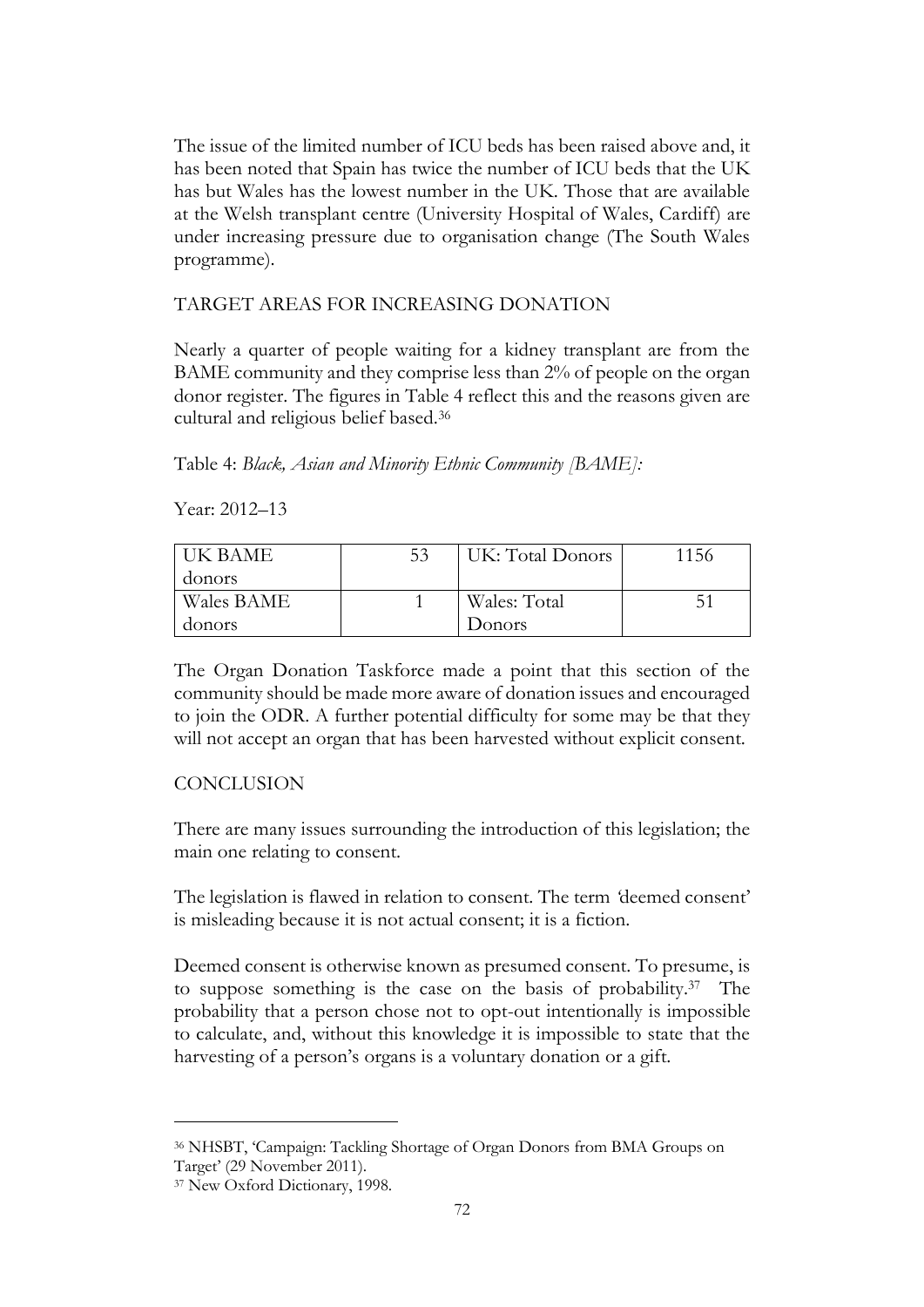The issue of the limited number of ICU beds has been raised above and, it has been noted that Spain has twice the number of ICU beds that the UK has but Wales has the lowest number in the UK. Those that are available at the Welsh transplant centre (University Hospital of Wales, Cardiff) are under increasing pressure due to organisation change (The South Wales programme).

## TARGET AREAS FOR INCREASING DONATION

Nearly a quarter of people waiting for a kidney transplant are from the BAME community and they comprise less than 2% of people on the organ donor register. The figures in Table 4 reflect this and the reasons given are cultural and religious belief based.[36]

Table 4: *Black, Asian and Minority Ethnic Community [BAME]:*

Year: 2012–13

| | | | |
|---|---|---|---|
| UK BAME donors | 53 | UK: Total Donors | 1156 |
| Wales BAME donors | 1 | Wales: Total Donors | 51 |

The Organ Donation Taskforce made a point that this section of the community should be made more aware of donation issues and encouraged to join the ODR. A further potential difficulty for some may be that they will not accept an organ that has been harvested without explicit consent.

## CONCLUSION

There are many issues surrounding the introduction of this legislation; the main one relating to consent.

The legislation is flawed in relation to consent. The term 'deemed consent' is misleading because it is not actual consent; it is a fiction.

Deemed consent is otherwise known as presumed consent. To presume, is to suppose something is the case on the basis of probability.[37] The probability that a person chose not to opt-out intentionally is impossible to calculate, and, without this knowledge it is impossible to state that the harvesting of a person's organs is a voluntary donation or a gift.

---

[36] NHSBT, 'Campaign: Tackling Shortage of Organ Donors from BMA Groups on Target' (29 November 2011).

[37] New Oxford Dictionary, 1998.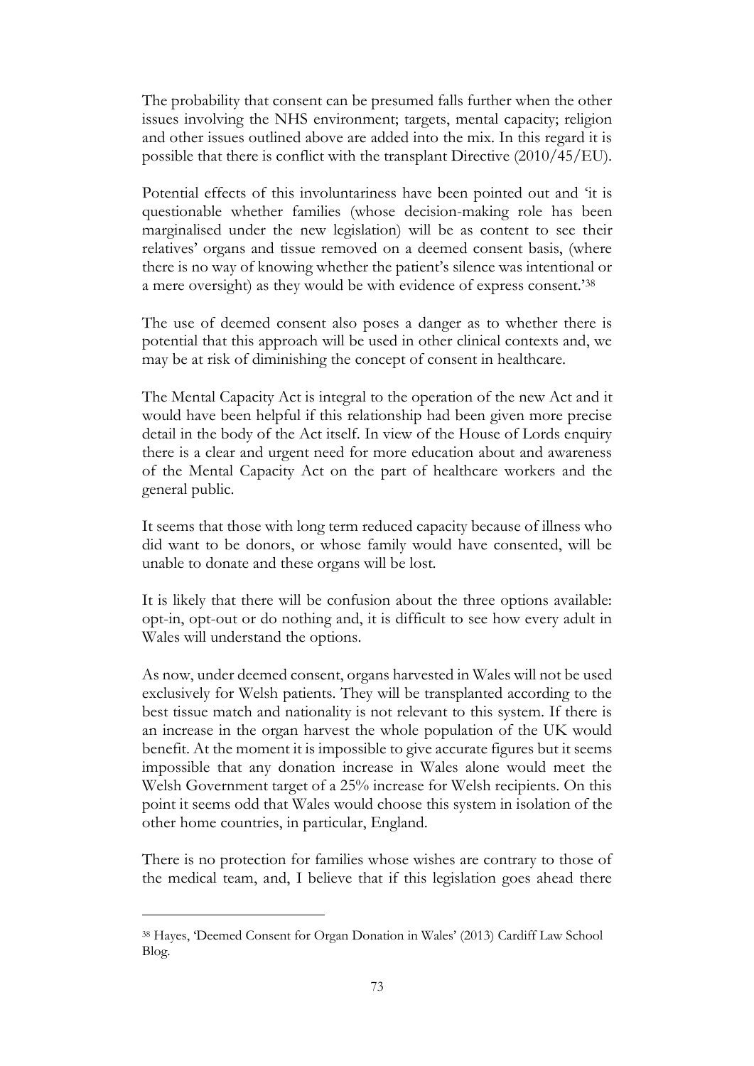The probability that consent can be presumed falls further when the other issues involving the NHS environment; targets, mental capacity; religion and other issues outlined above are added into the mix. In this regard it is possible that there is conflict with the transplant Directive (2010/45/EU).

Potential effects of this involuntariness have been pointed out and 'it is questionable whether families (whose decision-making role has been marginalised under the new legislation) will be as content to see their relatives' organs and tissue removed on a deemed consent basis, (where there is no way of knowing whether the patient's silence was intentional or a mere oversight) as they would be with evidence of express consent.'[38]

The use of deemed consent also poses a danger as to whether there is potential that this approach will be used in other clinical contexts and, we may be at risk of diminishing the concept of consent in healthcare.

The Mental Capacity Act is integral to the operation of the new Act and it would have been helpful if this relationship had been given more precise detail in the body of the Act itself. In view of the House of Lords enquiry there is a clear and urgent need for more education about and awareness of the Mental Capacity Act on the part of healthcare workers and the general public.

It seems that those with long term reduced capacity because of illness who did want to be donors, or whose family would have consented, will be unable to donate and these organs will be lost.

It is likely that there will be confusion about the three options available: opt-in, opt-out or do nothing and, it is difficult to see how every adult in Wales will understand the options.

As now, under deemed consent, organs harvested in Wales will not be used exclusively for Welsh patients. They will be transplanted according to the best tissue match and nationality is not relevant to this system. If there is an increase in the organ harvest the whole population of the UK would benefit. At the moment it is impossible to give accurate figures but it seems impossible that any donation increase in Wales alone would meet the Welsh Government target of a 25% increase for Welsh recipients. On this point it seems odd that Wales would choose this system in isolation of the other home countries, in particular, England.

There is no protection for families whose wishes are contrary to those of the medical team, and, I believe that if this legislation goes ahead there

---

[38] Hayes, 'Deemed Consent for Organ Donation in Wales' (2013) Cardiff Law School Blog.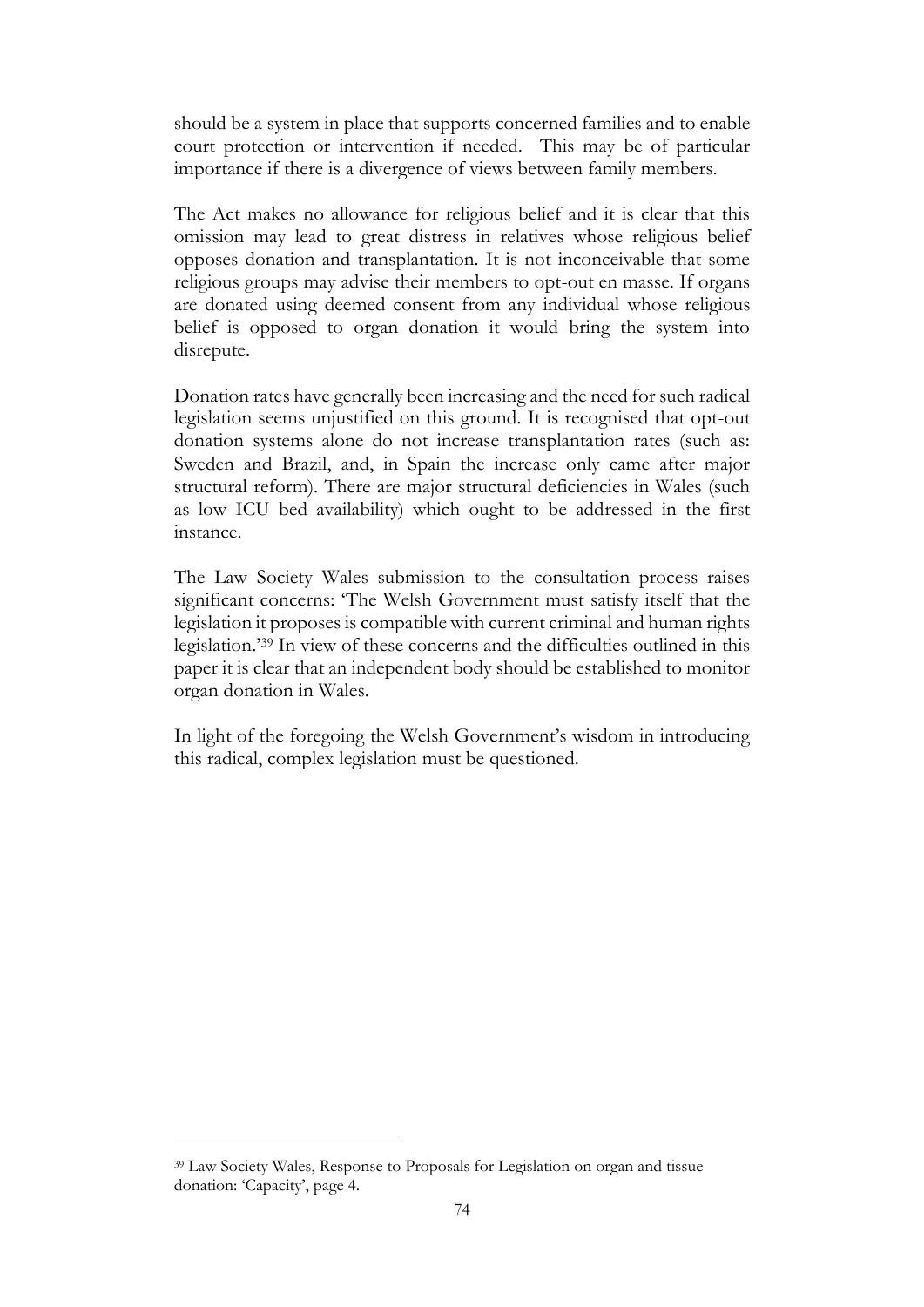should be a system in place that supports concerned families and to enable court protection or intervention if needed. This may be of particular importance if there is a divergence of views between family members.

The Act makes no allowance for religious belief and it is clear that this omission may lead to great distress in relatives whose religious belief opposes donation and transplantation. It is not inconceivable that some religious groups may advise their members to opt-out en masse. If organs are donated using deemed consent from any individual whose religious belief is opposed to organ donation it would bring the system into disrepute.

Donation rates have generally been increasing and the need for such radical legislation seems unjustified on this ground. It is recognised that opt-out donation systems alone do not increase transplantation rates (such as: Sweden and Brazil, and, in Spain the increase only came after major structural reform). There are major structural deficiencies in Wales (such as low ICU bed availability) which ought to be addressed in the first instance.

The Law Society Wales submission to the consultation process raises significant concerns: 'The Welsh Government must satisfy itself that the legislation it proposes is compatible with current criminal and human rights legislation.'[39] In view of these concerns and the difficulties outlined in this paper it is clear that an independent body should be established to monitor organ donation in Wales.

In light of the foregoing the Welsh Government's wisdom in introducing this radical, complex legislation must be questioned.

---

[39] Law Society Wales, Response to Proposals for Legislation on organ and tissue donation: 'Capacity', page 4.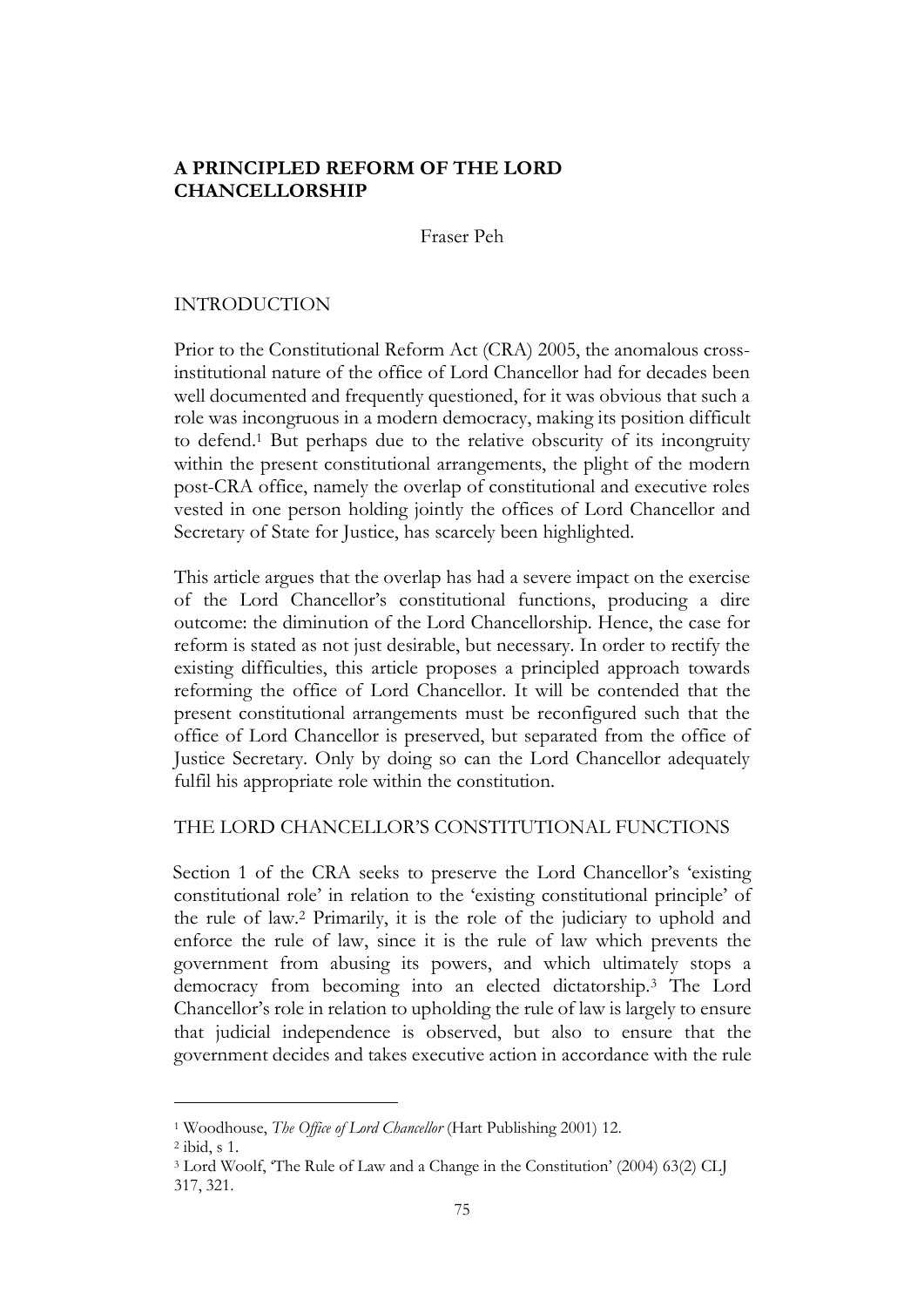## A PRINCIPLED REFORM OF THE LORD CHANCELLORSHIP

Fraser Peh

### INTRODUCTION

Prior to the Constitutional Reform Act (CRA) 2005, the anomalous cross-institutional nature of the office of Lord Chancellor had for decades been well documented and frequently questioned, for it was obvious that such a role was incongruous in a modern democracy, making its position difficult to defend.[1] But perhaps due to the relative obscurity of its incongruity within the present constitutional arrangements, the plight of the modern post-CRA office, namely the overlap of constitutional and executive roles vested in one person holding jointly the offices of Lord Chancellor and Secretary of State for Justice, has scarcely been highlighted.

This article argues that the overlap has had a severe impact on the exercise of the Lord Chancellor's constitutional functions, producing a dire outcome: the diminution of the Lord Chancellorship. Hence, the case for reform is stated as not just desirable, but necessary. In order to rectify the existing difficulties, this article proposes a principled approach towards reforming the office of Lord Chancellor. It will be contended that the present constitutional arrangements must be reconfigured such that the office of Lord Chancellor is preserved, but separated from the office of Justice Secretary. Only by doing so can the Lord Chancellor adequately fulfil his appropriate role within the constitution.

### THE LORD CHANCELLOR'S CONSTITUTIONAL FUNCTIONS

Section 1 of the CRA seeks to preserve the Lord Chancellor's 'existing constitutional role' in relation to the 'existing constitutional principle' of the rule of law.[2] Primarily, it is the role of the judiciary to uphold and enforce the rule of law, since it is the rule of law which prevents the government from abusing its powers, and which ultimately stops a democracy from becoming into an elected dictatorship.[3] The Lord Chancellor's role in relation to upholding the rule of law is largely to ensure that judicial independence is observed, but also to ensure that the government decides and takes executive action in accordance with the rule

---

[1] Woodhouse, *The Office of Lord Chancellor* (Hart Publishing 2001) 12.

[2] ibid, s 1.

[3] Lord Woolf, 'The Rule of Law and a Change in the Constitution' (2004) 63(2) CLJ 317, 321.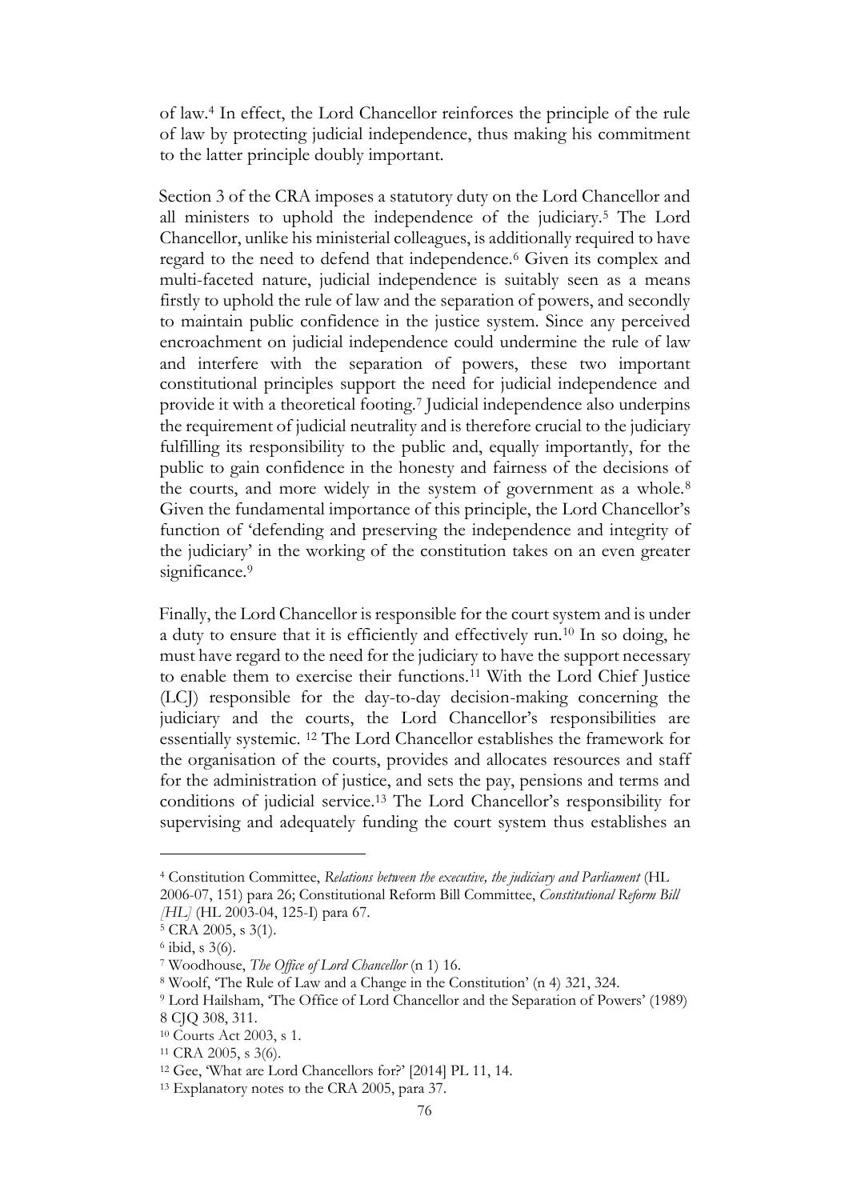of law.[4] In effect, the Lord Chancellor reinforces the principle of the rule of law by protecting judicial independence, thus making his commitment to the latter principle doubly important.

Section 3 of the CRA imposes a statutory duty on the Lord Chancellor and all ministers to uphold the independence of the judiciary.[5] The Lord Chancellor, unlike his ministerial colleagues, is additionally required to have regard to the need to defend that independence.[6] Given its complex and multi-faceted nature, judicial independence is suitably seen as a means firstly to uphold the rule of law and the separation of powers, and secondly to maintain public confidence in the justice system. Since any perceived encroachment on judicial independence could undermine the rule of law and interfere with the separation of powers, these two important constitutional principles support the need for judicial independence and provide it with a theoretical footing.[7] Judicial independence also underpins the requirement of judicial neutrality and is therefore crucial to the judiciary fulfilling its responsibility to the public and, equally importantly, for the public to gain confidence in the honesty and fairness of the decisions of the courts, and more widely in the system of government as a whole.[8] Given the fundamental importance of this principle, the Lord Chancellor's function of 'defending and preserving the independence and integrity of the judiciary' in the working of the constitution takes on an even greater significance.[9]

Finally, the Lord Chancellor is responsible for the court system and is under a duty to ensure that it is efficiently and effectively run.[10] In so doing, he must have regard to the need for the judiciary to have the support necessary to enable them to exercise their functions.[11] With the Lord Chief Justice (LCJ) responsible for the day-to-day decision-making concerning the judiciary and the courts, the Lord Chancellor's responsibilities are essentially systemic. [12] The Lord Chancellor establishes the framework for the organisation of the courts, provides and allocates resources and staff for the administration of justice, and sets the pay, pensions and terms and conditions of judicial service.[13] The Lord Chancellor's responsibility for supervising and adequately funding the court system thus establishes an

---

[4] Constitution Committee, *Relations between the executive, the judiciary and Parliament* (HL 2006-07, 151) para 26; Constitutional Reform Bill Committee, *Constitutional Reform Bill [HL]* (HL 2003-04, 125-I) para 67.

[5] CRA 2005, s 3(1).

[6] ibid, s 3(6).

[7] Woodhouse, *The Office of Lord Chancellor* (n 1) 16.

[8] Woolf, 'The Rule of Law and a Change in the Constitution' (n 4) 321, 324.

[9] Lord Hailsham, 'The Office of Lord Chancellor and the Separation of Powers' (1989) 8 CJQ 308, 311.

[10] Courts Act 2003, s 1.

[11] CRA 2005, s 3(6).

[12] Gee, 'What are Lord Chancellors for?' [2014] PL 11, 14.

[13] Explanatory notes to the CRA 2005, para 37.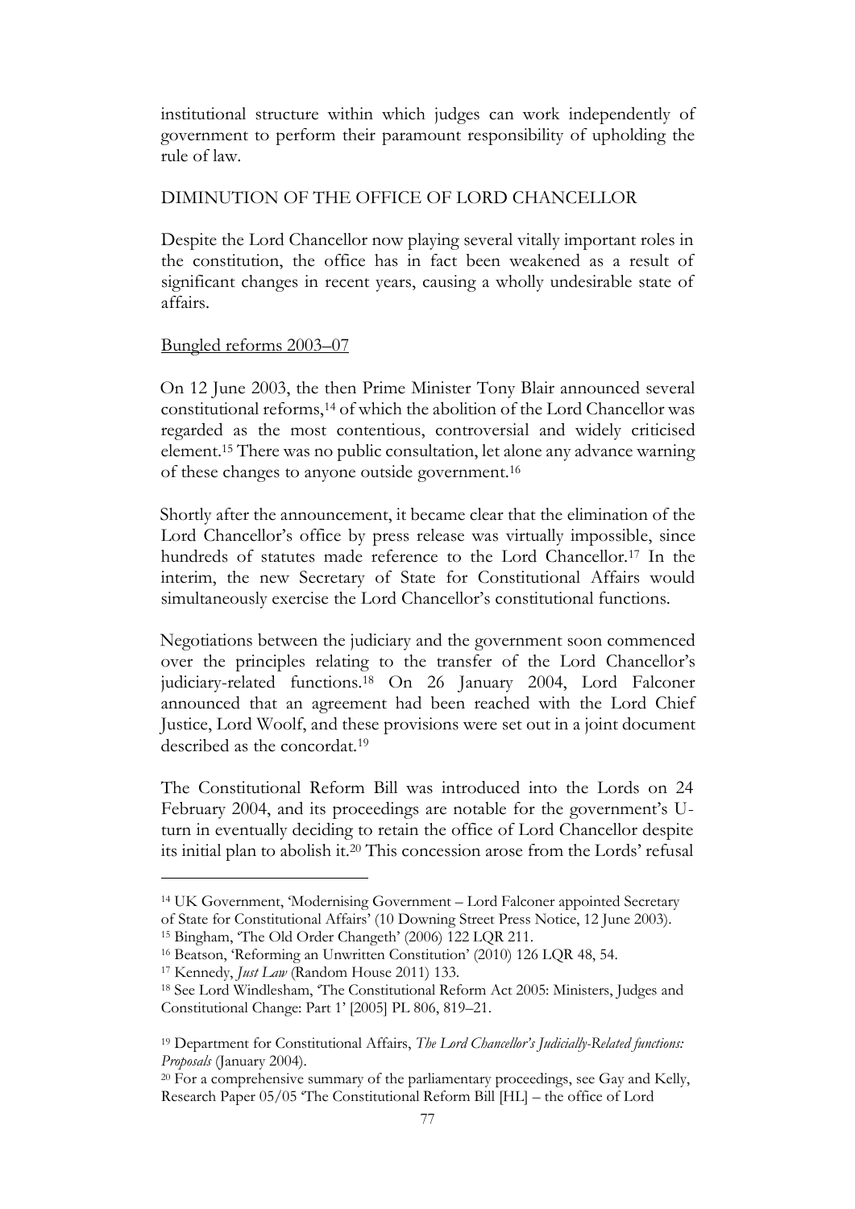institutional structure within which judges can work independently of government to perform their paramount responsibility of upholding the rule of law.

## DIMINUTION OF THE OFFICE OF LORD CHANCELLOR

Despite the Lord Chancellor now playing several vitally important roles in the constitution, the office has in fact been weakened as a result of significant changes in recent years, causing a wholly undesirable state of affairs.

### Bungled reforms 2003–07

On 12 June 2003, the then Prime Minister Tony Blair announced several constitutional reforms,[14] of which the abolition of the Lord Chancellor was regarded as the most contentious, controversial and widely criticised element.[15] There was no public consultation, let alone any advance warning of these changes to anyone outside government.[16]

Shortly after the announcement, it became clear that the elimination of the Lord Chancellor's office by press release was virtually impossible, since hundreds of statutes made reference to the Lord Chancellor.[17] In the interim, the new Secretary of State for Constitutional Affairs would simultaneously exercise the Lord Chancellor's constitutional functions.

Negotiations between the judiciary and the government soon commenced over the principles relating to the transfer of the Lord Chancellor's judiciary-related functions.[18] On 26 January 2004, Lord Falconer announced that an agreement had been reached with the Lord Chief Justice, Lord Woolf, and these provisions were set out in a joint document described as the concordat.[19]

The Constitutional Reform Bill was introduced into the Lords on 24 February 2004, and its proceedings are notable for the government's U-turn in eventually deciding to retain the office of Lord Chancellor despite its initial plan to abolish it.[20] This concession arose from the Lords' refusal

---

[14] UK Government, 'Modernising Government – Lord Falconer appointed Secretary of State for Constitutional Affairs' (10 Downing Street Press Notice, 12 June 2003).

[15] Bingham, 'The Old Order Changeth' (2006) 122 LQR 211.

[16] Beatson, 'Reforming an Unwritten Constitution' (2010) 126 LQR 48, 54.

[17] Kennedy, *Just Law* (Random House 2011) 133.

[18] See Lord Windlesham, 'The Constitutional Reform Act 2005: Ministers, Judges and Constitutional Change: Part 1' [2005] PL 806, 819–21.

[19] Department for Constitutional Affairs, *The Lord Chancellor's Judicially-Related functions: Proposals* (January 2004).

[20] For a comprehensive summary of the parliamentary proceedings, see Gay and Kelly, Research Paper 05/05 'The Constitutional Reform Bill [HL] – the office of Lord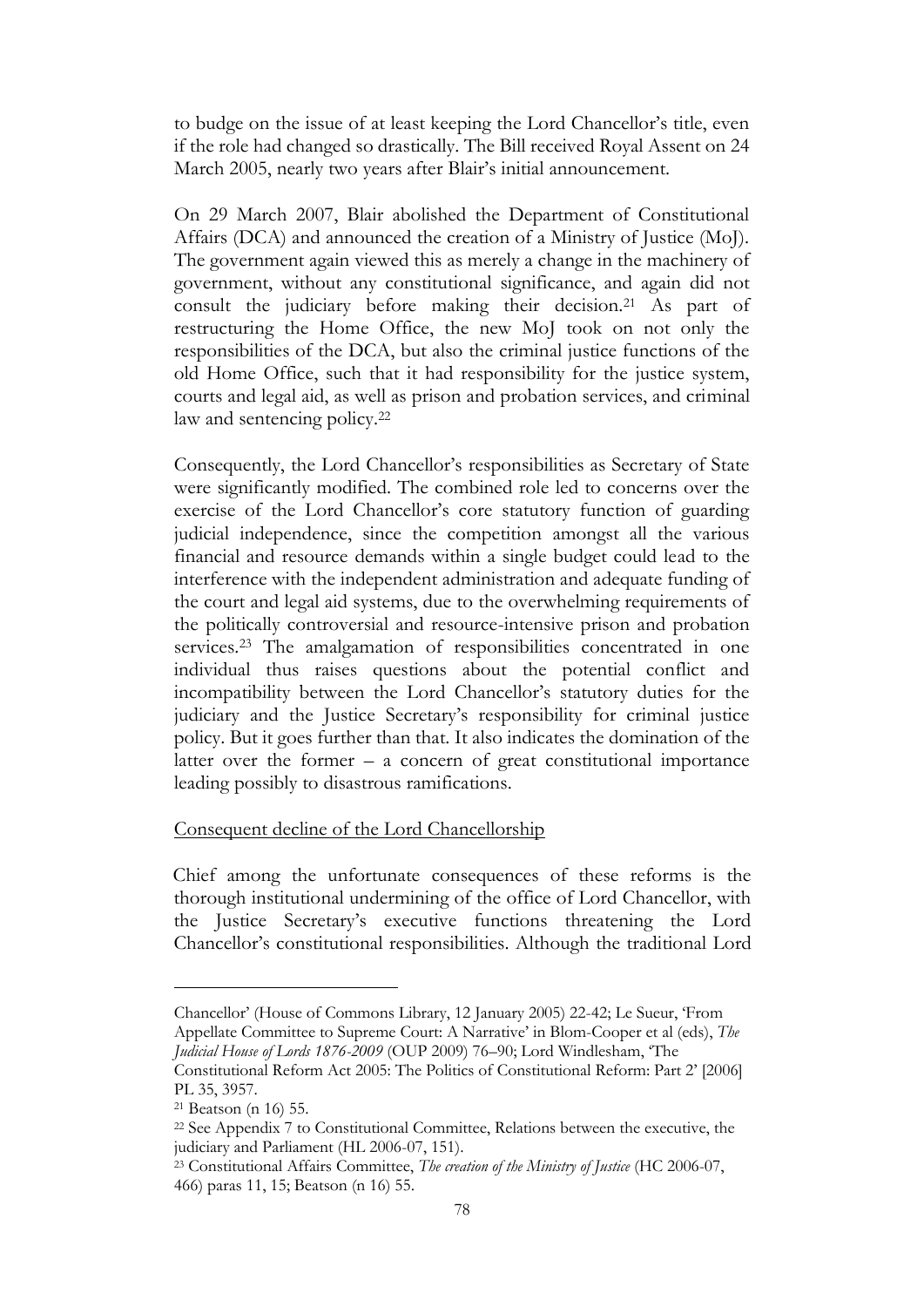to budge on the issue of at least keeping the Lord Chancellor's title, even if the role had changed so drastically. The Bill received Royal Assent on 24 March 2005, nearly two years after Blair's initial announcement.

On 29 March 2007, Blair abolished the Department of Constitutional Affairs (DCA) and announced the creation of a Ministry of Justice (MoJ). The government again viewed this as merely a change in the machinery of government, without any constitutional significance, and again did not consult the judiciary before making their decision.[21] As part of restructuring the Home Office, the new MoJ took on not only the responsibilities of the DCA, but also the criminal justice functions of the old Home Office, such that it had responsibility for the justice system, courts and legal aid, as well as prison and probation services, and criminal law and sentencing policy.[22]

Consequently, the Lord Chancellor's responsibilities as Secretary of State were significantly modified. The combined role led to concerns over the exercise of the Lord Chancellor's core statutory function of guarding judicial independence, since the competition amongst all the various financial and resource demands within a single budget could lead to the interference with the independent administration and adequate funding of the court and legal aid systems, due to the overwhelming requirements of the politically controversial and resource-intensive prison and probation services.[23] The amalgamation of responsibilities concentrated in one individual thus raises questions about the potential conflict and incompatibility between the Lord Chancellor's statutory duties for the judiciary and the Justice Secretary's responsibility for criminal justice policy. But it goes further than that. It also indicates the domination of the latter over the former – a concern of great constitutional importance leading possibly to disastrous ramifications.

<u>Consequent decline of the Lord Chancellorship</u>

Chief among the unfortunate consequences of these reforms is the thorough institutional undermining of the office of Lord Chancellor, with the Justice Secretary's executive functions threatening the Lord Chancellor's constitutional responsibilities. Although the traditional Lord

---

Chancellor' (House of Commons Library, 12 January 2005) 22-42; Le Sueur, 'From Appellate Committee to Supreme Court: A Narrative' in Blom-Cooper et al (eds), *The Judicial House of Lords 1876-2009* (OUP 2009) 76–90; Lord Windlesham, 'The Constitutional Reform Act 2005: The Politics of Constitutional Reform: Part 2' [2006] PL 35, 3957.

[21] Beatson (n 16) 55.

[22] See Appendix 7 to Constitutional Committee, Relations between the executive, the judiciary and Parliament (HL 2006-07, 151).

[23] Constitutional Affairs Committee, *The creation of the Ministry of Justice* (HC 2006-07, 466) paras 11, 15; Beatson (n 16) 55.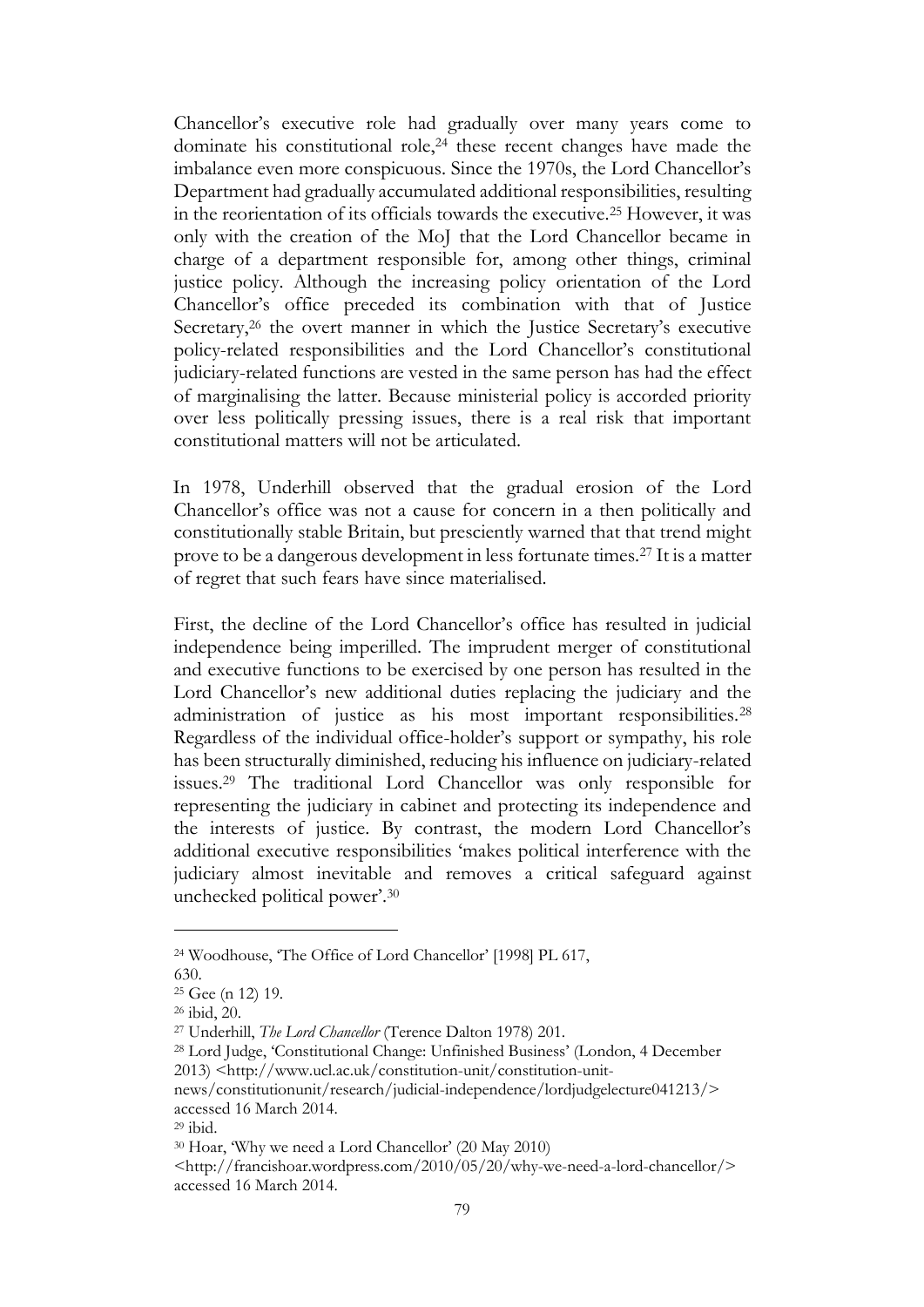Chancellor's executive role had gradually over many years come to dominate his constitutional role,[24] these recent changes have made the imbalance even more conspicuous. Since the 1970s, the Lord Chancellor's Department had gradually accumulated additional responsibilities, resulting in the reorientation of its officials towards the executive.[25] However, it was only with the creation of the MoJ that the Lord Chancellor became in charge of a department responsible for, among other things, criminal justice policy. Although the increasing policy orientation of the Lord Chancellor's office preceded its combination with that of Justice Secretary,[26] the overt manner in which the Justice Secretary's executive policy-related responsibilities and the Lord Chancellor's constitutional judiciary-related functions are vested in the same person has had the effect of marginalising the latter. Because ministerial policy is accorded priority over less politically pressing issues, there is a real risk that important constitutional matters will not be articulated.

In 1978, Underhill observed that the gradual erosion of the Lord Chancellor's office was not a cause for concern in a then politically and constitutionally stable Britain, but presciently warned that that trend might prove to be a dangerous development in less fortunate times.[27] It is a matter of regret that such fears have since materialised.

First, the decline of the Lord Chancellor's office has resulted in judicial independence being imperilled. The imprudent merger of constitutional and executive functions to be exercised by one person has resulted in the Lord Chancellor's new additional duties replacing the judiciary and the administration of justice as his most important responsibilities.[28] Regardless of the individual office-holder's support or sympathy, his role has been structurally diminished, reducing his influence on judiciary-related issues.[29] The traditional Lord Chancellor was only responsible for representing the judiciary in cabinet and protecting its independence and the interests of justice. By contrast, the modern Lord Chancellor's additional executive responsibilities 'makes political interference with the judiciary almost inevitable and removes a critical safeguard against unchecked political power'.[30]

---

[24] Woodhouse, 'The Office of Lord Chancellor' [1998] PL 617, 630.

[25] Gee (n 12) 19.

[26] ibid, 20.

[27] Underhill, *The Lord Chancellor* (Terence Dalton 1978) 201.

[28] Lord Judge, 'Constitutional Change: Unfinished Business' (London, 4 December 2013) <http://www.ucl.ac.uk/constitution-unit/constitution-unit-news/constitutionunit/research/judicial-independence/lordjudgelecture041213/> accessed 16 March 2014.

[29] ibid.

[30] Hoar, 'Why we need a Lord Chancellor' (20 May 2010) <http://francishoar.wordpress.com/2010/05/20/why-we-need-a-lord-chancellor/> accessed 16 March 2014.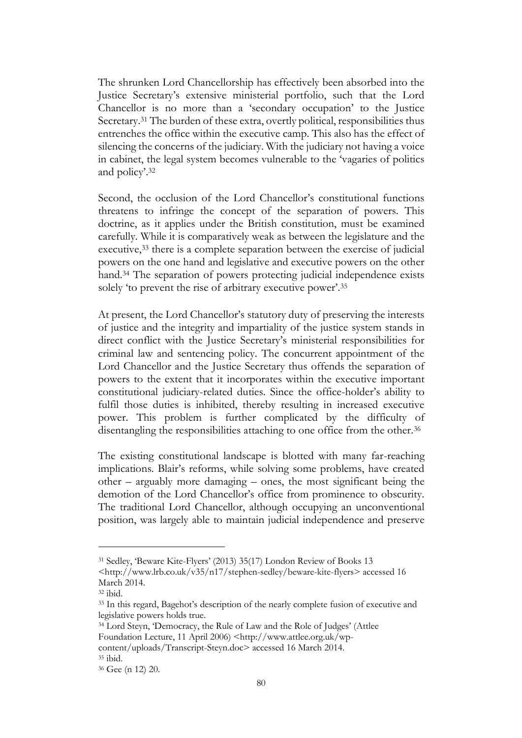The shrunken Lord Chancellorship has effectively been absorbed into the Justice Secretary's extensive ministerial portfolio, such that the Lord Chancellor is no more than a 'secondary occupation' to the Justice Secretary.[31] The burden of these extra, overtly political, responsibilities thus entrenches the office within the executive camp. This also has the effect of silencing the concerns of the judiciary. With the judiciary not having a voice in cabinet, the legal system becomes vulnerable to the 'vagaries of politics and policy'.[32]

Second, the occlusion of the Lord Chancellor's constitutional functions threatens to infringe the concept of the separation of powers. This doctrine, as it applies under the British constitution, must be examined carefully. While it is comparatively weak as between the legislature and the executive,[33] there is a complete separation between the exercise of judicial powers on the one hand and legislative and executive powers on the other hand.[34] The separation of powers protecting judicial independence exists solely 'to prevent the rise of arbitrary executive power'.[35]

At present, the Lord Chancellor's statutory duty of preserving the interests of justice and the integrity and impartiality of the justice system stands in direct conflict with the Justice Secretary's ministerial responsibilities for criminal law and sentencing policy. The concurrent appointment of the Lord Chancellor and the Justice Secretary thus offends the separation of powers to the extent that it incorporates within the executive important constitutional judiciary-related duties. Since the office-holder's ability to fulfil those duties is inhibited, thereby resulting in increased executive power. This problem is further complicated by the difficulty of disentangling the responsibilities attaching to one office from the other.[36]

The existing constitutional landscape is blotted with many far-reaching implications. Blair's reforms, while solving some problems, have created other – arguably more damaging – ones, the most significant being the demotion of the Lord Chancellor's office from prominence to obscurity. The traditional Lord Chancellor, although occupying an unconventional position, was largely able to maintain judicial independence and preserve

---

[31] Sedley, 'Beware Kite-Flyers' (2013) 35(17) London Review of Books 13 <http://www.lrb.co.uk/v35/n17/stephen-sedley/beware-kite-flyers> accessed 16 March 2014.

[32] ibid.

[33] In this regard, Bagehot's description of the nearly complete fusion of executive and legislative powers holds true.

[34] Lord Steyn, 'Democracy, the Rule of Law and the Role of Judges' (Attlee Foundation Lecture, 11 April 2006) <http://www.attlee.org.uk/wp-content/uploads/Transcript-Steyn.doc> accessed 16 March 2014.

[35] ibid.

[36] Gee (n 12) 20.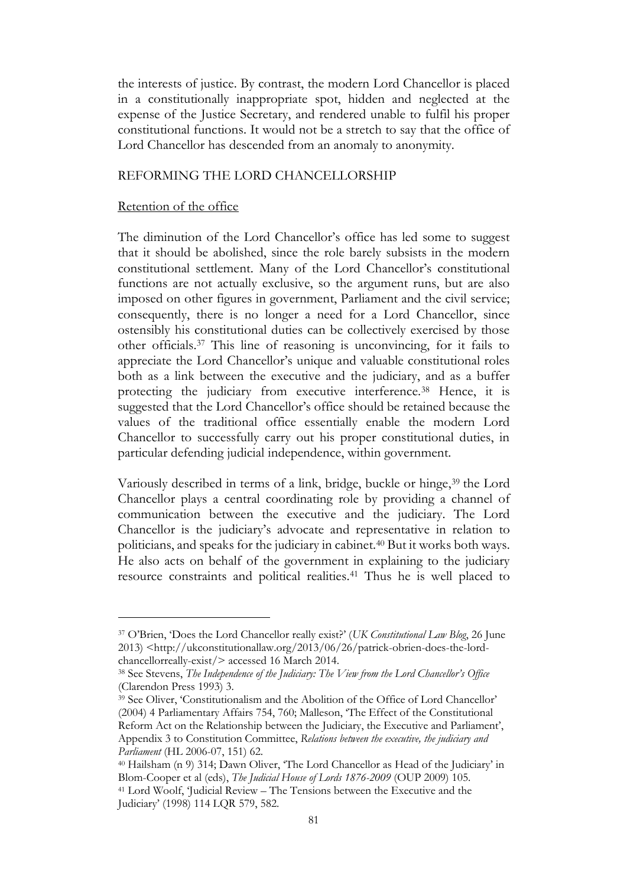the interests of justice. By contrast, the modern Lord Chancellor is placed in a constitutionally inappropriate spot, hidden and neglected at the expense of the Justice Secretary, and rendered unable to fulfil his proper constitutional functions. It would not be a stretch to say that the office of Lord Chancellor has descended from an anomaly to anonymity.

## REFORMING THE LORD CHANCELLORSHIP

### Retention of the office

The diminution of the Lord Chancellor's office has led some to suggest that it should be abolished, since the role barely subsists in the modern constitutional settlement. Many of the Lord Chancellor's constitutional functions are not actually exclusive, so the argument runs, but are also imposed on other figures in government, Parliament and the civil service; consequently, there is no longer a need for a Lord Chancellor, since ostensibly his constitutional duties can be collectively exercised by those other officials.[37] This line of reasoning is unconvincing, for it fails to appreciate the Lord Chancellor's unique and valuable constitutional roles both as a link between the executive and the judiciary, and as a buffer protecting the judiciary from executive interference.[38] Hence, it is suggested that the Lord Chancellor's office should be retained because the values of the traditional office essentially enable the modern Lord Chancellor to successfully carry out his proper constitutional duties, in particular defending judicial independence, within government.

Variously described in terms of a link, bridge, buckle or hinge,[39] the Lord Chancellor plays a central coordinating role by providing a channel of communication between the executive and the judiciary. The Lord Chancellor is the judiciary's advocate and representative in relation to politicians, and speaks for the judiciary in cabinet.[40] But it works both ways. He also acts on behalf of the government in explaining to the judiciary resource constraints and political realities.[41] Thus he is well placed to

---

[37] O'Brien, 'Does the Lord Chancellor really exist?' (*UK Constitutional Law Blog*, 26 June 2013) <http://ukconstitutionallaw.org/2013/06/26/patrick-obrien-does-the-lord-chancellorreally-exist/> accessed 16 March 2014.

[38] See Stevens, *The Independence of the Judiciary: The View from the Lord Chancellor's Office* (Clarendon Press 1993) 3.

[39] See Oliver, 'Constitutionalism and the Abolition of the Office of Lord Chancellor' (2004) 4 Parliamentary Affairs 754, 760; Malleson, 'The Effect of the Constitutional Reform Act on the Relationship between the Judiciary, the Executive and Parliament', Appendix 3 to Constitution Committee, *Relations between the executive, the judiciary and Parliament* (HL 2006-07, 151) 62.

[40] Hailsham (n 9) 314; Dawn Oliver, 'The Lord Chancellor as Head of the Judiciary' in Blom-Cooper et al (eds), *The Judicial House of Lords 1876-2009* (OUP 2009) 105.

[41] Lord Woolf, 'Judicial Review – The Tensions between the Executive and the Judiciary' (1998) 114 LQR 579, 582.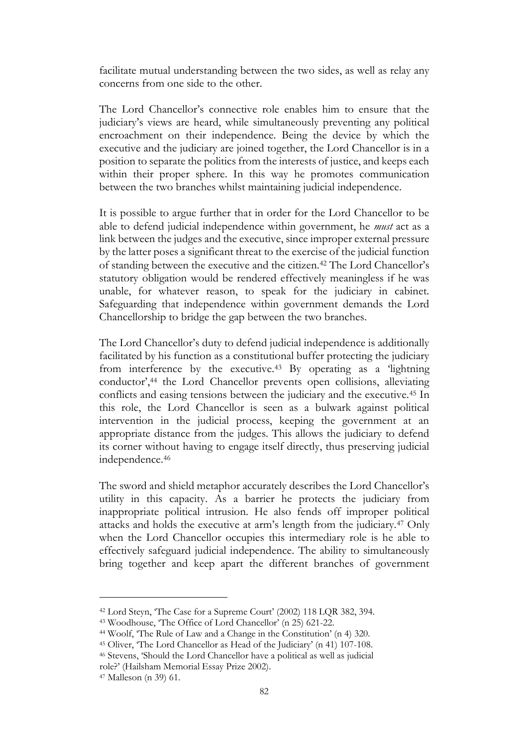facilitate mutual understanding between the two sides, as well as relay any concerns from one side to the other.

The Lord Chancellor's connective role enables him to ensure that the judiciary's views are heard, while simultaneously preventing any political encroachment on their independence. Being the device by which the executive and the judiciary are joined together, the Lord Chancellor is in a position to separate the politics from the interests of justice, and keeps each within their proper sphere. In this way he promotes communication between the two branches whilst maintaining judicial independence.

It is possible to argue further that in order for the Lord Chancellor to be able to defend judicial independence within government, he *must* act as a link between the judges and the executive, since improper external pressure by the latter poses a significant threat to the exercise of the judicial function of standing between the executive and the citizen.[42] The Lord Chancellor's statutory obligation would be rendered effectively meaningless if he was unable, for whatever reason, to speak for the judiciary in cabinet. Safeguarding that independence within government demands the Lord Chancellorship to bridge the gap between the two branches.

The Lord Chancellor's duty to defend judicial independence is additionally facilitated by his function as a constitutional buffer protecting the judiciary from interference by the executive.[43] By operating as a 'lightning conductor',[44] the Lord Chancellor prevents open collisions, alleviating conflicts and easing tensions between the judiciary and the executive.[45] In this role, the Lord Chancellor is seen as a bulwark against political intervention in the judicial process, keeping the government at an appropriate distance from the judges. This allows the judiciary to defend its corner without having to engage itself directly, thus preserving judicial independence.[46]

The sword and shield metaphor accurately describes the Lord Chancellor's utility in this capacity. As a barrier he protects the judiciary from inappropriate political intrusion. He also fends off improper political attacks and holds the executive at arm's length from the judiciary.[47] Only when the Lord Chancellor occupies this intermediary role is he able to effectively safeguard judicial independence. The ability to simultaneously bring together and keep apart the different branches of government

---

[42] Lord Steyn, 'The Case for a Supreme Court' (2002) 118 LQR 382, 394.

[43] Woodhouse, 'The Office of Lord Chancellor' (n 25) 621-22.

[44] Woolf, 'The Rule of Law and a Change in the Constitution' (n 4) 320.

[45] Oliver, 'The Lord Chancellor as Head of the Judiciary' (n 41) 107-108.

[46] Stevens, 'Should the Lord Chancellor have a political as well as judicial role?' (Hailsham Memorial Essay Prize 2002).

[47] Malleson (n 39) 61.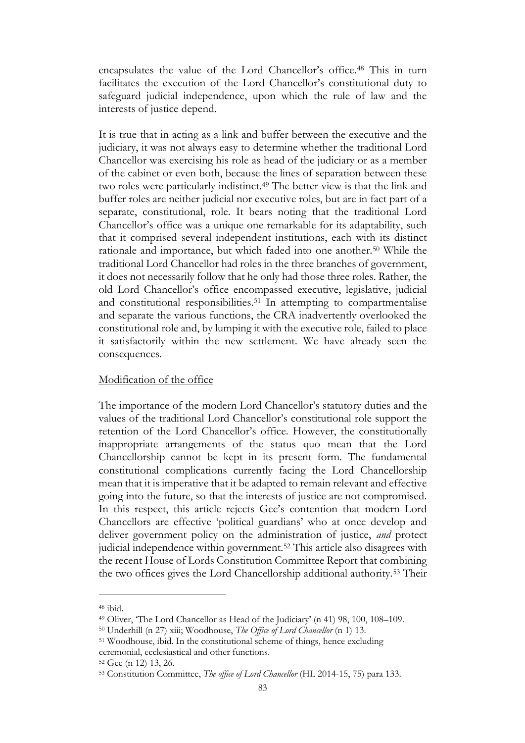encapsulates the value of the Lord Chancellor's office.[48] This in turn facilitates the execution of the Lord Chancellor's constitutional duty to safeguard judicial independence, upon which the rule of law and the interests of justice depend.

It is true that in acting as a link and buffer between the executive and the judiciary, it was not always easy to determine whether the traditional Lord Chancellor was exercising his role as head of the judiciary or as a member of the cabinet or even both, because the lines of separation between these two roles were particularly indistinct.[49] The better view is that the link and buffer roles are neither judicial nor executive roles, but are in fact part of a separate, constitutional, role. It bears noting that the traditional Lord Chancellor's office was a unique one remarkable for its adaptability, such that it comprised several independent institutions, each with its distinct rationale and importance, but which faded into one another.[50] While the traditional Lord Chancellor had roles in the three branches of government, it does not necessarily follow that he only had those three roles. Rather, the old Lord Chancellor's office encompassed executive, legislative, judicial and constitutional responsibilities.[51] In attempting to compartmentalise and separate the various functions, the CRA inadvertently overlooked the constitutional role and, by lumping it with the executive role, failed to place it satisfactorily within the new settlement. We have already seen the consequences.

Modification of the office

The importance of the modern Lord Chancellor's statutory duties and the values of the traditional Lord Chancellor's constitutional role support the retention of the Lord Chancellor's office. However, the constitutionally inappropriate arrangements of the status quo mean that the Lord Chancellorship cannot be kept in its present form. The fundamental constitutional complications currently facing the Lord Chancellorship mean that it is imperative that it be adapted to remain relevant and effective going into the future, so that the interests of justice are not compromised. In this respect, this article rejects Gee's contention that modern Lord Chancellors are effective 'political guardians' who at once develop and deliver government policy on the administration of justice, *and* protect judicial independence within government.[52] This article also disagrees with the recent House of Lords Constitution Committee Report that combining the two offices gives the Lord Chancellorship additional authority.[53] Their

---

[48] ibid.

[49] Oliver, 'The Lord Chancellor as Head of the Judiciary' (n 41) 98, 100, 108–109.

[50] Underhill (n 27) xiii; Woodhouse, *The Office of Lord Chancellor* (n 1) 13.

[51] Woodhouse, ibid. In the constitutional scheme of things, hence excluding ceremonial, ecclesiastical and other functions.

[52] Gee (n 12) 13, 26.

[53] Constitution Committee, *The office of Lord Chancellor* (HL 2014-15, 75) para 133.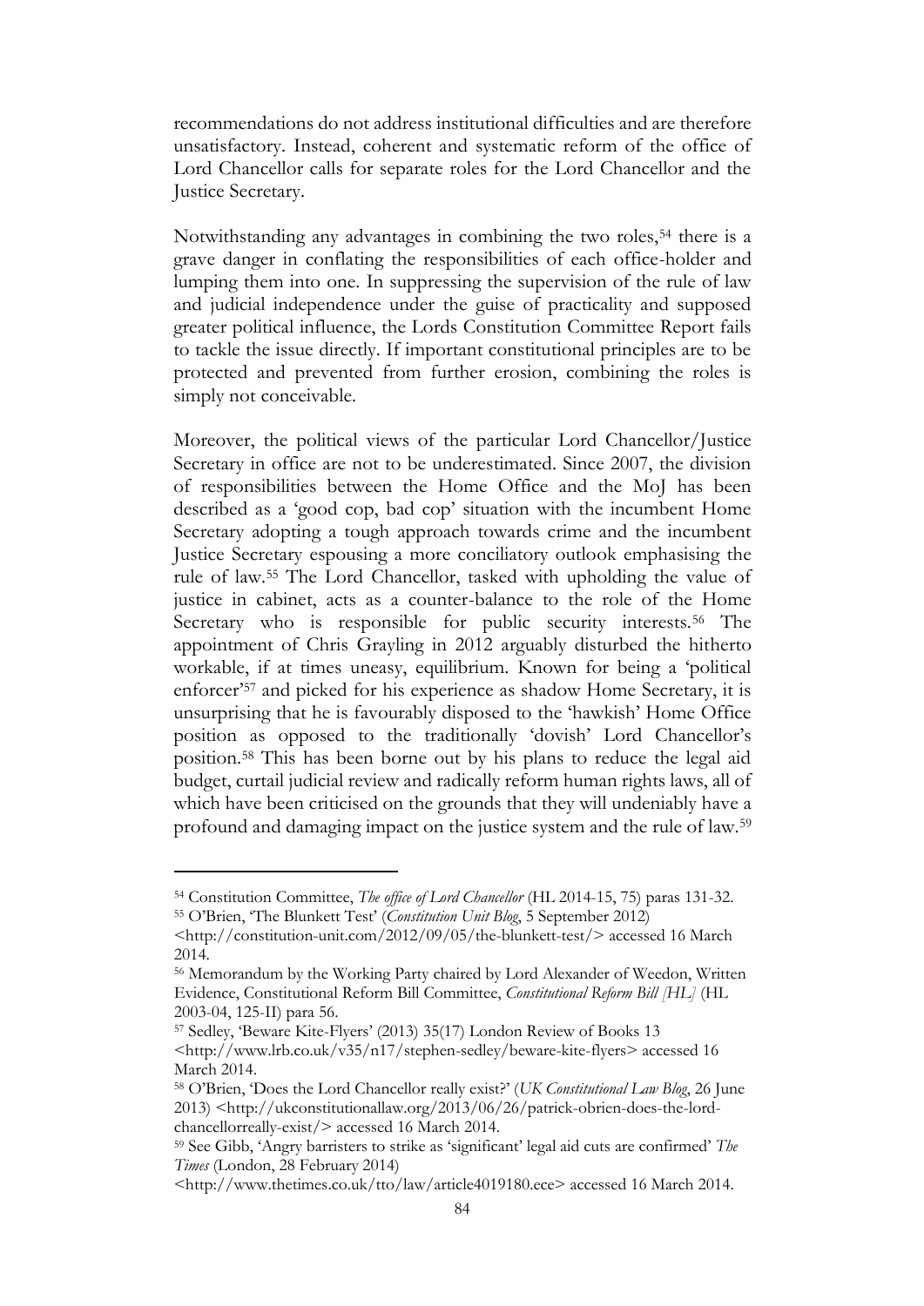recommendations do not address institutional difficulties and are therefore unsatisfactory. Instead, coherent and systematic reform of the office of Lord Chancellor calls for separate roles for the Lord Chancellor and the Justice Secretary.

Notwithstanding any advantages in combining the two roles,[54] there is a grave danger in conflating the responsibilities of each office-holder and lumping them into one. In suppressing the supervision of the rule of law and judicial independence under the guise of practicality and supposed greater political influence, the Lords Constitution Committee Report fails to tackle the issue directly. If important constitutional principles are to be protected and prevented from further erosion, combining the roles is simply not conceivable.

Moreover, the political views of the particular Lord Chancellor/Justice Secretary in office are not to be underestimated. Since 2007, the division of responsibilities between the Home Office and the MoJ has been described as a 'good cop, bad cop' situation with the incumbent Home Secretary adopting a tough approach towards crime and the incumbent Justice Secretary espousing a more conciliatory outlook emphasising the rule of law.[55] The Lord Chancellor, tasked with upholding the value of justice in cabinet, acts as a counter-balance to the role of the Home Secretary who is responsible for public security interests.[56] The appointment of Chris Grayling in 2012 arguably disturbed the hitherto workable, if at times uneasy, equilibrium. Known for being a 'political enforcer'[57] and picked for his experience as shadow Home Secretary, it is unsurprising that he is favourably disposed to the 'hawkish' Home Office position as opposed to the traditionally 'dovish' Lord Chancellor's position.[58] This has been borne out by his plans to reduce the legal aid budget, curtail judicial review and radically reform human rights laws, all of which have been criticised on the grounds that they will undeniably have a profound and damaging impact on the justice system and the rule of law.[59]

---

[54] Constitution Committee, *The office of Lord Chancellor* (HL 2014-15, 75) paras 131-32.

[55] O'Brien, 'The Blunkett Test' (*Constitution Unit Blog*, 5 September 2012) <http://constitution-unit.com/2012/09/05/the-blunkett-test/> accessed 16 March 2014.

[56] Memorandum by the Working Party chaired by Lord Alexander of Weedon, Written Evidence, Constitutional Reform Bill Committee, *Constitutional Reform Bill [HL]* (HL 2003-04, 125-II) para 56.

[57] Sedley, 'Beware Kite-Flyers' (2013) 35(17) London Review of Books 13 <http://www.lrb.co.uk/v35/n17/stephen-sedley/beware-kite-flyers> accessed 16 March 2014.

[58] O'Brien, 'Does the Lord Chancellor really exist?' (*UK Constitutional Law Blog*, 26 June 2013) <http://ukconstitutionallaw.org/2013/06/26/patrick-obrien-does-the-lord-chancellorreally-exist/> accessed 16 March 2014.

[59] See Gibb, 'Angry barristers to strike as 'significant' legal aid cuts are confirmed' *The Times* (London, 28 February 2014) <http://www.thetimes.co.uk/tto/law/article4019180.ece> accessed 16 March 2014.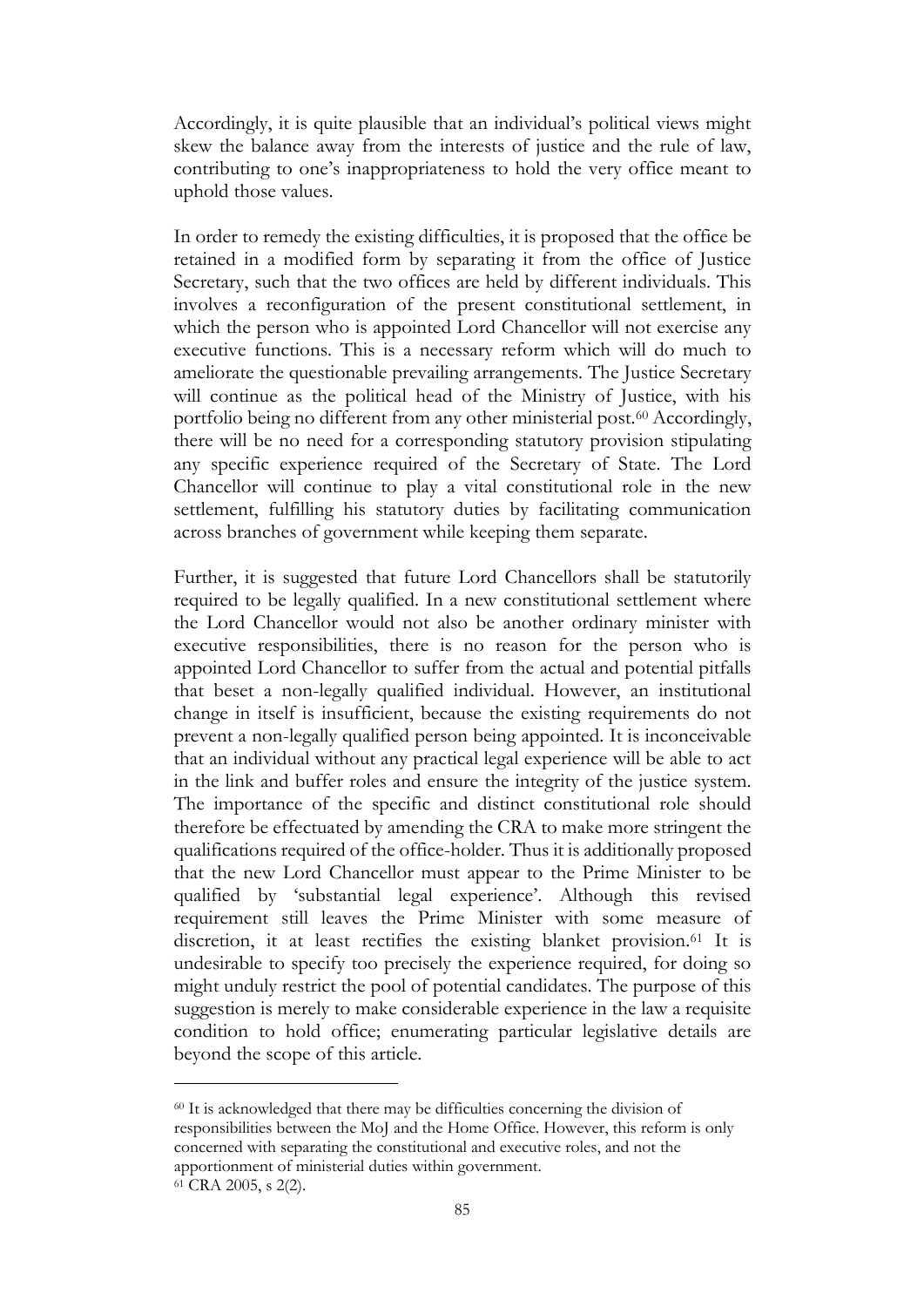Accordingly, it is quite plausible that an individual's political views might skew the balance away from the interests of justice and the rule of law, contributing to one's inappropriateness to hold the very office meant to uphold those values.

In order to remedy the existing difficulties, it is proposed that the office be retained in a modified form by separating it from the office of Justice Secretary, such that the two offices are held by different individuals. This involves a reconfiguration of the present constitutional settlement, in which the person who is appointed Lord Chancellor will not exercise any executive functions. This is a necessary reform which will do much to ameliorate the questionable prevailing arrangements. The Justice Secretary will continue as the political head of the Ministry of Justice, with his portfolio being no different from any other ministerial post.[60] Accordingly, there will be no need for a corresponding statutory provision stipulating any specific experience required of the Secretary of State. The Lord Chancellor will continue to play a vital constitutional role in the new settlement, fulfilling his statutory duties by facilitating communication across branches of government while keeping them separate.

Further, it is suggested that future Lord Chancellors shall be statutorily required to be legally qualified. In a new constitutional settlement where the Lord Chancellor would not also be another ordinary minister with executive responsibilities, there is no reason for the person who is appointed Lord Chancellor to suffer from the actual and potential pitfalls that beset a non-legally qualified individual. However, an institutional change in itself is insufficient, because the existing requirements do not prevent a non-legally qualified person being appointed. It is inconceivable that an individual without any practical legal experience will be able to act in the link and buffer roles and ensure the integrity of the justice system. The importance of the specific and distinct constitutional role should therefore be effectuated by amending the CRA to make more stringent the qualifications required of the office-holder. Thus it is additionally proposed that the new Lord Chancellor must appear to the Prime Minister to be qualified by 'substantial legal experience'. Although this revised requirement still leaves the Prime Minister with some measure of discretion, it at least rectifies the existing blanket provision.[61] It is undesirable to specify too precisely the experience required, for doing so might unduly restrict the pool of potential candidates. The purpose of this suggestion is merely to make considerable experience in the law a requisite condition to hold office; enumerating particular legislative details are beyond the scope of this article.

---

[60] It is acknowledged that there may be difficulties concerning the division of responsibilities between the MoJ and the Home Office. However, this reform is only concerned with separating the constitutional and executive roles, and not the apportionment of ministerial duties within government.

[61] CRA 2005, s 2(2).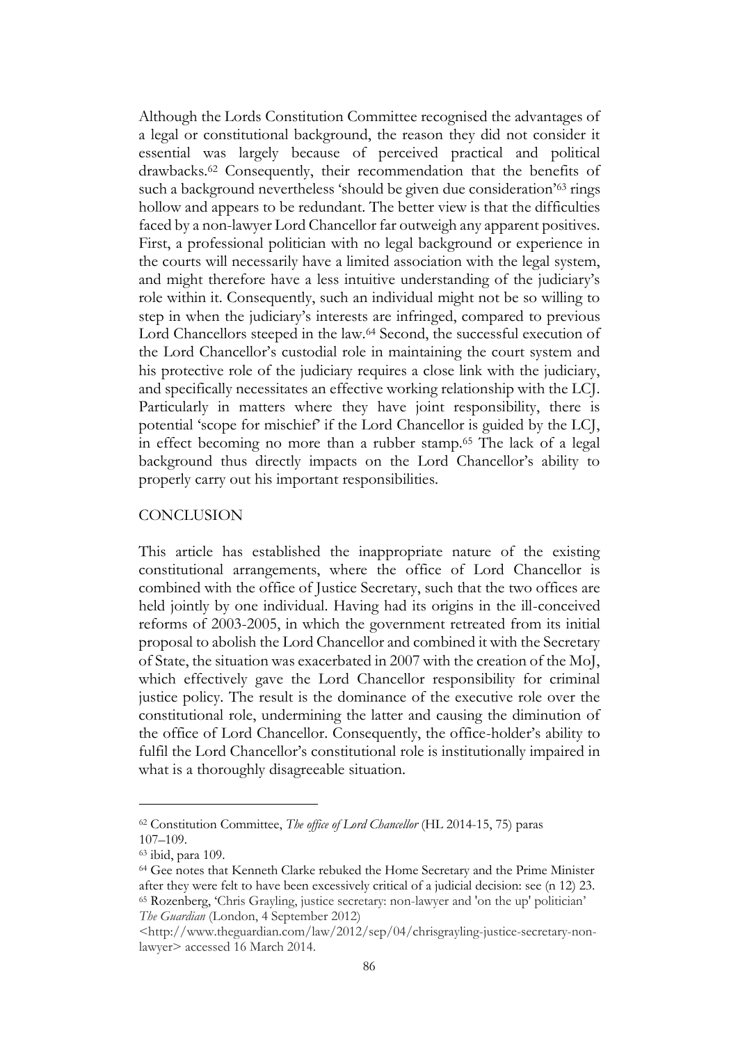Although the Lords Constitution Committee recognised the advantages of a legal or constitutional background, the reason they did not consider it essential was largely because of perceived practical and political drawbacks.[62] Consequently, their recommendation that the benefits of such a background nevertheless 'should be given due consideration'[63] rings hollow and appears to be redundant. The better view is that the difficulties faced by a non-lawyer Lord Chancellor far outweigh any apparent positives. First, a professional politician with no legal background or experience in the courts will necessarily have a limited association with the legal system, and might therefore have a less intuitive understanding of the judiciary's role within it. Consequently, such an individual might not be so willing to step in when the judiciary's interests are infringed, compared to previous Lord Chancellors steeped in the law.[64] Second, the successful execution of the Lord Chancellor's custodial role in maintaining the court system and his protective role of the judiciary requires a close link with the judiciary, and specifically necessitates an effective working relationship with the LCJ. Particularly in matters where they have joint responsibility, there is potential 'scope for mischief' if the Lord Chancellor is guided by the LCJ, in effect becoming no more than a rubber stamp.[65] The lack of a legal background thus directly impacts on the Lord Chancellor's ability to properly carry out his important responsibilities.

## CONCLUSION

This article has established the inappropriate nature of the existing constitutional arrangements, where the office of Lord Chancellor is combined with the office of Justice Secretary, such that the two offices are held jointly by one individual. Having had its origins in the ill-conceived reforms of 2003-2005, in which the government retreated from its initial proposal to abolish the Lord Chancellor and combined it with the Secretary of State, the situation was exacerbated in 2007 with the creation of the MoJ, which effectively gave the Lord Chancellor responsibility for criminal justice policy. The result is the dominance of the executive role over the constitutional role, undermining the latter and causing the diminution of the office of Lord Chancellor. Consequently, the office-holder's ability to fulfil the Lord Chancellor's constitutional role is institutionally impaired in what is a thoroughly disagreeable situation.

---

[62] Constitution Committee, *The office of Lord Chancellor* (HL 2014-15, 75) paras 107–109.

[63] ibid, para 109.

[64] Gee notes that Kenneth Clarke rebuked the Home Secretary and the Prime Minister after they were felt to have been excessively critical of a judicial decision: see (n 12) 23.

[65] Rozenberg, 'Chris Grayling, justice secretary: non-lawyer and 'on the up' politician' *The Guardian* (London, 4 September 2012) <http://www.theguardian.com/law/2012/sep/04/chrisgrayling-justice-secretary-non-lawyer> accessed 16 March 2014.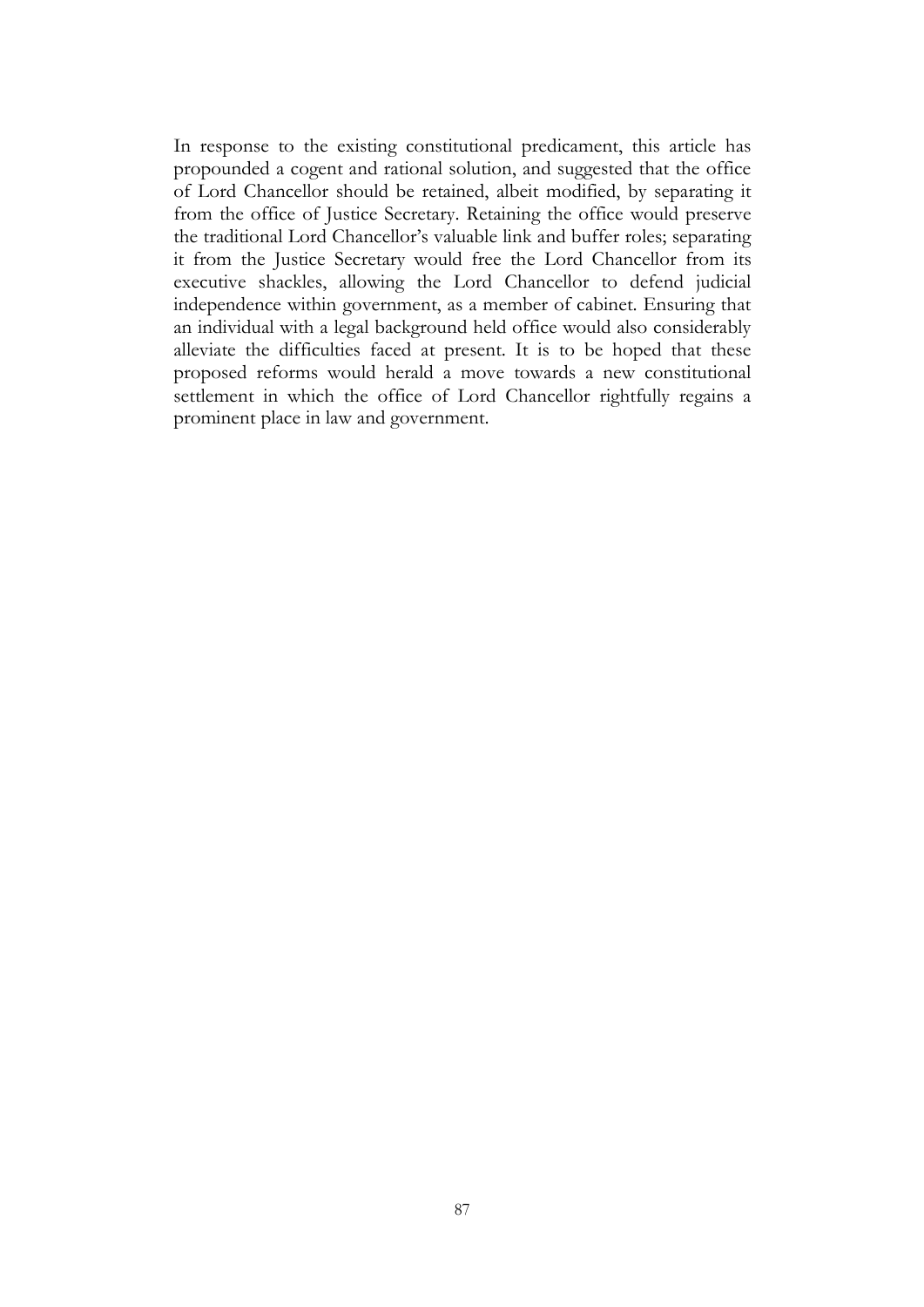In response to the existing constitutional predicament, this article has propounded a cogent and rational solution, and suggested that the office of Lord Chancellor should be retained, albeit modified, by separating it from the office of Justice Secretary. Retaining the office would preserve the traditional Lord Chancellor's valuable link and buffer roles; separating it from the Justice Secretary would free the Lord Chancellor from its executive shackles, allowing the Lord Chancellor to defend judicial independence within government, as a member of cabinet. Ensuring that an individual with a legal background held office would also considerably alleviate the difficulties faced at present. It is to be hoped that these proposed reforms would herald a move towards a new constitutional settlement in which the office of Lord Chancellor rightfully regains a prominent place in law and government.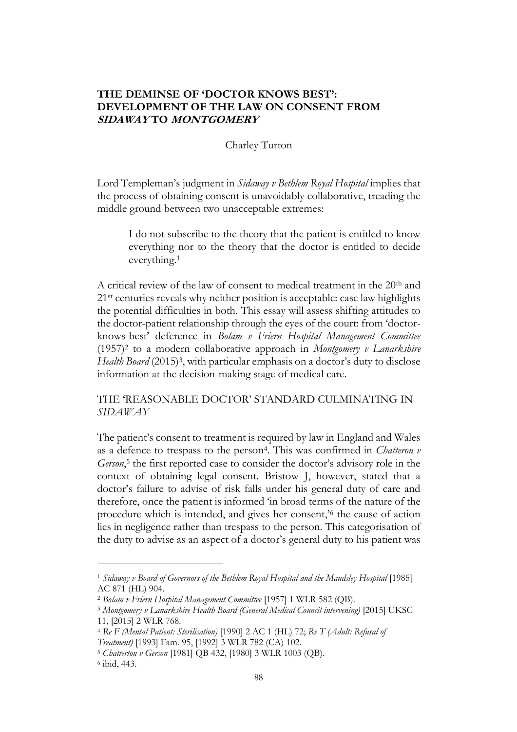## THE DEMINSE OF 'DOCTOR KNOWS BEST': DEVELOPMENT OF THE LAW ON CONSENT FROM *SIDAWAY* TO *MONTGOMERY*

Charley Turton

Lord Templeman's judgment in *Sidaway v Bethlem Royal Hospital* implies that the process of obtaining consent is unavoidably collaborative, treading the middle ground between two unacceptable extremes:

> I do not subscribe to the theory that the patient is entitled to know everything nor to the theory that the doctor is entitled to decide everything.[1]

A critical review of the law of consent to medical treatment in the 20th and 21st centuries reveals why neither position is acceptable: case law highlights the potential difficulties in both. This essay will assess shifting attitudes to the doctor-patient relationship through the eyes of the court: from 'doctor-knows-best' deference in *Bolam v Friern Hospital Management Committee* (1957)[2] to a modern collaborative approach in *Montgomery v Lanarkshire Health Board* (2015)[3], with particular emphasis on a doctor's duty to disclose information at the decision-making stage of medical care.

### THE 'REASONABLE DOCTOR' STANDARD CULMINATING IN *SIDAWAY*

The patient's consent to treatment is required by law in England and Wales as a defence to trespass to the person[4]. This was confirmed in *Chatteron v Gerson*,[5] the first reported case to consider the doctor's advisory role in the context of obtaining legal consent. Bristow J, however, stated that a doctor's failure to advise of risk falls under his general duty of care and therefore, once the patient is informed 'in broad terms of the nature of the procedure which is intended, and gives her consent,'[6] the cause of action lies in negligence rather than trespass to the person. This categorisation of the duty to advise as an aspect of a doctor's general duty to his patient was

---

[1] *Sidaway v Board of Governors of the Bethlem Royal Hospital and the Maudsley Hospital* [1985] AC 871 (HL) 904.

[2] *Bolam v Friern Hospital Management Committee* [1957] 1 WLR 582 (QB).

[3] *Montgomery v Lanarkshire Health Board (General Medical Council intervening)* [2015] UKSC 11, [2015] 2 WLR 768.

[4] *Re F (Mental Patient: Sterilisation)* [1990] 2 AC 1 (HL) 72; *Re T (Adult: Refusal of Treatment)* [1993] Fam. 95, [1992] 3 WLR 782 (CA) 102.

[5] *Chatterton v Gerson* [1981] QB 432, [1980] 3 WLR 1003 (QB).

[6] ibid, 443.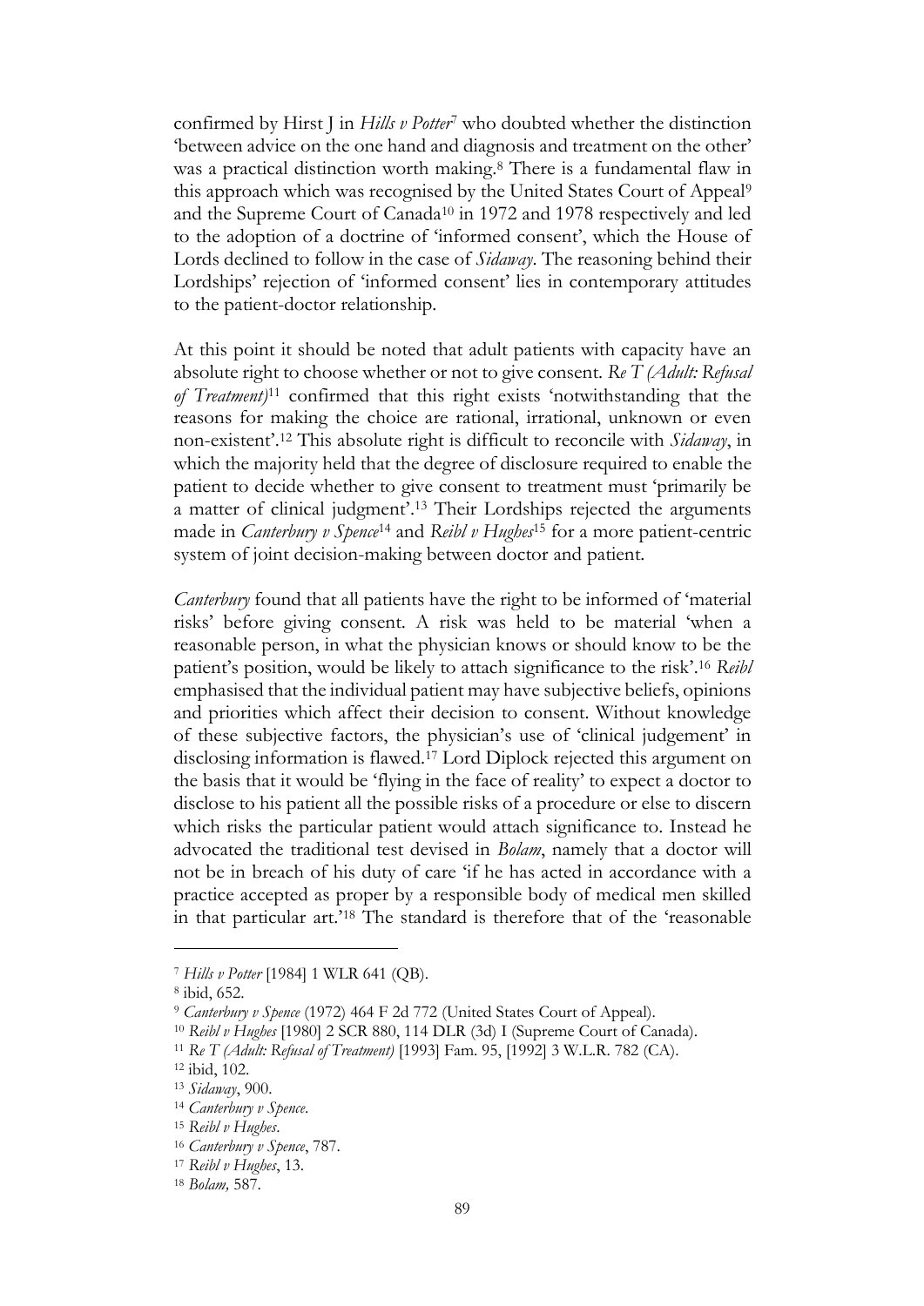confirmed by Hirst J in *Hills v Potter*[7] who doubted whether the distinction 'between advice on the one hand and diagnosis and treatment on the other' was a practical distinction worth making.[8] There is a fundamental flaw in this approach which was recognised by the United States Court of Appeal[9] and the Supreme Court of Canada[10] in 1972 and 1978 respectively and led to the adoption of a doctrine of 'informed consent', which the House of Lords declined to follow in the case of *Sidaway*. The reasoning behind their Lordships' rejection of 'informed consent' lies in contemporary attitudes to the patient-doctor relationship.

At this point it should be noted that adult patients with capacity have an absolute right to choose whether or not to give consent. *Re T (Adult: Refusal of Treatment)*[11] confirmed that this right exists 'notwithstanding that the reasons for making the choice are rational, irrational, unknown or even non-existent'.[12] This absolute right is difficult to reconcile with *Sidaway*, in which the majority held that the degree of disclosure required to enable the patient to decide whether to give consent to treatment must 'primarily be a matter of clinical judgment'.[13] Their Lordships rejected the arguments made in *Canterbury v Spence*[14] and *Reibl v Hughes*[15] for a more patient-centric system of joint decision-making between doctor and patient.

*Canterbury* found that all patients have the right to be informed of 'material risks' before giving consent. A risk was held to be material 'when a reasonable person, in what the physician knows or should know to be the patient's position, would be likely to attach significance to the risk'.[16] *Reibl* emphasised that the individual patient may have subjective beliefs, opinions and priorities which affect their decision to consent. Without knowledge of these subjective factors, the physician's use of 'clinical judgement' in disclosing information is flawed.[17] Lord Diplock rejected this argument on the basis that it would be 'flying in the face of reality' to expect a doctor to disclose to his patient all the possible risks of a procedure or else to discern which risks the particular patient would attach significance to. Instead he advocated the traditional test devised in *Bolam*, namely that a doctor will not be in breach of his duty of care 'if he has acted in accordance with a practice accepted as proper by a responsible body of medical men skilled in that particular art.'[18] The standard is therefore that of the 'reasonable

---

[7] *Hills v Potter* [1984] 1 WLR 641 (QB).

[8] ibid, 652.

[9] *Canterbury v Spence* (1972) 464 F 2d 772 (United States Court of Appeal).

[10] *Reibl v Hughes* [1980] 2 SCR 880, 114 DLR (3d) I (Supreme Court of Canada).

[11] *Re T (Adult: Refusal of Treatment)* [1993] Fam. 95, [1992] 3 W.L.R. 782 (CA).

[12] ibid, 102.

[13] *Sidaway*, 900.

[14] *Canterbury v Spence*.

[15] *Reibl v Hughes*.

[16] *Canterbury v Spence*, 787.

[17] *Reibl v Hughes*, 13.

[18] *Bolam,* 587.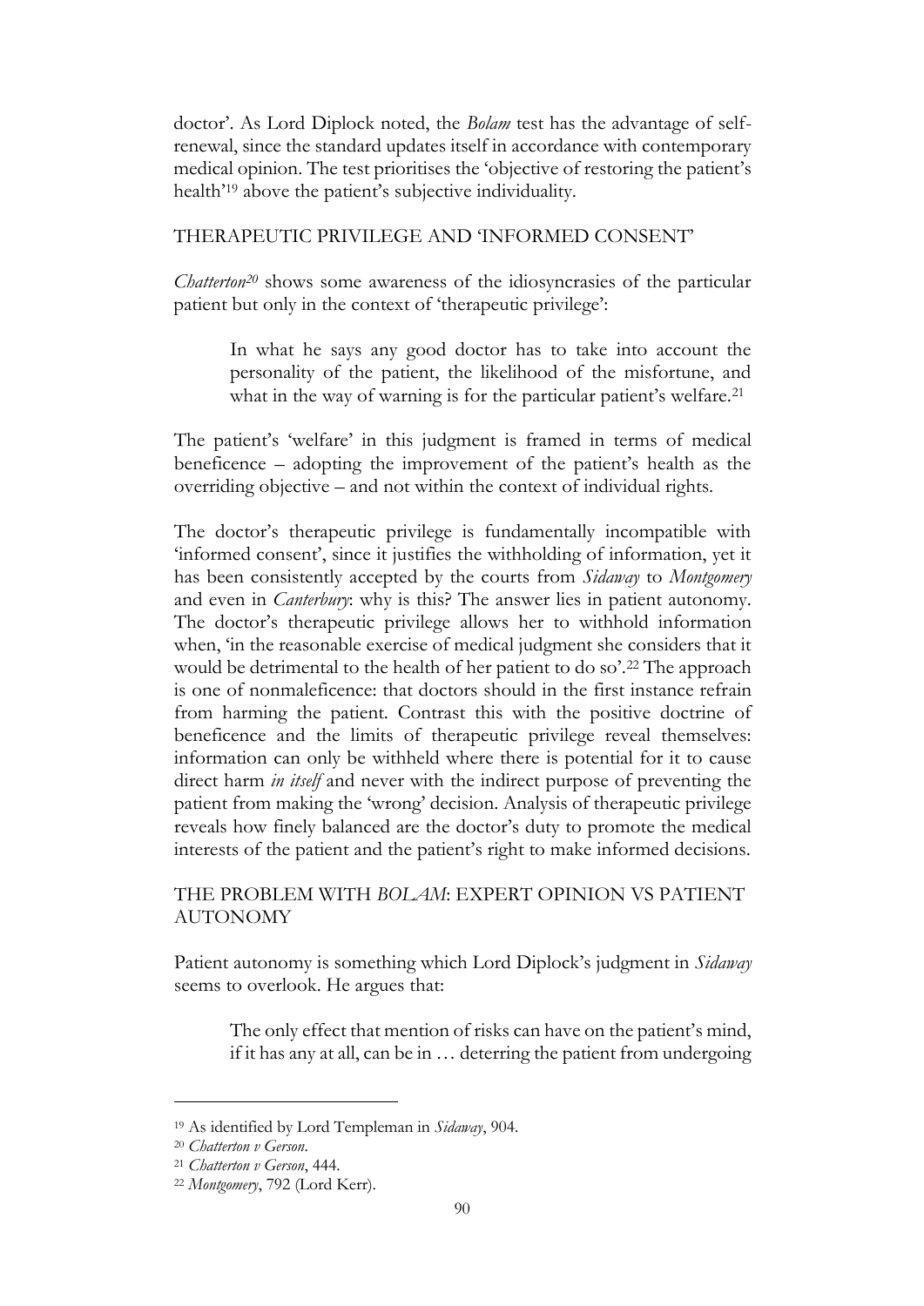doctor'. As Lord Diplock noted, the *Bolam* test has the advantage of self-renewal, since the standard updates itself in accordance with contemporary medical opinion. The test prioritises the 'objective of restoring the patient's health'[19] above the patient's subjective individuality.

## THERAPEUTIC PRIVILEGE AND 'INFORMED CONSENT'

*Chatterton*[20] shows some awareness of the idiosyncrasies of the particular patient but only in the context of 'therapeutic privilege':

> In what he says any good doctor has to take into account the personality of the patient, the likelihood of the misfortune, and what in the way of warning is for the particular patient's welfare.[21]

The patient's 'welfare' in this judgment is framed in terms of medical beneficence – adopting the improvement of the patient's health as the overriding objective – and not within the context of individual rights.

The doctor's therapeutic privilege is fundamentally incompatible with 'informed consent', since it justifies the withholding of information, yet it has been consistently accepted by the courts from *Sidaway* to *Montgomery* and even in *Canterbury*: why is this? The answer lies in patient autonomy. The doctor's therapeutic privilege allows her to withhold information when, 'in the reasonable exercise of medical judgment she considers that it would be detrimental to the health of her patient to do so'.[22] The approach is one of nonmaleficence: that doctors should in the first instance refrain from harming the patient. Contrast this with the positive doctrine of beneficence and the limits of therapeutic privilege reveal themselves: information can only be withheld where there is potential for it to cause direct harm *in itself* and never with the indirect purpose of preventing the patient from making the 'wrong' decision. Analysis of therapeutic privilege reveals how finely balanced are the doctor's duty to promote the medical interests of the patient and the patient's right to make informed decisions.

## THE PROBLEM WITH *BOLAM*: EXPERT OPINION VS PATIENT AUTONOMY

Patient autonomy is something which Lord Diplock's judgment in *Sidaway* seems to overlook. He argues that:

> The only effect that mention of risks can have on the patient's mind, if it has any at all, can be in … deterring the patient from undergoing

---

[19] As identified by Lord Templeman in *Sidaway*, 904.

[20] *Chatterton v Gerson*.

[21] *Chatterton v Gerson*, 444.

[22] *Montgomery*, 792 (Lord Kerr).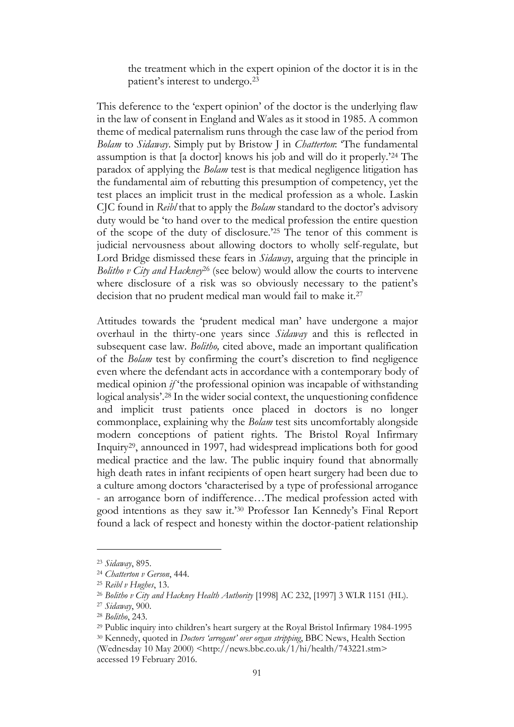> the treatment which in the expert opinion of the doctor it is in the patient's interest to undergo.[23]

This deference to the 'expert opinion' of the doctor is the underlying flaw in the law of consent in England and Wales as it stood in 1985. A common theme of medical paternalism runs through the case law of the period from *Bolam* to *Sidaway*. Simply put by Bristow J in *Chatterton*: 'The fundamental assumption is that [a doctor] knows his job and will do it properly.'[24] The paradox of applying the *Bolam* test is that medical negligence litigation has the fundamental aim of rebutting this presumption of competency, yet the test places an implicit trust in the medical profession as a whole. Laskin CJC found in *Reibl* that to apply the *Bolam* standard to the doctor's advisory duty would be 'to hand over to the medical profession the entire question of the scope of the duty of disclosure.'[25] The tenor of this comment is judicial nervousness about allowing doctors to wholly self-regulate, but Lord Bridge dismissed these fears in *Sidaway*, arguing that the principle in *Bolitho v City and Hackney*[26] (see below) would allow the courts to intervene where disclosure of a risk was so obviously necessary to the patient's decision that no prudent medical man would fail to make it.[27]

Attitudes towards the 'prudent medical man' have undergone a major overhaul in the thirty-one years since *Sidaway* and this is reflected in subsequent case law. *Bolitho,* cited above, made an important qualification of the *Bolam* test by confirming the court's discretion to find negligence even where the defendant acts in accordance with a contemporary body of medical opinion *if* 'the professional opinion was incapable of withstanding logical analysis'.[28] In the wider social context, the unquestioning confidence and implicit trust patients once placed in doctors is no longer commonplace, explaining why the *Bolam* test sits uncomfortably alongside modern conceptions of patient rights. The Bristol Royal Infirmary Inquiry[29], announced in 1997, had widespread implications both for good medical practice and the law. The public inquiry found that abnormally high death rates in infant recipients of open heart surgery had been due to a culture among doctors 'characterised by a type of professional arrogance - an arrogance born of indifference…The medical profession acted with good intentions as they saw it.'[30] Professor Ian Kennedy's Final Report found a lack of respect and honesty within the doctor-patient relationship

---

[23] *Sidaway*, 895.

[24] *Chatterton v Gerson*, 444.

[25] *Reibl v Hughes*, 13.

[26] *Bolitho v City and Hackney Health Authority* [1998] AC 232, [1997] 3 WLR 1151 (HL).

[27] *Sidaway*, 900.

[28] *Bolitho*, 243.

[29] Public inquiry into children's heart surgery at the Royal Bristol Infirmary 1984-1995

[30] Kennedy, quoted in *Doctors 'arrogant' over organ stripping*, BBC News, Health Section (Wednesday 10 May 2000) <http://news.bbc.co.uk/1/hi/health/743221.stm> accessed 19 February 2016.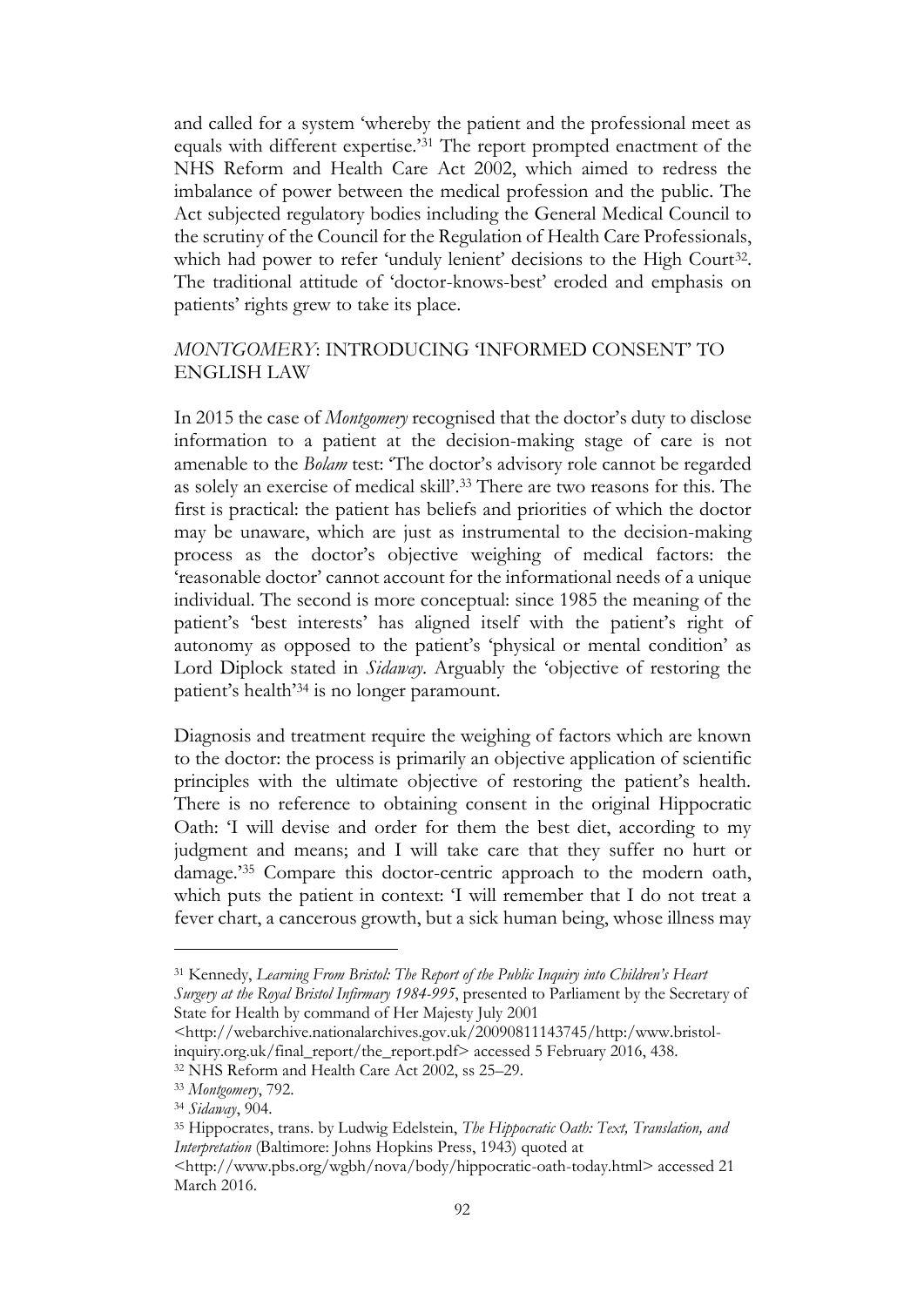and called for a system 'whereby the patient and the professional meet as equals with different expertise.'[31] The report prompted enactment of the NHS Reform and Health Care Act 2002, which aimed to redress the imbalance of power between the medical profession and the public. The Act subjected regulatory bodies including the General Medical Council to the scrutiny of the Council for the Regulation of Health Care Professionals, which had power to refer 'unduly lenient' decisions to the High Court[32]. The traditional attitude of 'doctor-knows-best' eroded and emphasis on patients' rights grew to take its place.

## *MONTGOMERY*: INTRODUCING 'INFORMED CONSENT' TO ENGLISH LAW

In 2015 the case of *Montgomery* recognised that the doctor's duty to disclose information to a patient at the decision-making stage of care is not amenable to the *Bolam* test: 'The doctor's advisory role cannot be regarded as solely an exercise of medical skill'.[33] There are two reasons for this. The first is practical: the patient has beliefs and priorities of which the doctor may be unaware, which are just as instrumental to the decision-making process as the doctor's objective weighing of medical factors: the 'reasonable doctor' cannot account for the informational needs of a unique individual. The second is more conceptual: since 1985 the meaning of the patient's 'best interests' has aligned itself with the patient's right of autonomy as opposed to the patient's 'physical or mental condition' as Lord Diplock stated in *Sidaway*. Arguably the 'objective of restoring the patient's health'[34] is no longer paramount.

Diagnosis and treatment require the weighing of factors which are known to the doctor: the process is primarily an objective application of scientific principles with the ultimate objective of restoring the patient's health. There is no reference to obtaining consent in the original Hippocratic Oath: 'I will devise and order for them the best diet, according to my judgment and means; and I will take care that they suffer no hurt or damage.'[35] Compare this doctor-centric approach to the modern oath, which puts the patient in context: 'I will remember that I do not treat a fever chart, a cancerous growth, but a sick human being, whose illness may

---

[31] Kennedy, *Learning From Bristol: The Report of the Public Inquiry into Children's Heart Surgery at the Royal Bristol Infirmary 1984-995*, presented to Parliament by the Secretary of State for Health by command of Her Majesty July 2001 <http://webarchive.nationalarchives.gov.uk/20090811143745/http:/www.bristol-inquiry.org.uk/final_report/the_report.pdf> accessed 5 February 2016, 438.

[32] NHS Reform and Health Care Act 2002, ss 25–29.

[33] *Montgomery*, 792.

[34] *Sidaway*, 904.

[35] Hippocrates, trans. by Ludwig Edelstein, *The Hippocratic Oath: Text, Translation, and Interpretation* (Baltimore: Johns Hopkins Press, 1943) quoted at <http://www.pbs.org/wgbh/nova/body/hippocratic-oath-today.html> accessed 21 March 2016.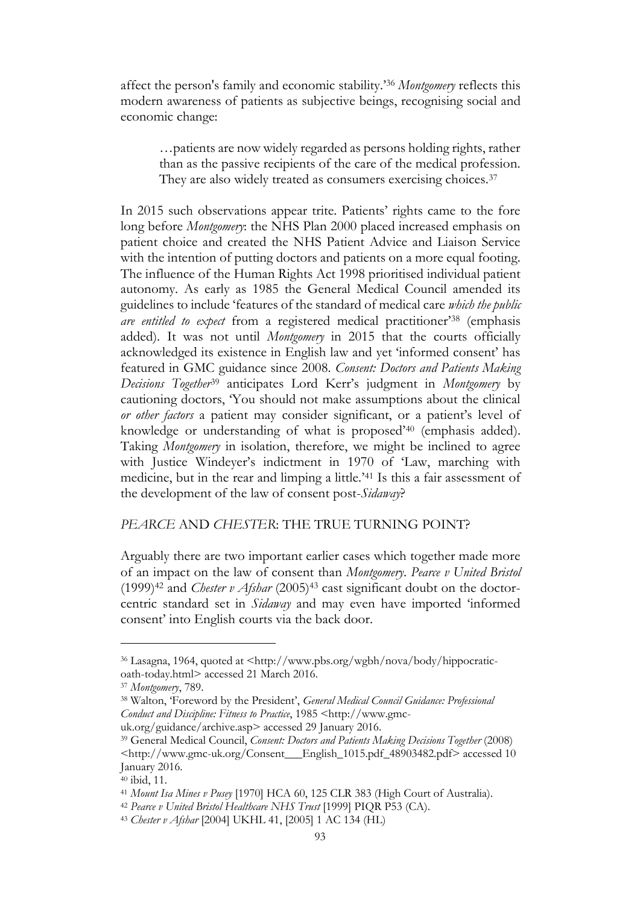affect the person's family and economic stability.'[36] *Montgomery* reflects this modern awareness of patients as subjective beings, recognising social and economic change:

> …patients are now widely regarded as persons holding rights, rather than as the passive recipients of the care of the medical profession. They are also widely treated as consumers exercising choices.[37]

In 2015 such observations appear trite. Patients' rights came to the fore long before *Montgomery*: the NHS Plan 2000 placed increased emphasis on patient choice and created the NHS Patient Advice and Liaison Service with the intention of putting doctors and patients on a more equal footing. The influence of the Human Rights Act 1998 prioritised individual patient autonomy. As early as 1985 the General Medical Council amended its guidelines to include 'features of the standard of medical care *which the public are entitled to expect* from a registered medical practitioner'[38] (emphasis added). It was not until *Montgomery* in 2015 that the courts officially acknowledged its existence in English law and yet 'informed consent' has featured in GMC guidance since 2008. *Consent: Doctors and Patients Making Decisions Together*[39] anticipates Lord Kerr's judgment in *Montgomery* by cautioning doctors, 'You should not make assumptions about the clinical *or other factors* a patient may consider significant, or a patient's level of knowledge or understanding of what is proposed'[40] (emphasis added). Taking *Montgomery* in isolation, therefore, we might be inclined to agree with Justice Windeyer's indictment in 1970 of 'Law, marching with medicine, but in the rear and limping a little.'[41] Is this a fair assessment of the development of the law of consent post-*Sidaway*?

## *PEARCE* AND *CHESTER*: THE TRUE TURNING POINT?

Arguably there are two important earlier cases which together made more of an impact on the law of consent than *Montgomery*. *Pearce v United Bristol* (1999)[42] and *Chester v Afshar* (2005)[43] cast significant doubt on the doctor-centric standard set in *Sidaway* and may even have imported 'informed consent' into English courts via the back door.

---

[36] Lasagna, 1964, quoted at <http://www.pbs.org/wgbh/nova/body/hippocratic-oath-today.html> accessed 21 March 2016.

[37] *Montgomery*, 789.

[38] Walton, 'Foreword by the President', *General Medical Council Guidance: Professional Conduct and Discipline: Fitness to Practice*, 1985 <http://www.gmc-uk.org/guidance/archive.asp> accessed 29 January 2016.

[39] General Medical Council, *Consent: Doctors and Patients Making Decisions Together* (2008) <http://www.gmc-uk.org/Consent___English_1015.pdf_48903482.pdf> accessed 10 January 2016.

[40] ibid, 11.

[41] *Mount Isa Mines v Pusey* [1970] HCA 60, 125 CLR 383 (High Court of Australia).

[42] *Pearce v United Bristol Healthcare NHS Trust* [1999] PIQR P53 (CA).

[43] *Chester v Afshar* [2004] UKHL 41, [2005] 1 AC 134 (HL)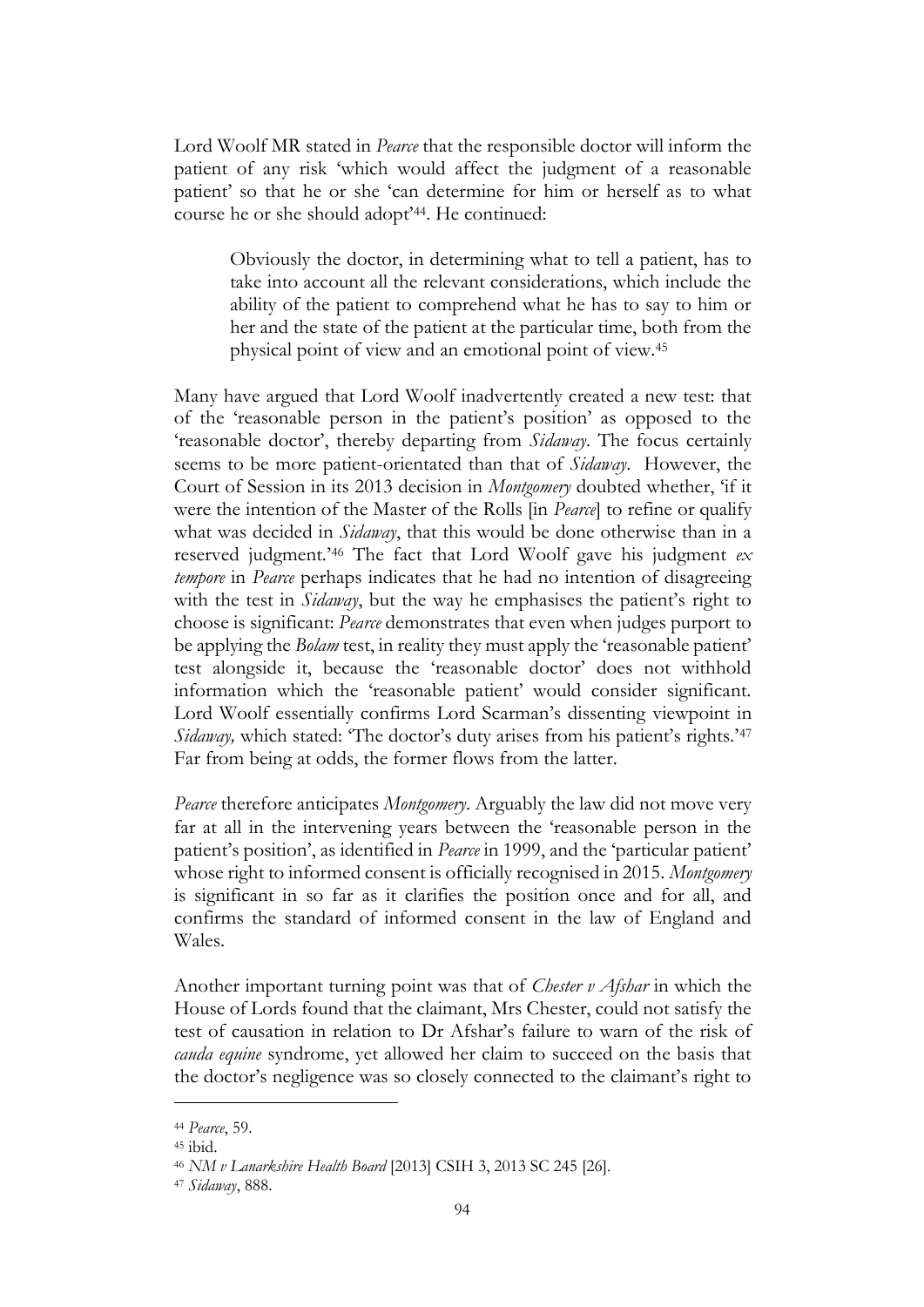Lord Woolf MR stated in *Pearce* that the responsible doctor will inform the patient of any risk 'which would affect the judgment of a reasonable patient' so that he or she 'can determine for him or herself as to what course he or she should adopt'[44]. He continued:

> Obviously the doctor, in determining what to tell a patient, has to take into account all the relevant considerations, which include the ability of the patient to comprehend what he has to say to him or her and the state of the patient at the particular time, both from the physical point of view and an emotional point of view.[45]

Many have argued that Lord Woolf inadvertently created a new test: that of the 'reasonable person in the patient's position' as opposed to the 'reasonable doctor', thereby departing from *Sidaway*. The focus certainly seems to be more patient-orientated than that of *Sidaway*. However, the Court of Session in its 2013 decision in *Montgomery* doubted whether, 'if it were the intention of the Master of the Rolls [in *Pearce*] to refine or qualify what was decided in *Sidaway*, that this would be done otherwise than in a reserved judgment.'[46] The fact that Lord Woolf gave his judgment *ex tempore* in *Pearce* perhaps indicates that he had no intention of disagreeing with the test in *Sidaway*, but the way he emphasises the patient's right to choose is significant: *Pearce* demonstrates that even when judges purport to be applying the *Bolam* test, in reality they must apply the 'reasonable patient' test alongside it, because the 'reasonable doctor' does not withhold information which the 'reasonable patient' would consider significant. Lord Woolf essentially confirms Lord Scarman's dissenting viewpoint in *Sidaway,* which stated: 'The doctor's duty arises from his patient's rights.'[47] Far from being at odds, the former flows from the latter.

*Pearce* therefore anticipates *Montgomery*. Arguably the law did not move very far at all in the intervening years between the 'reasonable person in the patient's position', as identified in *Pearce* in 1999, and the 'particular patient' whose right to informed consent is officially recognised in 2015. *Montgomery* is significant in so far as it clarifies the position once and for all, and confirms the standard of informed consent in the law of England and Wales.

Another important turning point was that of *Chester v Afshar* in which the House of Lords found that the claimant, Mrs Chester, could not satisfy the test of causation in relation to Dr Afshar's failure to warn of the risk of *cauda equine* syndrome, yet allowed her claim to succeed on the basis that the doctor's negligence was so closely connected to the claimant's right to

---

[44] *Pearce*, 59.

[45] ibid.

[46] *NM v Lanarkshire Health Board* [2013] CSIH 3, 2013 SC 245 [26].

[47] *Sidaway*, 888.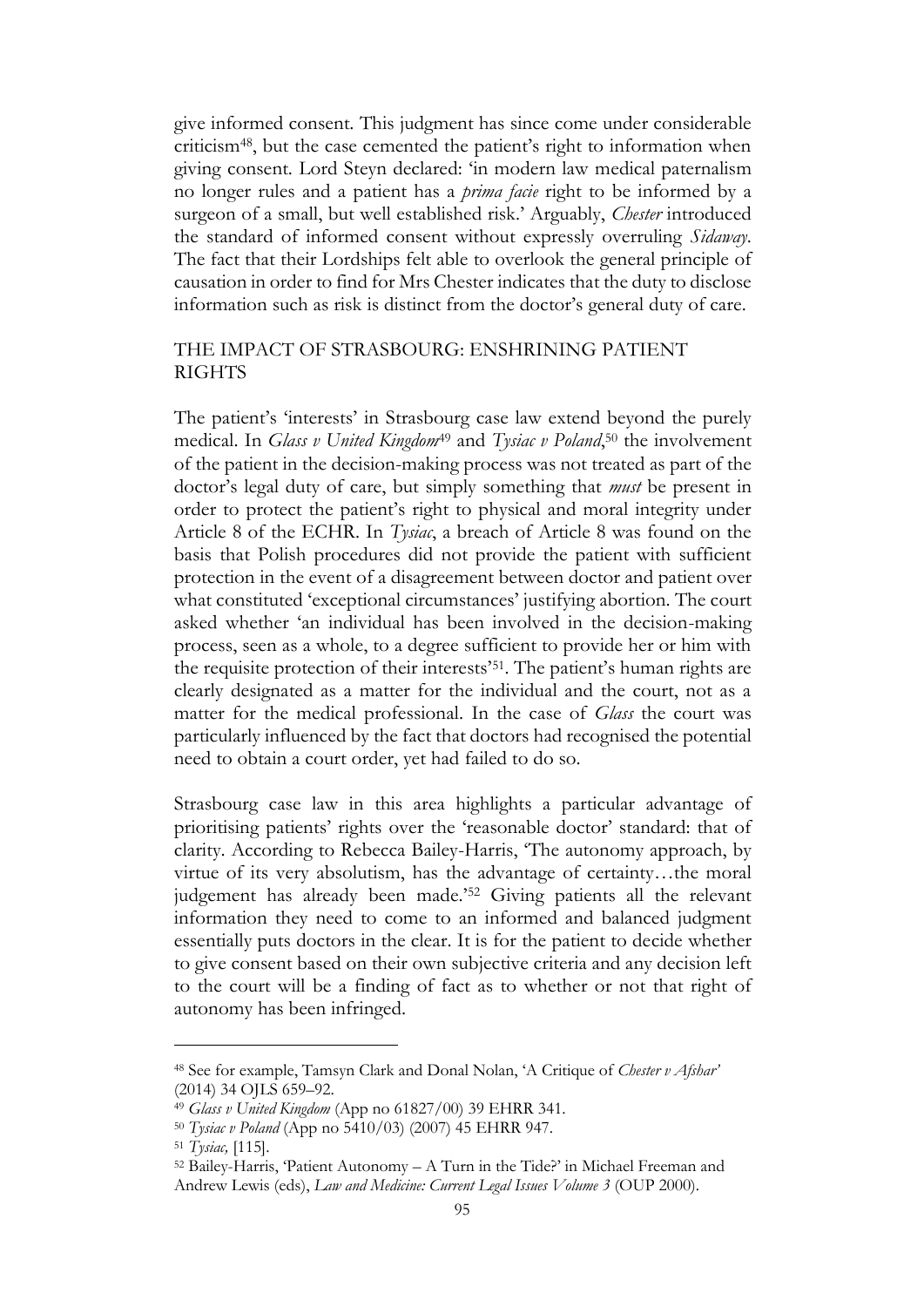give informed consent. This judgment has since come under considerable criticism[48], but the case cemented the patient's right to information when giving consent. Lord Steyn declared: 'in modern law medical paternalism no longer rules and a patient has a *prima facie* right to be informed by a surgeon of a small, but well established risk.' Arguably, *Chester* introduced the standard of informed consent without expressly overruling *Sidaway*. The fact that their Lordships felt able to overlook the general principle of causation in order to find for Mrs Chester indicates that the duty to disclose information such as risk is distinct from the doctor's general duty of care.

## THE IMPACT OF STRASBOURG: ENSHRINING PATIENT RIGHTS

The patient's 'interests' in Strasbourg case law extend beyond the purely medical. In *Glass v United Kingdom*[49] and *Tysiac v Poland*,[50] the involvement of the patient in the decision-making process was not treated as part of the doctor's legal duty of care, but simply something that *must* be present in order to protect the patient's right to physical and moral integrity under Article 8 of the ECHR. In *Tysiac*, a breach of Article 8 was found on the basis that Polish procedures did not provide the patient with sufficient protection in the event of a disagreement between doctor and patient over what constituted 'exceptional circumstances' justifying abortion. The court asked whether 'an individual has been involved in the decision-making process, seen as a whole, to a degree sufficient to provide her or him with the requisite protection of their interests'[51]. The patient's human rights are clearly designated as a matter for the individual and the court, not as a matter for the medical professional. In the case of *Glass* the court was particularly influenced by the fact that doctors had recognised the potential need to obtain a court order, yet had failed to do so.

Strasbourg case law in this area highlights a particular advantage of prioritising patients' rights over the 'reasonable doctor' standard: that of clarity. According to Rebecca Bailey-Harris, 'The autonomy approach, by virtue of its very absolutism, has the advantage of certainty…the moral judgement has already been made.'[52] Giving patients all the relevant information they need to come to an informed and balanced judgment essentially puts doctors in the clear. It is for the patient to decide whether to give consent based on their own subjective criteria and any decision left to the court will be a finding of fact as to whether or not that right of autonomy has been infringed.

---

[48] See for example, Tamsyn Clark and Donal Nolan, 'A Critique of *Chester v Afshar*' (2014) 34 OJLS 659–92.

[49] *Glass v United Kingdom* (App no 61827/00) 39 EHRR 341.

[50] *Tysiac v Poland* (App no 5410/03) (2007) 45 EHRR 947.

[51] *Tysiac,* [115].

[52] Bailey-Harris, 'Patient Autonomy – A Turn in the Tide?' in Michael Freeman and Andrew Lewis (eds), *Law and Medicine: Current Legal Issues Volume 3* (OUP 2000).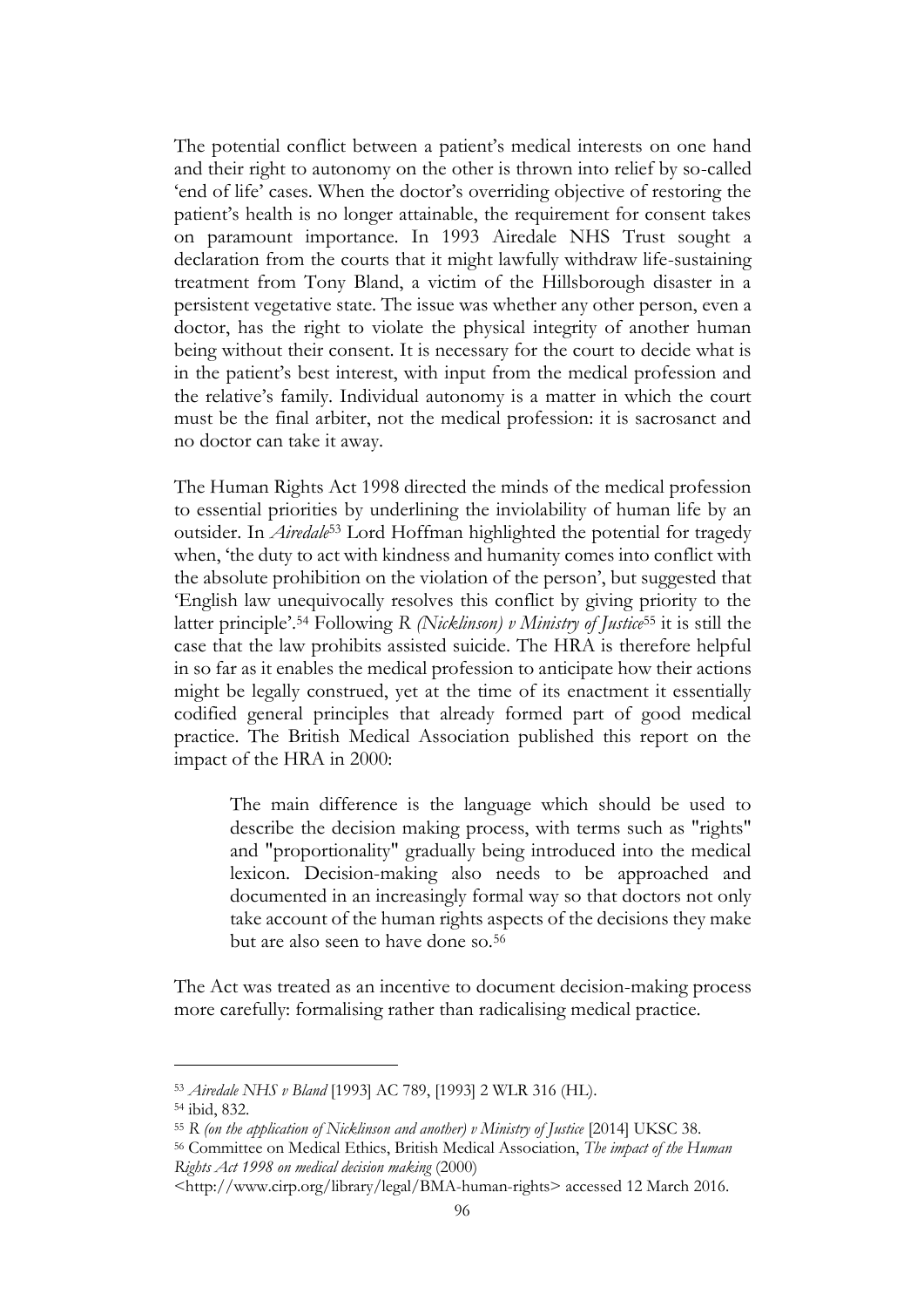The potential conflict between a patient's medical interests on one hand and their right to autonomy on the other is thrown into relief by so-called 'end of life' cases. When the doctor's overriding objective of restoring the patient's health is no longer attainable, the requirement for consent takes on paramount importance. In 1993 Airedale NHS Trust sought a declaration from the courts that it might lawfully withdraw life-sustaining treatment from Tony Bland, a victim of the Hillsborough disaster in a persistent vegetative state. The issue was whether any other person, even a doctor, has the right to violate the physical integrity of another human being without their consent. It is necessary for the court to decide what is in the patient's best interest, with input from the medical profession and the relative's family. Individual autonomy is a matter in which the court must be the final arbiter, not the medical profession: it is sacrosanct and no doctor can take it away.

The Human Rights Act 1998 directed the minds of the medical profession to essential priorities by underlining the inviolability of human life by an outsider. In *Airedale*[53] Lord Hoffman highlighted the potential for tragedy when, 'the duty to act with kindness and humanity comes into conflict with the absolute prohibition on the violation of the person', but suggested that 'English law unequivocally resolves this conflict by giving priority to the latter principle'.[54] Following *R (Nicklinson) v Ministry of Justice*[55] it is still the case that the law prohibits assisted suicide. The HRA is therefore helpful in so far as it enables the medical profession to anticipate how their actions might be legally construed, yet at the time of its enactment it essentially codified general principles that already formed part of good medical practice. The British Medical Association published this report on the impact of the HRA in 2000:

> The main difference is the language which should be used to describe the decision making process, with terms such as "rights" and "proportionality" gradually being introduced into the medical lexicon. Decision-making also needs to be approached and documented in an increasingly formal way so that doctors not only take account of the human rights aspects of the decisions they make but are also seen to have done so.[56]

The Act was treated as an incentive to document decision-making process more carefully: formalising rather than radicalising medical practice.

---

[53] *Airedale NHS v Bland* [1993] AC 789, [1993] 2 WLR 316 (HL).

[54] ibid, 832.

[55] R *(on the application of Nicklinson and another) v Ministry of Justice* [2014] UKSC 38.

[56] Committee on Medical Ethics, British Medical Association, *The impact of the Human Rights Act 1998 on medical decision making* (2000) <http://www.cirp.org/library/legal/BMA-human-rights> accessed 12 March 2016.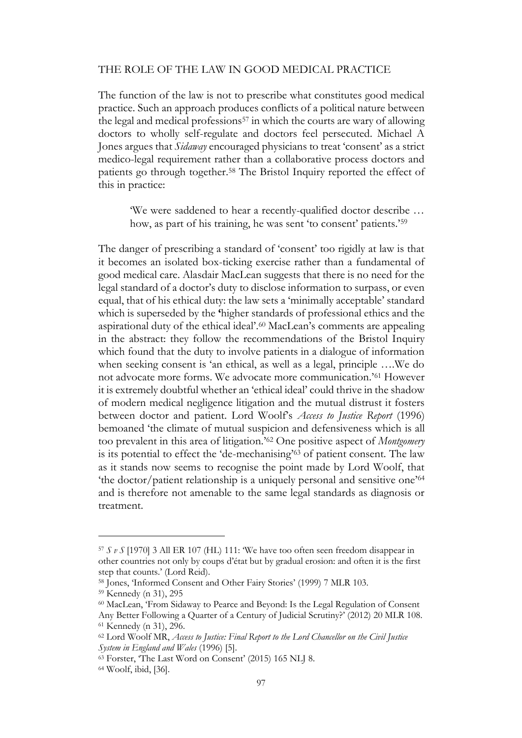## THE ROLE OF THE LAW IN GOOD MEDICAL PRACTICE

The function of the law is not to prescribe what constitutes good medical practice. Such an approach produces conflicts of a political nature between the legal and medical professions[57] in which the courts are wary of allowing doctors to wholly self-regulate and doctors feel persecuted. Michael A Jones argues that *Sidaway* encouraged physicians to treat 'consent' as a strict medico-legal requirement rather than a collaborative process doctors and patients go through together.[58] The Bristol Inquiry reported the effect of this in practice:

> 'We were saddened to hear a recently-qualified doctor describe … how, as part of his training, he was sent 'to consent' patients.'[59]

The danger of prescribing a standard of 'consent' too rigidly at law is that it becomes an isolated box-ticking exercise rather than a fundamental of good medical care. Alasdair MacLean suggests that there is no need for the legal standard of a doctor's duty to disclose information to surpass, or even equal, that of his ethical duty: the law sets a 'minimally acceptable' standard which is superseded by the **'**higher standards of professional ethics and the aspirational duty of the ethical ideal'.[60] MacLean's comments are appealing in the abstract: they follow the recommendations of the Bristol Inquiry which found that the duty to involve patients in a dialogue of information when seeking consent is 'an ethical, as well as a legal, principle ….We do not advocate more forms. We advocate more communication.'[61] However it is extremely doubtful whether an 'ethical ideal' could thrive in the shadow of modern medical negligence litigation and the mutual distrust it fosters between doctor and patient. Lord Woolf's *Access to Justice Report* (1996) bemoaned 'the climate of mutual suspicion and defensiveness which is all too prevalent in this area of litigation.'[62] One positive aspect of *Montgomery* is its potential to effect the 'de-mechanising'[63] of patient consent. The law as it stands now seems to recognise the point made by Lord Woolf, that 'the doctor/patient relationship is a uniquely personal and sensitive one'[64] and is therefore not amenable to the same legal standards as diagnosis or treatment.

---

[57] *S v S* [1970] 3 All ER 107 (HL) 111: 'We have too often seen freedom disappear in other countries not only by coups d'état but by gradual erosion: and often it is the first step that counts.' (Lord Reid).

[58] Jones, 'Informed Consent and Other Fairy Stories' (1999) 7 MLR 103.

[59] Kennedy (n 31), 295

[60] MacLean, 'From Sidaway to Pearce and Beyond: Is the Legal Regulation of Consent Any Better Following a Quarter of a Century of Judicial Scrutiny?' (2012) 20 MLR 108.

[61] Kennedy (n 31), 296.

[62] Lord Woolf MR, *Access to Justice: Final Report to the Lord Chancellor on the Civil Justice System in England and Wales* (1996) [5].

[63] Forster, 'The Last Word on Consent' (2015) 165 NLJ 8.

[64] Woolf, ibid, [36].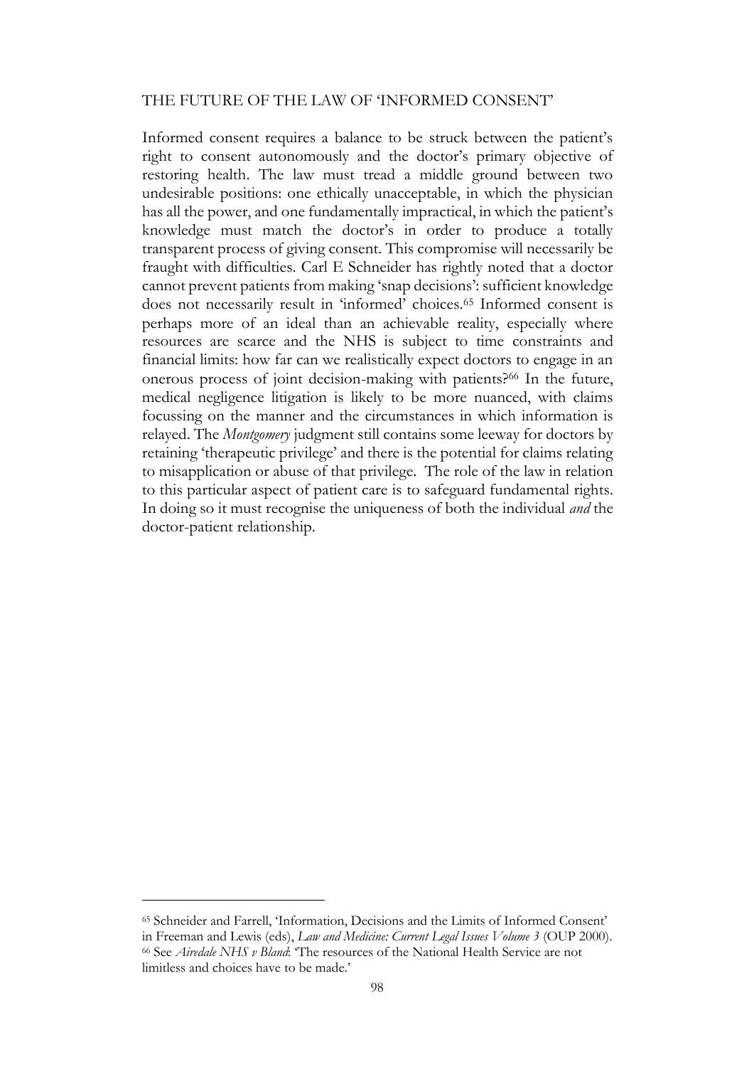## THE FUTURE OF THE LAW OF 'INFORMED CONSENT'

Informed consent requires a balance to be struck between the patient's right to consent autonomously and the doctor's primary objective of restoring health. The law must tread a middle ground between two undesirable positions: one ethically unacceptable, in which the physician has all the power, and one fundamentally impractical, in which the patient's knowledge must match the doctor's in order to produce a totally transparent process of giving consent. This compromise will necessarily be fraught with difficulties. Carl E Schneider has rightly noted that a doctor cannot prevent patients from making 'snap decisions': sufficient knowledge does not necessarily result in 'informed' choices.[65] Informed consent is perhaps more of an ideal than an achievable reality, especially where resources are scarce and the NHS is subject to time constraints and financial limits: how far can we realistically expect doctors to engage in an onerous process of joint decision-making with patients?[66] In the future, medical negligence litigation is likely to be more nuanced, with claims focussing on the manner and the circumstances in which information is relayed. The *Montgomery* judgment still contains some leeway for doctors by retaining 'therapeutic privilege' and there is the potential for claims relating to misapplication or abuse of that privilege. The role of the law in relation to this particular aspect of patient care is to safeguard fundamental rights. In doing so it must recognise the uniqueness of both the individual *and* the doctor-patient relationship.

---

[65] Schneider and Farrell, 'Information, Decisions and the Limits of Informed Consent' in Freeman and Lewis (eds), *Law and Medicine: Current Legal Issues Volume 3* (OUP 2000).

[66] See *Airedale NHS v Bland*: 'The resources of the National Health Service are not limitless and choices have to be made.'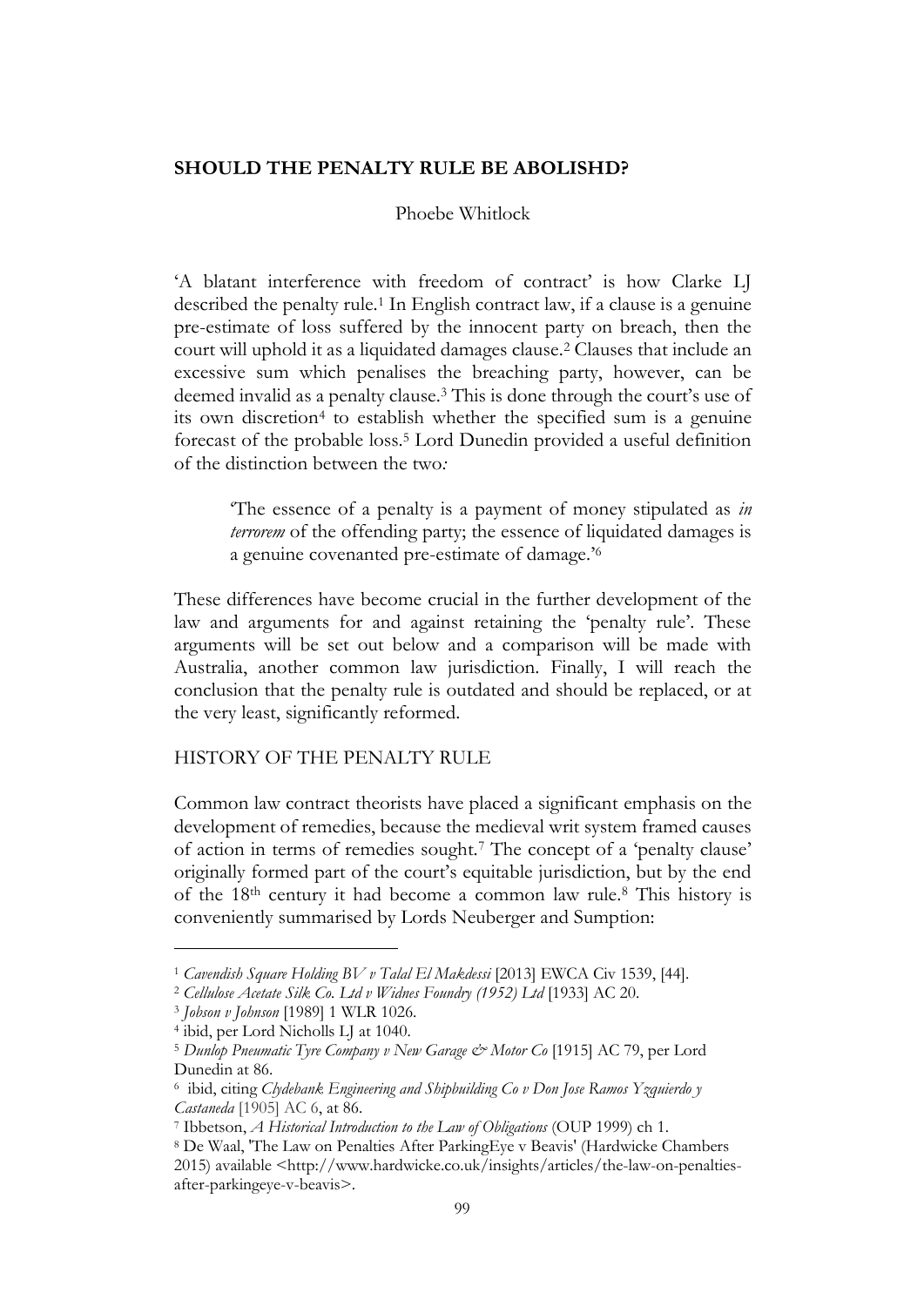# SHOULD THE PENALTY RULE BE ABOLISHD?

Phoebe Whitlock

'A blatant interference with freedom of contract' is how Clarke LJ described the penalty rule.[1] In English contract law, if a clause is a genuine pre-estimate of loss suffered by the innocent party on breach, then the court will uphold it as a liquidated damages clause.[2] Clauses that include an excessive sum which penalises the breaching party, however, can be deemed invalid as a penalty clause.[3] This is done through the court's use of its own discretion[4] to establish whether the specified sum is a genuine forecast of the probable loss.[5] Lord Dunedin provided a useful definition of the distinction between the two*:*

> 'The essence of a penalty is a payment of money stipulated as *in terrorem* of the offending party; the essence of liquidated damages is a genuine covenanted pre-estimate of damage.'[6]

These differences have become crucial in the further development of the law and arguments for and against retaining the 'penalty rule'. These arguments will be set out below and a comparison will be made with Australia, another common law jurisdiction. Finally, I will reach the conclusion that the penalty rule is outdated and should be replaced, or at the very least, significantly reformed.

## HISTORY OF THE PENALTY RULE

Common law contract theorists have placed a significant emphasis on the development of remedies, because the medieval writ system framed causes of action in terms of remedies sought.[7] The concept of a 'penalty clause' originally formed part of the court's equitable jurisdiction, but by the end of the 18th century it had become a common law rule.[8] This history is conveniently summarised by Lords Neuberger and Sumption:

---

[1] *Cavendish Square Holding BV v Talal El Makdessi* [2013] EWCA Civ 1539, [44].

[2] *Cellulose Acetate Silk Co. Ltd v Widnes Foundry (1952) Ltd* [1933] AC 20.

[3] *Jobson v Johnson* [1989] 1 WLR 1026.

[4] ibid, per Lord Nicholls LJ at 1040.

[5] *Dunlop Pneumatic Tyre Company v New Garage & Motor Co* [1915] AC 79, per Lord Dunedin at 86.

[6] ibid, citing *Clydebank Engineering and Shipbuilding Co v Don Jose Ramos Yzquierdo y Castaneda* [1905] AC 6, at 86.

[7] Ibbetson, *A Historical Introduction to the Law of Obligations* (OUP 1999) ch 1.

[8] De Waal, 'The Law on Penalties After ParkingEye v Beavis' (Hardwicke Chambers 2015) available <http://www.hardwicke.co.uk/insights/articles/the-law-on-penalties-after-parkingeye-v-beavis>.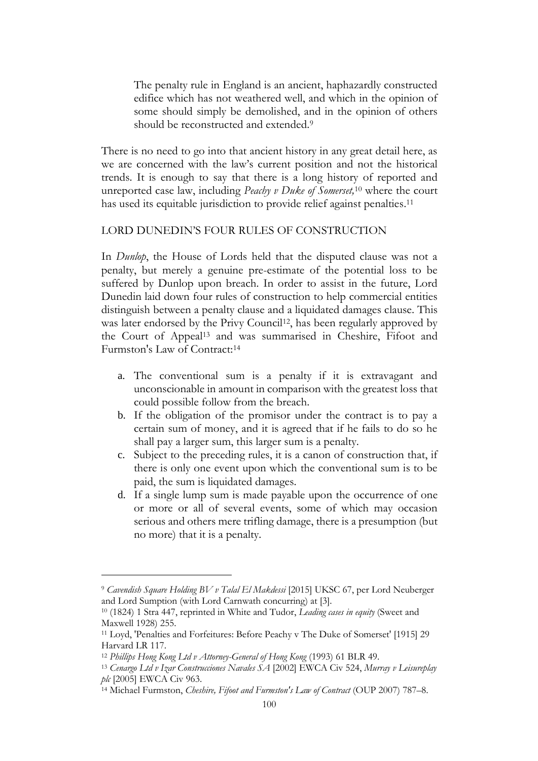> The penalty rule in England is an ancient, haphazardly constructed edifice which has not weathered well, and which in the opinion of some should simply be demolished, and in the opinion of others should be reconstructed and extended.[9]

There is no need to go into that ancient history in any great detail here, as we are concerned with the law's current position and not the historical trends. It is enough to say that there is a long history of reported and unreported case law, including *Peachy v Duke of Somerset,*[10] where the court has used its equitable jurisdiction to provide relief against penalties.[11]

## LORD DUNEDIN'S FOUR RULES OF CONSTRUCTION

In *Dunlop*, the House of Lords held that the disputed clause was not a penalty, but merely a genuine pre-estimate of the potential loss to be suffered by Dunlop upon breach. In order to assist in the future, Lord Dunedin laid down four rules of construction to help commercial entities distinguish between a penalty clause and a liquidated damages clause. This was later endorsed by the Privy Council[12], has been regularly approved by the Court of Appeal[13] and was summarised in Cheshire, Fifoot and Furmston's Law of Contract:[14]

a. The conventional sum is a penalty if it is extravagant and unconscionable in amount in comparison with the greatest loss that could possible follow from the breach.
b. If the obligation of the promisor under the contract is to pay a certain sum of money, and it is agreed that if he fails to do so he shall pay a larger sum, this larger sum is a penalty.
c. Subject to the preceding rules, it is a canon of construction that, if there is only one event upon which the conventional sum is to be paid, the sum is liquidated damages.
d. If a single lump sum is made payable upon the occurrence of one or more or all of several events, some of which may occasion serious and others mere trifling damage, there is a presumption (but no more) that it is a penalty.

---

[9] *Cavendish Square Holding BV v Talal El Makdessi* [2015] UKSC 67, per Lord Neuberger and Lord Sumption (with Lord Carnwath concurring) at [3].

[10] (1824) 1 Stra 447, reprinted in White and Tudor, *Leading cases in equity* (Sweet and Maxwell 1928) 255.

[11] Loyd, 'Penalties and Forfeitures: Before Peachy v The Duke of Somerset' [1915] 29 Harvard LR 117.

[12] *Phillips Hong Kong Ltd v Attorney-General of Hong Kong* (1993) 61 BLR 49.

[13] *Cenargo Ltd v Izar Construcciones Navales SA* [2002] EWCA Civ 524, *Murray v Leisureplay plc* [2005] EWCA Civ 963.

[14] Michael Furmston, *Cheshire, Fifoot and Furmston's Law of Contract* (OUP 2007) 787–8.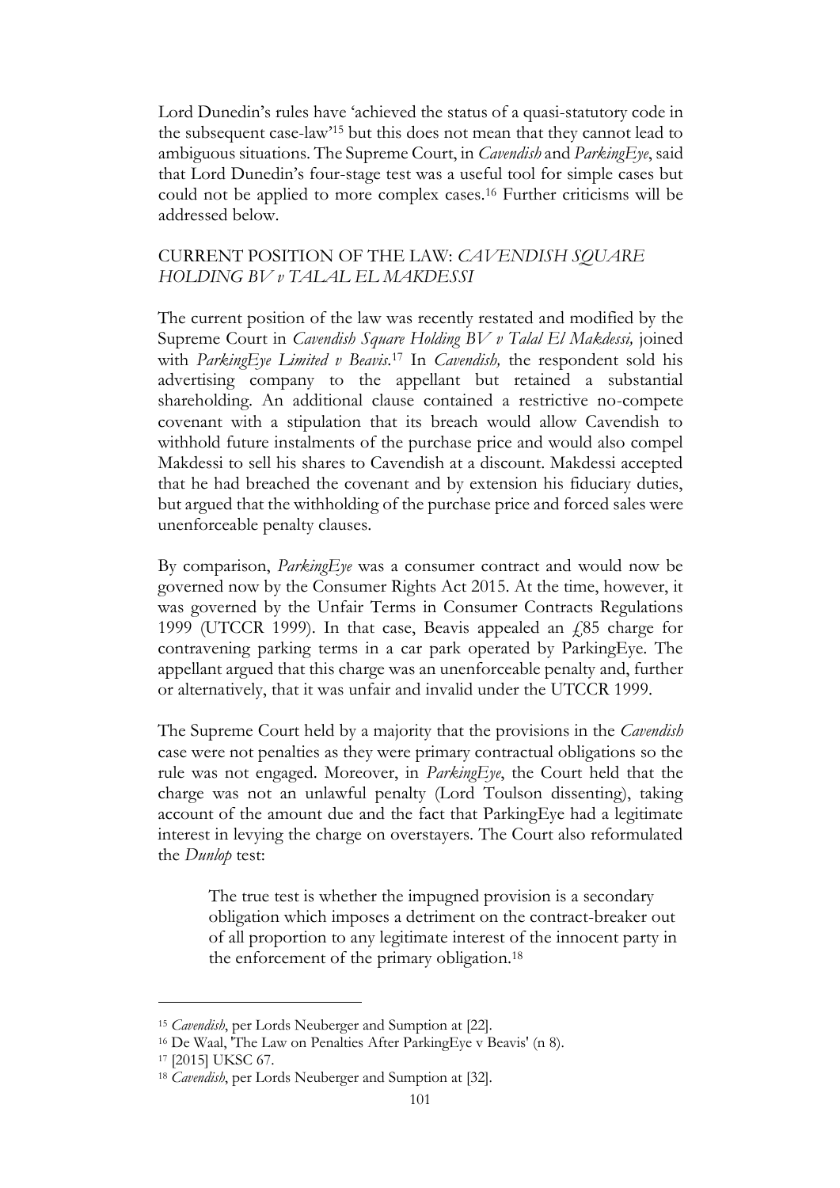Lord Dunedin's rules have 'achieved the status of a quasi-statutory code in the subsequent case-law'[15] but this does not mean that they cannot lead to ambiguous situations. The Supreme Court, in *Cavendish* and *ParkingEye*, said that Lord Dunedin's four-stage test was a useful tool for simple cases but could not be applied to more complex cases.[16] Further criticisms will be addressed below.

## CURRENT POSITION OF THE LAW: *CAVENDISH SQUARE HOLDING BV v TALAL EL MAKDESSI*

The current position of the law was recently restated and modified by the Supreme Court in *Cavendish Square Holding BV v Talal El Makdessi,* joined with *ParkingEye Limited v Beavis*.[17] In *Cavendish,* the respondent sold his advertising company to the appellant but retained a substantial shareholding. An additional clause contained a restrictive no-compete covenant with a stipulation that its breach would allow Cavendish to withhold future instalments of the purchase price and would also compel Makdessi to sell his shares to Cavendish at a discount. Makdessi accepted that he had breached the covenant and by extension his fiduciary duties, but argued that the withholding of the purchase price and forced sales were unenforceable penalty clauses.

By comparison, *ParkingEye* was a consumer contract and would now be governed now by the Consumer Rights Act 2015. At the time, however, it was governed by the Unfair Terms in Consumer Contracts Regulations 1999 (UTCCR 1999). In that case, Beavis appealed an £85 charge for contravening parking terms in a car park operated by ParkingEye. The appellant argued that this charge was an unenforceable penalty and, further or alternatively, that it was unfair and invalid under the UTCCR 1999.

The Supreme Court held by a majority that the provisions in the *Cavendish* case were not penalties as they were primary contractual obligations so the rule was not engaged. Moreover, in *ParkingEye*, the Court held that the charge was not an unlawful penalty (Lord Toulson dissenting), taking account of the amount due and the fact that ParkingEye had a legitimate interest in levying the charge on overstayers. The Court also reformulated the *Dunlop* test:

> The true test is whether the impugned provision is a secondary obligation which imposes a detriment on the contract-breaker out of all proportion to any legitimate interest of the innocent party in the enforcement of the primary obligation.[18]

---

[15] *Cavendish*, per Lords Neuberger and Sumption at [22].

[16] De Waal, 'The Law on Penalties After ParkingEye v Beavis' (n 8).

[17] [2015] UKSC 67.

[18] *Cavendish*, per Lords Neuberger and Sumption at [32].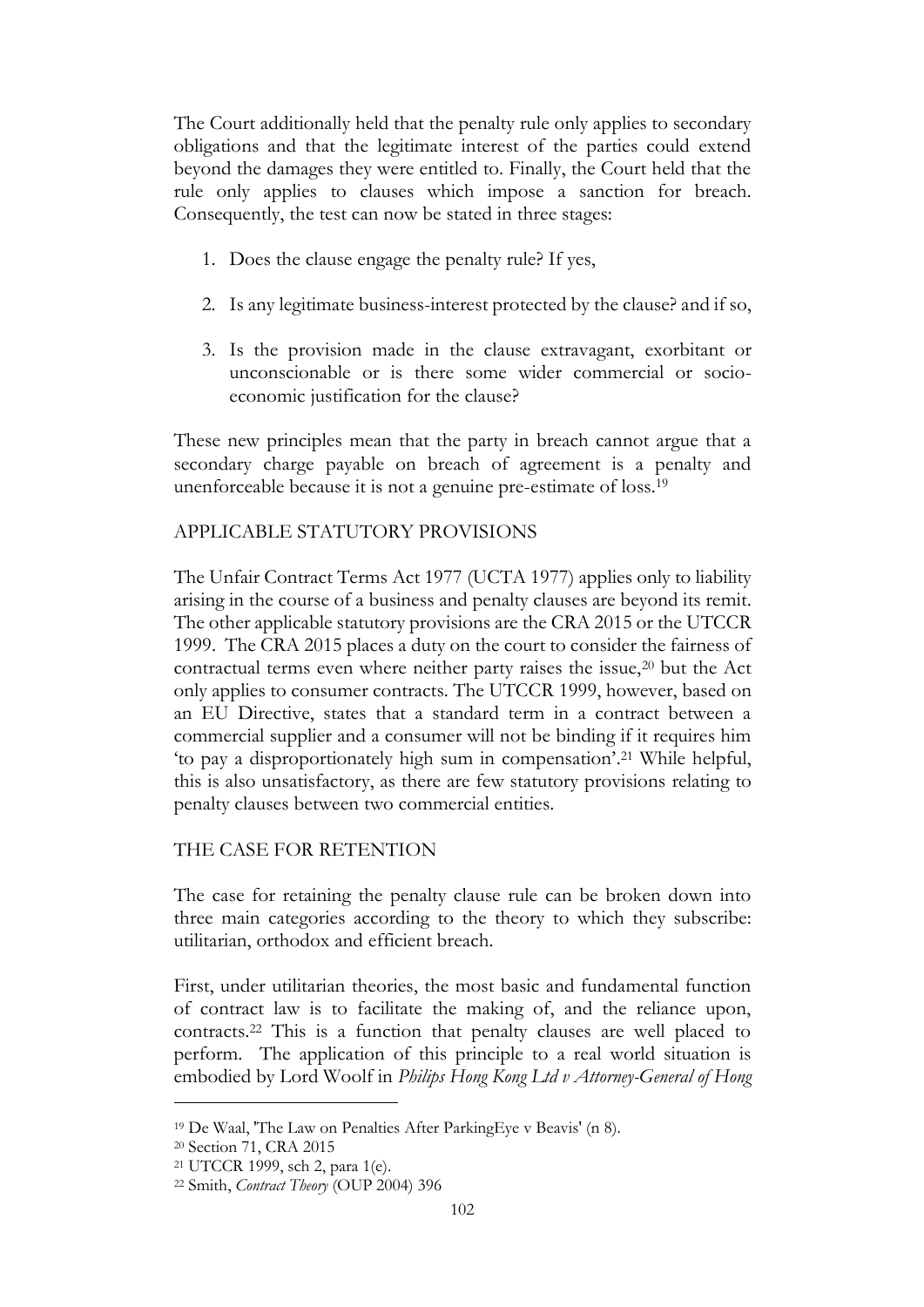The Court additionally held that the penalty rule only applies to secondary obligations and that the legitimate interest of the parties could extend beyond the damages they were entitled to. Finally, the Court held that the rule only applies to clauses which impose a sanction for breach. Consequently, the test can now be stated in three stages:

1. Does the clause engage the penalty rule? If yes,
2. Is any legitimate business-interest protected by the clause? and if so,
3. Is the provision made in the clause extravagant, exorbitant or unconscionable or is there some wider commercial or socio-economic justification for the clause?

These new principles mean that the party in breach cannot argue that a secondary charge payable on breach of agreement is a penalty and unenforceable because it is not a genuine pre-estimate of loss.[19]

## APPLICABLE STATUTORY PROVISIONS

The Unfair Contract Terms Act 1977 (UCTA 1977) applies only to liability arising in the course of a business and penalty clauses are beyond its remit. The other applicable statutory provisions are the CRA 2015 or the UTCCR 1999. The CRA 2015 places a duty on the court to consider the fairness of contractual terms even where neither party raises the issue,[20] but the Act only applies to consumer contracts. The UTCCR 1999, however, based on an EU Directive, states that a standard term in a contract between a commercial supplier and a consumer will not be binding if it requires him 'to pay a disproportionately high sum in compensation'.[21] While helpful, this is also unsatisfactory, as there are few statutory provisions relating to penalty clauses between two commercial entities.

## THE CASE FOR RETENTION

The case for retaining the penalty clause rule can be broken down into three main categories according to the theory to which they subscribe: utilitarian, orthodox and efficient breach.

First, under utilitarian theories, the most basic and fundamental function of contract law is to facilitate the making of, and the reliance upon, contracts.[22] This is a function that penalty clauses are well placed to perform. The application of this principle to a real world situation is embodied by Lord Woolf in *Philips Hong Kong Ltd v Attorney-General of Hong*

---

[19] De Waal, 'The Law on Penalties After ParkingEye v Beavis' (n 8).

[20] Section 71, CRA 2015

[21] UTCCR 1999, sch 2, para 1(e).

[22] Smith, *Contract Theory* (OUP 2004) 396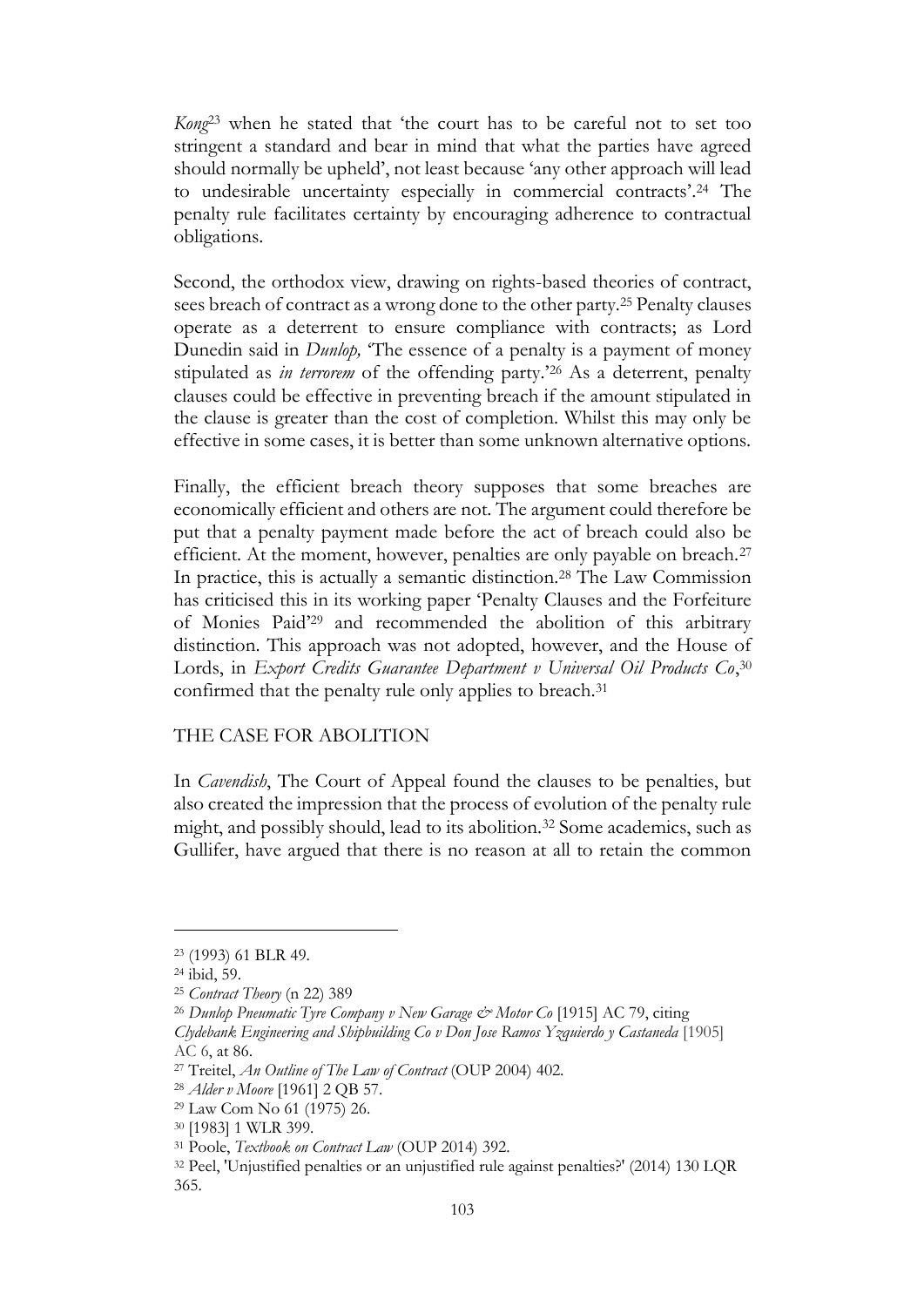*Kong*[23] when he stated that 'the court has to be careful not to set too stringent a standard and bear in mind that what the parties have agreed should normally be upheld', not least because 'any other approach will lead to undesirable uncertainty especially in commercial contracts'.[24] The penalty rule facilitates certainty by encouraging adherence to contractual obligations.

Second, the orthodox view, drawing on rights-based theories of contract, sees breach of contract as a wrong done to the other party.[25] Penalty clauses operate as a deterrent to ensure compliance with contracts; as Lord Dunedin said in *Dunlop,* 'The essence of a penalty is a payment of money stipulated as *in terrorem* of the offending party.'[26] As a deterrent, penalty clauses could be effective in preventing breach if the amount stipulated in the clause is greater than the cost of completion. Whilst this may only be effective in some cases, it is better than some unknown alternative options.

Finally, the efficient breach theory supposes that some breaches are economically efficient and others are not. The argument could therefore be put that a penalty payment made before the act of breach could also be efficient. At the moment, however, penalties are only payable on breach.[27] In practice, this is actually a semantic distinction.[28] The Law Commission has criticised this in its working paper 'Penalty Clauses and the Forfeiture of Monies Paid'[29] and recommended the abolition of this arbitrary distinction. This approach was not adopted, however, and the House of Lords, in *Export Credits Guarantee Department v Universal Oil Products Co*,[30] confirmed that the penalty rule only applies to breach.[31]

## THE CASE FOR ABOLITION

In *Cavendish*, The Court of Appeal found the clauses to be penalties, but also created the impression that the process of evolution of the penalty rule might, and possibly should, lead to its abolition.[32] Some academics, such as Gullifer, have argued that there is no reason at all to retain the common

---

[23] (1993) 61 BLR 49.

[24] ibid, 59.

[25] *Contract Theory* (n 22) 389

[26] *Dunlop Pneumatic Tyre Company v New Garage & Motor Co* [1915] AC 79, citing *Clydebank Engineering and Shipbuilding Co v Don Jose Ramos Yzquierdo y Castaneda* [1905] AC 6, at 86.

[27] Treitel, *An Outline of The Law of Contract* (OUP 2004) 402.

[28] *Alder v Moore* [1961] 2 QB 57.

[29] Law Com No 61 (1975) 26.

[30] [1983] 1 WLR 399.

[31] Poole, *Textbook on Contract Law* (OUP 2014) 392.

[32] Peel, 'Unjustified penalties or an unjustified rule against penalties?' (2014) 130 LQR 365.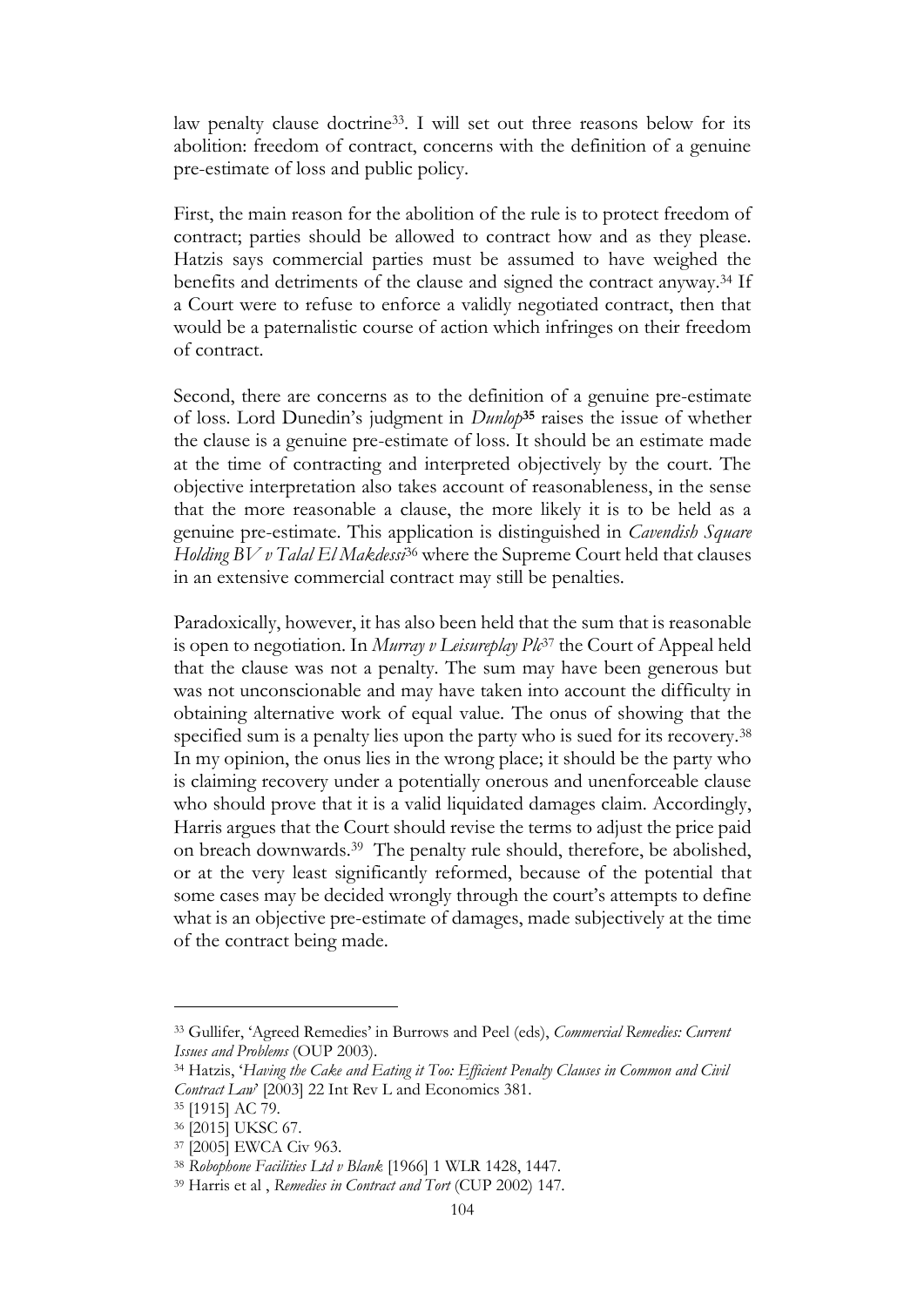law penalty clause doctrine[33]. I will set out three reasons below for its abolition: freedom of contract, concerns with the definition of a genuine pre-estimate of loss and public policy.

First, the main reason for the abolition of the rule is to protect freedom of contract; parties should be allowed to contract how and as they please. Hatzis says commercial parties must be assumed to have weighed the benefits and detriments of the clause and signed the contract anyway.[34] If a Court were to refuse to enforce a validly negotiated contract, then that would be a paternalistic course of action which infringes on their freedom of contract.

Second, there are concerns as to the definition of a genuine pre-estimate of loss. Lord Dunedin's judgment in *Dunlop*[35] raises the issue of whether the clause is a genuine pre-estimate of loss. It should be an estimate made at the time of contracting and interpreted objectively by the court. The objective interpretation also takes account of reasonableness, in the sense that the more reasonable a clause, the more likely it is to be held as a genuine pre-estimate. This application is distinguished in *Cavendish Square Holding BV v Talal El Makdessi*[36] where the Supreme Court held that clauses in an extensive commercial contract may still be penalties.

Paradoxically, however, it has also been held that the sum that is reasonable is open to negotiation. In *Murray v Leisureplay Plc*[37] the Court of Appeal held that the clause was not a penalty. The sum may have been generous but was not unconscionable and may have taken into account the difficulty in obtaining alternative work of equal value. The onus of showing that the specified sum is a penalty lies upon the party who is sued for its recovery.[38] In my opinion, the onus lies in the wrong place; it should be the party who is claiming recovery under a potentially onerous and unenforceable clause who should prove that it is a valid liquidated damages claim. Accordingly, Harris argues that the Court should revise the terms to adjust the price paid on breach downwards.[39] The penalty rule should, therefore, be abolished, or at the very least significantly reformed, because of the potential that some cases may be decided wrongly through the court's attempts to define what is an objective pre-estimate of damages, made subjectively at the time of the contract being made.

---

[33] Gullifer, 'Agreed Remedies' in Burrows and Peel (eds), *Commercial Remedies: Current Issues and Problems* (OUP 2003).

[34] Hatzis, '*Having the Cake and Eating it Too: Efficient Penalty Clauses in Common and Civil Contract Law*' [2003] 22 Int Rev L and Economics 381.

[35] [1915] AC 79.

[36] [2015] UKSC 67.

[37] [2005] EWCA Civ 963.

[38] *Robophone Facilities Ltd v Blank* [1966] 1 WLR 1428, 1447.

[39] Harris et al , *Remedies in Contract and Tort* (CUP 2002) 147.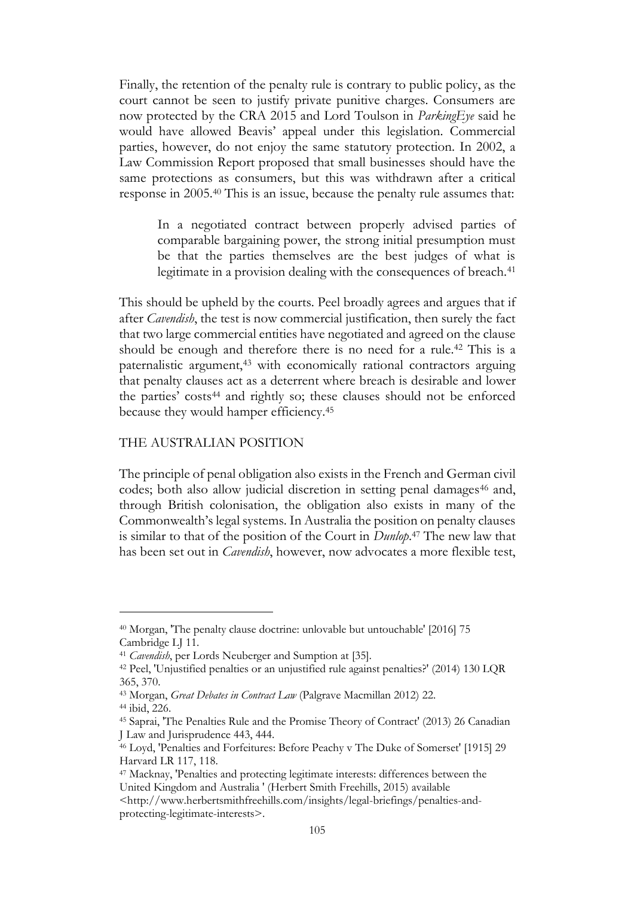Finally, the retention of the penalty rule is contrary to public policy, as the court cannot be seen to justify private punitive charges. Consumers are now protected by the CRA 2015 and Lord Toulson in *ParkingEye* said he would have allowed Beavis' appeal under this legislation. Commercial parties, however, do not enjoy the same statutory protection. In 2002, a Law Commission Report proposed that small businesses should have the same protections as consumers, but this was withdrawn after a critical response in 2005.[40] This is an issue, because the penalty rule assumes that:

> In a negotiated contract between properly advised parties of comparable bargaining power, the strong initial presumption must be that the parties themselves are the best judges of what is legitimate in a provision dealing with the consequences of breach.[41]

This should be upheld by the courts. Peel broadly agrees and argues that if after *Cavendish*, the test is now commercial justification, then surely the fact that two large commercial entities have negotiated and agreed on the clause should be enough and therefore there is no need for a rule.[42] This is a paternalistic argument,[43] with economically rational contractors arguing that penalty clauses act as a deterrent where breach is desirable and lower the parties' costs[44] and rightly so; these clauses should not be enforced because they would hamper efficiency.[45]

## THE AUSTRALIAN POSITION

The principle of penal obligation also exists in the French and German civil codes; both also allow judicial discretion in setting penal damages[46] and, through British colonisation, the obligation also exists in many of the Commonwealth's legal systems. In Australia the position on penalty clauses is similar to that of the position of the Court in *Dunlop*.[47] The new law that has been set out in *Cavendish*, however, now advocates a more flexible test,

---

[40] Morgan, 'The penalty clause doctrine: unlovable but untouchable' [2016] 75 Cambridge LJ 11.

[41] *Cavendish*, per Lords Neuberger and Sumption at [35].

[42] Peel, 'Unjustified penalties or an unjustified rule against penalties?' (2014) 130 LQR 365, 370.

[43] Morgan, *Great Debates in Contract Law* (Palgrave Macmillan 2012) 22.

[44] ibid, 226.

[45] Saprai, 'The Penalties Rule and the Promise Theory of Contract' (2013) 26 Canadian J Law and Jurisprudence 443, 444.

[46] Loyd, 'Penalties and Forfeitures: Before Peachy v The Duke of Somerset' [1915] 29 Harvard LR 117, 118.

[47] Macknay, 'Penalties and protecting legitimate interests: differences between the United Kingdom and Australia ' (Herbert Smith Freehills, 2015) available <http://www.herbertsmithfreehills.com/insights/legal-briefings/penalties-and-protecting-legitimate-interests>.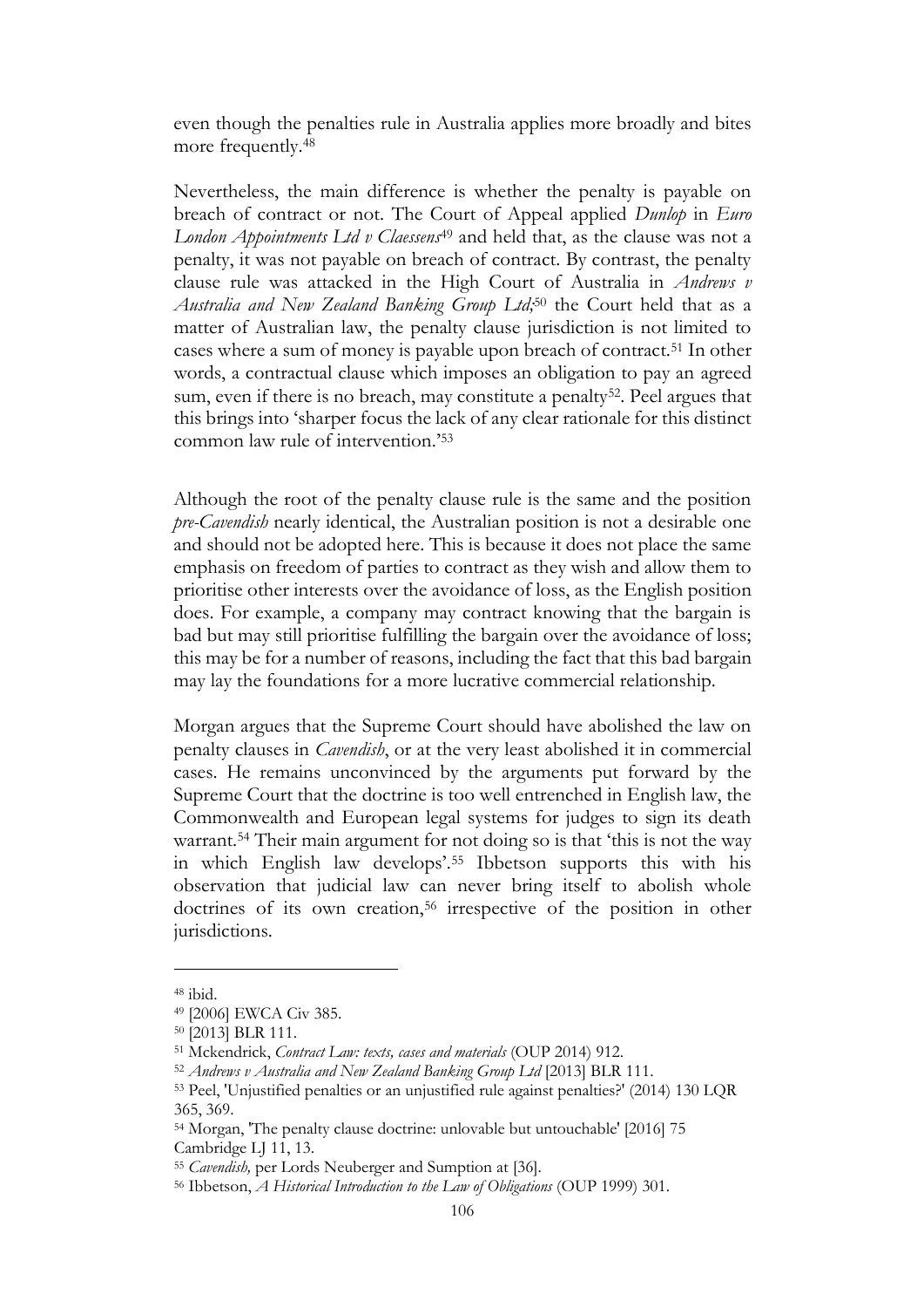even though the penalties rule in Australia applies more broadly and bites more frequently.[48]

Nevertheless, the main difference is whether the penalty is payable on breach of contract or not. The Court of Appeal applied *Dunlop* in *Euro London Appointments Ltd v Claessens*[49] and held that, as the clause was not a penalty, it was not payable on breach of contract. By contrast, the penalty clause rule was attacked in the High Court of Australia in *Andrews v Australia and New Zealand Banking Group Ltd;*[50] the Court held that as a matter of Australian law, the penalty clause jurisdiction is not limited to cases where a sum of money is payable upon breach of contract.[51] In other words, a contractual clause which imposes an obligation to pay an agreed sum, even if there is no breach, may constitute a penalty[52]. Peel argues that this brings into 'sharper focus the lack of any clear rationale for this distinct common law rule of intervention.'[53]

Although the root of the penalty clause rule is the same and the position *pre-Cavendish* nearly identical, the Australian position is not a desirable one and should not be adopted here. This is because it does not place the same emphasis on freedom of parties to contract as they wish and allow them to prioritise other interests over the avoidance of loss, as the English position does. For example, a company may contract knowing that the bargain is bad but may still prioritise fulfilling the bargain over the avoidance of loss; this may be for a number of reasons, including the fact that this bad bargain may lay the foundations for a more lucrative commercial relationship.

Morgan argues that the Supreme Court should have abolished the law on penalty clauses in *Cavendish*, or at the very least abolished it in commercial cases. He remains unconvinced by the arguments put forward by the Supreme Court that the doctrine is too well entrenched in English law, the Commonwealth and European legal systems for judges to sign its death warrant.[54] Their main argument for not doing so is that 'this is not the way in which English law develops'.[55] Ibbetson supports this with his observation that judicial law can never bring itself to abolish whole doctrines of its own creation,[56] irrespective of the position in other jurisdictions.

---

[48] ibid.

[49] [2006] EWCA Civ 385.

[50] [2013] BLR 111.

[51] Mckendrick, *Contract Law: texts, cases and materials* (OUP 2014) 912.

[52] *Andrews v Australia and New Zealand Banking Group Ltd* [2013] BLR 111.

[53] Peel, 'Unjustified penalties or an unjustified rule against penalties?' (2014) 130 LQR 365, 369.

[54] Morgan, 'The penalty clause doctrine: unlovable but untouchable' [2016] 75 Cambridge LJ 11, 13.

[55] *Cavendish,* per Lords Neuberger and Sumption at [36].

[56] Ibbetson, *A Historical Introduction to the Law of Obligations* (OUP 1999) 301.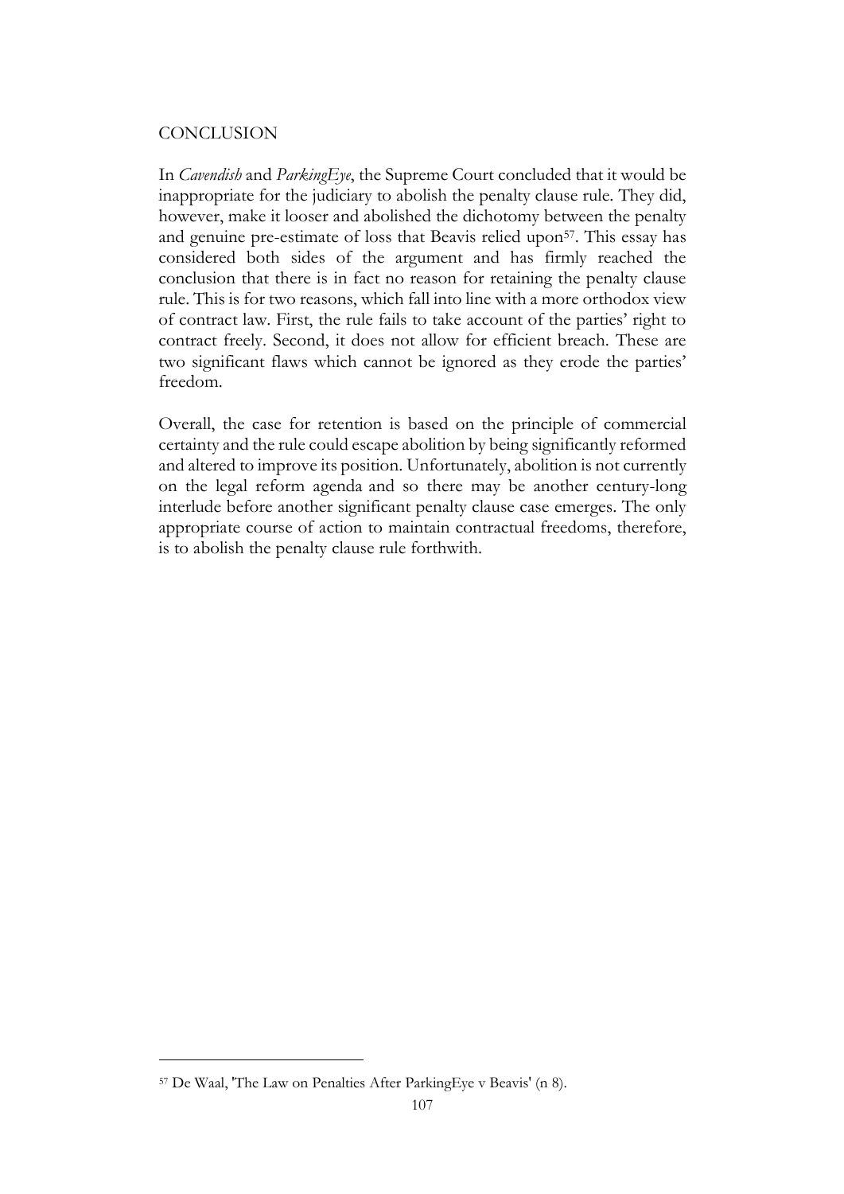## CONCLUSION

In *Cavendish* and *ParkingEye*, the Supreme Court concluded that it would be inappropriate for the judiciary to abolish the penalty clause rule. They did, however, make it looser and abolished the dichotomy between the penalty and genuine pre-estimate of loss that Beavis relied upon[57]. This essay has considered both sides of the argument and has firmly reached the conclusion that there is in fact no reason for retaining the penalty clause rule. This is for two reasons, which fall into line with a more orthodox view of contract law. First, the rule fails to take account of the parties' right to contract freely. Second, it does not allow for efficient breach. These are two significant flaws which cannot be ignored as they erode the parties' freedom.

Overall, the case for retention is based on the principle of commercial certainty and the rule could escape abolition by being significantly reformed and altered to improve its position. Unfortunately, abolition is not currently on the legal reform agenda and so there may be another century-long interlude before another significant penalty clause case emerges. The only appropriate course of action to maintain contractual freedoms, therefore, is to abolish the penalty clause rule forthwith.

[57] De Waal, 'The Law on Penalties After ParkingEye v Beavis' (n 8).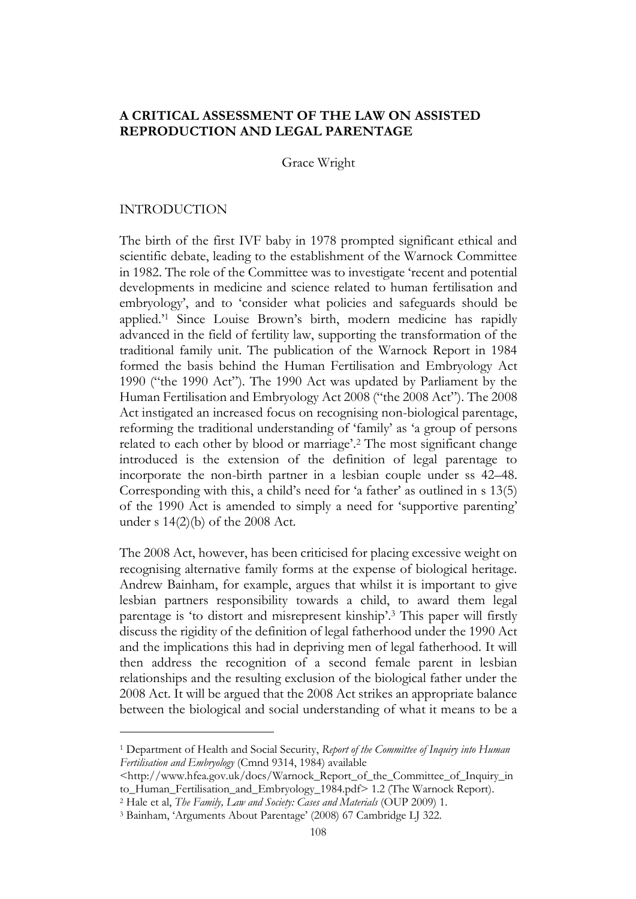**A CRITICAL ASSESSMENT OF THE LAW ON ASSISTED REPRODUCTION AND LEGAL PARENTAGE**

Grace Wright

INTRODUCTION

The birth of the first IVF baby in 1978 prompted significant ethical and scientific debate, leading to the establishment of the Warnock Committee in 1982. The role of the Committee was to investigate 'recent and potential developments in medicine and science related to human fertilisation and embryology', and to 'consider what policies and safeguards should be applied.'[1] Since Louise Brown's birth, modern medicine has rapidly advanced in the field of fertility law, supporting the transformation of the traditional family unit. The publication of the Warnock Report in 1984 formed the basis behind the Human Fertilisation and Embryology Act 1990 ("the 1990 Act"). The 1990 Act was updated by Parliament by the Human Fertilisation and Embryology Act 2008 ("the 2008 Act"). The 2008 Act instigated an increased focus on recognising non-biological parentage, reforming the traditional understanding of 'family' as 'a group of persons related to each other by blood or marriage'.[2] The most significant change introduced is the extension of the definition of legal parentage to incorporate the non-birth partner in a lesbian couple under ss 42–48. Corresponding with this, a child's need for 'a father' as outlined in s 13(5) of the 1990 Act is amended to simply a need for 'supportive parenting' under s 14(2)(b) of the 2008 Act.

The 2008 Act, however, has been criticised for placing excessive weight on recognising alternative family forms at the expense of biological heritage. Andrew Bainham, for example, argues that whilst it is important to give lesbian partners responsibility towards a child, to award them legal parentage is 'to distort and misrepresent kinship'.[3] This paper will firstly discuss the rigidity of the definition of legal fatherhood under the 1990 Act and the implications this had in depriving men of legal fatherhood. It will then address the recognition of a second female parent in lesbian relationships and the resulting exclusion of the biological father under the 2008 Act. It will be argued that the 2008 Act strikes an appropriate balance between the biological and social understanding of what it means to be a

---

[1] Department of Health and Social Security, *Report of the Committee of Inquiry into Human Fertilisation and Embryology* (Cmnd 9314, 1984) available <http://www.hfea.gov.uk/docs/Warnock_Report_of_the_Committee_of_Inquiry_into_Human_Fertilisation_and_Embryology_1984.pdf> 1.2 (The Warnock Report).

[2] Hale et al, *The Family, Law and Society: Cases and Materials* (OUP 2009) 1.

[3] Bainham, 'Arguments About Parentage' (2008) 67 Cambridge LJ 322.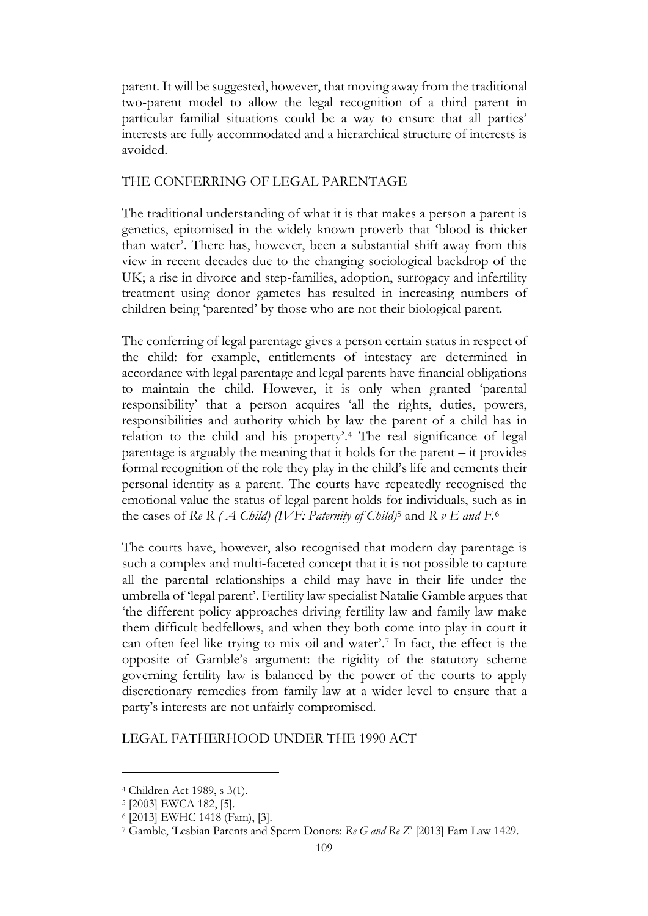parent. It will be suggested, however, that moving away from the traditional two-parent model to allow the legal recognition of a third parent in particular familial situations could be a way to ensure that all parties' interests are fully accommodated and a hierarchical structure of interests is avoided.

## THE CONFERRING OF LEGAL PARENTAGE

The traditional understanding of what it is that makes a person a parent is genetics, epitomised in the widely known proverb that 'blood is thicker than water'. There has, however, been a substantial shift away from this view in recent decades due to the changing sociological backdrop of the UK; a rise in divorce and step-families, adoption, surrogacy and infertility treatment using donor gametes has resulted in increasing numbers of children being 'parented' by those who are not their biological parent.

The conferring of legal parentage gives a person certain status in respect of the child: for example, entitlements of intestacy are determined in accordance with legal parentage and legal parents have financial obligations to maintain the child. However, it is only when granted 'parental responsibility' that a person acquires 'all the rights, duties, powers, responsibilities and authority which by law the parent of a child has in relation to the child and his property'.[4] The real significance of legal parentage is arguably the meaning that it holds for the parent – it provides formal recognition of the role they play in the child's life and cements their personal identity as a parent. The courts have repeatedly recognised the emotional value the status of legal parent holds for individuals, such as in the cases of *Re R ( A Child) (IVF: Paternity of Child)*[5] and *R v E and F*.[6]

The courts have, however, also recognised that modern day parentage is such a complex and multi-faceted concept that it is not possible to capture all the parental relationships a child may have in their life under the umbrella of 'legal parent'. Fertility law specialist Natalie Gamble argues that 'the different policy approaches driving fertility law and family law make them difficult bedfellows, and when they both come into play in court it can often feel like trying to mix oil and water'.[7] In fact, the effect is the opposite of Gamble's argument: the rigidity of the statutory scheme governing fertility law is balanced by the power of the courts to apply discretionary remedies from family law at a wider level to ensure that a party's interests are not unfairly compromised.

## LEGAL FATHERHOOD UNDER THE 1990 ACT

---

[4] Children Act 1989, s 3(1).

[5] [2003] EWCA 182, [5].

[6] [2013] EWHC 1418 (Fam), [3].

[7] Gamble, 'Lesbian Parents and Sperm Donors: *Re G and Re Z*' [2013] Fam Law 1429.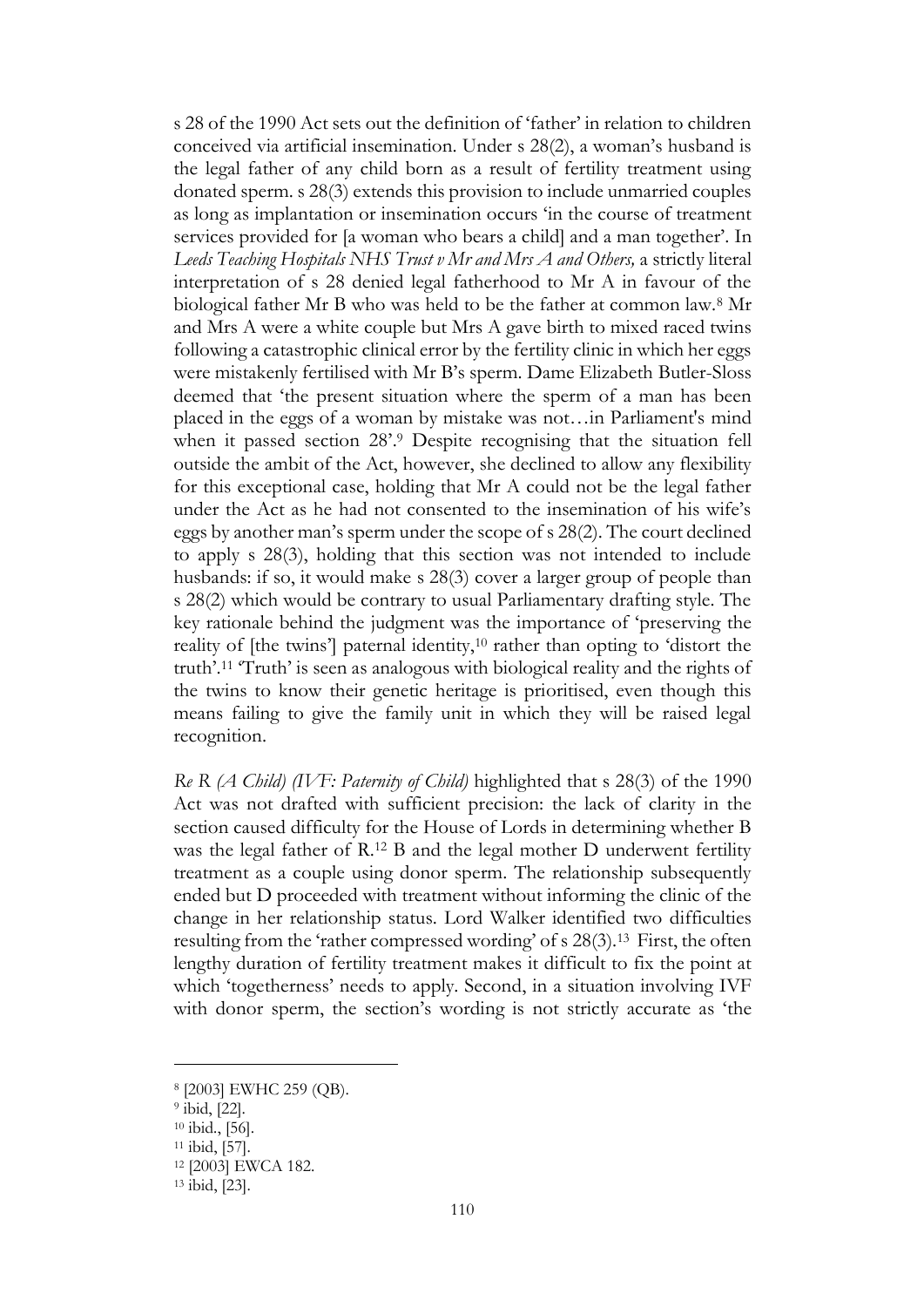s 28 of the 1990 Act sets out the definition of 'father' in relation to children conceived via artificial insemination. Under s 28(2), a woman's husband is the legal father of any child born as a result of fertility treatment using donated sperm. s 28(3) extends this provision to include unmarried couples as long as implantation or insemination occurs 'in the course of treatment services provided for [a woman who bears a child] and a man together'. In *Leeds Teaching Hospitals NHS Trust v Mr and Mrs A and Others,* a strictly literal interpretation of s 28 denied legal fatherhood to Mr A in favour of the biological father Mr B who was held to be the father at common law.[8] Mr and Mrs A were a white couple but Mrs A gave birth to mixed raced twins following a catastrophic clinical error by the fertility clinic in which her eggs were mistakenly fertilised with Mr B's sperm. Dame Elizabeth Butler-Sloss deemed that 'the present situation where the sperm of a man has been placed in the eggs of a woman by mistake was not…in Parliament's mind when it passed section 28'.[9] Despite recognising that the situation fell outside the ambit of the Act, however, she declined to allow any flexibility for this exceptional case, holding that Mr A could not be the legal father under the Act as he had not consented to the insemination of his wife's eggs by another man's sperm under the scope of s 28(2). The court declined to apply s 28(3), holding that this section was not intended to include husbands: if so, it would make s 28(3) cover a larger group of people than s 28(2) which would be contrary to usual Parliamentary drafting style. The key rationale behind the judgment was the importance of 'preserving the reality of [the twins'] paternal identity,[10] rather than opting to 'distort the truth'.[11] 'Truth' is seen as analogous with biological reality and the rights of the twins to know their genetic heritage is prioritised, even though this means failing to give the family unit in which they will be raised legal recognition.

*Re R (A Child) (IVF: Paternity of Child)* highlighted that s 28(3) of the 1990 Act was not drafted with sufficient precision: the lack of clarity in the section caused difficulty for the House of Lords in determining whether B was the legal father of R.[12] B and the legal mother D underwent fertility treatment as a couple using donor sperm. The relationship subsequently ended but D proceeded with treatment without informing the clinic of the change in her relationship status. Lord Walker identified two difficulties resulting from the 'rather compressed wording' of s 28(3).[13] First, the often lengthy duration of fertility treatment makes it difficult to fix the point at which 'togetherness' needs to apply. Second, in a situation involving IVF with donor sperm, the section's wording is not strictly accurate as 'the

---

[8] [2003] EWHC 259 (QB).

[9] ibid, [22].

[10] ibid., [56].

[11] ibid, [57].

[12] [2003] EWCA 182.

[13] ibid, [23].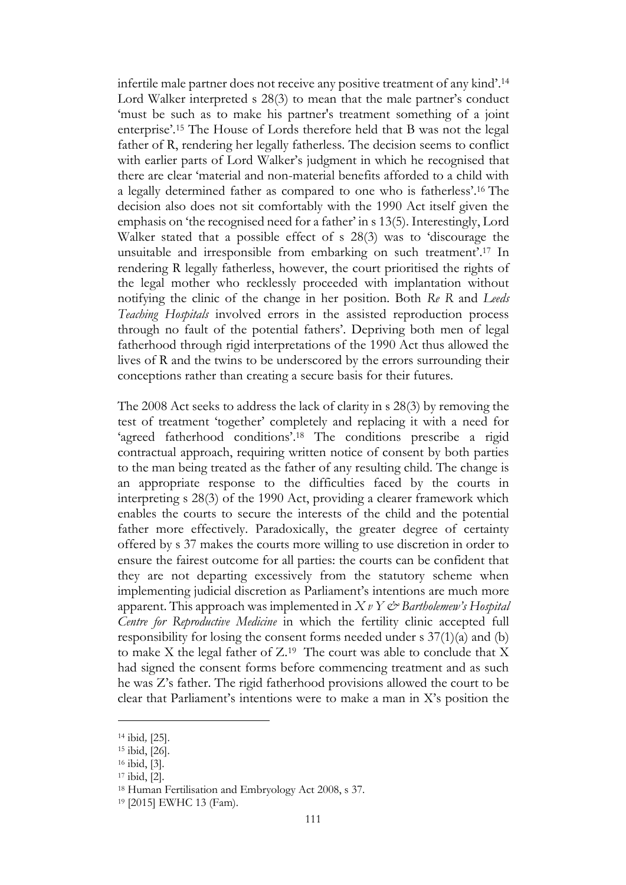infertile male partner does not receive any positive treatment of any kind'.[14] Lord Walker interpreted s 28(3) to mean that the male partner's conduct 'must be such as to make his partner's treatment something of a joint enterprise'.[15] The House of Lords therefore held that B was not the legal father of R, rendering her legally fatherless. The decision seems to conflict with earlier parts of Lord Walker's judgment in which he recognised that there are clear 'material and non-material benefits afforded to a child with a legally determined father as compared to one who is fatherless'.[16] The decision also does not sit comfortably with the 1990 Act itself given the emphasis on 'the recognised need for a father' in s 13(5). Interestingly, Lord Walker stated that a possible effect of s 28(3) was to 'discourage the unsuitable and irresponsible from embarking on such treatment'.[17] In rendering R legally fatherless, however, the court prioritised the rights of the legal mother who recklessly proceeded with implantation without notifying the clinic of the change in her position. Both *Re R* and *Leeds Teaching Hospitals* involved errors in the assisted reproduction process through no fault of the potential fathers'. Depriving both men of legal fatherhood through rigid interpretations of the 1990 Act thus allowed the lives of R and the twins to be underscored by the errors surrounding their conceptions rather than creating a secure basis for their futures.

The 2008 Act seeks to address the lack of clarity in s 28(3) by removing the test of treatment 'together' completely and replacing it with a need for 'agreed fatherhood conditions'.[18] The conditions prescribe a rigid contractual approach, requiring written notice of consent by both parties to the man being treated as the father of any resulting child. The change is an appropriate response to the difficulties faced by the courts in interpreting s 28(3) of the 1990 Act, providing a clearer framework which enables the courts to secure the interests of the child and the potential father more effectively. Paradoxically, the greater degree of certainty offered by s 37 makes the courts more willing to use discretion in order to ensure the fairest outcome for all parties: the courts can be confident that they are not departing excessively from the statutory scheme when implementing judicial discretion as Parliament's intentions are much more apparent. This approach was implemented in *X v Y & Bartholemew's Hospital Centre for Reproductive Medicine* in which the fertility clinic accepted full responsibility for losing the consent forms needed under s 37(1)(a) and (b) to make X the legal father of Z.[19] The court was able to conclude that X had signed the consent forms before commencing treatment and as such he was Z's father. The rigid fatherhood provisions allowed the court to be clear that Parliament's intentions were to make a man in X's position the

---

[14] ibid, [25].

[15] ibid, [26].

[16] ibid, [3].

[17] ibid, [2].

[18] Human Fertilisation and Embryology Act 2008, s 37.

[19] [2015] EWHC 13 (Fam).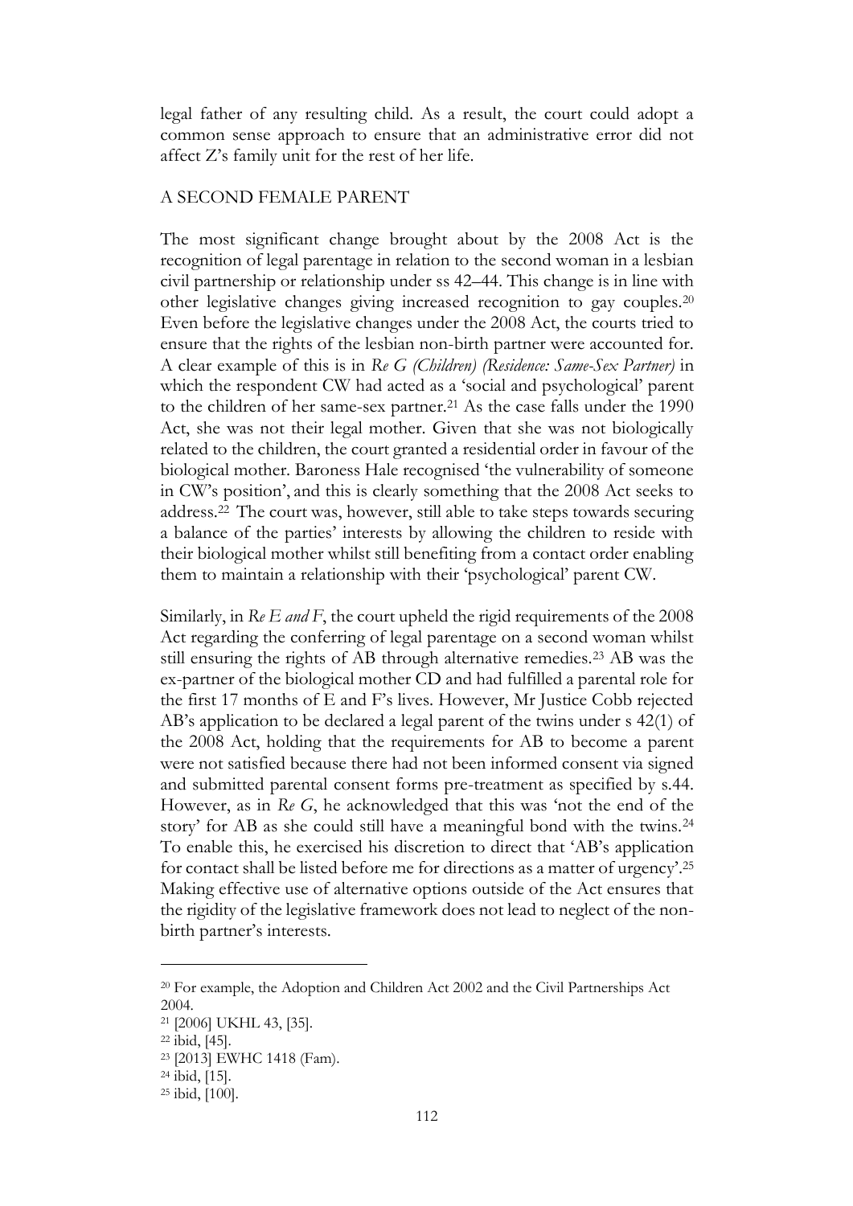legal father of any resulting child. As a result, the court could adopt a common sense approach to ensure that an administrative error did not affect Z's family unit for the rest of her life.

## A SECOND FEMALE PARENT

The most significant change brought about by the 2008 Act is the recognition of legal parentage in relation to the second woman in a lesbian civil partnership or relationship under ss 42–44. This change is in line with other legislative changes giving increased recognition to gay couples.[20] Even before the legislative changes under the 2008 Act, the courts tried to ensure that the rights of the lesbian non-birth partner were accounted for. A clear example of this is in *Re G (Children) (Residence: Same-Sex Partner)* in which the respondent CW had acted as a 'social and psychological' parent to the children of her same-sex partner.[21] As the case falls under the 1990 Act, she was not their legal mother. Given that she was not biologically related to the children, the court granted a residential order in favour of the biological mother. Baroness Hale recognised 'the vulnerability of someone in CW's position', and this is clearly something that the 2008 Act seeks to address.[22] The court was, however, still able to take steps towards securing a balance of the parties' interests by allowing the children to reside with their biological mother whilst still benefiting from a contact order enabling them to maintain a relationship with their 'psychological' parent CW.

Similarly, in *Re E and F*, the court upheld the rigid requirements of the 2008 Act regarding the conferring of legal parentage on a second woman whilst still ensuring the rights of AB through alternative remedies.[23] AB was the ex-partner of the biological mother CD and had fulfilled a parental role for the first 17 months of E and F's lives. However, Mr Justice Cobb rejected AB's application to be declared a legal parent of the twins under s 42(1) of the 2008 Act, holding that the requirements for AB to become a parent were not satisfied because there had not been informed consent via signed and submitted parental consent forms pre-treatment as specified by s.44. However, as in *Re G*, he acknowledged that this was 'not the end of the story' for AB as she could still have a meaningful bond with the twins.[24] To enable this, he exercised his discretion to direct that 'AB's application for contact shall be listed before me for directions as a matter of urgency'.[25] Making effective use of alternative options outside of the Act ensures that the rigidity of the legislative framework does not lead to neglect of the non-birth partner's interests.

---

[20] For example, the Adoption and Children Act 2002 and the Civil Partnerships Act 2004.

[21] [2006] UKHL 43, [35].

[22] ibid, [45].

[23] [2013] EWHC 1418 (Fam).

[24] ibid, [15].

[25] ibid, [100].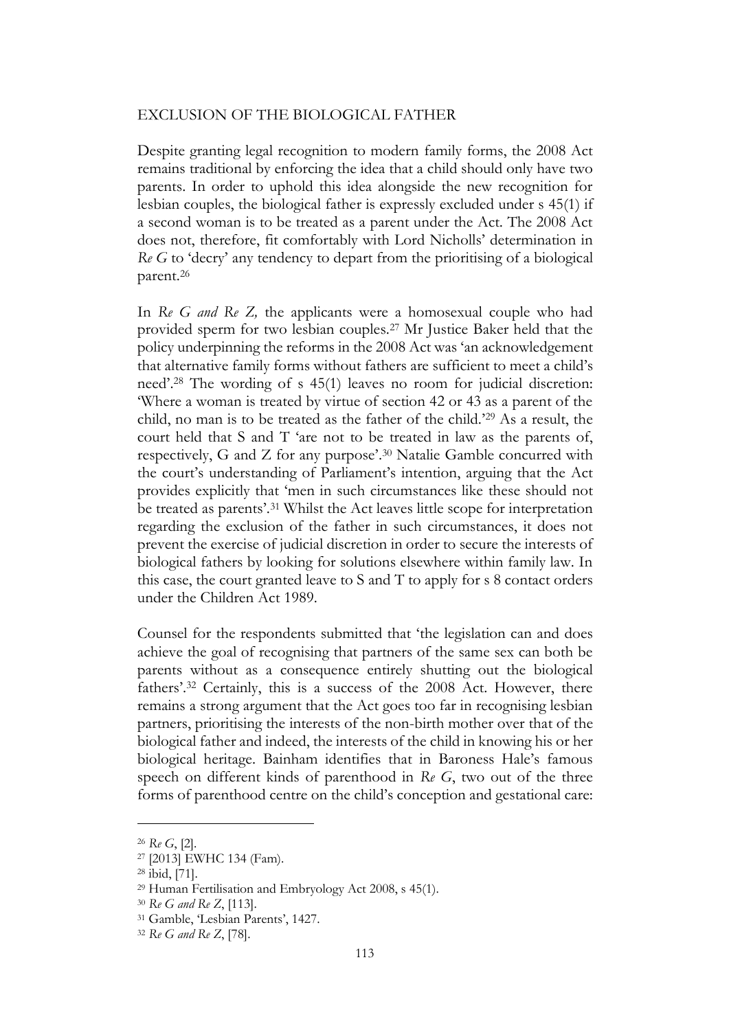## EXCLUSION OF THE BIOLOGICAL FATHER

Despite granting legal recognition to modern family forms, the 2008 Act remains traditional by enforcing the idea that a child should only have two parents. In order to uphold this idea alongside the new recognition for lesbian couples, the biological father is expressly excluded under s 45(1) if a second woman is to be treated as a parent under the Act. The 2008 Act does not, therefore, fit comfortably with Lord Nicholls' determination in *Re G* to 'decry' any tendency to depart from the prioritising of a biological parent.[26]

In *Re G and Re Z,* the applicants were a homosexual couple who had provided sperm for two lesbian couples.[27] Mr Justice Baker held that the policy underpinning the reforms in the 2008 Act was 'an acknowledgement that alternative family forms without fathers are sufficient to meet a child's need'.[28] The wording of s 45(1) leaves no room for judicial discretion: 'Where a woman is treated by virtue of section 42 or 43 as a parent of the child, no man is to be treated as the father of the child.'[29] As a result, the court held that S and T 'are not to be treated in law as the parents of, respectively, G and Z for any purpose'.[30] Natalie Gamble concurred with the court's understanding of Parliament's intention, arguing that the Act provides explicitly that 'men in such circumstances like these should not be treated as parents'.[31] Whilst the Act leaves little scope for interpretation regarding the exclusion of the father in such circumstances, it does not prevent the exercise of judicial discretion in order to secure the interests of biological fathers by looking for solutions elsewhere within family law. In this case, the court granted leave to S and T to apply for s 8 contact orders under the Children Act 1989.

Counsel for the respondents submitted that 'the legislation can and does achieve the goal of recognising that partners of the same sex can both be parents without as a consequence entirely shutting out the biological fathers'.[32] Certainly, this is a success of the 2008 Act. However, there remains a strong argument that the Act goes too far in recognising lesbian partners, prioritising the interests of the non-birth mother over that of the biological father and indeed, the interests of the child in knowing his or her biological heritage. Bainham identifies that in Baroness Hale's famous speech on different kinds of parenthood in *Re G*, two out of the three forms of parenthood centre on the child's conception and gestational care:

---

[26] *Re G*, [2].

[27] [2013] EWHC 134 (Fam).

[28] ibid, [71].

[29] Human Fertilisation and Embryology Act 2008, s 45(1).

[30] *Re G and Re Z*, [113].

[31] Gamble, 'Lesbian Parents', 1427.

[32] *Re G and Re Z*, [78].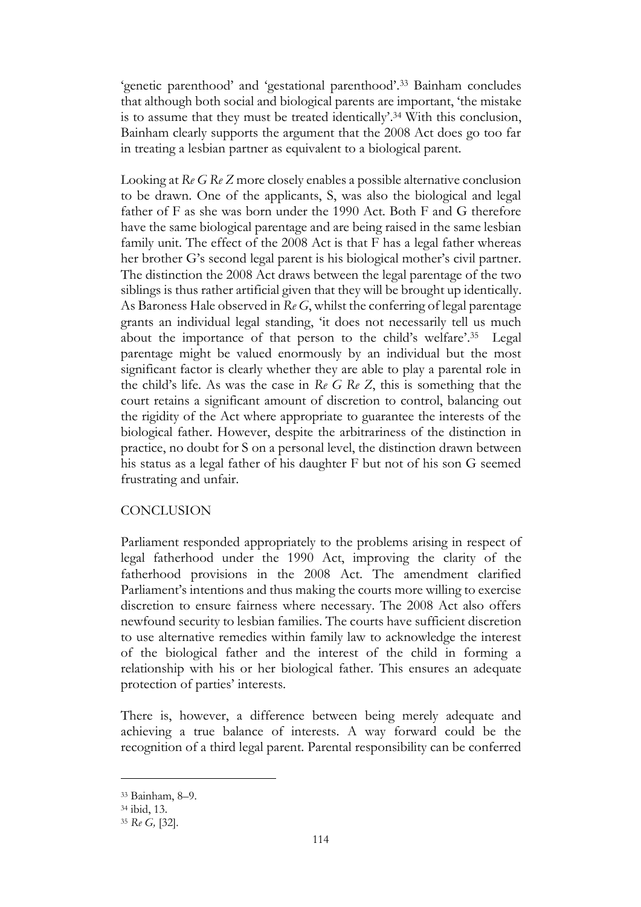'genetic parenthood' and 'gestational parenthood'.[33] Bainham concludes that although both social and biological parents are important, 'the mistake is to assume that they must be treated identically'.[34] With this conclusion, Bainham clearly supports the argument that the 2008 Act does go too far in treating a lesbian partner as equivalent to a biological parent.

Looking at *Re G Re Z* more closely enables a possible alternative conclusion to be drawn. One of the applicants, S, was also the biological and legal father of F as she was born under the 1990 Act. Both F and G therefore have the same biological parentage and are being raised in the same lesbian family unit. The effect of the 2008 Act is that F has a legal father whereas her brother G's second legal parent is his biological mother's civil partner. The distinction the 2008 Act draws between the legal parentage of the two siblings is thus rather artificial given that they will be brought up identically. As Baroness Hale observed in *Re G*, whilst the conferring of legal parentage grants an individual legal standing, 'it does not necessarily tell us much about the importance of that person to the child's welfare'.[35] Legal parentage might be valued enormously by an individual but the most significant factor is clearly whether they are able to play a parental role in the child's life. As was the case in *Re G Re Z*, this is something that the court retains a significant amount of discretion to control, balancing out the rigidity of the Act where appropriate to guarantee the interests of the biological father. However, despite the arbitrariness of the distinction in practice, no doubt for S on a personal level, the distinction drawn between his status as a legal father of his daughter F but not of his son G seemed frustrating and unfair.

## CONCLUSION

Parliament responded appropriately to the problems arising in respect of legal fatherhood under the 1990 Act, improving the clarity of the fatherhood provisions in the 2008 Act. The amendment clarified Parliament's intentions and thus making the courts more willing to exercise discretion to ensure fairness where necessary. The 2008 Act also offers newfound security to lesbian families. The courts have sufficient discretion to use alternative remedies within family law to acknowledge the interest of the biological father and the interest of the child in forming a relationship with his or her biological father. This ensures an adequate protection of parties' interests.

There is, however, a difference between being merely adequate and achieving a true balance of interests. A way forward could be the recognition of a third legal parent. Parental responsibility can be conferred

---

[33] Bainham, 8–9.

[34] ibid, 13.

[35] *Re G,* [32].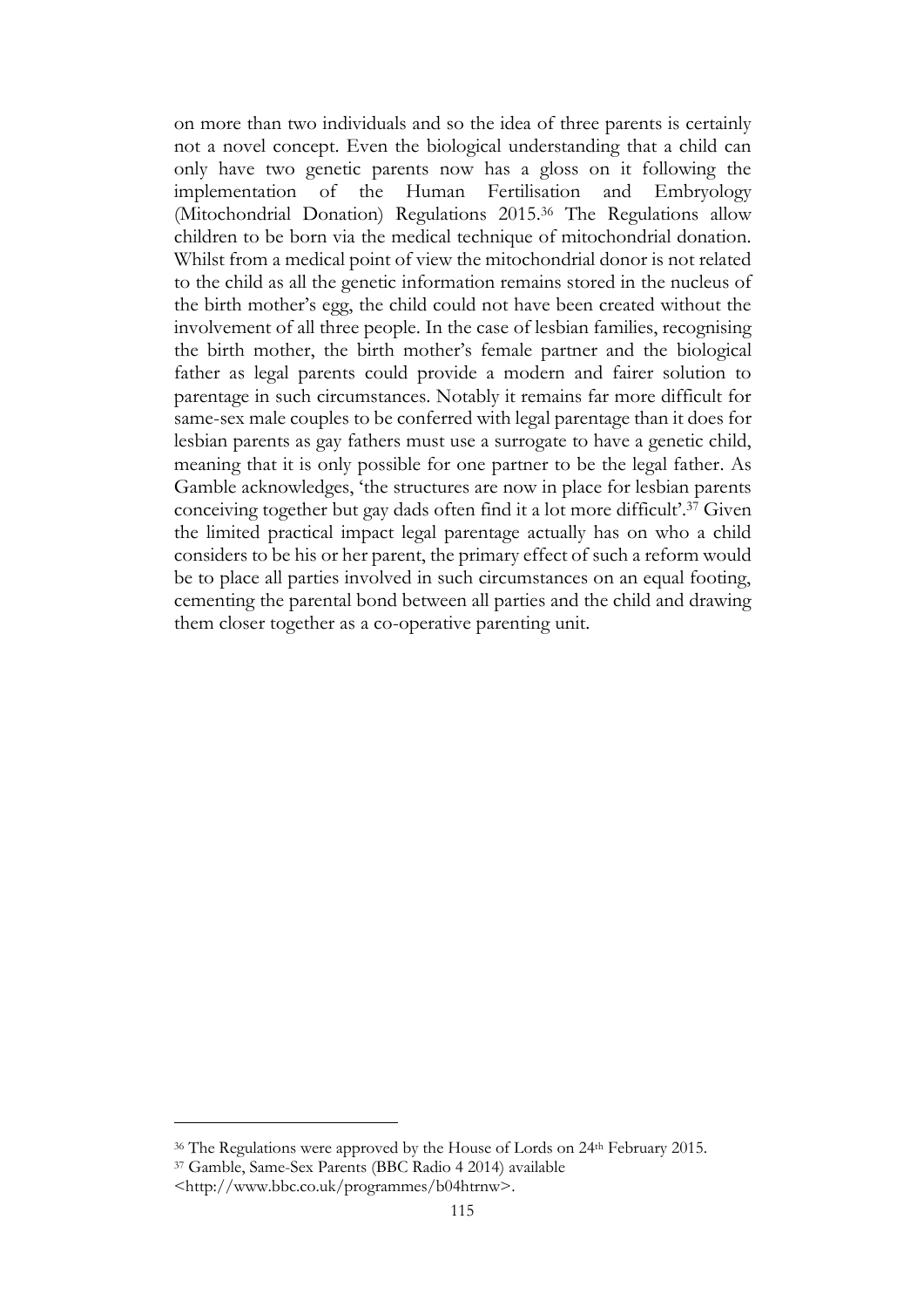on more than two individuals and so the idea of three parents is certainly not a novel concept. Even the biological understanding that a child can only have two genetic parents now has a gloss on it following the implementation of the Human Fertilisation and Embryology (Mitochondrial Donation) Regulations 2015.[36] The Regulations allow children to be born via the medical technique of mitochondrial donation. Whilst from a medical point of view the mitochondrial donor is not related to the child as all the genetic information remains stored in the nucleus of the birth mother's egg, the child could not have been created without the involvement of all three people. In the case of lesbian families, recognising the birth mother, the birth mother's female partner and the biological father as legal parents could provide a modern and fairer solution to parentage in such circumstances. Notably it remains far more difficult for same-sex male couples to be conferred with legal parentage than it does for lesbian parents as gay fathers must use a surrogate to have a genetic child, meaning that it is only possible for one partner to be the legal father. As Gamble acknowledges, 'the structures are now in place for lesbian parents conceiving together but gay dads often find it a lot more difficult'.[37] Given the limited practical impact legal parentage actually has on who a child considers to be his or her parent, the primary effect of such a reform would be to place all parties involved in such circumstances on an equal footing, cementing the parental bond between all parties and the child and drawing them closer together as a co-operative parenting unit.

---

[36] The Regulations were approved by the House of Lords on 24th February 2015.

[37] Gamble, Same-Sex Parents (BBC Radio 4 2014) available <http://www.bbc.co.uk/programmes/b04htrnw>.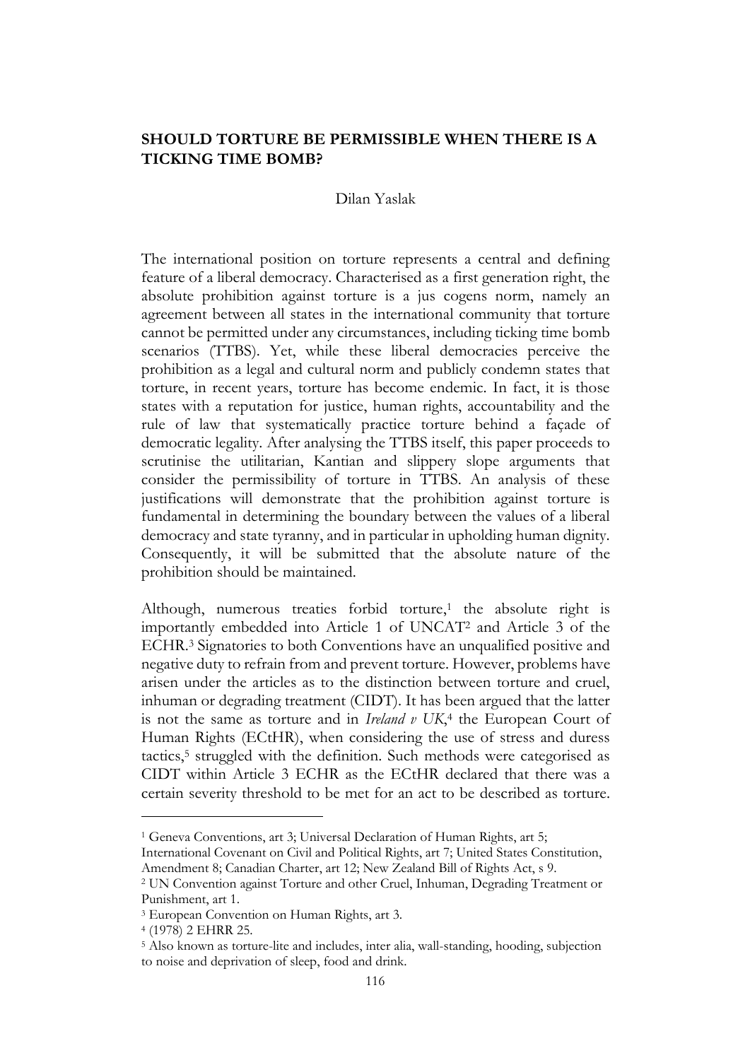## SHOULD TORTURE BE PERMISSIBLE WHEN THERE IS A TICKING TIME BOMB?

Dilan Yaslak

The international position on torture represents a central and defining feature of a liberal democracy. Characterised as a first generation right, the absolute prohibition against torture is a jus cogens norm, namely an agreement between all states in the international community that torture cannot be permitted under any circumstances, including ticking time bomb scenarios (TTBS). Yet, while these liberal democracies perceive the prohibition as a legal and cultural norm and publicly condemn states that torture, in recent years, torture has become endemic. In fact, it is those states with a reputation for justice, human rights, accountability and the rule of law that systematically practice torture behind a façade of democratic legality. After analysing the TTBS itself, this paper proceeds to scrutinise the utilitarian, Kantian and slippery slope arguments that consider the permissibility of torture in TTBS. An analysis of these justifications will demonstrate that the prohibition against torture is fundamental in determining the boundary between the values of a liberal democracy and state tyranny, and in particular in upholding human dignity. Consequently, it will be submitted that the absolute nature of the prohibition should be maintained.

Although, numerous treaties forbid torture,[1] the absolute right is importantly embedded into Article 1 of UNCAT[2] and Article 3 of the ECHR.[3] Signatories to both Conventions have an unqualified positive and negative duty to refrain from and prevent torture. However, problems have arisen under the articles as to the distinction between torture and cruel, inhuman or degrading treatment (CIDT). It has been argued that the latter is not the same as torture and in *Ireland v UK*,[4] the European Court of Human Rights (ECtHR), when considering the use of stress and duress tactics,[5] struggled with the definition. Such methods were categorised as CIDT within Article 3 ECHR as the ECtHR declared that there was a certain severity threshold to be met for an act to be described as torture.

---

[1] Geneva Conventions, art 3; Universal Declaration of Human Rights, art 5; International Covenant on Civil and Political Rights, art 7; United States Constitution, Amendment 8; Canadian Charter, art 12; New Zealand Bill of Rights Act, s 9.

[2] UN Convention against Torture and other Cruel, Inhuman, Degrading Treatment or Punishment, art 1.

[3] European Convention on Human Rights, art 3.

[4] (1978) 2 EHRR 25.

[5] Also known as torture-lite and includes, inter alia, wall-standing, hooding, subjection to noise and deprivation of sleep, food and drink.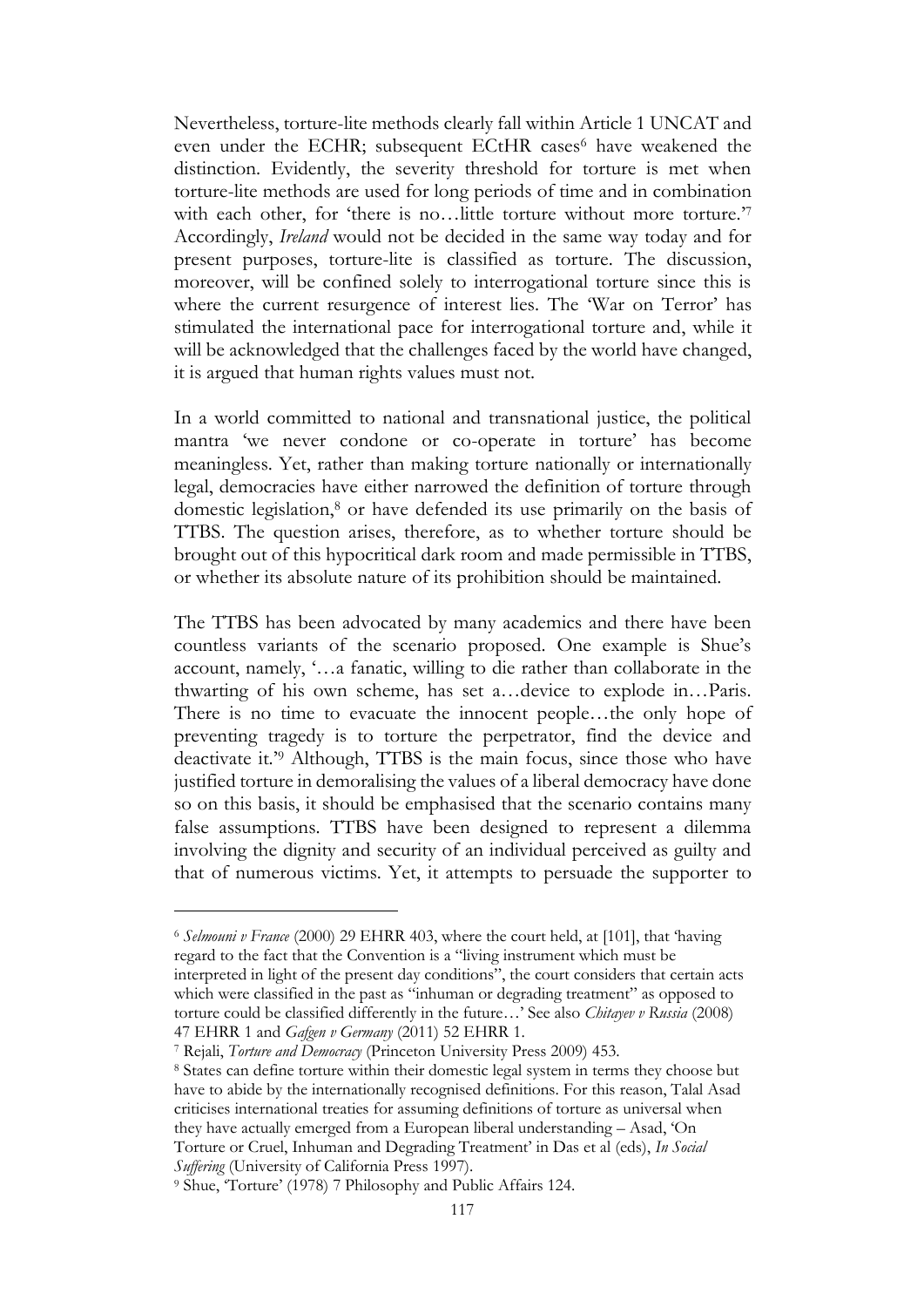Nevertheless, torture-lite methods clearly fall within Article 1 UNCAT and even under the ECHR; subsequent ECtHR cases[6] have weakened the distinction. Evidently, the severity threshold for torture is met when torture-lite methods are used for long periods of time and in combination with each other, for 'there is no…little torture without more torture.'[7] Accordingly, *Ireland* would not be decided in the same way today and for present purposes, torture-lite is classified as torture. The discussion, moreover, will be confined solely to interrogational torture since this is where the current resurgence of interest lies. The 'War on Terror' has stimulated the international pace for interrogational torture and, while it will be acknowledged that the challenges faced by the world have changed, it is argued that human rights values must not.

In a world committed to national and transnational justice, the political mantra 'we never condone or co-operate in torture' has become meaningless. Yet, rather than making torture nationally or internationally legal, democracies have either narrowed the definition of torture through domestic legislation,[8] or have defended its use primarily on the basis of TTBS. The question arises, therefore, as to whether torture should be brought out of this hypocritical dark room and made permissible in TTBS, or whether its absolute nature of its prohibition should be maintained.

The TTBS has been advocated by many academics and there have been countless variants of the scenario proposed. One example is Shue's account, namely, '…a fanatic, willing to die rather than collaborate in the thwarting of his own scheme, has set a…device to explode in…Paris. There is no time to evacuate the innocent people…the only hope of preventing tragedy is to torture the perpetrator, find the device and deactivate it.'[9] Although, TTBS is the main focus, since those who have justified torture in demoralising the values of a liberal democracy have done so on this basis, it should be emphasised that the scenario contains many false assumptions. TTBS have been designed to represent a dilemma involving the dignity and security of an individual perceived as guilty and that of numerous victims. Yet, it attempts to persuade the supporter to

---

[6] *Selmouni v France* (2000) 29 EHRR 403, where the court held, at [101], that 'having regard to the fact that the Convention is a "living instrument which must be interpreted in light of the present day conditions", the court considers that certain acts which were classified in the past as "inhuman or degrading treatment" as opposed to torture could be classified differently in the future…' See also *Chitayev v Russia* (2008) 47 EHRR 1 and *Gafgen v Germany* (2011) 52 EHRR 1.

[7] Rejali, *Torture and Democracy* (Princeton University Press 2009) 453.

[8] States can define torture within their domestic legal system in terms they choose but have to abide by the internationally recognised definitions. For this reason, Talal Asad criticises international treaties for assuming definitions of torture as universal when they have actually emerged from a European liberal understanding – Asad, 'On Torture or Cruel, Inhuman and Degrading Treatment' in Das et al (eds), *In Social Suffering* (University of California Press 1997).

[9] Shue, 'Torture' (1978) 7 Philosophy and Public Affairs 124.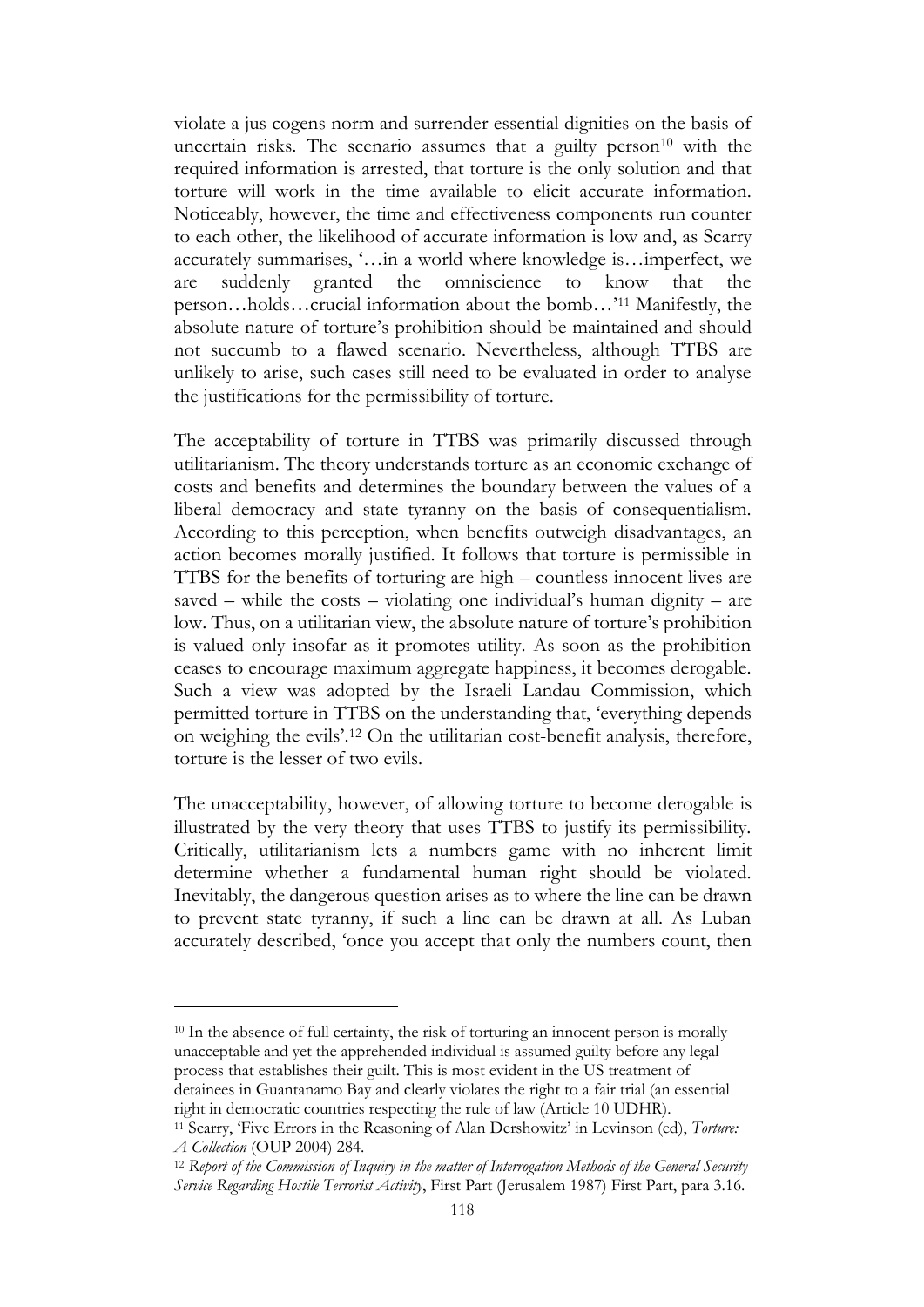violate a jus cogens norm and surrender essential dignities on the basis of uncertain risks. The scenario assumes that a guilty person[10] with the required information is arrested, that torture is the only solution and that torture will work in the time available to elicit accurate information. Noticeably, however, the time and effectiveness components run counter to each other, the likelihood of accurate information is low and, as Scarry accurately summarises, '…in a world where knowledge is…imperfect, we are suddenly granted the omniscience to know that the person…holds…crucial information about the bomb…'[11] Manifestly, the absolute nature of torture's prohibition should be maintained and should not succumb to a flawed scenario. Nevertheless, although TTBS are unlikely to arise, such cases still need to be evaluated in order to analyse the justifications for the permissibility of torture.

The acceptability of torture in TTBS was primarily discussed through utilitarianism. The theory understands torture as an economic exchange of costs and benefits and determines the boundary between the values of a liberal democracy and state tyranny on the basis of consequentialism. According to this perception, when benefits outweigh disadvantages, an action becomes morally justified. It follows that torture is permissible in TTBS for the benefits of torturing are high – countless innocent lives are saved – while the costs – violating one individual's human dignity – are low. Thus, on a utilitarian view, the absolute nature of torture's prohibition is valued only insofar as it promotes utility. As soon as the prohibition ceases to encourage maximum aggregate happiness, it becomes derogable. Such a view was adopted by the Israeli Landau Commission, which permitted torture in TTBS on the understanding that, 'everything depends on weighing the evils'.[12] On the utilitarian cost-benefit analysis, therefore, torture is the lesser of two evils.

The unacceptability, however, of allowing torture to become derogable is illustrated by the very theory that uses TTBS to justify its permissibility. Critically, utilitarianism lets a numbers game with no inherent limit determine whether a fundamental human right should be violated. Inevitably, the dangerous question arises as to where the line can be drawn to prevent state tyranny, if such a line can be drawn at all. As Luban accurately described, 'once you accept that only the numbers count, then

---

[10] In the absence of full certainty, the risk of torturing an innocent person is morally unacceptable and yet the apprehended individual is assumed guilty before any legal process that establishes their guilt. This is most evident in the US treatment of detainees in Guantanamo Bay and clearly violates the right to a fair trial (an essential right in democratic countries respecting the rule of law (Article 10 UDHR).

[11] Scarry, 'Five Errors in the Reasoning of Alan Dershowitz' in Levinson (ed), *Torture: A Collection* (OUP 2004) 284.

[12] *Report of the Commission of Inquiry in the matter of Interrogation Methods of the General Security Service Regarding Hostile Terrorist Activity*, First Part (Jerusalem 1987) First Part, para 3.16.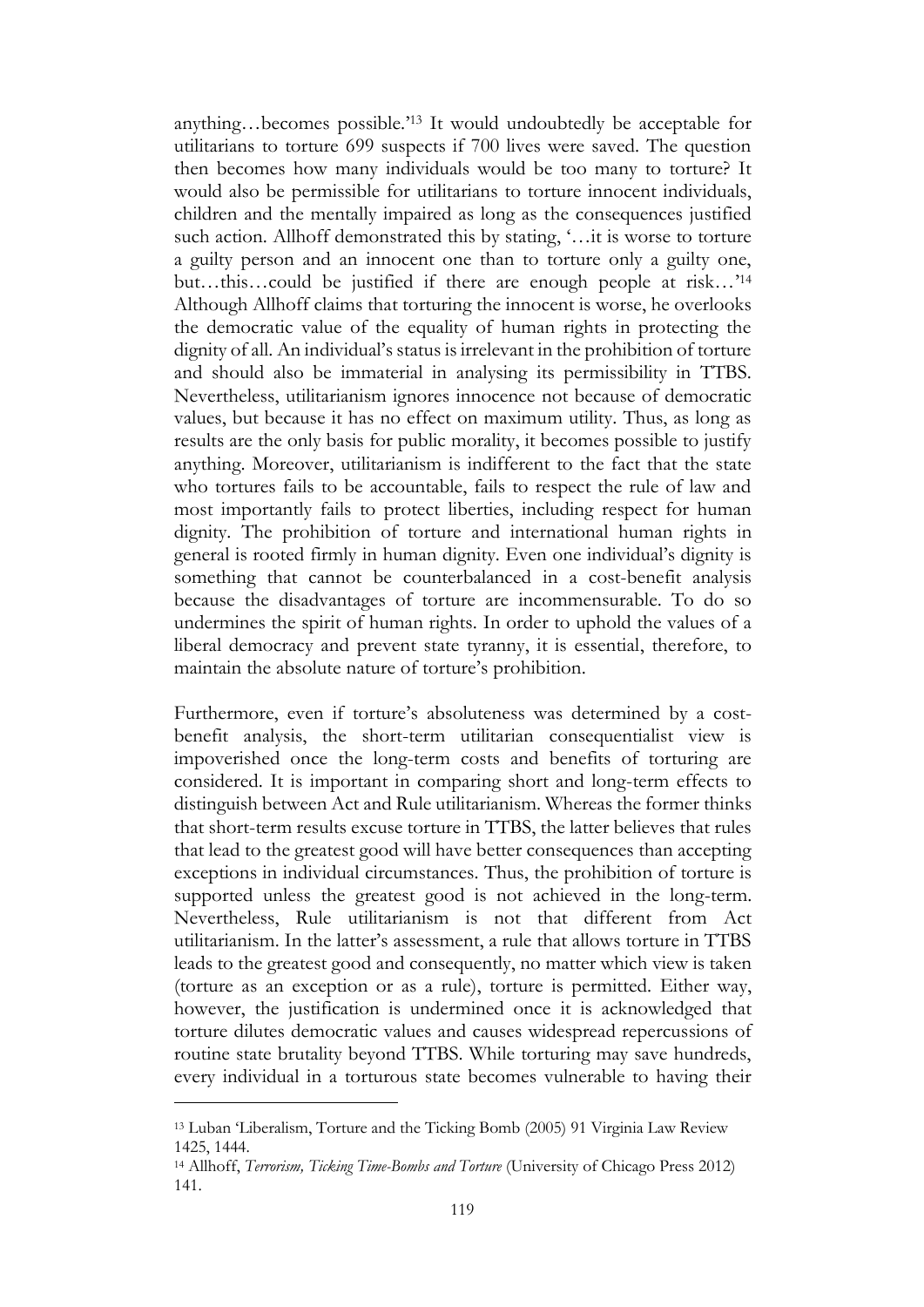anything…becomes possible.'[13] It would undoubtedly be acceptable for utilitarians to torture 699 suspects if 700 lives were saved. The question then becomes how many individuals would be too many to torture? It would also be permissible for utilitarians to torture innocent individuals, children and the mentally impaired as long as the consequences justified such action. Allhoff demonstrated this by stating, '…it is worse to torture a guilty person and an innocent one than to torture only a guilty one, but…this…could be justified if there are enough people at risk…'[14] Although Allhoff claims that torturing the innocent is worse, he overlooks the democratic value of the equality of human rights in protecting the dignity of all. An individual's status is irrelevant in the prohibition of torture and should also be immaterial in analysing its permissibility in TTBS. Nevertheless, utilitarianism ignores innocence not because of democratic values, but because it has no effect on maximum utility. Thus, as long as results are the only basis for public morality, it becomes possible to justify anything. Moreover, utilitarianism is indifferent to the fact that the state who tortures fails to be accountable, fails to respect the rule of law and most importantly fails to protect liberties, including respect for human dignity. The prohibition of torture and international human rights in general is rooted firmly in human dignity. Even one individual's dignity is something that cannot be counterbalanced in a cost-benefit analysis because the disadvantages of torture are incommensurable. To do so undermines the spirit of human rights. In order to uphold the values of a liberal democracy and prevent state tyranny, it is essential, therefore, to maintain the absolute nature of torture's prohibition.

Furthermore, even if torture's absoluteness was determined by a cost-benefit analysis, the short-term utilitarian consequentialist view is impoverished once the long-term costs and benefits of torturing are considered. It is important in comparing short and long-term effects to distinguish between Act and Rule utilitarianism. Whereas the former thinks that short-term results excuse torture in TTBS, the latter believes that rules that lead to the greatest good will have better consequences than accepting exceptions in individual circumstances. Thus, the prohibition of torture is supported unless the greatest good is not achieved in the long-term. Nevertheless, Rule utilitarianism is not that different from Act utilitarianism. In the latter's assessment, a rule that allows torture in TTBS leads to the greatest good and consequently, no matter which view is taken (torture as an exception or as a rule), torture is permitted. Either way, however, the justification is undermined once it is acknowledged that torture dilutes democratic values and causes widespread repercussions of routine state brutality beyond TTBS. While torturing may save hundreds, every individual in a torturous state becomes vulnerable to having their

[13] Luban 'Liberalism, Torture and the Ticking Bomb (2005) 91 Virginia Law Review 1425, 1444.

[14] Allhoff, *Terrorism, Ticking Time-Bombs and Torture* (University of Chicago Press 2012) 141.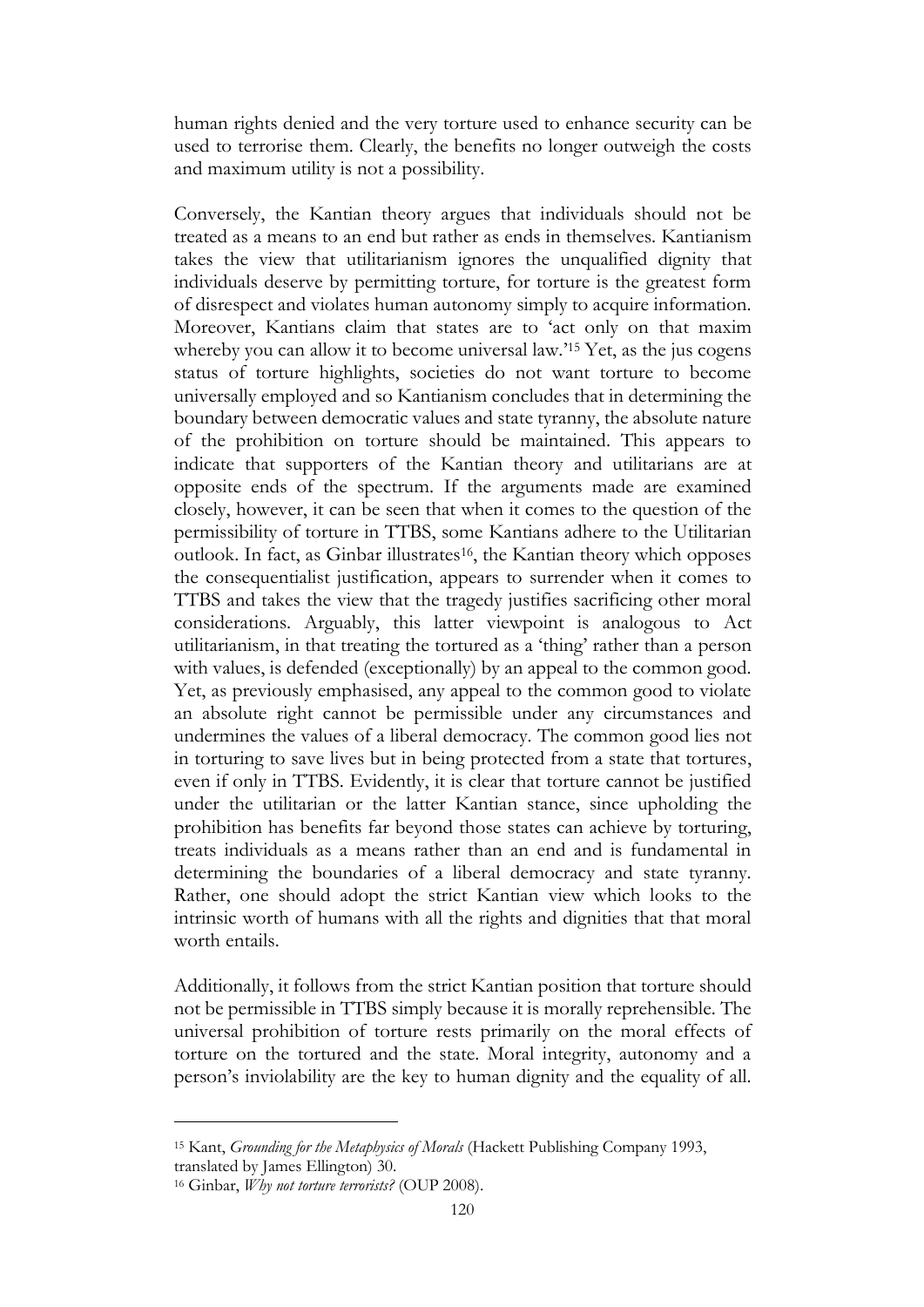human rights denied and the very torture used to enhance security can be used to terrorise them. Clearly, the benefits no longer outweigh the costs and maximum utility is not a possibility.

Conversely, the Kantian theory argues that individuals should not be treated as a means to an end but rather as ends in themselves. Kantianism takes the view that utilitarianism ignores the unqualified dignity that individuals deserve by permitting torture, for torture is the greatest form of disrespect and violates human autonomy simply to acquire information. Moreover, Kantians claim that states are to 'act only on that maxim whereby you can allow it to become universal law.'[15] Yet, as the jus cogens status of torture highlights, societies do not want torture to become universally employed and so Kantianism concludes that in determining the boundary between democratic values and state tyranny, the absolute nature of the prohibition on torture should be maintained. This appears to indicate that supporters of the Kantian theory and utilitarians are at opposite ends of the spectrum. If the arguments made are examined closely, however, it can be seen that when it comes to the question of the permissibility of torture in TTBS, some Kantians adhere to the Utilitarian outlook. In fact, as Ginbar illustrates[16], the Kantian theory which opposes the consequentialist justification, appears to surrender when it comes to TTBS and takes the view that the tragedy justifies sacrificing other moral considerations. Arguably, this latter viewpoint is analogous to Act utilitarianism, in that treating the tortured as a 'thing' rather than a person with values, is defended (exceptionally) by an appeal to the common good. Yet, as previously emphasised, any appeal to the common good to violate an absolute right cannot be permissible under any circumstances and undermines the values of a liberal democracy. The common good lies not in torturing to save lives but in being protected from a state that tortures, even if only in TTBS. Evidently, it is clear that torture cannot be justified under the utilitarian or the latter Kantian stance, since upholding the prohibition has benefits far beyond those states can achieve by torturing, treats individuals as a means rather than an end and is fundamental in determining the boundaries of a liberal democracy and state tyranny. Rather, one should adopt the strict Kantian view which looks to the intrinsic worth of humans with all the rights and dignities that that moral worth entails.

Additionally, it follows from the strict Kantian position that torture should not be permissible in TTBS simply because it is morally reprehensible. The universal prohibition of torture rests primarily on the moral effects of torture on the tortured and the state. Moral integrity, autonomy and a person's inviolability are the key to human dignity and the equality of all.

---

[15] Kant, *Grounding for the Metaphysics of Morals* (Hackett Publishing Company 1993, translated by James Ellington) 30.

[16] Ginbar, *Why not torture terrorists?* (OUP 2008).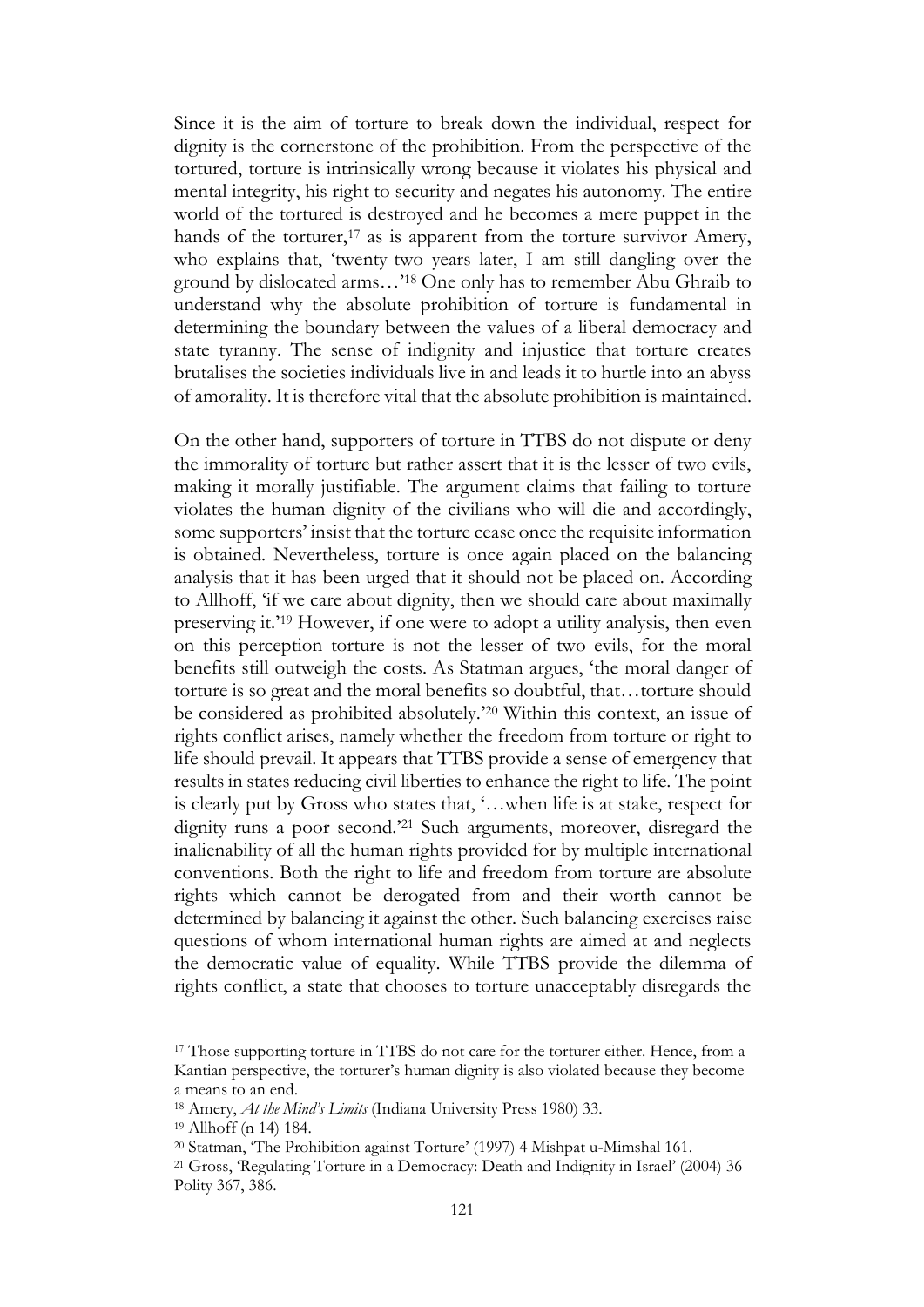Since it is the aim of torture to break down the individual, respect for dignity is the cornerstone of the prohibition. From the perspective of the tortured, torture is intrinsically wrong because it violates his physical and mental integrity, his right to security and negates his autonomy. The entire world of the tortured is destroyed and he becomes a mere puppet in the hands of the torturer,[17] as is apparent from the torture survivor Amery, who explains that, 'twenty-two years later, I am still dangling over the ground by dislocated arms…'[18] One only has to remember Abu Ghraib to understand why the absolute prohibition of torture is fundamental in determining the boundary between the values of a liberal democracy and state tyranny. The sense of indignity and injustice that torture creates brutalises the societies individuals live in and leads it to hurtle into an abyss of amorality. It is therefore vital that the absolute prohibition is maintained.

On the other hand, supporters of torture in TTBS do not dispute or deny the immorality of torture but rather assert that it is the lesser of two evils, making it morally justifiable. The argument claims that failing to torture violates the human dignity of the civilians who will die and accordingly, some supporters' insist that the torture cease once the requisite information is obtained. Nevertheless, torture is once again placed on the balancing analysis that it has been urged that it should not be placed on. According to Allhoff, 'if we care about dignity, then we should care about maximally preserving it.'[19] However, if one were to adopt a utility analysis, then even on this perception torture is not the lesser of two evils, for the moral benefits still outweigh the costs. As Statman argues, 'the moral danger of torture is so great and the moral benefits so doubtful, that…torture should be considered as prohibited absolutely.'[20] Within this context, an issue of rights conflict arises, namely whether the freedom from torture or right to life should prevail. It appears that TTBS provide a sense of emergency that results in states reducing civil liberties to enhance the right to life. The point is clearly put by Gross who states that, '…when life is at stake, respect for dignity runs a poor second.'[21] Such arguments, moreover, disregard the inalienability of all the human rights provided for by multiple international conventions. Both the right to life and freedom from torture are absolute rights which cannot be derogated from and their worth cannot be determined by balancing it against the other. Such balancing exercises raise questions of whom international human rights are aimed at and neglects the democratic value of equality. While TTBS provide the dilemma of rights conflict, a state that chooses to torture unacceptably disregards the

---

[17] Those supporting torture in TTBS do not care for the torturer either. Hence, from a Kantian perspective, the torturer's human dignity is also violated because they become a means to an end.

[18] Amery, *At the Mind's Limits* (Indiana University Press 1980) 33.

[19] Allhoff (n 14) 184.

[20] Statman, 'The Prohibition against Torture' (1997) 4 Mishpat u-Mimshal 161.

[21] Gross, 'Regulating Torture in a Democracy: Death and Indignity in Israel' (2004) 36 Polity 367, 386.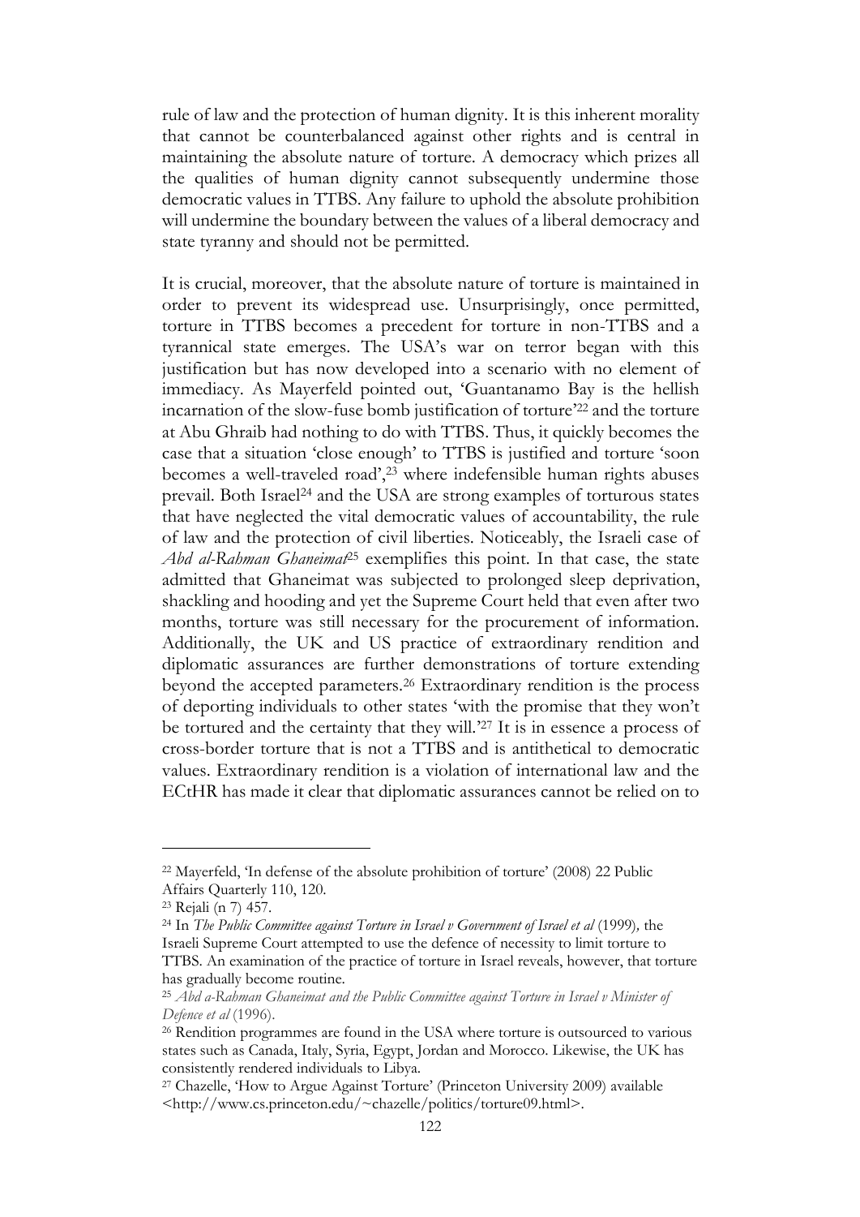rule of law and the protection of human dignity. It is this inherent morality that cannot be counterbalanced against other rights and is central in maintaining the absolute nature of torture. A democracy which prizes all the qualities of human dignity cannot subsequently undermine those democratic values in TTBS. Any failure to uphold the absolute prohibition will undermine the boundary between the values of a liberal democracy and state tyranny and should not be permitted.

It is crucial, moreover, that the absolute nature of torture is maintained in order to prevent its widespread use. Unsurprisingly, once permitted, torture in TTBS becomes a precedent for torture in non-TTBS and a tyrannical state emerges. The USA's war on terror began with this justification but has now developed into a scenario with no element of immediacy. As Mayerfeld pointed out, 'Guantanamo Bay is the hellish incarnation of the slow-fuse bomb justification of torture'[22] and the torture at Abu Ghraib had nothing to do with TTBS. Thus, it quickly becomes the case that a situation 'close enough' to TTBS is justified and torture 'soon becomes a well-traveled road',[23] where indefensible human rights abuses prevail. Both Israel[24] and the USA are strong examples of torturous states that have neglected the vital democratic values of accountability, the rule of law and the protection of civil liberties. Noticeably, the Israeli case of *Abd al-Rahman Ghaneimat*[25] exemplifies this point. In that case, the state admitted that Ghaneimat was subjected to prolonged sleep deprivation, shackling and hooding and yet the Supreme Court held that even after two months, torture was still necessary for the procurement of information. Additionally, the UK and US practice of extraordinary rendition and diplomatic assurances are further demonstrations of torture extending beyond the accepted parameters.[26] Extraordinary rendition is the process of deporting individuals to other states 'with the promise that they won't be tortured and the certainty that they will.'[27] It is in essence a process of cross-border torture that is not a TTBS and is antithetical to democratic values. Extraordinary rendition is a violation of international law and the ECtHR has made it clear that diplomatic assurances cannot be relied on to

---

[22] Mayerfeld, 'In defense of the absolute prohibition of torture' (2008) 22 Public Affairs Quarterly 110, 120.

[23] Rejali (n 7) 457.

[24] In *The Public Committee against Torture in Israel v Government of Israel et al* (1999), the Israeli Supreme Court attempted to use the defence of necessity to limit torture to TTBS. An examination of the practice of torture in Israel reveals, however, that torture has gradually become routine.

[25] *Abd a-Rahman Ghaneimat and the Public Committee against Torture in Israel v Minister of Defence et al* (1996).

[26] Rendition programmes are found in the USA where torture is outsourced to various states such as Canada, Italy, Syria, Egypt, Jordan and Morocco. Likewise, the UK has consistently rendered individuals to Libya.

[27] Chazelle, 'How to Argue Against Torture' (Princeton University 2009) available <http://www.cs.princeton.edu/~chazelle/politics/torture09.html>.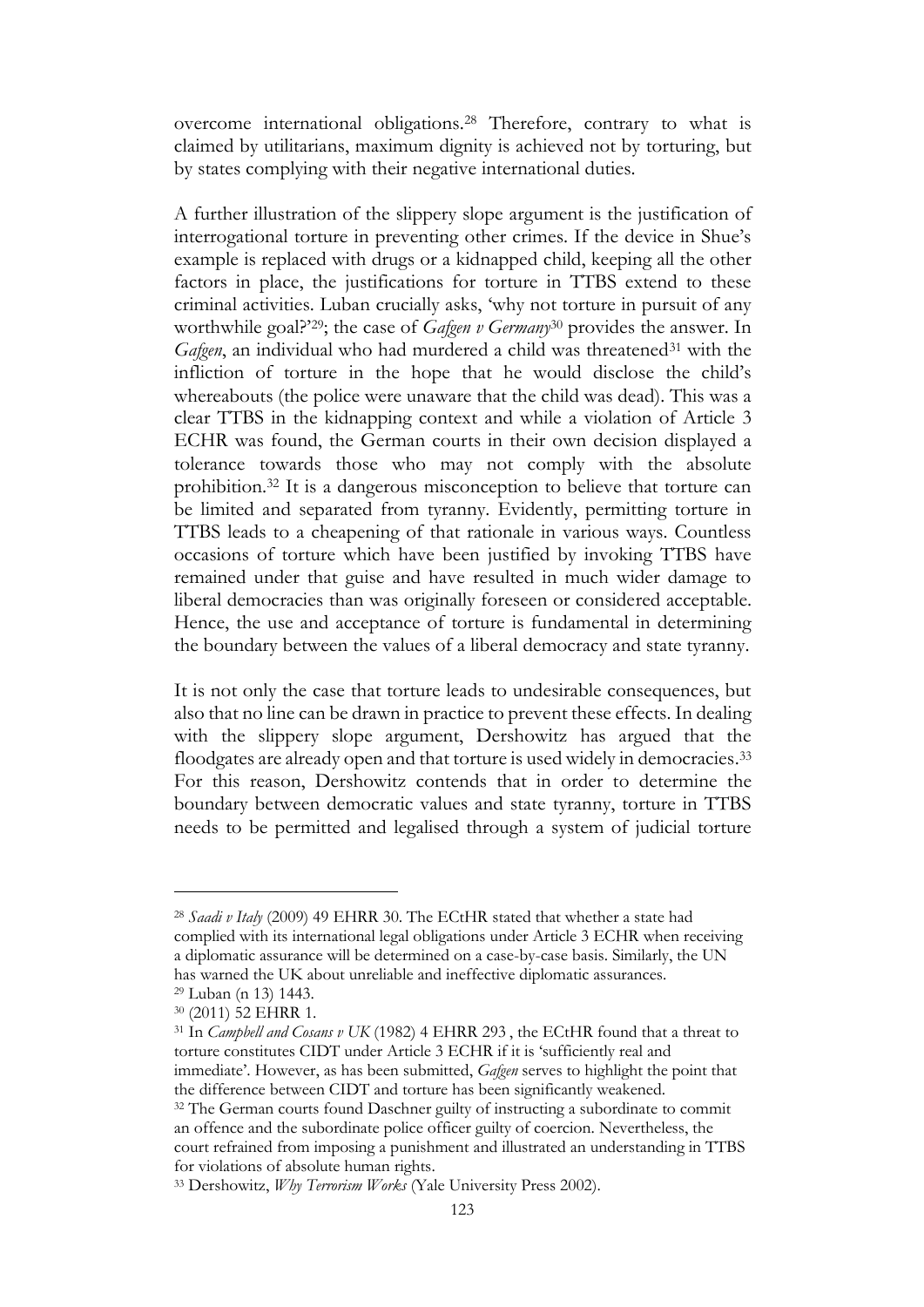overcome international obligations.[28] Therefore, contrary to what is claimed by utilitarians, maximum dignity is achieved not by torturing, but by states complying with their negative international duties.

A further illustration of the slippery slope argument is the justification of interrogational torture in preventing other crimes. If the device in Shue's example is replaced with drugs or a kidnapped child, keeping all the other factors in place, the justifications for torture in TTBS extend to these criminal activities. Luban crucially asks, 'why not torture in pursuit of any worthwhile goal?'[29]; the case of *Gafgen v Germany*[30] provides the answer. In *Gafgen*, an individual who had murdered a child was threatened[31] with the infliction of torture in the hope that he would disclose the child's whereabouts (the police were unaware that the child was dead). This was a clear TTBS in the kidnapping context and while a violation of Article 3 ECHR was found, the German courts in their own decision displayed a tolerance towards those who may not comply with the absolute prohibition.[32] It is a dangerous misconception to believe that torture can be limited and separated from tyranny. Evidently, permitting torture in TTBS leads to a cheapening of that rationale in various ways. Countless occasions of torture which have been justified by invoking TTBS have remained under that guise and have resulted in much wider damage to liberal democracies than was originally foreseen or considered acceptable. Hence, the use and acceptance of torture is fundamental in determining the boundary between the values of a liberal democracy and state tyranny.

It is not only the case that torture leads to undesirable consequences, but also that no line can be drawn in practice to prevent these effects. In dealing with the slippery slope argument, Dershowitz has argued that the floodgates are already open and that torture is used widely in democracies.[33] For this reason, Dershowitz contends that in order to determine the boundary between democratic values and state tyranny, torture in TTBS needs to be permitted and legalised through a system of judicial torture

---

[28] *Saadi v Italy* (2009) 49 EHRR 30. The ECtHR stated that whether a state had complied with its international legal obligations under Article 3 ECHR when receiving a diplomatic assurance will be determined on a case-by-case basis. Similarly, the UN has warned the UK about unreliable and ineffective diplomatic assurances.

[29] Luban (n 13) 1443.

[30] (2011) 52 EHRR 1.

[31] In *Campbell and Cosans v UK* (1982) 4 EHRR 293 , the ECtHR found that a threat to torture constitutes CIDT under Article 3 ECHR if it is 'sufficiently real and immediate'. However, as has been submitted, *Gafgen* serves to highlight the point that the difference between CIDT and torture has been significantly weakened.

[32] The German courts found Daschner guilty of instructing a subordinate to commit an offence and the subordinate police officer guilty of coercion. Nevertheless, the court refrained from imposing a punishment and illustrated an understanding in TTBS for violations of absolute human rights.

[33] Dershowitz, *Why Terrorism Works* (Yale University Press 2002).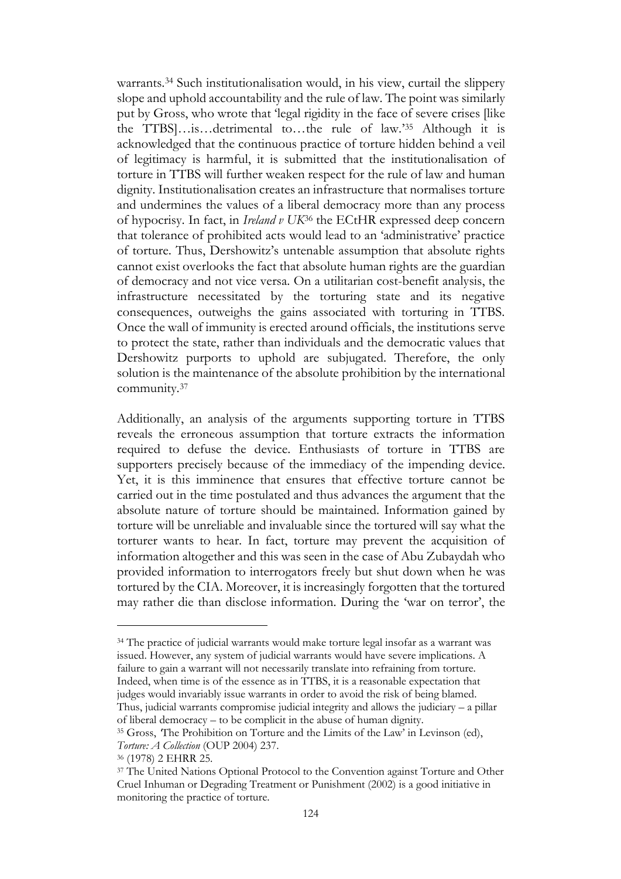warrants.[34] Such institutionalisation would, in his view, curtail the slippery slope and uphold accountability and the rule of law. The point was similarly put by Gross, who wrote that 'legal rigidity in the face of severe crises [like the TTBS]…is…detrimental to…the rule of law.'[35] Although it is acknowledged that the continuous practice of torture hidden behind a veil of legitimacy is harmful, it is submitted that the institutionalisation of torture in TTBS will further weaken respect for the rule of law and human dignity. Institutionalisation creates an infrastructure that normalises torture and undermines the values of a liberal democracy more than any process of hypocrisy. In fact, in *Ireland v UK*[36] the ECtHR expressed deep concern that tolerance of prohibited acts would lead to an 'administrative' practice of torture. Thus, Dershowitz's untenable assumption that absolute rights cannot exist overlooks the fact that absolute human rights are the guardian of democracy and not vice versa. On a utilitarian cost-benefit analysis, the infrastructure necessitated by the torturing state and its negative consequences, outweighs the gains associated with torturing in TTBS. Once the wall of immunity is erected around officials, the institutions serve to protect the state, rather than individuals and the democratic values that Dershowitz purports to uphold are subjugated. Therefore, the only solution is the maintenance of the absolute prohibition by the international community.[37]

Additionally, an analysis of the arguments supporting torture in TTBS reveals the erroneous assumption that torture extracts the information required to defuse the device. Enthusiasts of torture in TTBS are supporters precisely because of the immediacy of the impending device. Yet, it is this imminence that ensures that effective torture cannot be carried out in the time postulated and thus advances the argument that the absolute nature of torture should be maintained. Information gained by torture will be unreliable and invaluable since the tortured will say what the torturer wants to hear. In fact, torture may prevent the acquisition of information altogether and this was seen in the case of Abu Zubaydah who provided information to interrogators freely but shut down when he was tortured by the CIA. Moreover, it is increasingly forgotten that the tortured may rather die than disclose information. During the 'war on terror', the

---

[34] The practice of judicial warrants would make torture legal insofar as a warrant was issued. However, any system of judicial warrants would have severe implications. A failure to gain a warrant will not necessarily translate into refraining from torture. Indeed, when time is of the essence as in TTBS, it is a reasonable expectation that judges would invariably issue warrants in order to avoid the risk of being blamed. Thus, judicial warrants compromise judicial integrity and allows the judiciary – a pillar of liberal democracy – to be complicit in the abuse of human dignity.

[35] Gross, 'The Prohibition on Torture and the Limits of the Law' in Levinson (ed), *Torture: A Collection* (OUP 2004) 237.

[36] (1978) 2 EHRR 25.

[37] The United Nations Optional Protocol to the Convention against Torture and Other Cruel Inhuman or Degrading Treatment or Punishment (2002) is a good initiative in monitoring the practice of torture.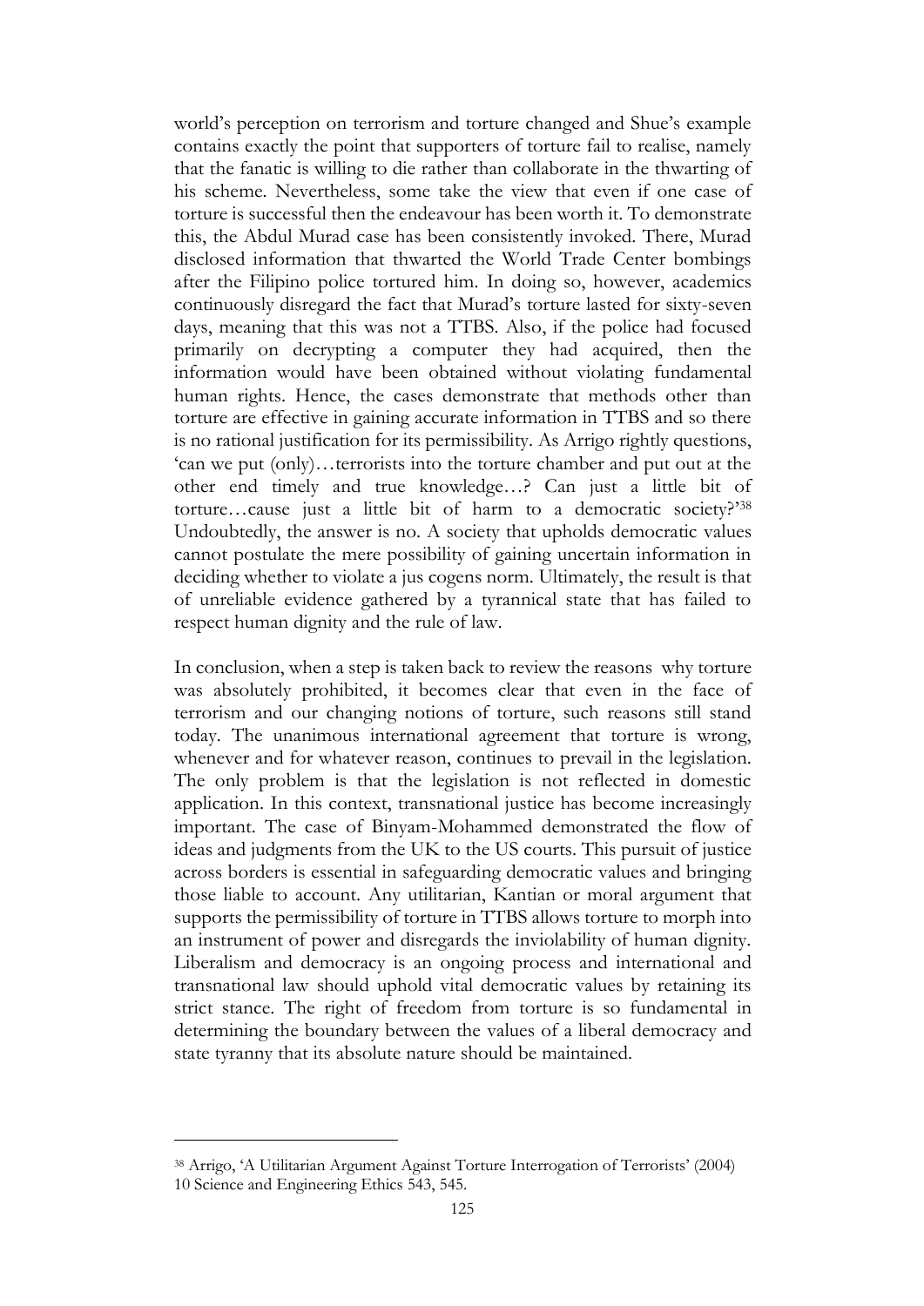world's perception on terrorism and torture changed and Shue's example contains exactly the point that supporters of torture fail to realise, namely that the fanatic is willing to die rather than collaborate in the thwarting of his scheme. Nevertheless, some take the view that even if one case of torture is successful then the endeavour has been worth it. To demonstrate this, the Abdul Murad case has been consistently invoked. There, Murad disclosed information that thwarted the World Trade Center bombings after the Filipino police tortured him. In doing so, however, academics continuously disregard the fact that Murad's torture lasted for sixty-seven days, meaning that this was not a TTBS. Also, if the police had focused primarily on decrypting a computer they had acquired, then the information would have been obtained without violating fundamental human rights. Hence, the cases demonstrate that methods other than torture are effective in gaining accurate information in TTBS and so there is no rational justification for its permissibility. As Arrigo rightly questions, 'can we put (only)…terrorists into the torture chamber and put out at the other end timely and true knowledge…? Can just a little bit of torture…cause just a little bit of harm to a democratic society?'[38] Undoubtedly, the answer is no. A society that upholds democratic values cannot postulate the mere possibility of gaining uncertain information in deciding whether to violate a jus cogens norm. Ultimately, the result is that of unreliable evidence gathered by a tyrannical state that has failed to respect human dignity and the rule of law.

In conclusion, when a step is taken back to review the reasons why torture was absolutely prohibited, it becomes clear that even in the face of terrorism and our changing notions of torture, such reasons still stand today. The unanimous international agreement that torture is wrong, whenever and for whatever reason, continues to prevail in the legislation. The only problem is that the legislation is not reflected in domestic application. In this context, transnational justice has become increasingly important. The case of Binyam-Mohammed demonstrated the flow of ideas and judgments from the UK to the US courts. This pursuit of justice across borders is essential in safeguarding democratic values and bringing those liable to account. Any utilitarian, Kantian or moral argument that supports the permissibility of torture in TTBS allows torture to morph into an instrument of power and disregards the inviolability of human dignity. Liberalism and democracy is an ongoing process and international and transnational law should uphold vital democratic values by retaining its strict stance. The right of freedom from torture is so fundamental in determining the boundary between the values of a liberal democracy and state tyranny that its absolute nature should be maintained.

---

[38] Arrigo, 'A Utilitarian Argument Against Torture Interrogation of Terrorists' (2004) 10 Science and Engineering Ethics 543, 545.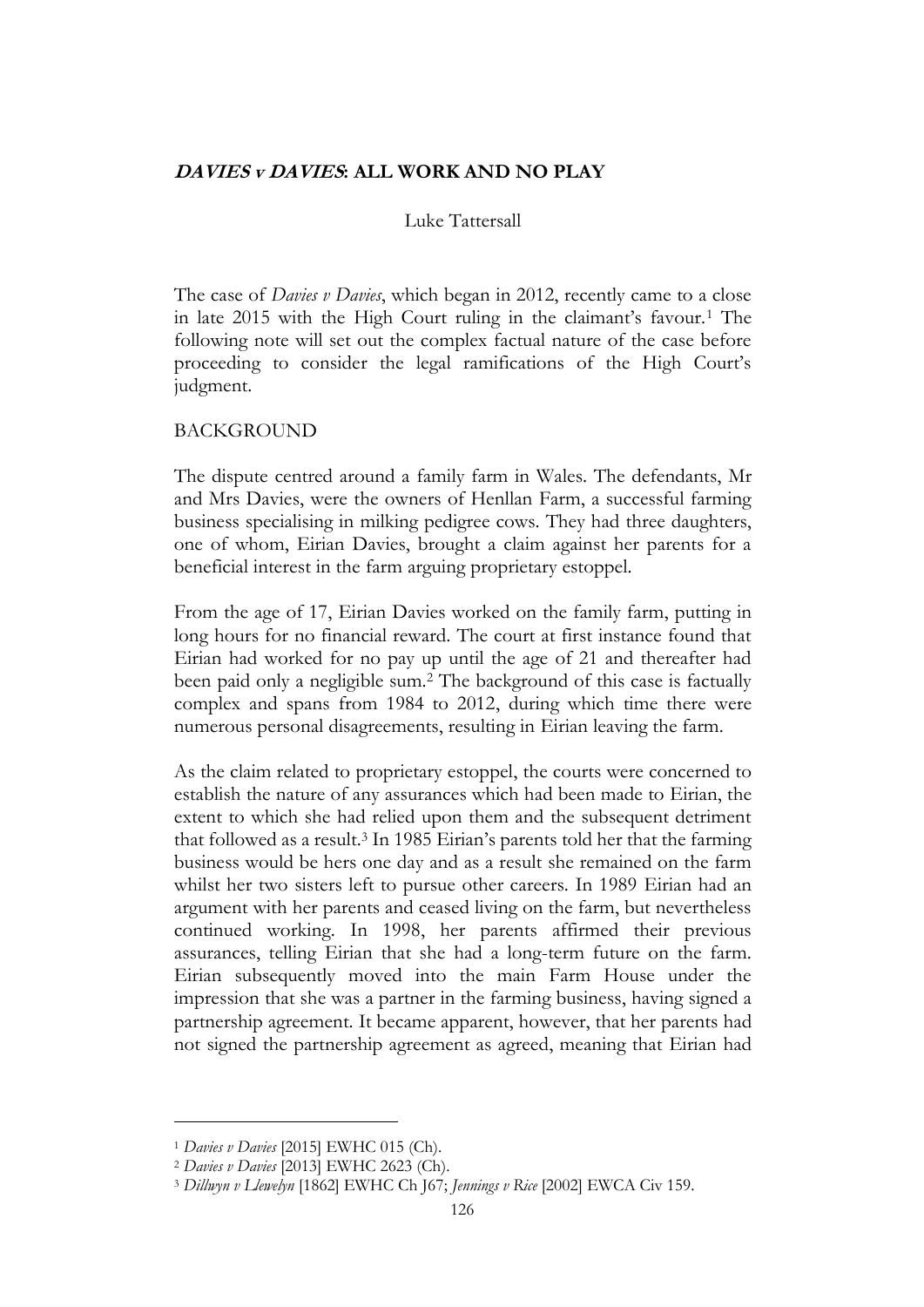## ***DAVIES v DAVIES*: ALL WORK AND NO PLAY**

Luke Tattersall

The case of *Davies v Davies*, which began in 2012, recently came to a close in late 2015 with the High Court ruling in the claimant's favour.[1] The following note will set out the complex factual nature of the case before proceeding to consider the legal ramifications of the High Court's judgment.

BACKGROUND

The dispute centred around a family farm in Wales. The defendants, Mr and Mrs Davies, were the owners of Henllan Farm, a successful farming business specialising in milking pedigree cows. They had three daughters, one of whom, Eirian Davies, brought a claim against her parents for a beneficial interest in the farm arguing proprietary estoppel.

From the age of 17, Eirian Davies worked on the family farm, putting in long hours for no financial reward. The court at first instance found that Eirian had worked for no pay up until the age of 21 and thereafter had been paid only a negligible sum.[2] The background of this case is factually complex and spans from 1984 to 2012, during which time there were numerous personal disagreements, resulting in Eirian leaving the farm.

As the claim related to proprietary estoppel, the courts were concerned to establish the nature of any assurances which had been made to Eirian, the extent to which she had relied upon them and the subsequent detriment that followed as a result.[3] In 1985 Eirian's parents told her that the farming business would be hers one day and as a result she remained on the farm whilst her two sisters left to pursue other careers. In 1989 Eirian had an argument with her parents and ceased living on the farm, but nevertheless continued working. In 1998, her parents affirmed their previous assurances, telling Eirian that she had a long-term future on the farm. Eirian subsequently moved into the main Farm House under the impression that she was a partner in the farming business, having signed a partnership agreement. It became apparent, however, that her parents had not signed the partnership agreement as agreed, meaning that Eirian had

[1] *Davies v Davies* [2015] EWHC 015 (Ch).

[2] *Davies v Davies* [2013] EWHC 2623 (Ch).

[3] *Dillwyn v Llewelyn* [1862] EWHC Ch J67; *Jennings v Rice* [2002] EWCA Civ 159.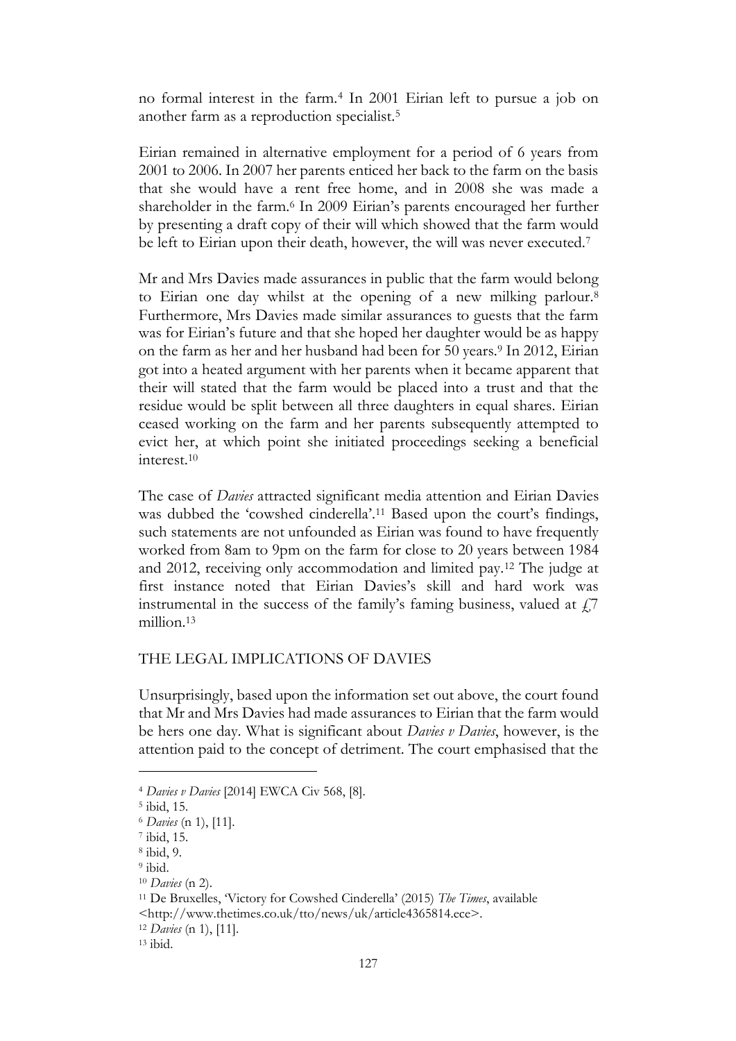no formal interest in the farm.[4] In 2001 Eirian left to pursue a job on another farm as a reproduction specialist.[5]

Eirian remained in alternative employment for a period of 6 years from 2001 to 2006. In 2007 her parents enticed her back to the farm on the basis that she would have a rent free home, and in 2008 she was made a shareholder in the farm.[6] In 2009 Eirian's parents encouraged her further by presenting a draft copy of their will which showed that the farm would be left to Eirian upon their death, however, the will was never executed.[7]

Mr and Mrs Davies made assurances in public that the farm would belong to Eirian one day whilst at the opening of a new milking parlour.[8] Furthermore, Mrs Davies made similar assurances to guests that the farm was for Eirian's future and that she hoped her daughter would be as happy on the farm as her and her husband had been for 50 years.[9] In 2012, Eirian got into a heated argument with her parents when it became apparent that their will stated that the farm would be placed into a trust and that the residue would be split between all three daughters in equal shares. Eirian ceased working on the farm and her parents subsequently attempted to evict her, at which point she initiated proceedings seeking a beneficial interest.[10]

The case of *Davies* attracted significant media attention and Eirian Davies was dubbed the 'cowshed cinderella'.[11] Based upon the court's findings, such statements are not unfounded as Eirian was found to have frequently worked from 8am to 9pm on the farm for close to 20 years between 1984 and 2012, receiving only accommodation and limited pay.[12] The judge at first instance noted that Eirian Davies's skill and hard work was instrumental in the success of the family's faming business, valued at £7 million.[13]

## THE LEGAL IMPLICATIONS OF DAVIES

Unsurprisingly, based upon the information set out above, the court found that Mr and Mrs Davies had made assurances to Eirian that the farm would be hers one day. What is significant about *Davies v Davies*, however, is the attention paid to the concept of detriment. The court emphasised that the

---

[4] *Davies v Davies* [2014] EWCA Civ 568, [8].

[5] ibid, 15.

[6] *Davies* (n 1), [11].

[7] ibid, 15.

[8] ibid, 9.

[9] ibid.

[10] *Davies* (n 2).

[11] De Bruxelles, 'Victory for Cowshed Cinderella' (2015) *The Times*, available <http://www.thetimes.co.uk/tto/news/uk/article4365814.ece>.

[12] *Davies* (n 1), [11].

[13] ibid.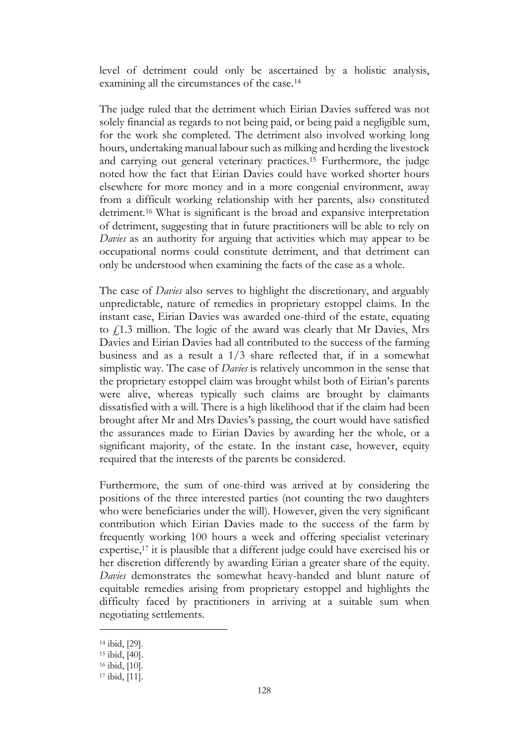level of detriment could only be ascertained by a holistic analysis, examining all the circumstances of the case.[14]

The judge ruled that the detriment which Eirian Davies suffered was not solely financial as regards to not being paid, or being paid a negligible sum, for the work she completed. The detriment also involved working long hours, undertaking manual labour such as milking and herding the livestock and carrying out general veterinary practices.[15] Furthermore, the judge noted how the fact that Eirian Davies could have worked shorter hours elsewhere for more money and in a more congenial environment, away from a difficult working relationship with her parents, also constituted detriment.[16] What is significant is the broad and expansive interpretation of detriment, suggesting that in future practitioners will be able to rely on *Davies* as an authority for arguing that activities which may appear to be occupational norms could constitute detriment, and that detriment can only be understood when examining the facts of the case as a whole.

The case of *Davies* also serves to highlight the discretionary, and arguably unpredictable, nature of remedies in proprietary estoppel claims. In the instant case, Eirian Davies was awarded one-third of the estate, equating to £1.3 million. The logic of the award was clearly that Mr Davies, Mrs Davies and Eirian Davies had all contributed to the success of the farming business and as a result a 1/3 share reflected that, if in a somewhat simplistic way. The case of *Davies* is relatively uncommon in the sense that the proprietary estoppel claim was brought whilst both of Eirian's parents were alive, whereas typically such claims are brought by claimants dissatisfied with a will. There is a high likelihood that if the claim had been brought after Mr and Mrs Davies's passing, the court would have satisfied the assurances made to Eirian Davies by awarding her the whole, or a significant majority, of the estate. In the instant case, however, equity required that the interests of the parents be considered.

Furthermore, the sum of one-third was arrived at by considering the positions of the three interested parties (not counting the two daughters who were beneficiaries under the will). However, given the very significant contribution which Eirian Davies made to the success of the farm by frequently working 100 hours a week and offering specialist veterinary expertise,[17] it is plausible that a different judge could have exercised his or her discretion differently by awarding Eirian a greater share of the equity. *Davies* demonstrates the somewhat heavy-handed and blunt nature of equitable remedies arising from proprietary estoppel and highlights the difficulty faced by practitioners in arriving at a suitable sum when negotiating settlements.

---

[14] ibid, [29].
[15] ibid, [40].
[16] ibid, [10].
[17] ibid, [11].